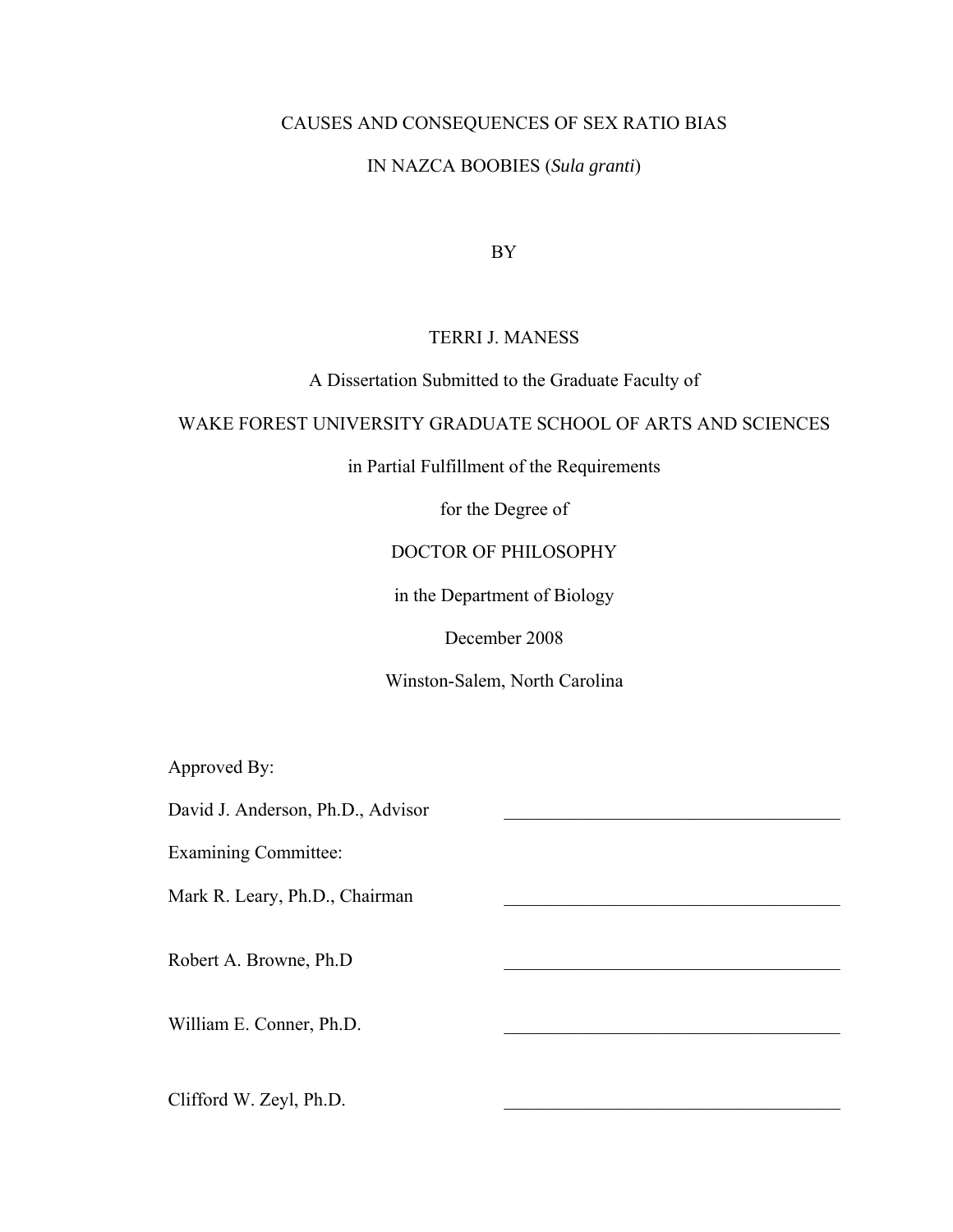# CAUSES AND CONSEQUENCES OF SEX RATIO BIAS IN NAZCA BOOBIES (*Sula granti*)

BY

TERRI J. MANESS

A Dissertation Submitted to the Graduate Faculty of

WAKE FOREST UNIVERSITY GRADUATE SCHOOL OF ARTS AND SCIENCES

in Partial Fulfillment of the Requirements

for the Degree of

DOCTOR OF PHILOSOPHY

in the Department of Biology

December 2008

Winston-Salem, North Carolina

Approved By:

David J. Anderson, Ph.D., Advisor ____________________

Examining Committee:

Mark R. Leary, Ph.D., Chairman ____________________

Robert A. Browne, Ph.D ____________________

William E. Conner, Ph.D. ____________________

Clifford W. Zeyl, Ph.D. ____________________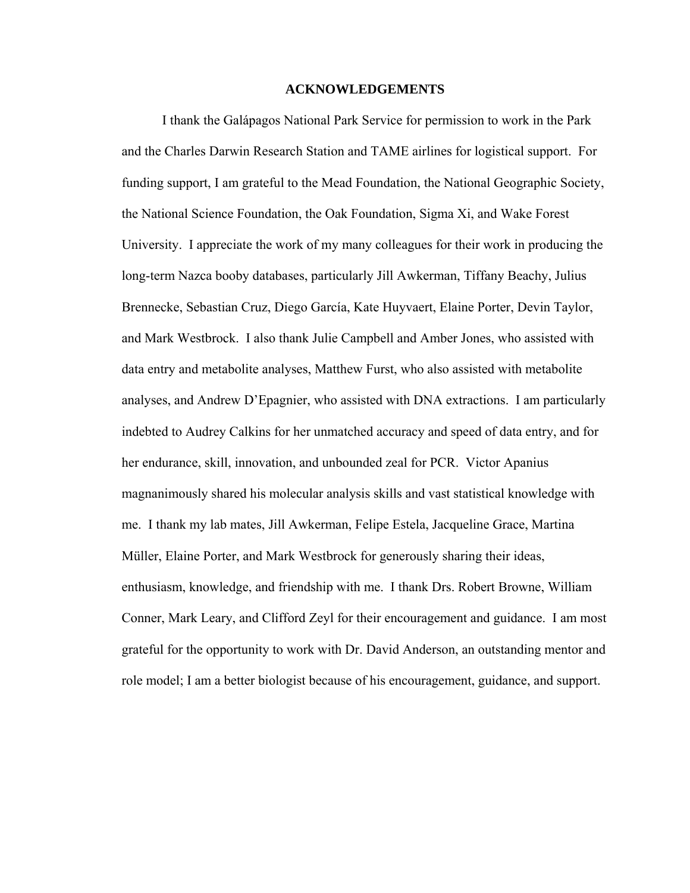## ACKNOWLEDGEMENTS

I thank the Galápagos National Park Service for permission to work in the Park and the Charles Darwin Research Station and TAME airlines for logistical support. For funding support, I am grateful to the Mead Foundation, the National Geographic Society, the National Science Foundation, the Oak Foundation, Sigma Xi, and Wake Forest University. I appreciate the work of my many colleagues for their work in producing the long-term Nazca booby databases, particularly Jill Awkerman, Tiffany Beachy, Julius Brennecke, Sebastian Cruz, Diego García, Kate Huyvaert, Elaine Porter, Devin Taylor, and Mark Westbrock. I also thank Julie Campbell and Amber Jones, who assisted with data entry and metabolite analyses, Matthew Furst, who also assisted with metabolite analyses, and Andrew D'Epagnier, who assisted with DNA extractions. I am particularly indebted to Audrey Calkins for her unmatched accuracy and speed of data entry, and for her endurance, skill, innovation, and unbounded zeal for PCR. Victor Apanius magnanimously shared his molecular analysis skills and vast statistical knowledge with me. I thank my lab mates, Jill Awkerman, Felipe Estela, Jacqueline Grace, Martina Müller, Elaine Porter, and Mark Westbrock for generously sharing their ideas, enthusiasm, knowledge, and friendship with me. I thank Drs. Robert Browne, William Conner, Mark Leary, and Clifford Zeyl for their encouragement and guidance. I am most grateful for the opportunity to work with Dr. David Anderson, an outstanding mentor and role model; I am a better biologist because of his encouragement, guidance, and support.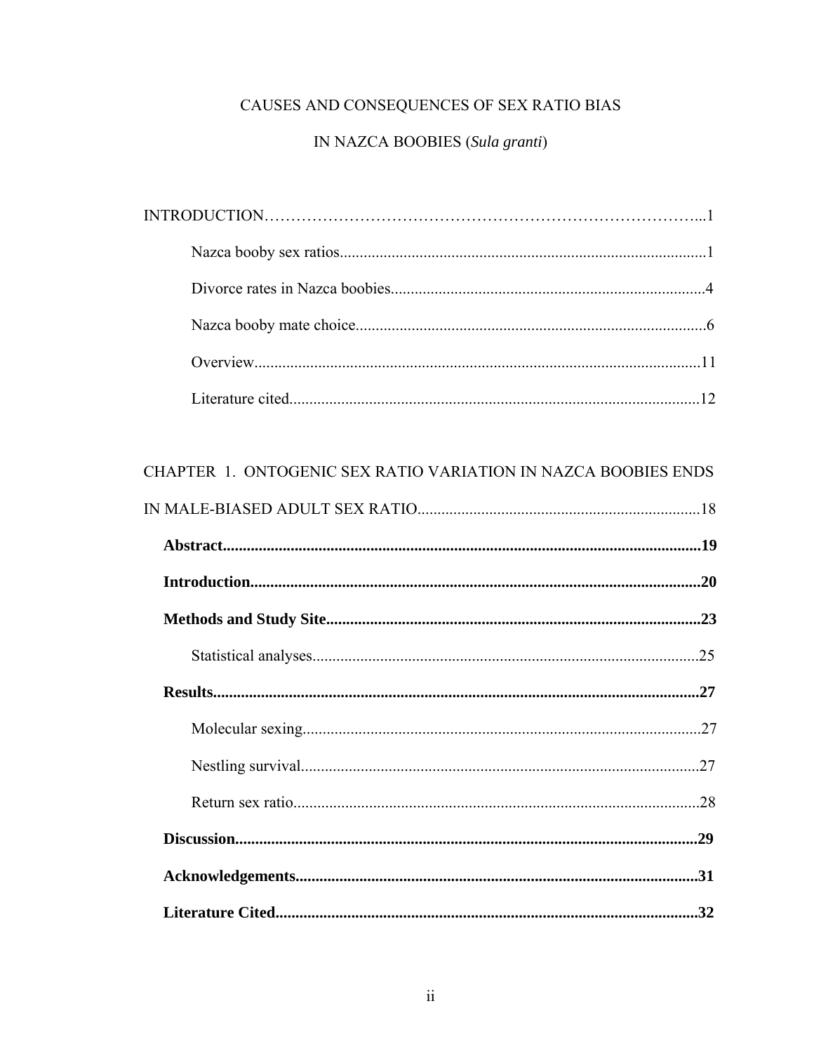CAUSES AND CONSEQUENCES OF SEX RATIO BIAS

IN NAZCA BOOBIES (*Sula granti*)

INTRODUCTION……………………………………………………………………...1

Nazca booby sex ratios...........................................................................................1

Divorce rates in Nazca boobies..............................................................................4

Nazca booby mate choice.......................................................................................6

Overview...............................................................................................................11

Literature cited.......................................................................................................12

CHAPTER 1. ONTOGENIC SEX RATIO VARIATION IN NAZCA BOOBIES ENDS IN MALE-BIASED ADULT SEX RATIO......................................................................18

**Abstract**.......................................................................................................................**19**

**Introduction**................................................................................................................**20**

**Methods and Study Site**............................................................................................**23**

Statistical analyses................................................................................................25

**Results**.........................................................................................................................**27**

Molecular sexing...................................................................................................27

Nestling survival....................................................................................................27

Return sex ratio......................................................................................................28

**Discussion**...................................................................................................................**29**

**Acknowledgements**...................................................................................................**31**

**Literature Cited**.........................................................................................................**32**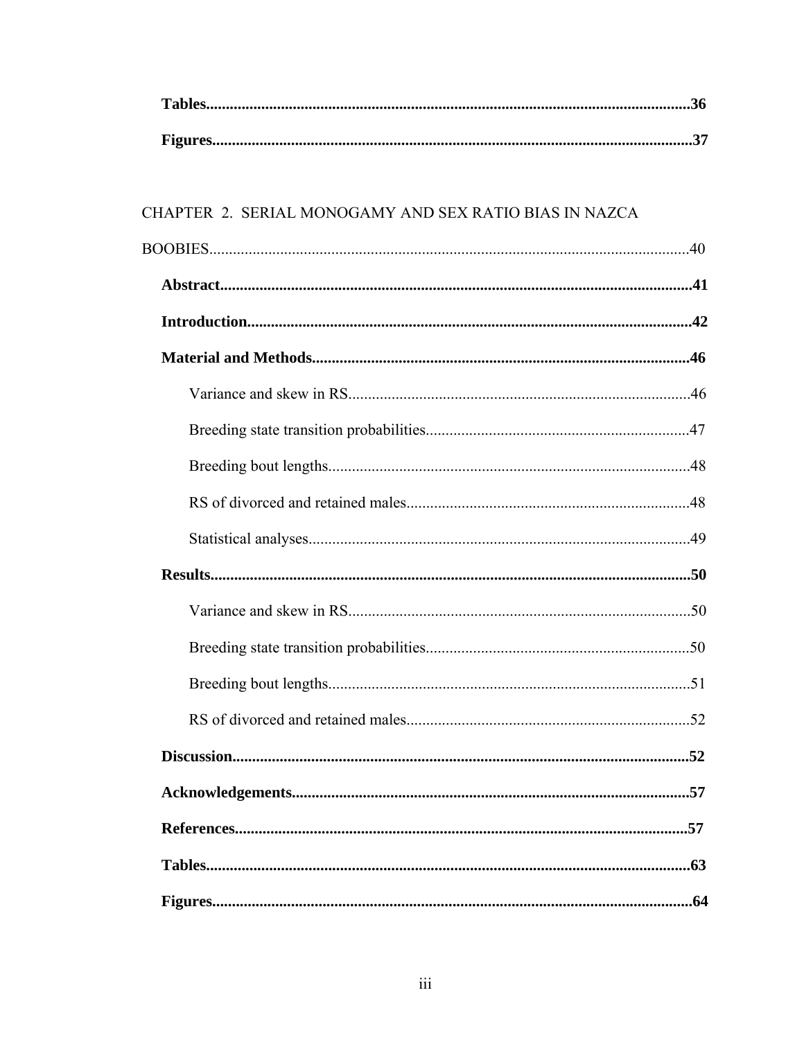**Tables**...........................................................................................................................**36**

**Figures**..........................................................................................................................**37**

CHAPTER 2. SERIAL MONOGAMY AND SEX RATIO BIAS IN NAZCA BOOBIES..........................................................................................................................40

**Abstract**........................................................................................................................**41**

**Introduction**..................................................................................................................**42**

**Material and Methods**.................................................................................................**46**

Variance and skew in RS........................................................................................46

Breeding state transition probabilities...................................................................47

Breeding bout lengths.............................................................................................48

RS of divorced and retained males........................................................................48

Statistical analyses..................................................................................................49

**Results**..........................................................................................................................**50**

Variance and skew in RS........................................................................................50

Breeding state transition probabilities...................................................................50

Breeding bout lengths.............................................................................................51

RS of divorced and retained males........................................................................52

**Discussion**.....................................................................................................................**52**

**Acknowledgements**......................................................................................................**57**

**References**.....................................................................................................................**57**

**Tables**...........................................................................................................................**63**

**Figures**..........................................................................................................................**64**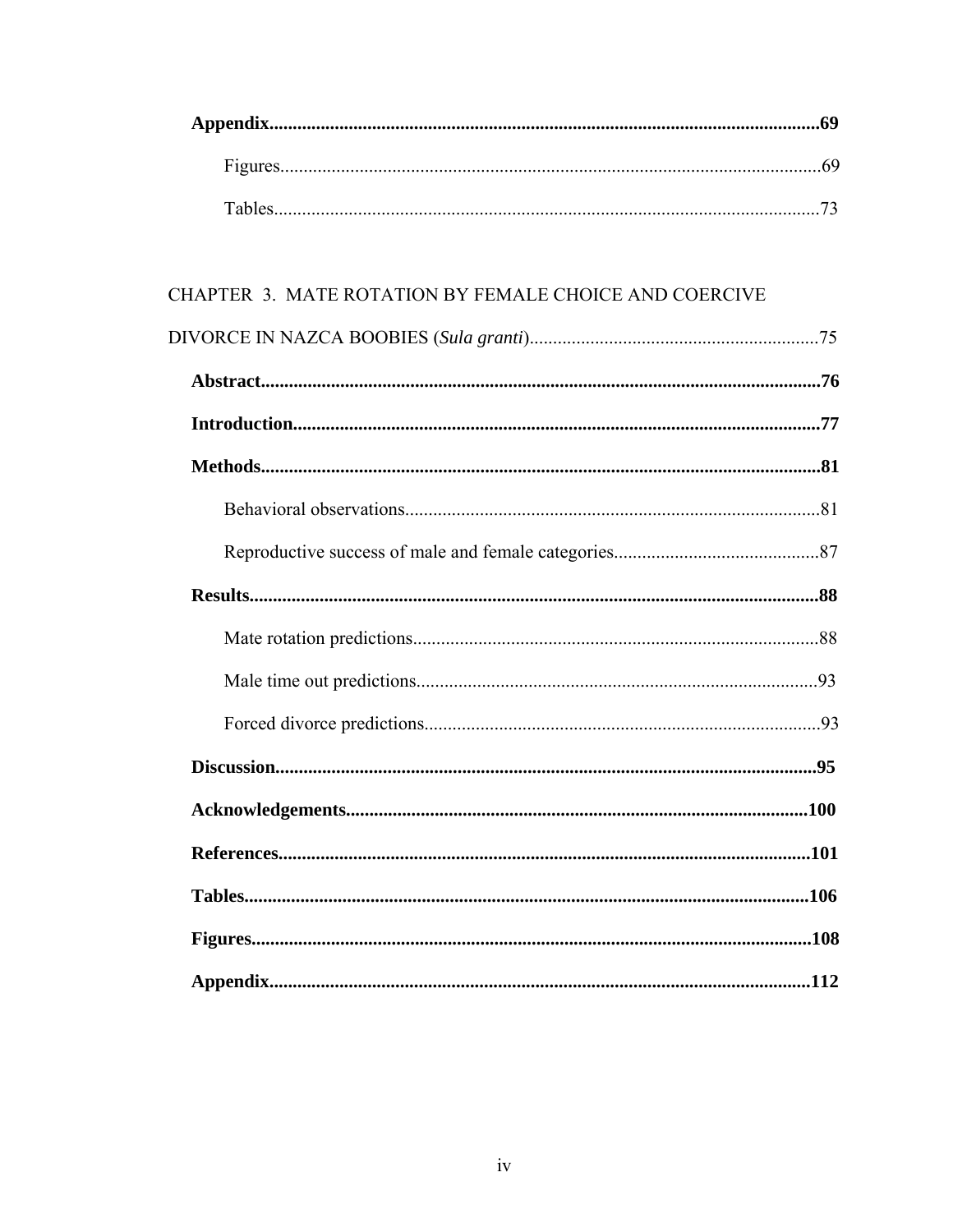**Appendix....................................................................................................................69**

Figures....................................................................................................................69

Tables.....................................................................................................................73

CHAPTER 3. MATE ROTATION BY FEMALE CHOICE AND COERCIVE DIVORCE IN NAZCA BOOBIES (*Sula granti*)..............................................................75

**Abstract.......................................................................................................................76**

**Introduction.................................................................................................................77**

**Methods.......................................................................................................................81**

Behavioral observations.........................................................................................81

Reproductive success of male and female categories............................................87

**Results.........................................................................................................................88**

Mate rotation predictions.......................................................................................88

Male time out predictions......................................................................................93

Forced divorce predictions.....................................................................................93

**Discussion...................................................................................................................95**

**Acknowledgements..................................................................................................100**

**References.................................................................................................................101**

**Tables.......................................................................................................................106**

**Figures.......................................................................................................................108**

**Appendix...................................................................................................................112**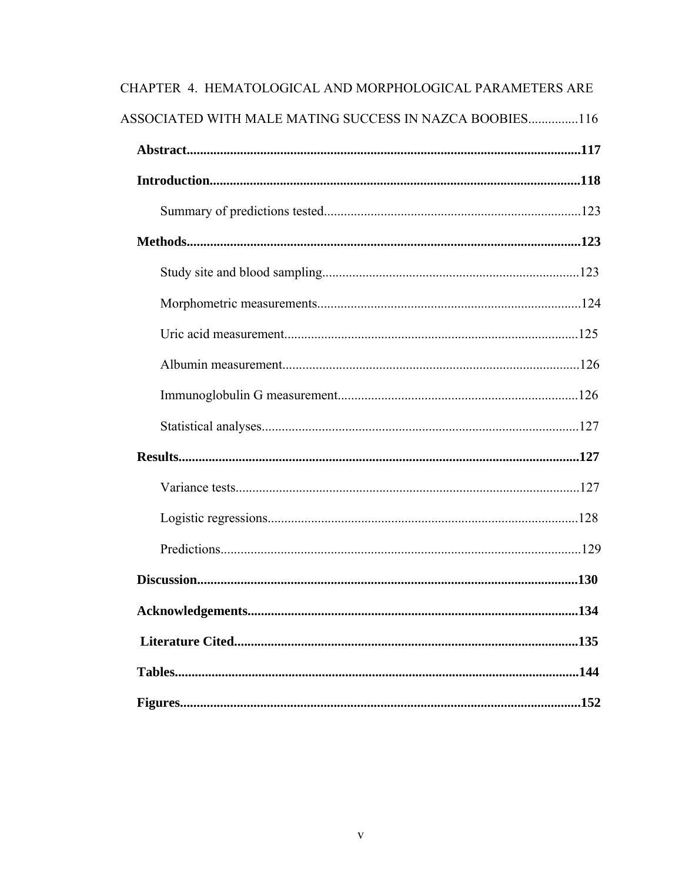CHAPTER 4. HEMATOLOGICAL AND MORPHOLOGICAL PARAMETERS ARE ASSOCIATED WITH MALE MATING SUCCESS IN NAZCA BOOBIES...............116

- **Abstract.....................................................................................................................117**
- **Introduction..............................................................................................................118**
  - Summary of predictions tested............................................................................123
- **Methods.....................................................................................................................123**
  - Study site and blood sampling............................................................................123
  - Morphometric measurements..............................................................................124
  - Uric acid measurement........................................................................................125
  - Albumin measurement........................................................................................126
  - Immunoglobulin G measurement.......................................................................126
  - Statistical analyses..............................................................................................127
- **Results.......................................................................................................................127**
  - Variance tests......................................................................................................127
  - Logistic regressions............................................................................................128
  - Predictions...........................................................................................................129
- **Discussion.................................................................................................................130**
- **Acknowledgements..................................................................................................134**
- **Literature Cited.......................................................................................................135**
- **Tables........................................................................................................................144**
- **Figures.......................................................................................................................152**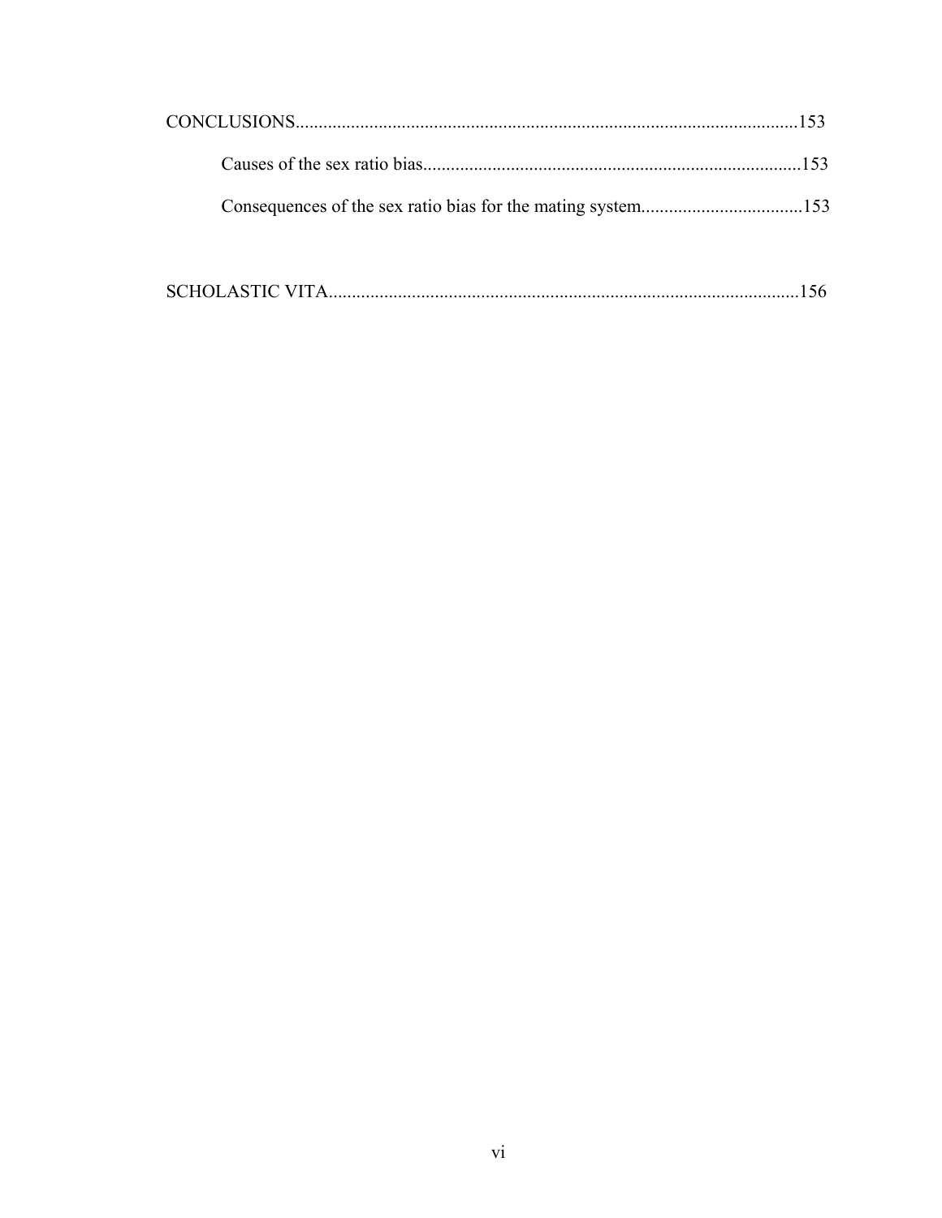CONCLUSIONS............................................................................................................153

Causes of the sex ratio bias.................................................................................153

Consequences of the sex ratio bias for the mating system...................................153

SCHOLASTIC VITA.....................................................................................................156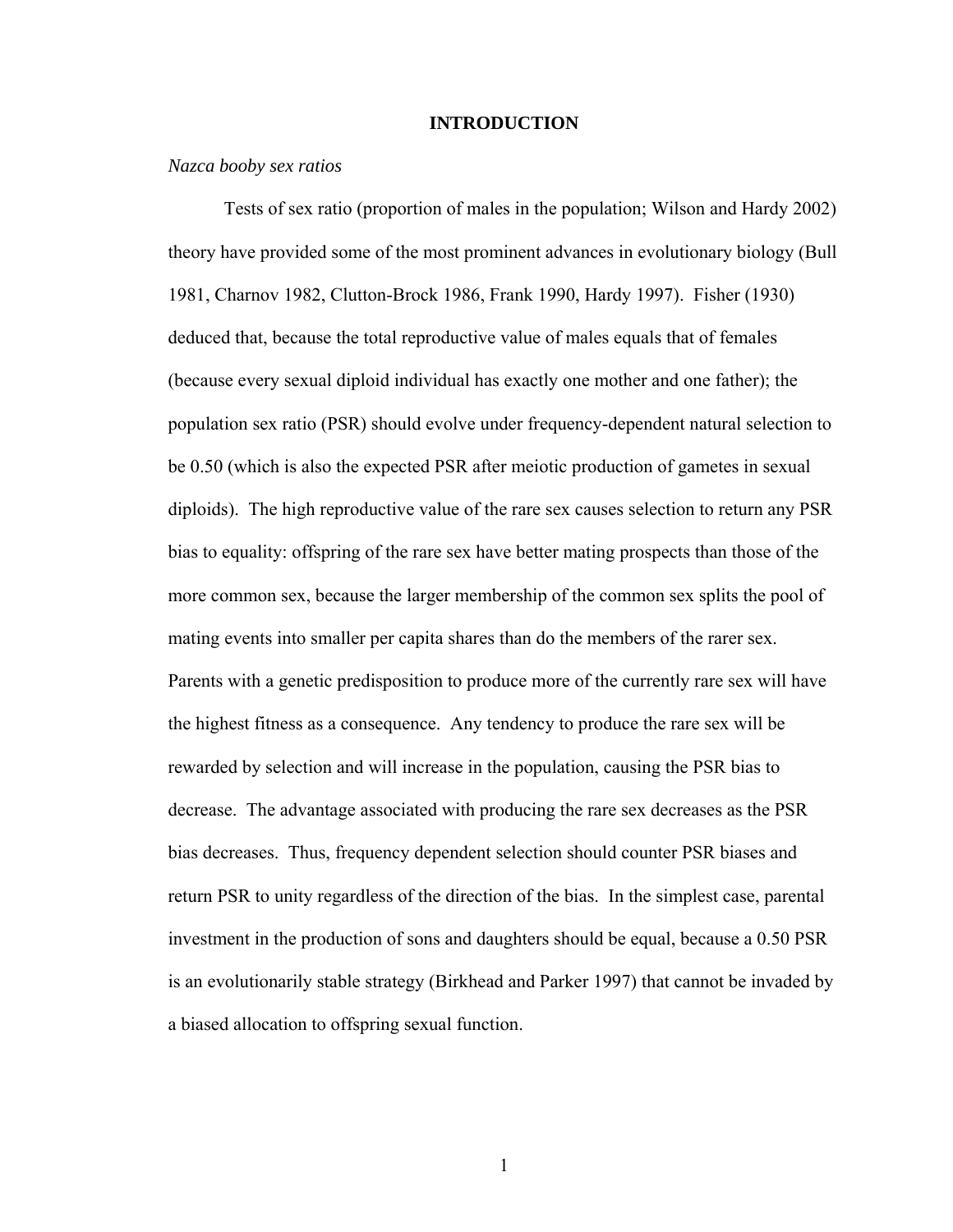# INTRODUCTION

*Nazca booby sex ratios*

Tests of sex ratio (proportion of males in the population; Wilson and Hardy 2002) theory have provided some of the most prominent advances in evolutionary biology (Bull 1981, Charnov 1982, Clutton-Brock 1986, Frank 1990, Hardy 1997). Fisher (1930) deduced that, because the total reproductive value of males equals that of females (because every sexual diploid individual has exactly one mother and one father); the population sex ratio (PSR) should evolve under frequency-dependent natural selection to be 0.50 (which is also the expected PSR after meiotic production of gametes in sexual diploids). The high reproductive value of the rare sex causes selection to return any PSR bias to equality: offspring of the rare sex have better mating prospects than those of the more common sex, because the larger membership of the common sex splits the pool of mating events into smaller per capita shares than do the members of the rarer sex. Parents with a genetic predisposition to produce more of the currently rare sex will have the highest fitness as a consequence. Any tendency to produce the rare sex will be rewarded by selection and will increase in the population, causing the PSR bias to decrease. The advantage associated with producing the rare sex decreases as the PSR bias decreases. Thus, frequency dependent selection should counter PSR biases and return PSR to unity regardless of the direction of the bias. In the simplest case, parental investment in the production of sons and daughters should be equal, because a 0.50 PSR is an evolutionarily stable strategy (Birkhead and Parker 1997) that cannot be invaded by a biased allocation to offspring sexual function.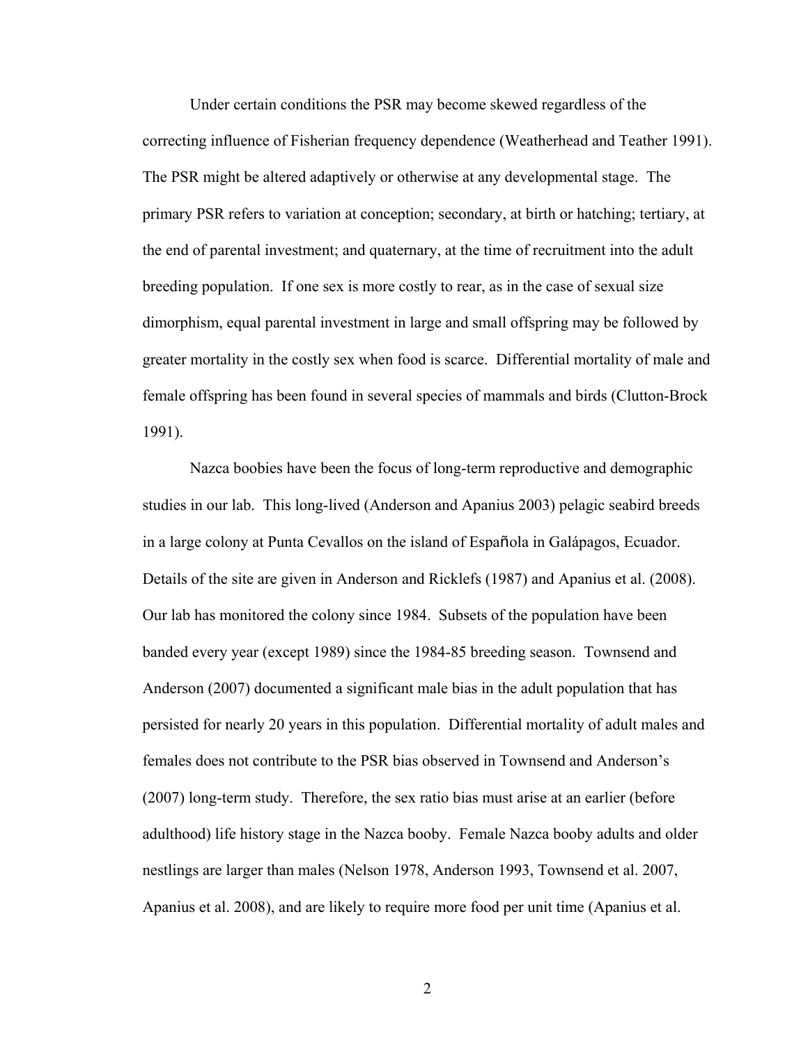Under certain conditions the PSR may become skewed regardless of the correcting influence of Fisherian frequency dependence (Weatherhead and Teather 1991). The PSR might be altered adaptively or otherwise at any developmental stage. The primary PSR refers to variation at conception; secondary, at birth or hatching; tertiary, at the end of parental investment; and quaternary, at the time of recruitment into the adult breeding population. If one sex is more costly to rear, as in the case of sexual size dimorphism, equal parental investment in large and small offspring may be followed by greater mortality in the costly sex when food is scarce. Differential mortality of male and female offspring has been found in several species of mammals and birds (Clutton-Brock 1991).

Nazca boobies have been the focus of long-term reproductive and demographic studies in our lab. This long-lived (Anderson and Apanius 2003) pelagic seabird breeds in a large colony at Punta Cevallos on the island of Española in Galápagos, Ecuador. Details of the site are given in Anderson and Ricklefs (1987) and Apanius et al. (2008). Our lab has monitored the colony since 1984. Subsets of the population have been banded every year (except 1989) since the 1984-85 breeding season. Townsend and Anderson (2007) documented a significant male bias in the adult population that has persisted for nearly 20 years in this population. Differential mortality of adult males and females does not contribute to the PSR bias observed in Townsend and Anderson's (2007) long-term study. Therefore, the sex ratio bias must arise at an earlier (before adulthood) life history stage in the Nazca booby. Female Nazca booby adults and older nestlings are larger than males (Nelson 1978, Anderson 1993, Townsend et al. 2007, Apanius et al. 2008), and are likely to require more food per unit time (Apanius et al.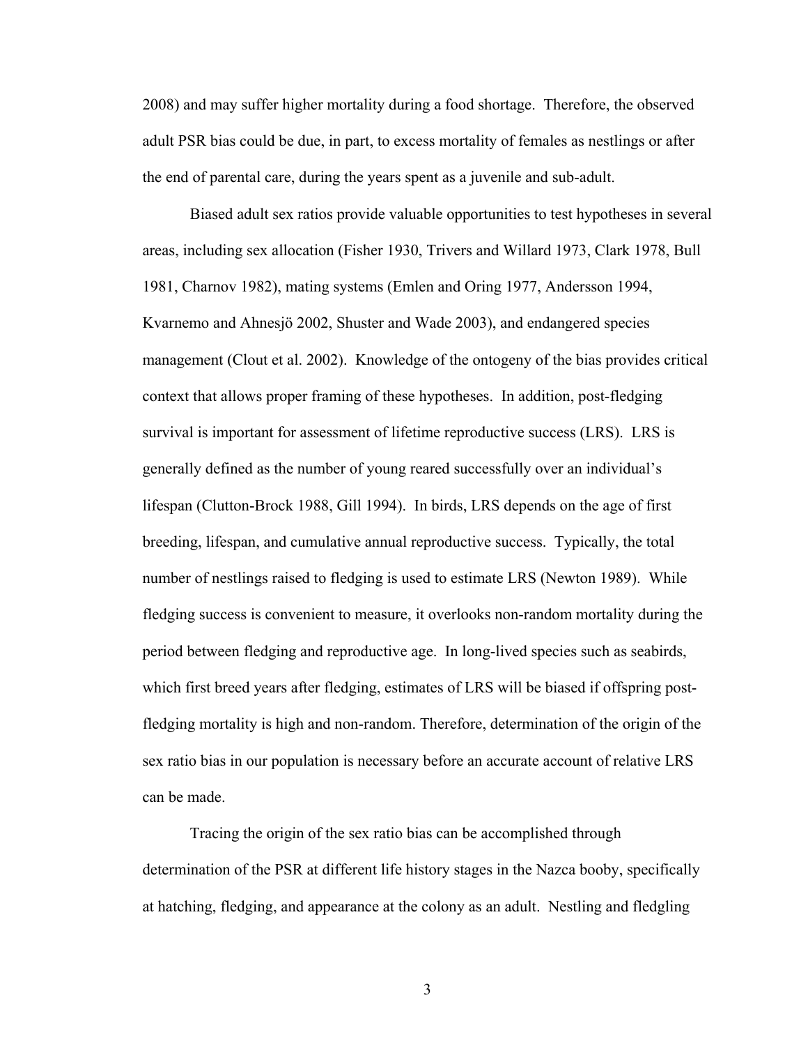2008) and may suffer higher mortality during a food shortage. Therefore, the observed adult PSR bias could be due, in part, to excess mortality of females as nestlings or after the end of parental care, during the years spent as a juvenile and sub-adult.

Biased adult sex ratios provide valuable opportunities to test hypotheses in several areas, including sex allocation (Fisher 1930, Trivers and Willard 1973, Clark 1978, Bull 1981, Charnov 1982), mating systems (Emlen and Oring 1977, Andersson 1994, Kvarnemo and Ahnesjö 2002, Shuster and Wade 2003), and endangered species management (Clout et al. 2002). Knowledge of the ontogeny of the bias provides critical context that allows proper framing of these hypotheses. In addition, post-fledging survival is important for assessment of lifetime reproductive success (LRS). LRS is generally defined as the number of young reared successfully over an individual's lifespan (Clutton-Brock 1988, Gill 1994). In birds, LRS depends on the age of first breeding, lifespan, and cumulative annual reproductive success. Typically, the total number of nestlings raised to fledging is used to estimate LRS (Newton 1989). While fledging success is convenient to measure, it overlooks non-random mortality during the period between fledging and reproductive age. In long-lived species such as seabirds, which first breed years after fledging, estimates of LRS will be biased if offspring post-fledging mortality is high and non-random. Therefore, determination of the origin of the sex ratio bias in our population is necessary before an accurate account of relative LRS can be made.

Tracing the origin of the sex ratio bias can be accomplished through determination of the PSR at different life history stages in the Nazca booby, specifically at hatching, fledging, and appearance at the colony as an adult. Nestling and fledgling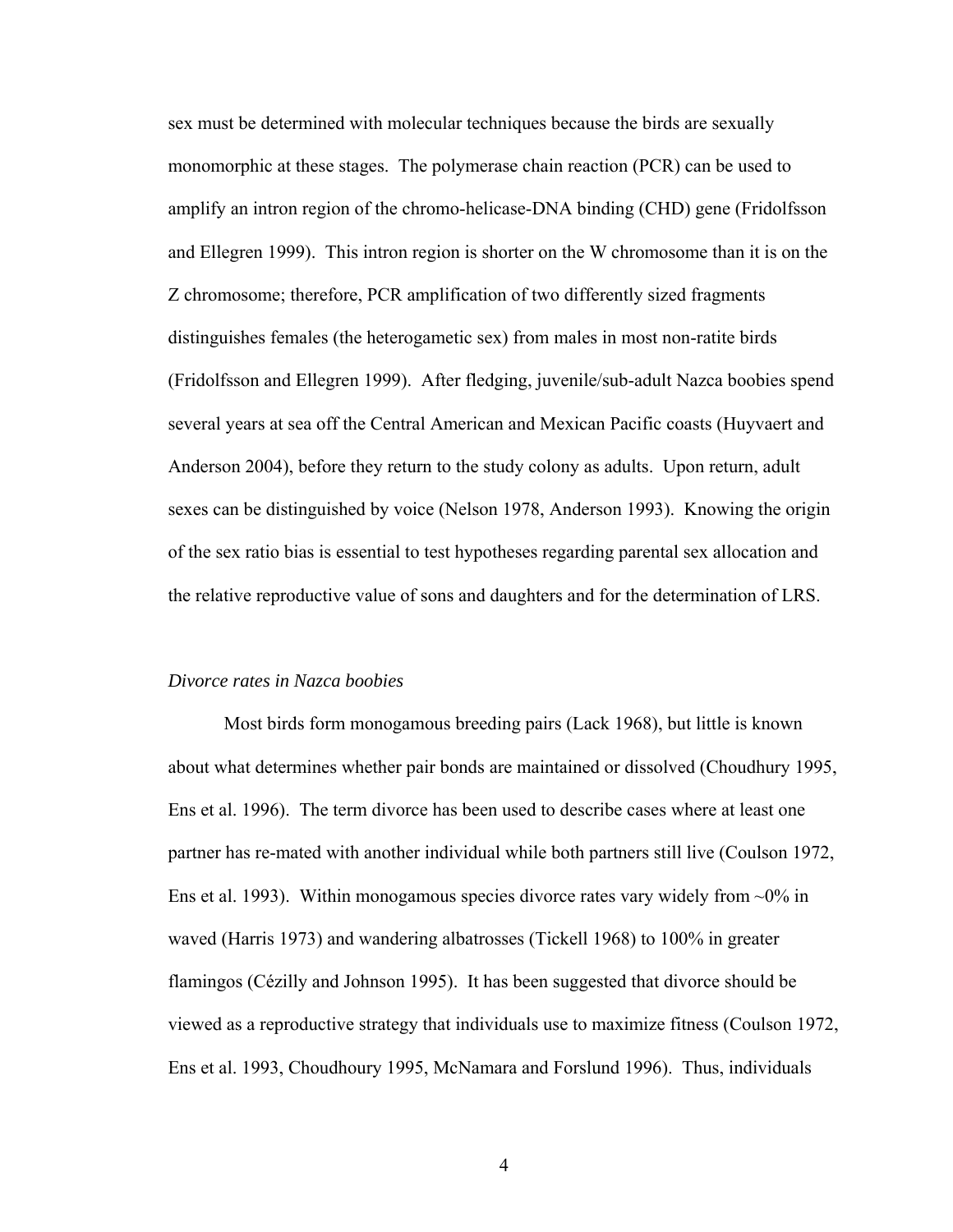sex must be determined with molecular techniques because the birds are sexually monomorphic at these stages. The polymerase chain reaction (PCR) can be used to amplify an intron region of the chromo-helicase-DNA binding (CHD) gene (Fridolfsson and Ellegren 1999). This intron region is shorter on the W chromosome than it is on the Z chromosome; therefore, PCR amplification of two differently sized fragments distinguishes females (the heterogametic sex) from males in most non-ratite birds (Fridolfsson and Ellegren 1999). After fledging, juvenile/sub-adult Nazca boobies spend several years at sea off the Central American and Mexican Pacific coasts (Huyvaert and Anderson 2004), before they return to the study colony as adults. Upon return, adult sexes can be distinguished by voice (Nelson 1978, Anderson 1993). Knowing the origin of the sex ratio bias is essential to test hypotheses regarding parental sex allocation and the relative reproductive value of sons and daughters and for the determination of LRS.

*Divorce rates in Nazca boobies*

Most birds form monogamous breeding pairs (Lack 1968), but little is known about what determines whether pair bonds are maintained or dissolved (Choudhury 1995, Ens et al. 1996). The term divorce has been used to describe cases where at least one partner has re-mated with another individual while both partners still live (Coulson 1972, Ens et al. 1993). Within monogamous species divorce rates vary widely from ~0% in waved (Harris 1973) and wandering albatrosses (Tickell 1968) to 100% in greater flamingos (Cézilly and Johnson 1995). It has been suggested that divorce should be viewed as a reproductive strategy that individuals use to maximize fitness (Coulson 1972, Ens et al. 1993, Choudhoury 1995, McNamara and Forslund 1996). Thus, individuals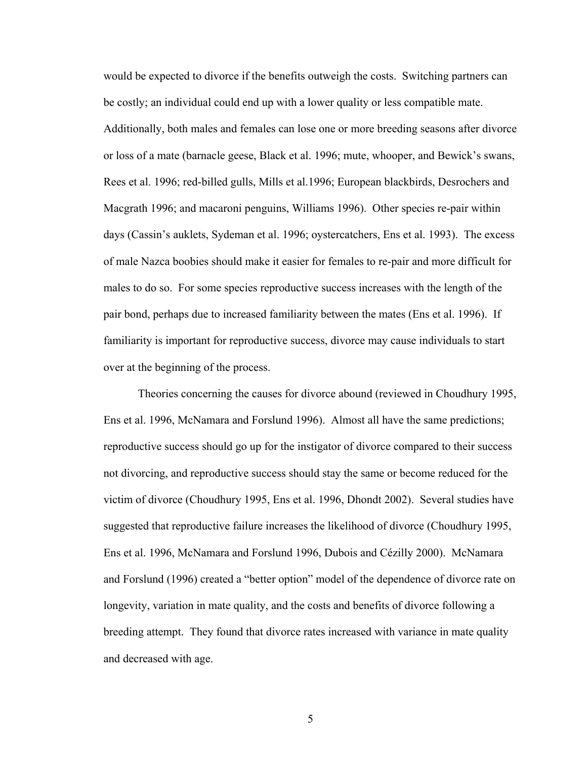would be expected to divorce if the benefits outweigh the costs. Switching partners can be costly; an individual could end up with a lower quality or less compatible mate. Additionally, both males and females can lose one or more breeding seasons after divorce or loss of a mate (barnacle geese, Black et al. 1996; mute, whooper, and Bewick's swans, Rees et al. 1996; red-billed gulls, Mills et al.1996; European blackbirds, Desrochers and Macgrath 1996; and macaroni penguins, Williams 1996). Other species re-pair within days (Cassin's auklets, Sydeman et al. 1996; oystercatchers, Ens et al. 1993). The excess of male Nazca boobies should make it easier for females to re-pair and more difficult for males to do so. For some species reproductive success increases with the length of the pair bond, perhaps due to increased familiarity between the mates (Ens et al. 1996). If familiarity is important for reproductive success, divorce may cause individuals to start over at the beginning of the process.

Theories concerning the causes for divorce abound (reviewed in Choudhury 1995, Ens et al. 1996, McNamara and Forslund 1996). Almost all have the same predictions; reproductive success should go up for the instigator of divorce compared to their success not divorcing, and reproductive success should stay the same or become reduced for the victim of divorce (Choudhury 1995, Ens et al. 1996, Dhondt 2002). Several studies have suggested that reproductive failure increases the likelihood of divorce (Choudhury 1995, Ens et al. 1996, McNamara and Forslund 1996, Dubois and Cézilly 2000). McNamara and Forslund (1996) created a "better option" model of the dependence of divorce rate on longevity, variation in mate quality, and the costs and benefits of divorce following a breeding attempt. They found that divorce rates increased with variance in mate quality and decreased with age.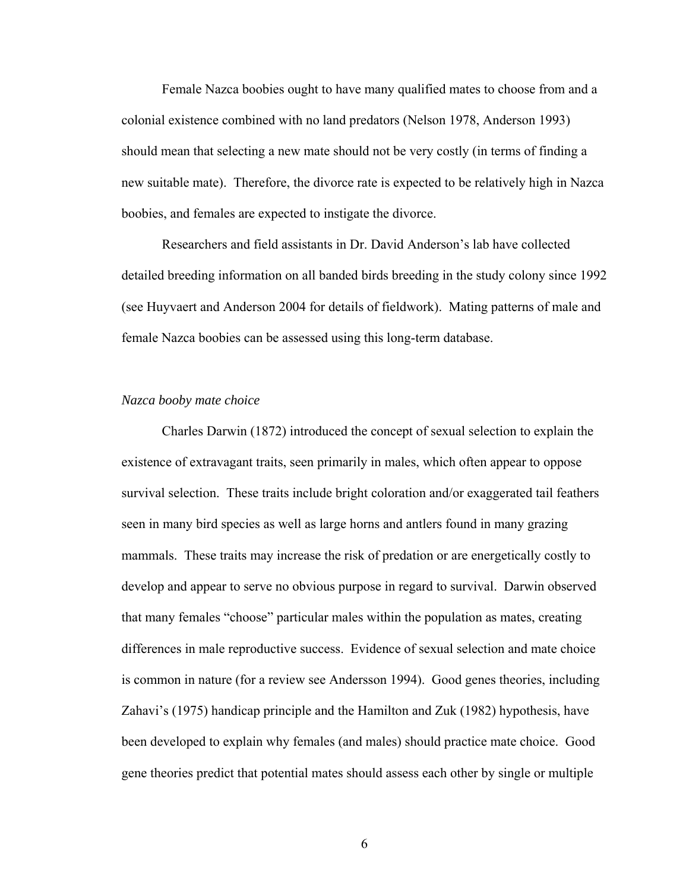Female Nazca boobies ought to have many qualified mates to choose from and a colonial existence combined with no land predators (Nelson 1978, Anderson 1993) should mean that selecting a new mate should not be very costly (in terms of finding a new suitable mate). Therefore, the divorce rate is expected to be relatively high in Nazca boobies, and females are expected to instigate the divorce.

Researchers and field assistants in Dr. David Anderson's lab have collected detailed breeding information on all banded birds breeding in the study colony since 1992 (see Huyvaert and Anderson 2004 for details of fieldwork). Mating patterns of male and female Nazca boobies can be assessed using this long-term database.

### *Nazca booby mate choice*

Charles Darwin (1872) introduced the concept of sexual selection to explain the existence of extravagant traits, seen primarily in males, which often appear to oppose survival selection. These traits include bright coloration and/or exaggerated tail feathers seen in many bird species as well as large horns and antlers found in many grazing mammals. These traits may increase the risk of predation or are energetically costly to develop and appear to serve no obvious purpose in regard to survival. Darwin observed that many females "choose" particular males within the population as mates, creating differences in male reproductive success. Evidence of sexual selection and mate choice is common in nature (for a review see Andersson 1994). Good genes theories, including Zahavi's (1975) handicap principle and the Hamilton and Zuk (1982) hypothesis, have been developed to explain why females (and males) should practice mate choice. Good gene theories predict that potential mates should assess each other by single or multiple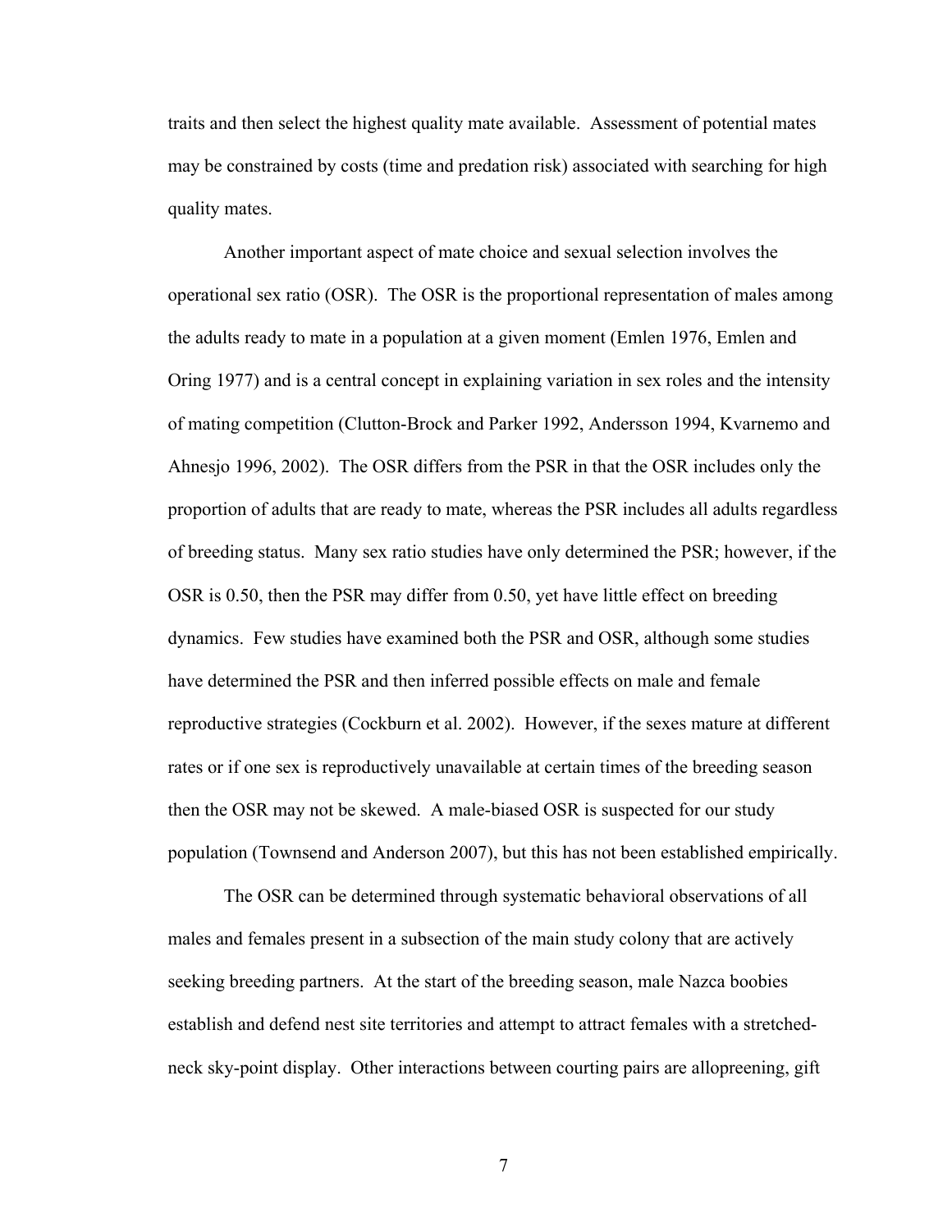traits and then select the highest quality mate available. Assessment of potential mates may be constrained by costs (time and predation risk) associated with searching for high quality mates.

Another important aspect of mate choice and sexual selection involves the operational sex ratio (OSR). The OSR is the proportional representation of males among the adults ready to mate in a population at a given moment (Emlen 1976, Emlen and Oring 1977) and is a central concept in explaining variation in sex roles and the intensity of mating competition (Clutton-Brock and Parker 1992, Andersson 1994, Kvarnemo and Ahnesjo 1996, 2002). The OSR differs from the PSR in that the OSR includes only the proportion of adults that are ready to mate, whereas the PSR includes all adults regardless of breeding status. Many sex ratio studies have only determined the PSR; however, if the OSR is 0.50, then the PSR may differ from 0.50, yet have little effect on breeding dynamics. Few studies have examined both the PSR and OSR, although some studies have determined the PSR and then inferred possible effects on male and female reproductive strategies (Cockburn et al. 2002). However, if the sexes mature at different rates or if one sex is reproductively unavailable at certain times of the breeding season then the OSR may not be skewed. A male-biased OSR is suspected for our study population (Townsend and Anderson 2007), but this has not been established empirically.

The OSR can be determined through systematic behavioral observations of all males and females present in a subsection of the main study colony that are actively seeking breeding partners. At the start of the breeding season, male Nazca boobies establish and defend nest site territories and attempt to attract females with a stretched-neck sky-point display. Other interactions between courting pairs are allopreening, gift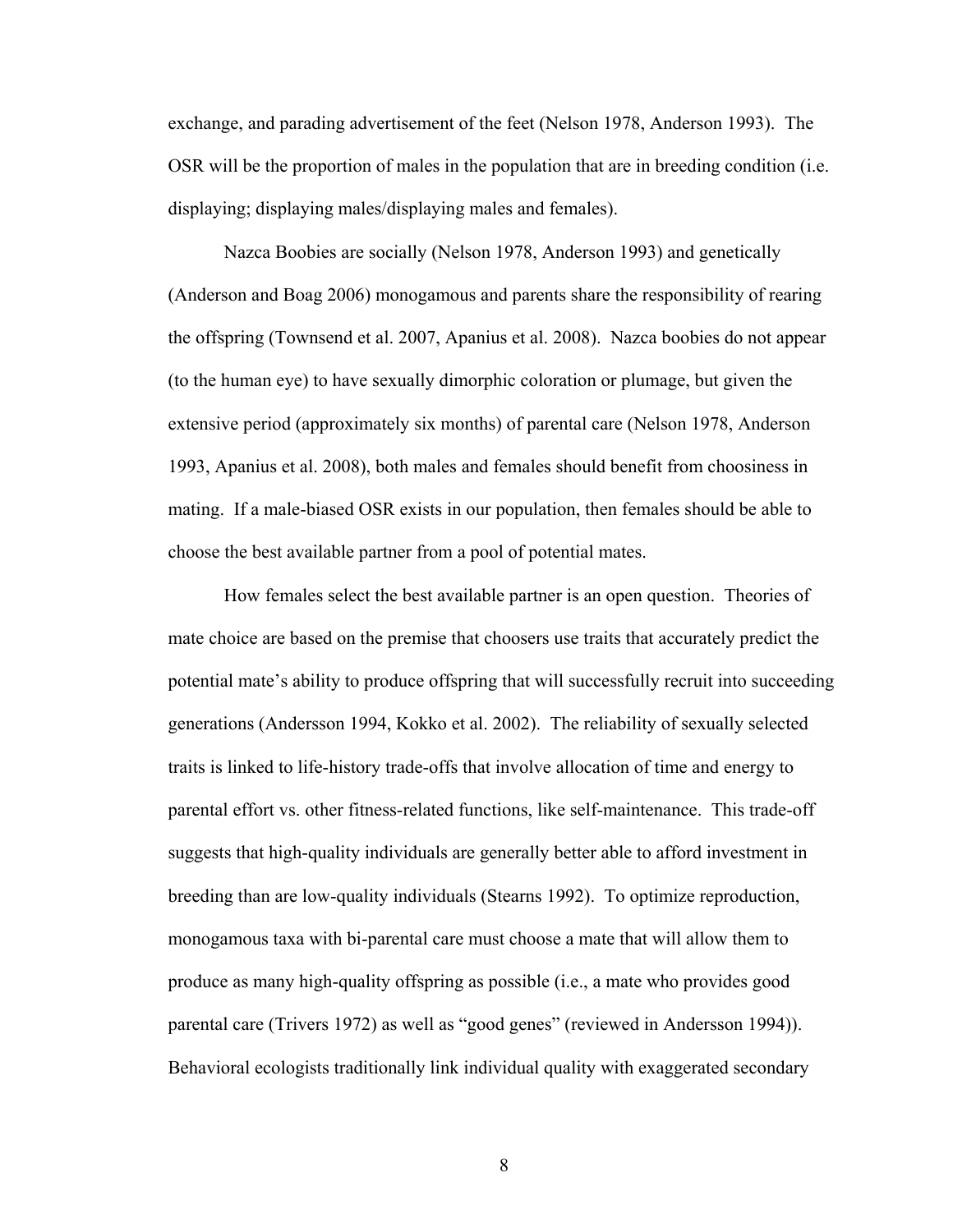exchange, and parading advertisement of the feet (Nelson 1978, Anderson 1993). The OSR will be the proportion of males in the population that are in breeding condition (i.e. displaying; displaying males/displaying males and females).

Nazca Boobies are socially (Nelson 1978, Anderson 1993) and genetically (Anderson and Boag 2006) monogamous and parents share the responsibility of rearing the offspring (Townsend et al. 2007, Apanius et al. 2008). Nazca boobies do not appear (to the human eye) to have sexually dimorphic coloration or plumage, but given the extensive period (approximately six months) of parental care (Nelson 1978, Anderson 1993, Apanius et al. 2008), both males and females should benefit from choosiness in mating. If a male-biased OSR exists in our population, then females should be able to choose the best available partner from a pool of potential mates.

How females select the best available partner is an open question. Theories of mate choice are based on the premise that choosers use traits that accurately predict the potential mate's ability to produce offspring that will successfully recruit into succeeding generations (Andersson 1994, Kokko et al. 2002). The reliability of sexually selected traits is linked to life-history trade-offs that involve allocation of time and energy to parental effort vs. other fitness-related functions, like self-maintenance. This trade-off suggests that high-quality individuals are generally better able to afford investment in breeding than are low-quality individuals (Stearns 1992). To optimize reproduction, monogamous taxa with bi-parental care must choose a mate that will allow them to produce as many high-quality offspring as possible (i.e., a mate who provides good parental care (Trivers 1972) as well as "good genes" (reviewed in Andersson 1994)). Behavioral ecologists traditionally link individual quality with exaggerated secondary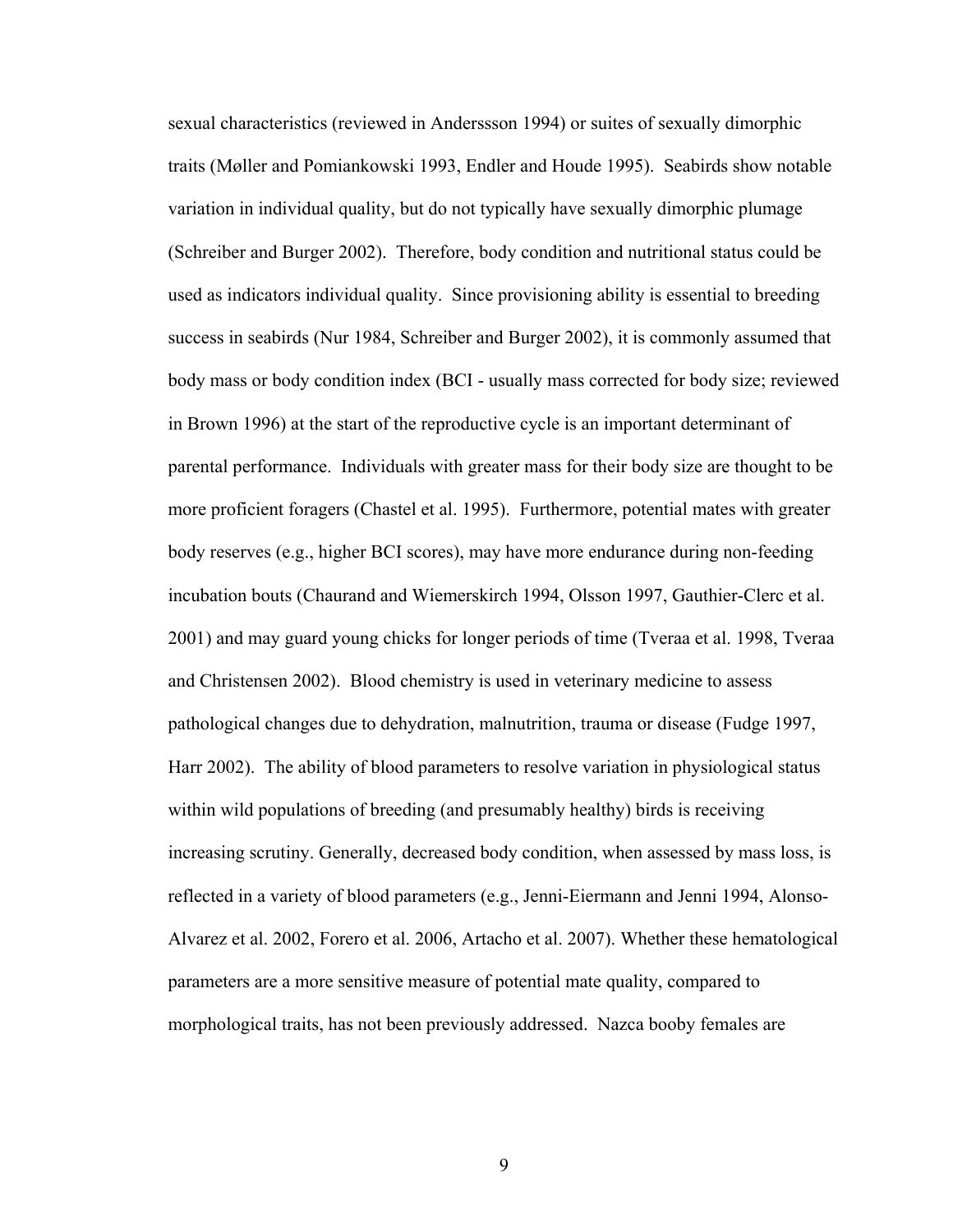sexual characteristics (reviewed in Anderssson 1994) or suites of sexually dimorphic traits (Møller and Pomiankowski 1993, Endler and Houde 1995). Seabirds show notable variation in individual quality, but do not typically have sexually dimorphic plumage (Schreiber and Burger 2002). Therefore, body condition and nutritional status could be used as indicators individual quality. Since provisioning ability is essential to breeding success in seabirds (Nur 1984, Schreiber and Burger 2002), it is commonly assumed that body mass or body condition index (BCI - usually mass corrected for body size; reviewed in Brown 1996) at the start of the reproductive cycle is an important determinant of parental performance. Individuals with greater mass for their body size are thought to be more proficient foragers (Chastel et al. 1995). Furthermore, potential mates with greater body reserves (e.g., higher BCI scores), may have more endurance during non-feeding incubation bouts (Chaurand and Wiemerskirch 1994, Olsson 1997, Gauthier-Clerc et al. 2001) and may guard young chicks for longer periods of time (Tveraa et al. 1998, Tveraa and Christensen 2002). Blood chemistry is used in veterinary medicine to assess pathological changes due to dehydration, malnutrition, trauma or disease (Fudge 1997, Harr 2002). The ability of blood parameters to resolve variation in physiological status within wild populations of breeding (and presumably healthy) birds is receiving increasing scrutiny. Generally, decreased body condition, when assessed by mass loss, is reflected in a variety of blood parameters (e.g., Jenni-Eiermann and Jenni 1994, Alonso-Alvarez et al. 2002, Forero et al. 2006, Artacho et al. 2007). Whether these hematological parameters are a more sensitive measure of potential mate quality, compared to morphological traits, has not been previously addressed. Nazca booby females are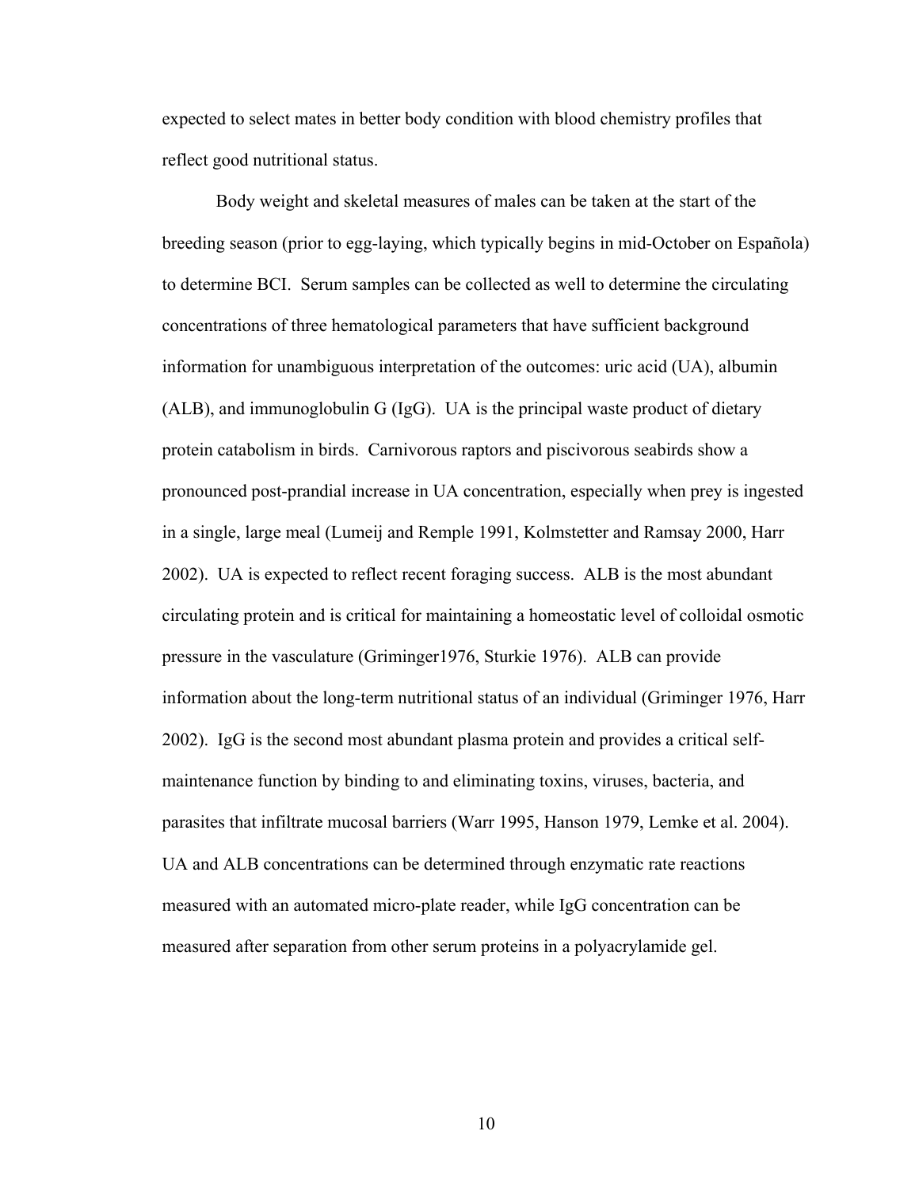expected to select mates in better body condition with blood chemistry profiles that reflect good nutritional status.

Body weight and skeletal measures of males can be taken at the start of the breeding season (prior to egg-laying, which typically begins in mid-October on Española) to determine BCI. Serum samples can be collected as well to determine the circulating concentrations of three hematological parameters that have sufficient background information for unambiguous interpretation of the outcomes: uric acid (UA), albumin (ALB), and immunoglobulin G (IgG). UA is the principal waste product of dietary protein catabolism in birds. Carnivorous raptors and piscivorous seabirds show a pronounced post-prandial increase in UA concentration, especially when prey is ingested in a single, large meal (Lumeij and Remple 1991, Kolmstetter and Ramsay 2000, Harr 2002). UA is expected to reflect recent foraging success. ALB is the most abundant circulating protein and is critical for maintaining a homeostatic level of colloidal osmotic pressure in the vasculature (Griminger1976, Sturkie 1976). ALB can provide information about the long-term nutritional status of an individual (Griminger 1976, Harr 2002). IgG is the second most abundant plasma protein and provides a critical self-maintenance function by binding to and eliminating toxins, viruses, bacteria, and parasites that infiltrate mucosal barriers (Warr 1995, Hanson 1979, Lemke et al. 2004). UA and ALB concentrations can be determined through enzymatic rate reactions measured with an automated micro-plate reader, while IgG concentration can be measured after separation from other serum proteins in a polyacrylamide gel.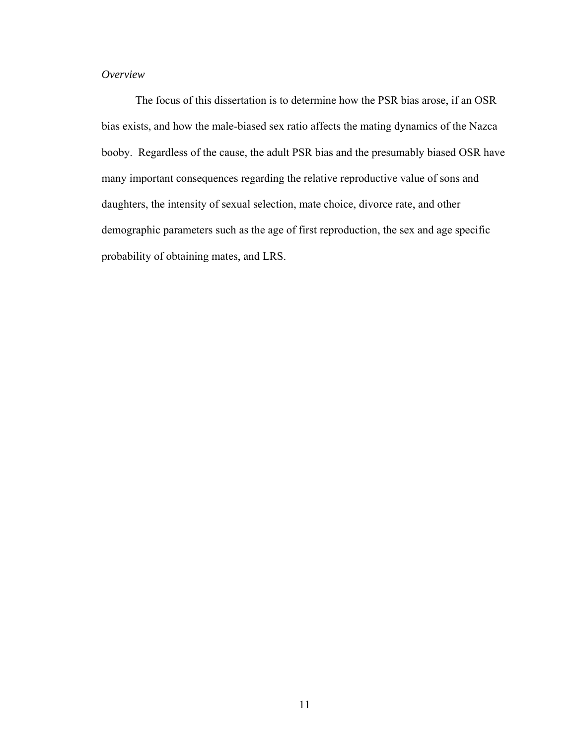*Overview*

The focus of this dissertation is to determine how the PSR bias arose, if an OSR bias exists, and how the male-biased sex ratio affects the mating dynamics of the Nazca booby. Regardless of the cause, the adult PSR bias and the presumably biased OSR have many important consequences regarding the relative reproductive value of sons and daughters, the intensity of sexual selection, mate choice, divorce rate, and other demographic parameters such as the age of first reproduction, the sex and age specific probability of obtaining mates, and LRS.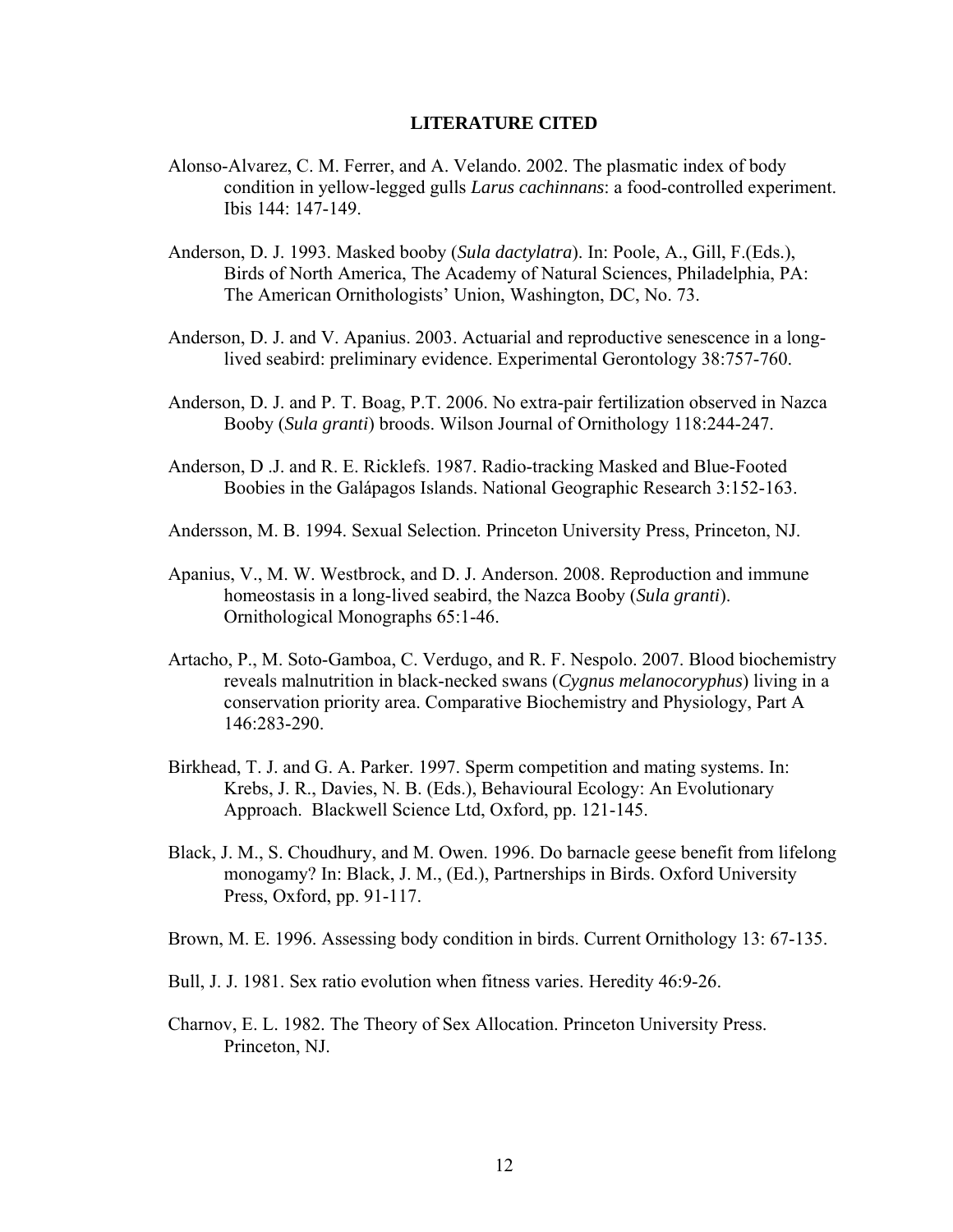## LITERATURE CITED

Alonso-Alvarez, C. M. Ferrer, and A. Velando. 2002. The plasmatic index of body condition in yellow-legged gulls *Larus cachinnans*: a food-controlled experiment. Ibis 144: 147-149.

Anderson, D. J. 1993. Masked booby (*Sula dactylatra*). In: Poole, A., Gill, F.(Eds.), Birds of North America, The Academy of Natural Sciences, Philadelphia, PA: The American Ornithologists' Union, Washington, DC, No. 73.

Anderson, D. J. and V. Apanius. 2003. Actuarial and reproductive senescence in a long-lived seabird: preliminary evidence. Experimental Gerontology 38:757-760.

Anderson, D. J. and P. T. Boag, P.T. 2006. No extra-pair fertilization observed in Nazca Booby (*Sula granti*) broods. Wilson Journal of Ornithology 118:244-247.

Anderson, D .J. and R. E. Ricklefs. 1987. Radio-tracking Masked and Blue-Footed Boobies in the Galápagos Islands. National Geographic Research 3:152-163.

Andersson, M. B. 1994. Sexual Selection. Princeton University Press, Princeton, NJ.

Apanius, V., M. W. Westbrock, and D. J. Anderson. 2008. Reproduction and immune homeostasis in a long-lived seabird, the Nazca Booby (*Sula granti*). Ornithological Monographs 65:1-46.

Artacho, P., M. Soto-Gamboa, C. Verdugo, and R. F. Nespolo. 2007. Blood biochemistry reveals malnutrition in black-necked swans (*Cygnus melanocoryphus*) living in a conservation priority area. Comparative Biochemistry and Physiology, Part A 146:283-290.

Birkhead, T. J. and G. A. Parker. 1997. Sperm competition and mating systems. In: Krebs, J. R., Davies, N. B. (Eds.), Behavioural Ecology: An Evolutionary Approach. Blackwell Science Ltd, Oxford, pp. 121-145.

Black, J. M., S. Choudhury, and M. Owen. 1996. Do barnacle geese benefit from lifelong monogamy? In: Black, J. M., (Ed.), Partnerships in Birds. Oxford University Press, Oxford, pp. 91-117.

Brown, M. E. 1996. Assessing body condition in birds. Current Ornithology 13: 67-135.

Bull, J. J. 1981. Sex ratio evolution when fitness varies. Heredity 46:9-26.

Charnov, E. L. 1982. The Theory of Sex Allocation. Princeton University Press. Princeton, NJ.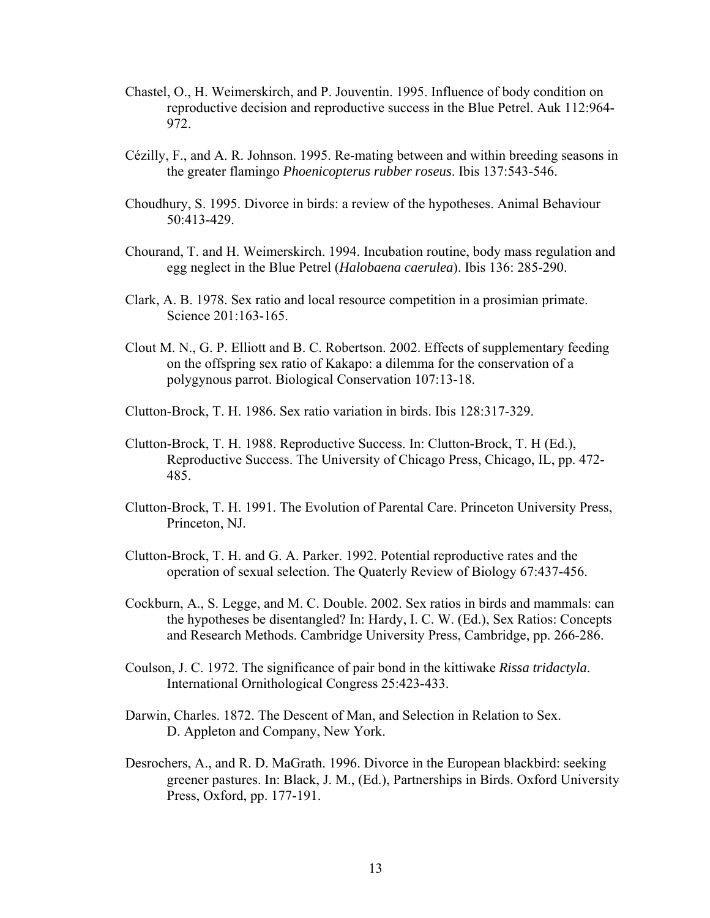Chastel, O., H. Weimerskirch, and P. Jouventin. 1995. Influence of body condition on reproductive decision and reproductive success in the Blue Petrel. Auk 112:964-972.

Cézilly, F., and A. R. Johnson. 1995. Re-mating between and within breeding seasons in the greater flamingo *Phoenicopterus rubber roseus*. Ibis 137:543-546.

Choudhury, S. 1995. Divorce in birds: a review of the hypotheses. Animal Behaviour 50:413-429.

Chourand, T. and H. Weimerskirch. 1994. Incubation routine, body mass regulation and egg neglect in the Blue Petrel (*Halobaena caerulea*). Ibis 136: 285-290.

Clark, A. B. 1978. Sex ratio and local resource competition in a prosimian primate. Science 201:163-165.

Clout M. N., G. P. Elliott and B. C. Robertson. 2002. Effects of supplementary feeding on the offspring sex ratio of Kakapo: a dilemma for the conservation of a polygynous parrot. Biological Conservation 107:13-18.

Clutton-Brock, T. H. 1986. Sex ratio variation in birds. Ibis 128:317-329.

Clutton-Brock, T. H. 1988. Reproductive Success. In: Clutton-Brock, T. H (Ed.), Reproductive Success. The University of Chicago Press, Chicago, IL, pp. 472-485.

Clutton-Brock, T. H. 1991. The Evolution of Parental Care. Princeton University Press, Princeton, NJ.

Clutton-Brock, T. H. and G. A. Parker. 1992. Potential reproductive rates and the operation of sexual selection. The Quaterly Review of Biology 67:437-456.

Cockburn, A., S. Legge, and M. C. Double. 2002. Sex ratios in birds and mammals: can the hypotheses be disentangled? In: Hardy, I. C. W. (Ed.), Sex Ratios: Concepts and Research Methods. Cambridge University Press, Cambridge, pp. 266-286.

Coulson, J. C. 1972. The significance of pair bond in the kittiwake *Rissa tridactyla*. International Ornithological Congress 25:423-433.

Darwin, Charles. 1872. The Descent of Man, and Selection in Relation to Sex. D. Appleton and Company, New York.

Desrochers, A., and R. D. MaGrath. 1996. Divorce in the European blackbird: seeking greener pastures. In: Black, J. M., (Ed.), Partnerships in Birds. Oxford University Press, Oxford, pp. 177-191.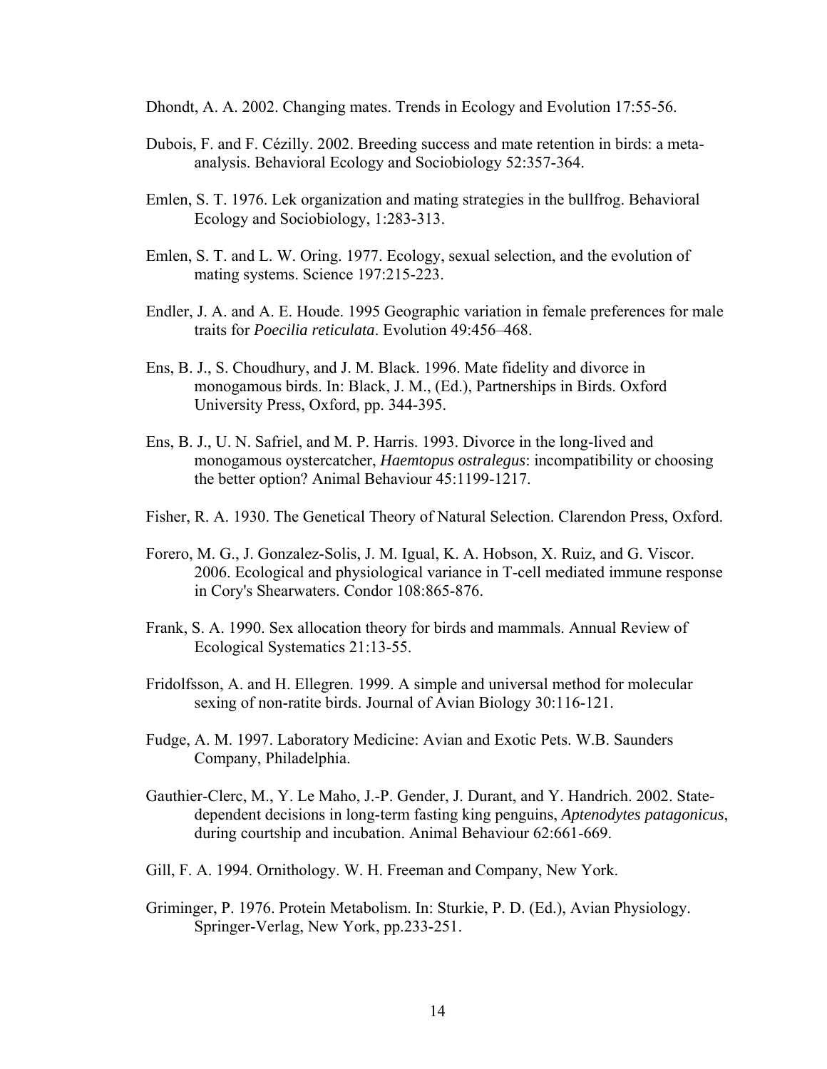Dhondt, A. A. 2002. Changing mates. Trends in Ecology and Evolution 17:55-56.

Dubois, F. and F. Cézilly. 2002. Breeding success and mate retention in birds: a meta-analysis. Behavioral Ecology and Sociobiology 52:357-364.

Emlen, S. T. 1976. Lek organization and mating strategies in the bullfrog. Behavioral Ecology and Sociobiology, 1:283-313.

Emlen, S. T. and L. W. Oring. 1977. Ecology, sexual selection, and the evolution of mating systems. Science 197:215-223.

Endler, J. A. and A. E. Houde. 1995 Geographic variation in female preferences for male traits for *Poecilia reticulata*. Evolution 49:456–468.

Ens, B. J., S. Choudhury, and J. M. Black. 1996. Mate fidelity and divorce in monogamous birds. In: Black, J. M., (Ed.), Partnerships in Birds. Oxford University Press, Oxford, pp. 344-395.

Ens, B. J., U. N. Safriel, and M. P. Harris. 1993. Divorce in the long-lived and monogamous oystercatcher, *Haemtopus ostralegus*: incompatibility or choosing the better option? Animal Behaviour 45:1199-1217.

Fisher, R. A. 1930. The Genetical Theory of Natural Selection. Clarendon Press, Oxford.

Forero, M. G., J. Gonzalez-Solis, J. M. Igual, K. A. Hobson, X. Ruiz, and G. Viscor. 2006. Ecological and physiological variance in T-cell mediated immune response in Cory's Shearwaters. Condor 108:865-876.

Frank, S. A. 1990. Sex allocation theory for birds and mammals. Annual Review of Ecological Systematics 21:13-55.

Fridolfsson, A. and H. Ellegren. 1999. A simple and universal method for molecular sexing of non-ratite birds. Journal of Avian Biology 30:116-121.

Fudge, A. M. 1997. Laboratory Medicine: Avian and Exotic Pets. W.B. Saunders Company, Philadelphia.

Gauthier-Clerc, M., Y. Le Maho, J.-P. Gender, J. Durant, and Y. Handrich. 2002. State-dependent decisions in long-term fasting king penguins, *Aptenodytes patagonicus*, during courtship and incubation. Animal Behaviour 62:661-669.

Gill, F. A. 1994. Ornithology. W. H. Freeman and Company, New York.

Griminger, P. 1976. Protein Metabolism. In: Sturkie, P. D. (Ed.), Avian Physiology. Springer-Verlag, New York, pp.233-251.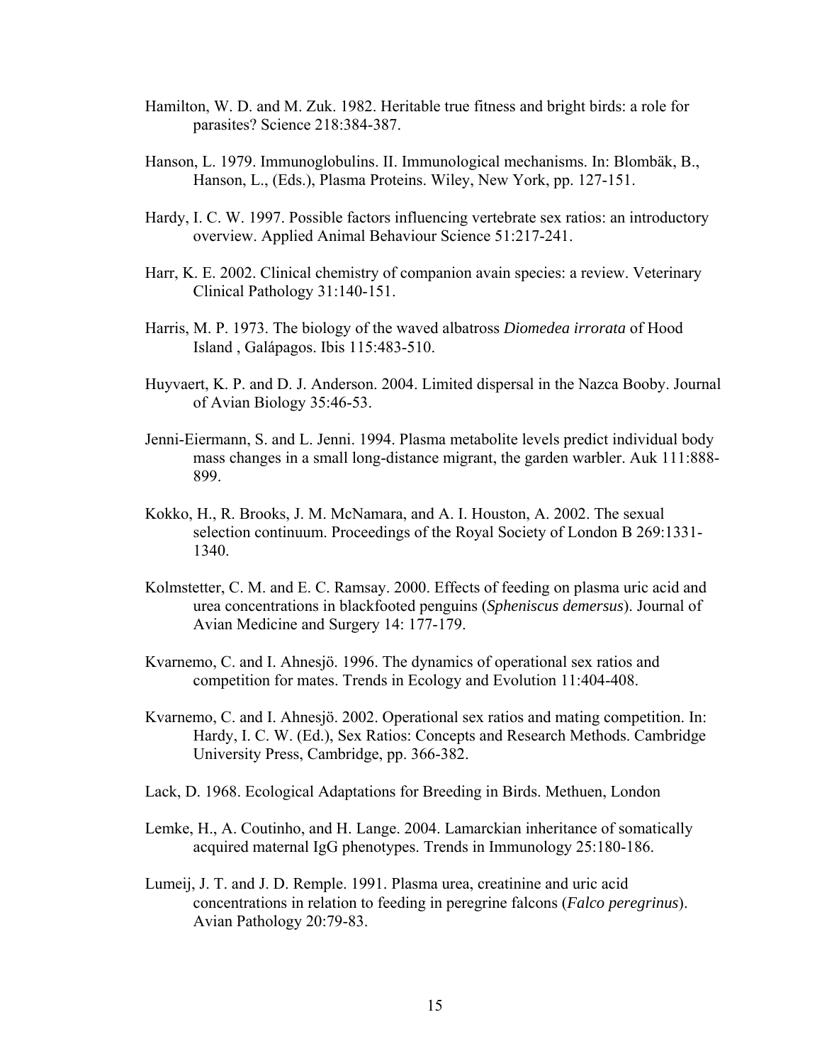Hamilton, W. D. and M. Zuk. 1982. Heritable true fitness and bright birds: a role for parasites? Science 218:384-387.

Hanson, L. 1979. Immunoglobulins. II. Immunological mechanisms. In: Blombäk, B., Hanson, L., (Eds.), Plasma Proteins. Wiley, New York, pp. 127-151.

Hardy, I. C. W. 1997. Possible factors influencing vertebrate sex ratios: an introductory overview. Applied Animal Behaviour Science 51:217-241.

Harr, K. E. 2002. Clinical chemistry of companion avain species: a review. Veterinary Clinical Pathology 31:140-151.

Harris, M. P. 1973. The biology of the waved albatross *Diomedea irrorata* of Hood Island , Galápagos. Ibis 115:483-510.

Huyvaert, K. P. and D. J. Anderson. 2004. Limited dispersal in the Nazca Booby. Journal of Avian Biology 35:46-53.

Jenni-Eiermann, S. and L. Jenni. 1994. Plasma metabolite levels predict individual body mass changes in a small long-distance migrant, the garden warbler. Auk 111:888-899.

Kokko, H., R. Brooks, J. M. McNamara, and A. I. Houston, A. 2002. The sexual selection continuum. Proceedings of the Royal Society of London B 269:1331-1340.

Kolmstetter, C. M. and E. C. Ramsay. 2000. Effects of feeding on plasma uric acid and urea concentrations in blackfooted penguins (*Spheniscus demersus*). Journal of Avian Medicine and Surgery 14: 177-179.

Kvarnemo, C. and I. Ahnesjö. 1996. The dynamics of operational sex ratios and competition for mates. Trends in Ecology and Evolution 11:404-408.

Kvarnemo, C. and I. Ahnesjö. 2002. Operational sex ratios and mating competition. In: Hardy, I. C. W. (Ed.), Sex Ratios: Concepts and Research Methods. Cambridge University Press, Cambridge, pp. 366-382.

Lack, D. 1968. Ecological Adaptations for Breeding in Birds. Methuen, London

Lemke, H., A. Coutinho, and H. Lange. 2004. Lamarckian inheritance of somatically acquired maternal IgG phenotypes. Trends in Immunology 25:180-186.

Lumeij, J. T. and J. D. Remple. 1991. Plasma urea, creatinine and uric acid concentrations in relation to feeding in peregrine falcons (*Falco peregrinus*). Avian Pathology 20:79-83.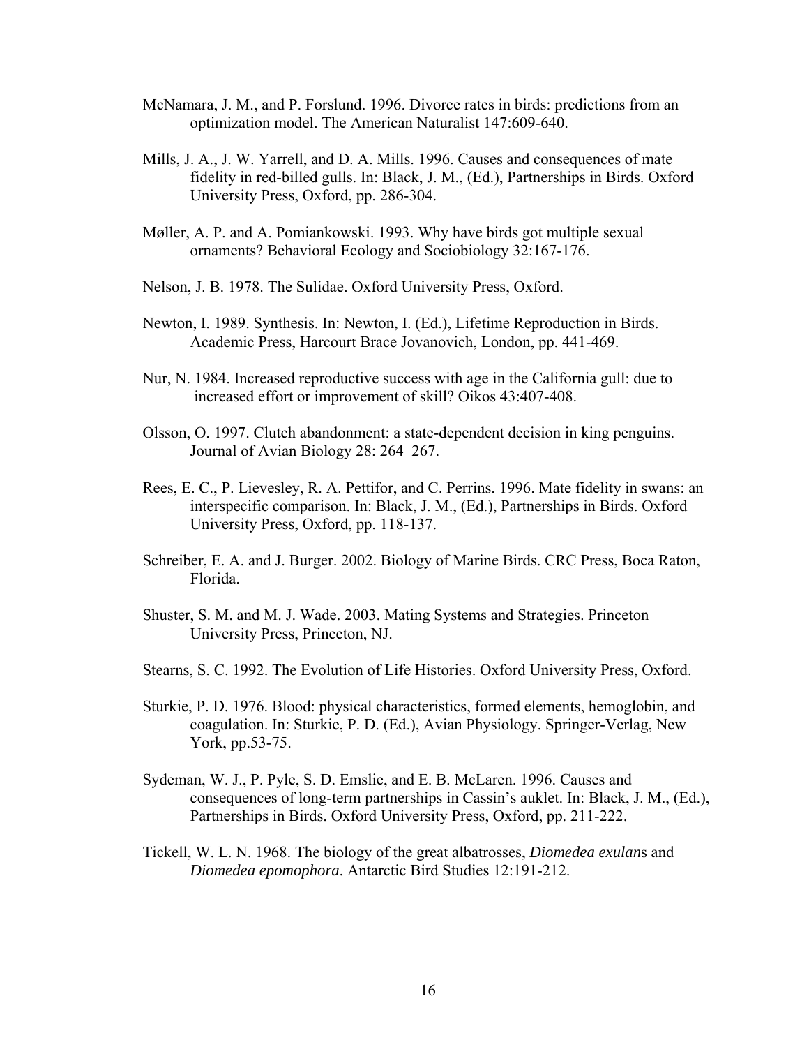McNamara, J. M., and P. Forslund. 1996. Divorce rates in birds: predictions from an optimization model. The American Naturalist 147:609-640.

Mills, J. A., J. W. Yarrell, and D. A. Mills. 1996. Causes and consequences of mate fidelity in red-billed gulls. In: Black, J. M., (Ed.), Partnerships in Birds. Oxford University Press, Oxford, pp. 286-304.

Møller, A. P. and A. Pomiankowski. 1993. Why have birds got multiple sexual ornaments? Behavioral Ecology and Sociobiology 32:167-176.

Nelson, J. B. 1978. The Sulidae. Oxford University Press, Oxford.

Newton, I. 1989. Synthesis. In: Newton, I. (Ed.), Lifetime Reproduction in Birds. Academic Press, Harcourt Brace Jovanovich, London, pp. 441-469.

Nur, N. 1984. Increased reproductive success with age in the California gull: due to increased effort or improvement of skill? Oikos 43:407-408.

Olsson, O. 1997. Clutch abandonment: a state-dependent decision in king penguins. Journal of Avian Biology 28: 264–267.

Rees, E. C., P. Lievesley, R. A. Pettifor, and C. Perrins. 1996. Mate fidelity in swans: an interspecific comparison. In: Black, J. M., (Ed.), Partnerships in Birds. Oxford University Press, Oxford, pp. 118-137.

Schreiber, E. A. and J. Burger. 2002. Biology of Marine Birds. CRC Press, Boca Raton, Florida.

Shuster, S. M. and M. J. Wade. 2003. Mating Systems and Strategies. Princeton University Press, Princeton, NJ.

Stearns, S. C. 1992. The Evolution of Life Histories. Oxford University Press, Oxford.

Sturkie, P. D. 1976. Blood: physical characteristics, formed elements, hemoglobin, and coagulation. In: Sturkie, P. D. (Ed.), Avian Physiology. Springer-Verlag, New York, pp.53-75.

Sydeman, W. J., P. Pyle, S. D. Emslie, and E. B. McLaren. 1996. Causes and consequences of long-term partnerships in Cassin's auklet. In: Black, J. M., (Ed.), Partnerships in Birds. Oxford University Press, Oxford, pp. 211-222.

Tickell, W. L. N. 1968. The biology of the great albatrosses, *Diomedea exulans* and *Diomedea epomophora*. Antarctic Bird Studies 12:191-212.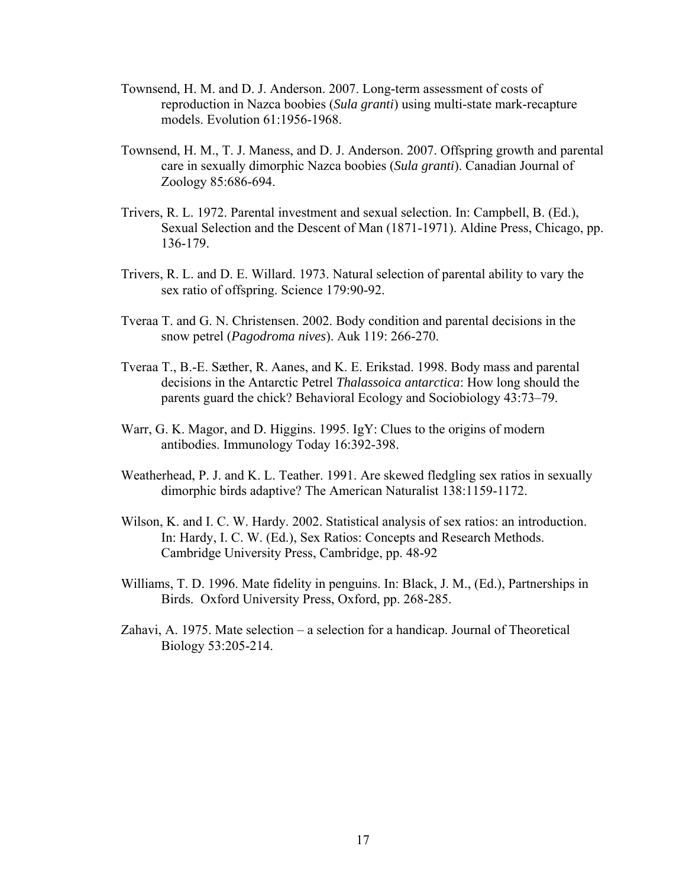Townsend, H. M. and D. J. Anderson. 2007. Long-term assessment of costs of reproduction in Nazca boobies (*Sula granti*) using multi-state mark-recapture models. Evolution 61:1956-1968.

Townsend, H. M., T. J. Maness, and D. J. Anderson. 2007. Offspring growth and parental care in sexually dimorphic Nazca boobies (*Sula granti*). Canadian Journal of Zoology 85:686-694.

Trivers, R. L. 1972. Parental investment and sexual selection. In: Campbell, B. (Ed.), Sexual Selection and the Descent of Man (1871-1971). Aldine Press, Chicago, pp. 136-179.

Trivers, R. L. and D. E. Willard. 1973. Natural selection of parental ability to vary the sex ratio of offspring. Science 179:90-92.

Tveraa T. and G. N. Christensen. 2002. Body condition and parental decisions in the snow petrel (*Pagodroma nives*). Auk 119: 266-270.

Tveraa T., B.-E. Sæther, R. Aanes, and K. E. Erikstad. 1998. Body mass and parental decisions in the Antarctic Petrel *Thalassoica antarctica*: How long should the parents guard the chick? Behavioral Ecology and Sociobiology 43:73–79.

Warr, G. K. Magor, and D. Higgins. 1995. IgY: Clues to the origins of modern antibodies. Immunology Today 16:392-398.

Weatherhead, P. J. and K. L. Teather. 1991. Are skewed fledgling sex ratios in sexually dimorphic birds adaptive? The American Naturalist 138:1159-1172.

Wilson, K. and I. C. W. Hardy. 2002. Statistical analysis of sex ratios: an introduction. In: Hardy, I. C. W. (Ed.), Sex Ratios: Concepts and Research Methods. Cambridge University Press, Cambridge, pp. 48-92

Williams, T. D. 1996. Mate fidelity in penguins. In: Black, J. M., (Ed.), Partnerships in Birds. Oxford University Press, Oxford, pp. 268-285.

Zahavi, A. 1975. Mate selection – a selection for a handicap. Journal of Theoretical Biology 53:205-214.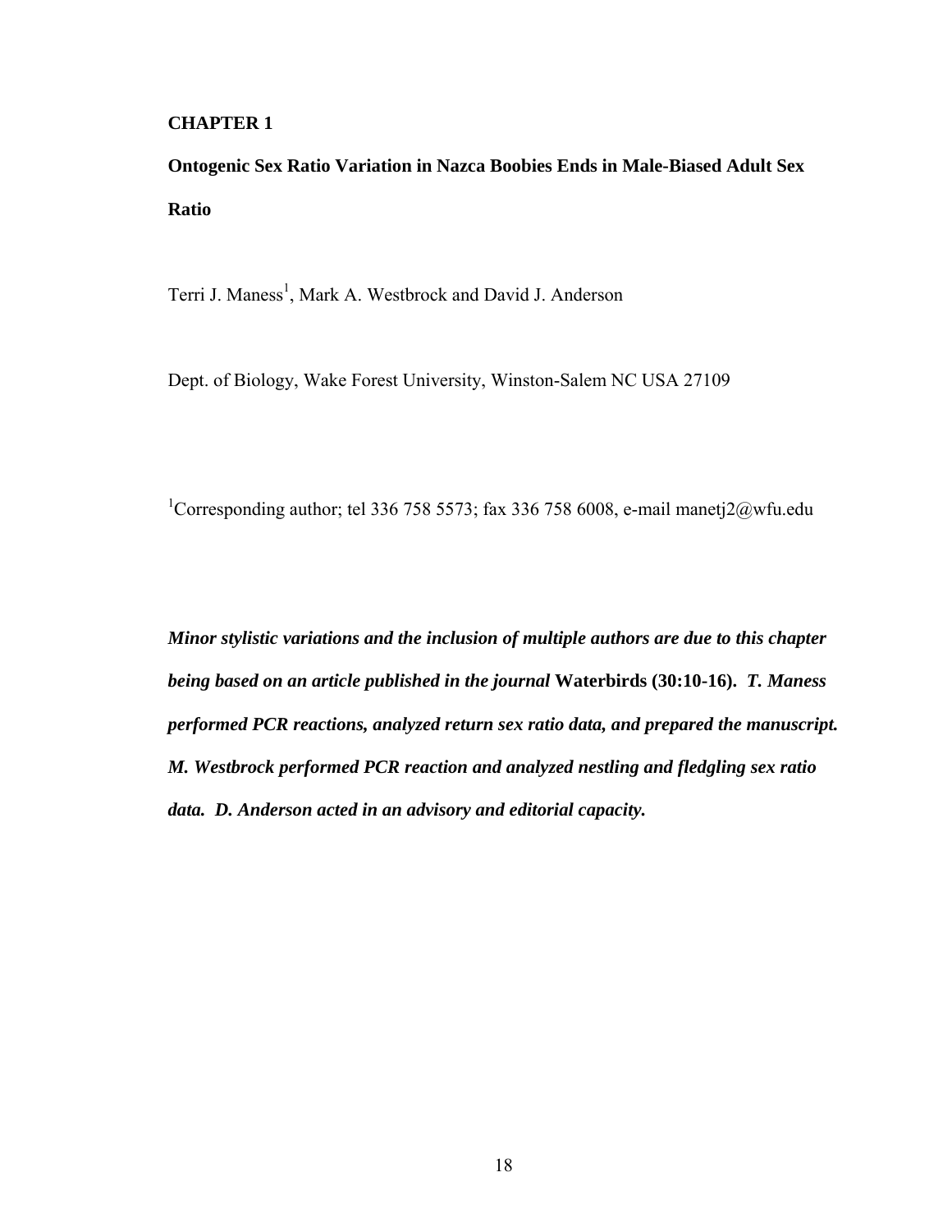# CHAPTER 1

## Ontogenic Sex Ratio Variation in Nazca Boobies Ends in Male-Biased Adult Sex Ratio

Terri J. Maness[1], Mark A. Westbrock and David J. Anderson

Dept. of Biology, Wake Forest University, Winston-Salem NC USA 27109

[1]Corresponding author; tel 336 758 5573; fax 336 758 6008, e-mail manetj2@wfu.edu

***Minor stylistic variations and the inclusion of multiple authors are due to this chapter being based on an article published in the journal* Waterbirds (30:10-16). *T. Maness performed PCR reactions, analyzed return sex ratio data, and prepared the manuscript. M. Westbrock performed PCR reaction and analyzed nestling and fledgling sex ratio data. D. Anderson acted in an advisory and editorial capacity.***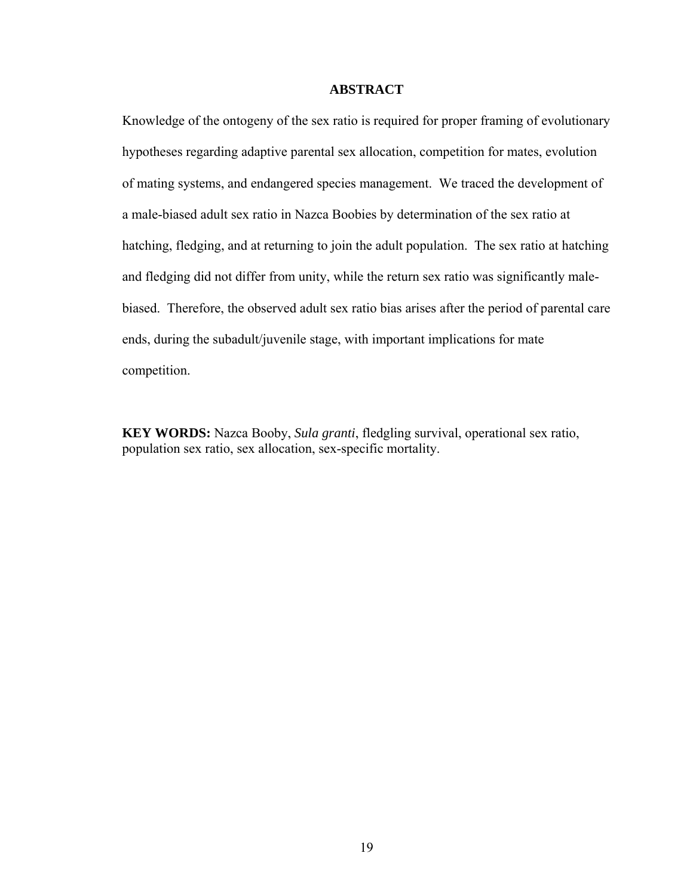## ABSTRACT

Knowledge of the ontogeny of the sex ratio is required for proper framing of evolutionary hypotheses regarding adaptive parental sex allocation, competition for mates, evolution of mating systems, and endangered species management. We traced the development of a male-biased adult sex ratio in Nazca Boobies by determination of the sex ratio at hatching, fledging, and at returning to join the adult population. The sex ratio at hatching and fledging did not differ from unity, while the return sex ratio was significantly male-biased. Therefore, the observed adult sex ratio bias arises after the period of parental care ends, during the subadult/juvenile stage, with important implications for mate competition.

**KEY WORDS:** Nazca Booby, *Sula granti*, fledgling survival, operational sex ratio, population sex ratio, sex allocation, sex-specific mortality.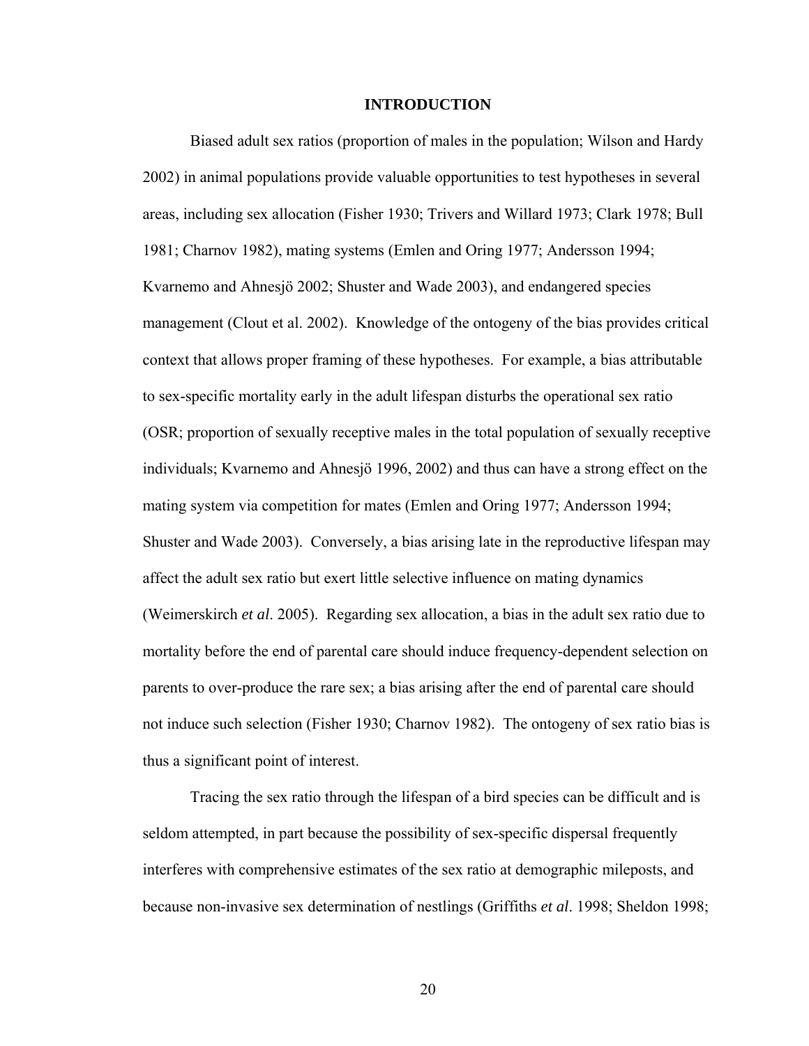# INTRODUCTION

Biased adult sex ratios (proportion of males in the population; Wilson and Hardy 2002) in animal populations provide valuable opportunities to test hypotheses in several areas, including sex allocation (Fisher 1930; Trivers and Willard 1973; Clark 1978; Bull 1981; Charnov 1982), mating systems (Emlen and Oring 1977; Andersson 1994; Kvarnemo and Ahnesjö 2002; Shuster and Wade 2003), and endangered species management (Clout et al. 2002). Knowledge of the ontogeny of the bias provides critical context that allows proper framing of these hypotheses. For example, a bias attributable to sex-specific mortality early in the adult lifespan disturbs the operational sex ratio (OSR; proportion of sexually receptive males in the total population of sexually receptive individuals; Kvarnemo and Ahnesjö 1996, 2002) and thus can have a strong effect on the mating system via competition for mates (Emlen and Oring 1977; Andersson 1994; Shuster and Wade 2003). Conversely, a bias arising late in the reproductive lifespan may affect the adult sex ratio but exert little selective influence on mating dynamics (Weimerskirch *et al*. 2005). Regarding sex allocation, a bias in the adult sex ratio due to mortality before the end of parental care should induce frequency-dependent selection on parents to over-produce the rare sex; a bias arising after the end of parental care should not induce such selection (Fisher 1930; Charnov 1982). The ontogeny of sex ratio bias is thus a significant point of interest.

Tracing the sex ratio through the lifespan of a bird species can be difficult and is seldom attempted, in part because the possibility of sex-specific dispersal frequently interferes with comprehensive estimates of the sex ratio at demographic mileposts, and because non-invasive sex determination of nestlings (Griffiths *et al*. 1998; Sheldon 1998;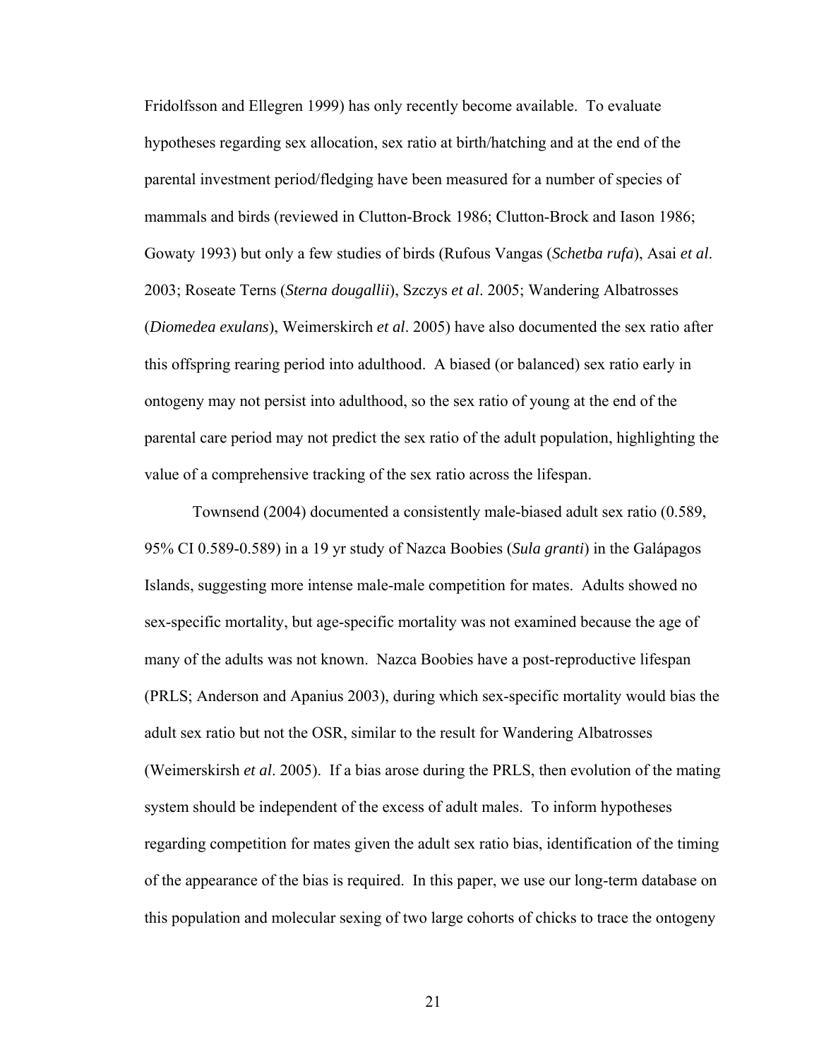Fridolfsson and Ellegren 1999) has only recently become available. To evaluate hypotheses regarding sex allocation, sex ratio at birth/hatching and at the end of the parental investment period/fledging have been measured for a number of species of mammals and birds (reviewed in Clutton-Brock 1986; Clutton-Brock and Iason 1986; Gowaty 1993) but only a few studies of birds (Rufous Vangas (*Schetba rufa*), Asai *et al*. 2003; Roseate Terns (*Sterna dougallii*), Szczys *et al*. 2005; Wandering Albatrosses (*Diomedea exulans*), Weimerskirch *et al*. 2005) have also documented the sex ratio after this offspring rearing period into adulthood. A biased (or balanced) sex ratio early in ontogeny may not persist into adulthood, so the sex ratio of young at the end of the parental care period may not predict the sex ratio of the adult population, highlighting the value of a comprehensive tracking of the sex ratio across the lifespan.

Townsend (2004) documented a consistently male-biased adult sex ratio (0.589, 95% CI 0.589-0.589) in a 19 yr study of Nazca Boobies (*Sula granti*) in the Galápagos Islands, suggesting more intense male-male competition for mates. Adults showed no sex-specific mortality, but age-specific mortality was not examined because the age of many of the adults was not known. Nazca Boobies have a post-reproductive lifespan (PRLS; Anderson and Apanius 2003), during which sex-specific mortality would bias the adult sex ratio but not the OSR, similar to the result for Wandering Albatrosses (Weimerskirsh *et al*. 2005). If a bias arose during the PRLS, then evolution of the mating system should be independent of the excess of adult males. To inform hypotheses regarding competition for mates given the adult sex ratio bias, identification of the timing of the appearance of the bias is required. In this paper, we use our long-term database on this population and molecular sexing of two large cohorts of chicks to trace the ontogeny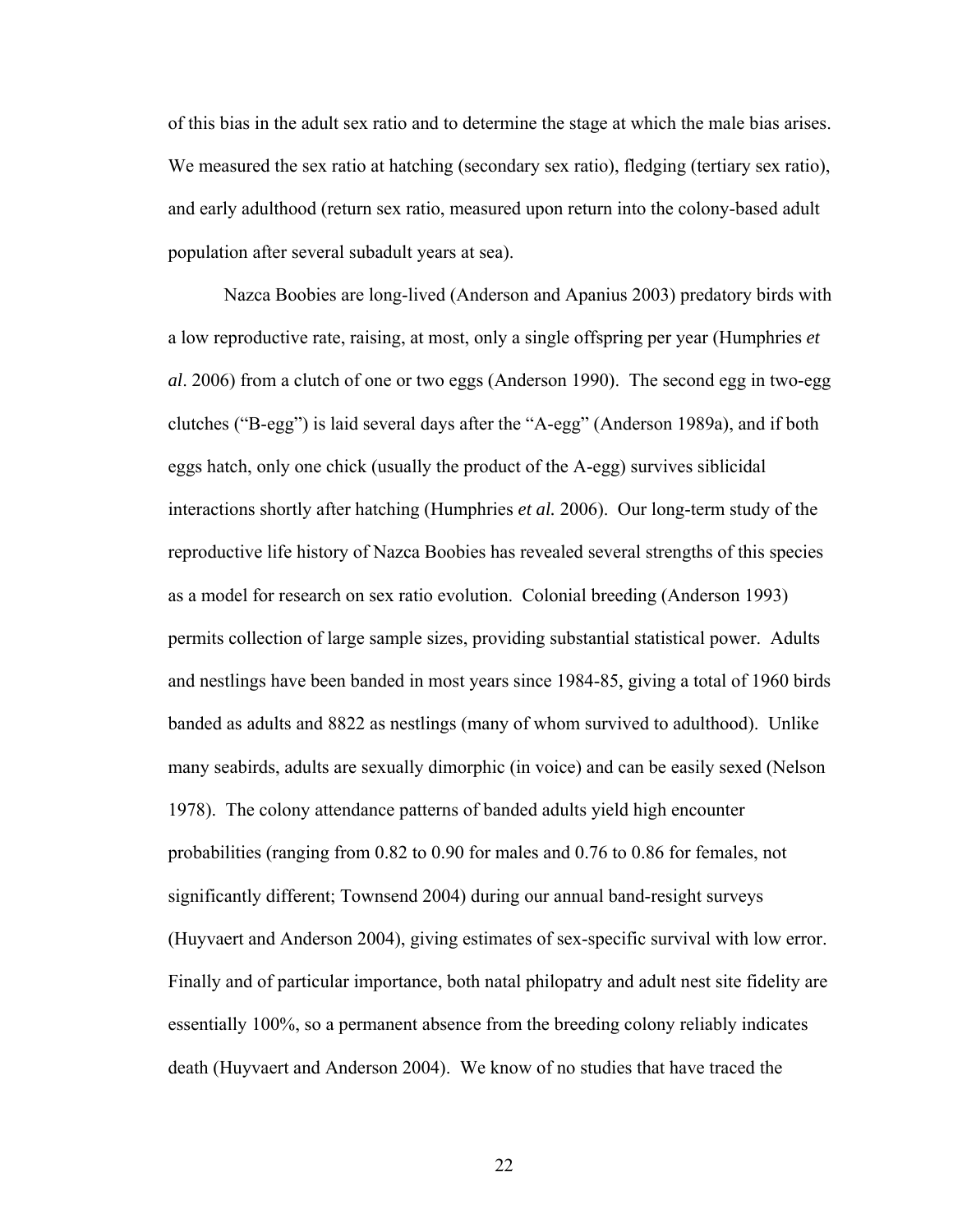of this bias in the adult sex ratio and to determine the stage at which the male bias arises. We measured the sex ratio at hatching (secondary sex ratio), fledging (tertiary sex ratio), and early adulthood (return sex ratio, measured upon return into the colony-based adult population after several subadult years at sea).

Nazca Boobies are long-lived (Anderson and Apanius 2003) predatory birds with a low reproductive rate, raising, at most, only a single offspring per year (Humphries *et al*. 2006) from a clutch of one or two eggs (Anderson 1990). The second egg in two-egg clutches ("B-egg") is laid several days after the "A-egg" (Anderson 1989a), and if both eggs hatch, only one chick (usually the product of the A-egg) survives siblicidal interactions shortly after hatching (Humphries *et al.* 2006). Our long-term study of the reproductive life history of Nazca Boobies has revealed several strengths of this species as a model for research on sex ratio evolution. Colonial breeding (Anderson 1993) permits collection of large sample sizes, providing substantial statistical power. Adults and nestlings have been banded in most years since 1984-85, giving a total of 1960 birds banded as adults and 8822 as nestlings (many of whom survived to adulthood). Unlike many seabirds, adults are sexually dimorphic (in voice) and can be easily sexed (Nelson 1978). The colony attendance patterns of banded adults yield high encounter probabilities (ranging from 0.82 to 0.90 for males and 0.76 to 0.86 for females, not significantly different; Townsend 2004) during our annual band-resight surveys (Huyvaert and Anderson 2004), giving estimates of sex-specific survival with low error. Finally and of particular importance, both natal philopatry and adult nest site fidelity are essentially 100%, so a permanent absence from the breeding colony reliably indicates death (Huyvaert and Anderson 2004). We know of no studies that have traced the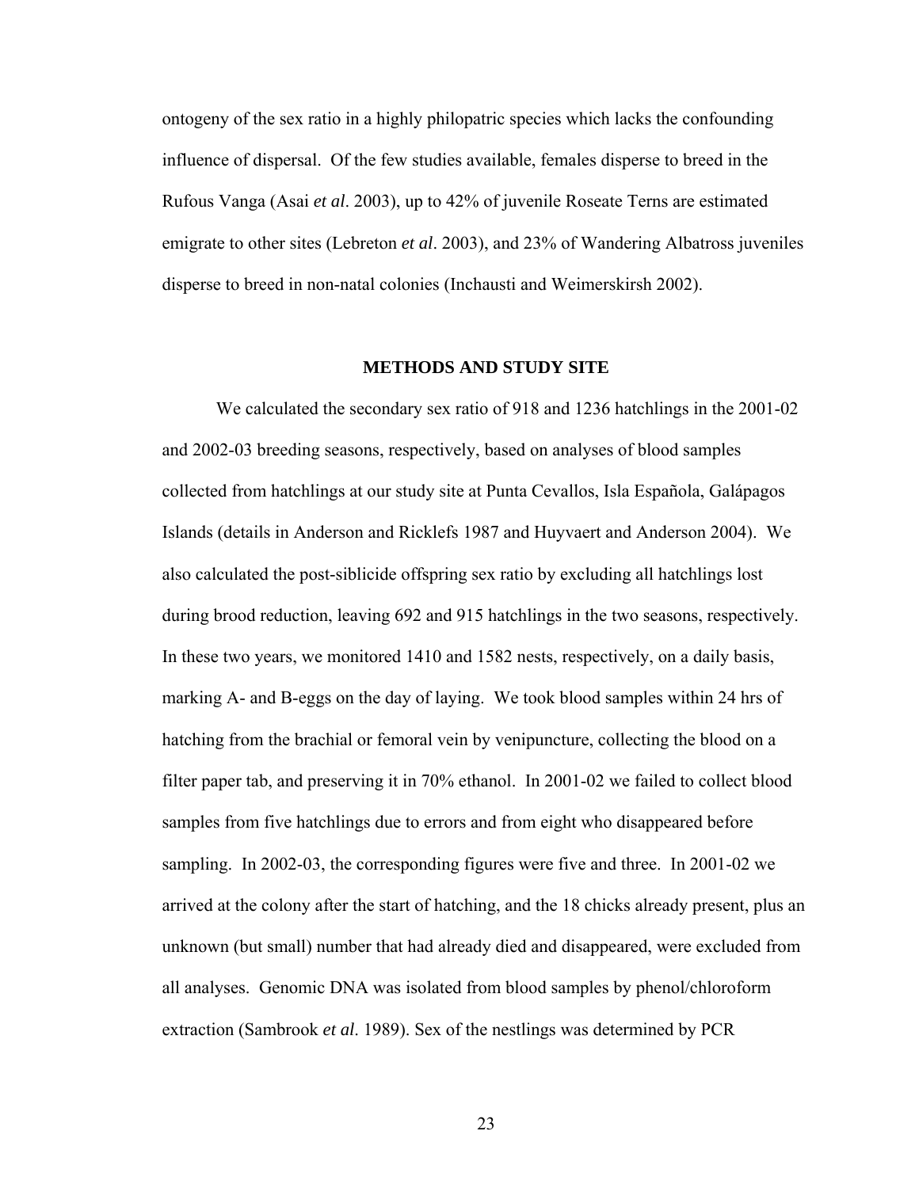ontogeny of the sex ratio in a highly philopatric species which lacks the confounding influence of dispersal. Of the few studies available, females disperse to breed in the Rufous Vanga (Asai *et al*. 2003), up to 42% of juvenile Roseate Terns are estimated emigrate to other sites (Lebreton *et al*. 2003), and 23% of Wandering Albatross juveniles disperse to breed in non-natal colonies (Inchausti and Weimerskirsh 2002).

## METHODS AND STUDY SITE

We calculated the secondary sex ratio of 918 and 1236 hatchlings in the 2001-02 and 2002-03 breeding seasons, respectively, based on analyses of blood samples collected from hatchlings at our study site at Punta Cevallos, Isla Española, Galápagos Islands (details in Anderson and Ricklefs 1987 and Huyvaert and Anderson 2004). We also calculated the post-siblicide offspring sex ratio by excluding all hatchlings lost during brood reduction, leaving 692 and 915 hatchlings in the two seasons, respectively. In these two years, we monitored 1410 and 1582 nests, respectively, on a daily basis, marking A- and B-eggs on the day of laying. We took blood samples within 24 hrs of hatching from the brachial or femoral vein by venipuncture, collecting the blood on a filter paper tab, and preserving it in 70% ethanol. In 2001-02 we failed to collect blood samples from five hatchlings due to errors and from eight who disappeared before sampling. In 2002-03, the corresponding figures were five and three. In 2001-02 we arrived at the colony after the start of hatching, and the 18 chicks already present, plus an unknown (but small) number that had already died and disappeared, were excluded from all analyses. Genomic DNA was isolated from blood samples by phenol/chloroform extraction (Sambrook *et al.* 1989). Sex of the nestlings was determined by PCR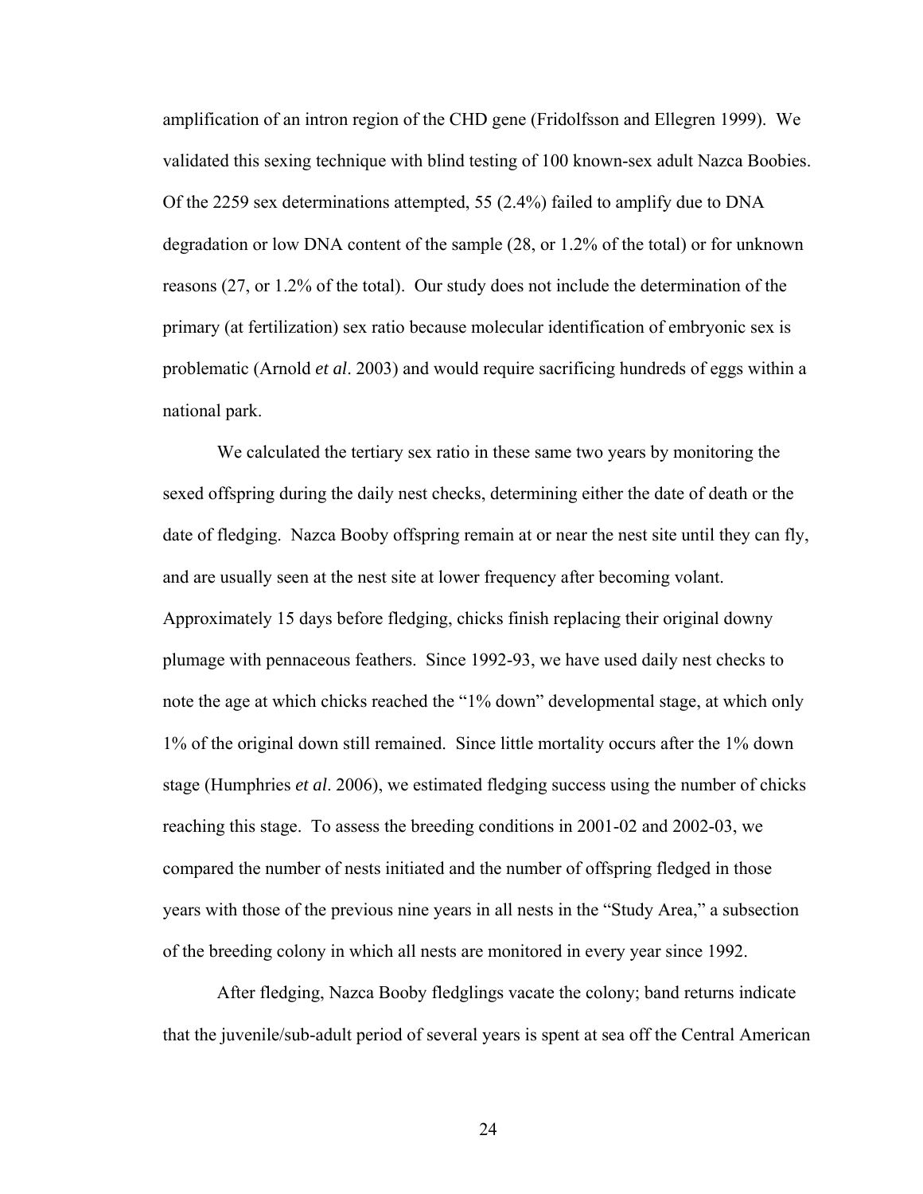amplification of an intron region of the CHD gene (Fridolfsson and Ellegren 1999). We validated this sexing technique with blind testing of 100 known-sex adult Nazca Boobies. Of the 2259 sex determinations attempted, 55 (2.4%) failed to amplify due to DNA degradation or low DNA content of the sample (28, or 1.2% of the total) or for unknown reasons (27, or 1.2% of the total). Our study does not include the determination of the primary (at fertilization) sex ratio because molecular identification of embryonic sex is problematic (Arnold *et al*. 2003) and would require sacrificing hundreds of eggs within a national park.

We calculated the tertiary sex ratio in these same two years by monitoring the sexed offspring during the daily nest checks, determining either the date of death or the date of fledging. Nazca Booby offspring remain at or near the nest site until they can fly, and are usually seen at the nest site at lower frequency after becoming volant. Approximately 15 days before fledging, chicks finish replacing their original downy plumage with pennaceous feathers. Since 1992-93, we have used daily nest checks to note the age at which chicks reached the "1% down" developmental stage, at which only 1% of the original down still remained. Since little mortality occurs after the 1% down stage (Humphries *et al*. 2006), we estimated fledging success using the number of chicks reaching this stage. To assess the breeding conditions in 2001-02 and 2002-03, we compared the number of nests initiated and the number of offspring fledged in those years with those of the previous nine years in all nests in the "Study Area," a subsection of the breeding colony in which all nests are monitored in every year since 1992.

After fledging, Nazca Booby fledglings vacate the colony; band returns indicate that the juvenile/sub-adult period of several years is spent at sea off the Central American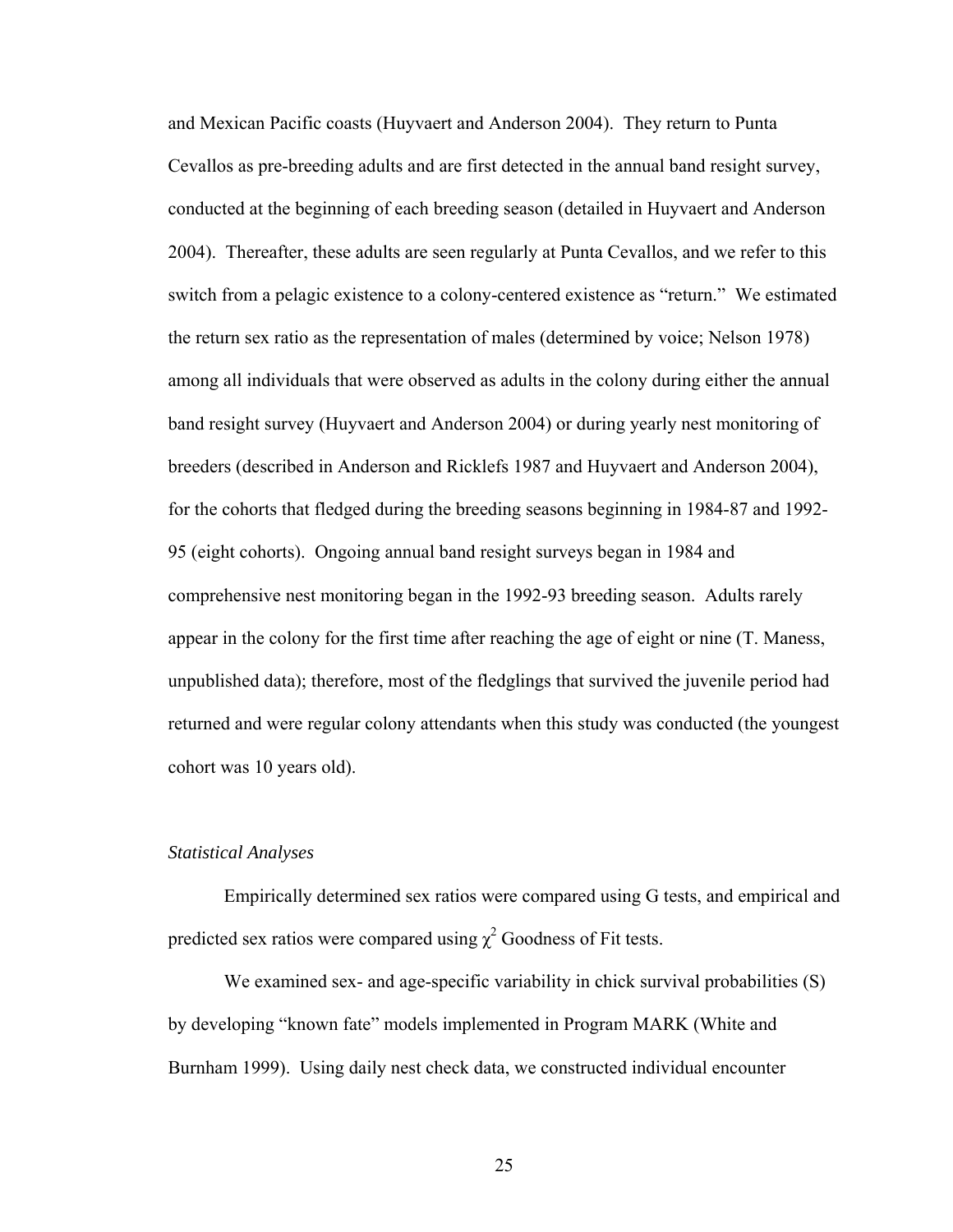and Mexican Pacific coasts (Huyvaert and Anderson 2004). They return to Punta Cevallos as pre-breeding adults and are first detected in the annual band resight survey, conducted at the beginning of each breeding season (detailed in Huyvaert and Anderson 2004). Thereafter, these adults are seen regularly at Punta Cevallos, and we refer to this switch from a pelagic existence to a colony-centered existence as "return." We estimated the return sex ratio as the representation of males (determined by voice; Nelson 1978) among all individuals that were observed as adults in the colony during either the annual band resight survey (Huyvaert and Anderson 2004) or during yearly nest monitoring of breeders (described in Anderson and Ricklefs 1987 and Huyvaert and Anderson 2004), for the cohorts that fledged during the breeding seasons beginning in 1984-87 and 1992-95 (eight cohorts). Ongoing annual band resight surveys began in 1984 and comprehensive nest monitoring began in the 1992-93 breeding season. Adults rarely appear in the colony for the first time after reaching the age of eight or nine (T. Maness, unpublished data); therefore, most of the fledglings that survived the juvenile period had returned and were regular colony attendants when this study was conducted (the youngest cohort was 10 years old).

*Statistical Analyses*

Empirically determined sex ratios were compared using G tests, and empirical and predicted sex ratios were compared using $\chi^2$ Goodness of Fit tests.

We examined sex- and age-specific variability in chick survival probabilities (S) by developing "known fate" models implemented in Program MARK (White and Burnham 1999). Using daily nest check data, we constructed individual encounter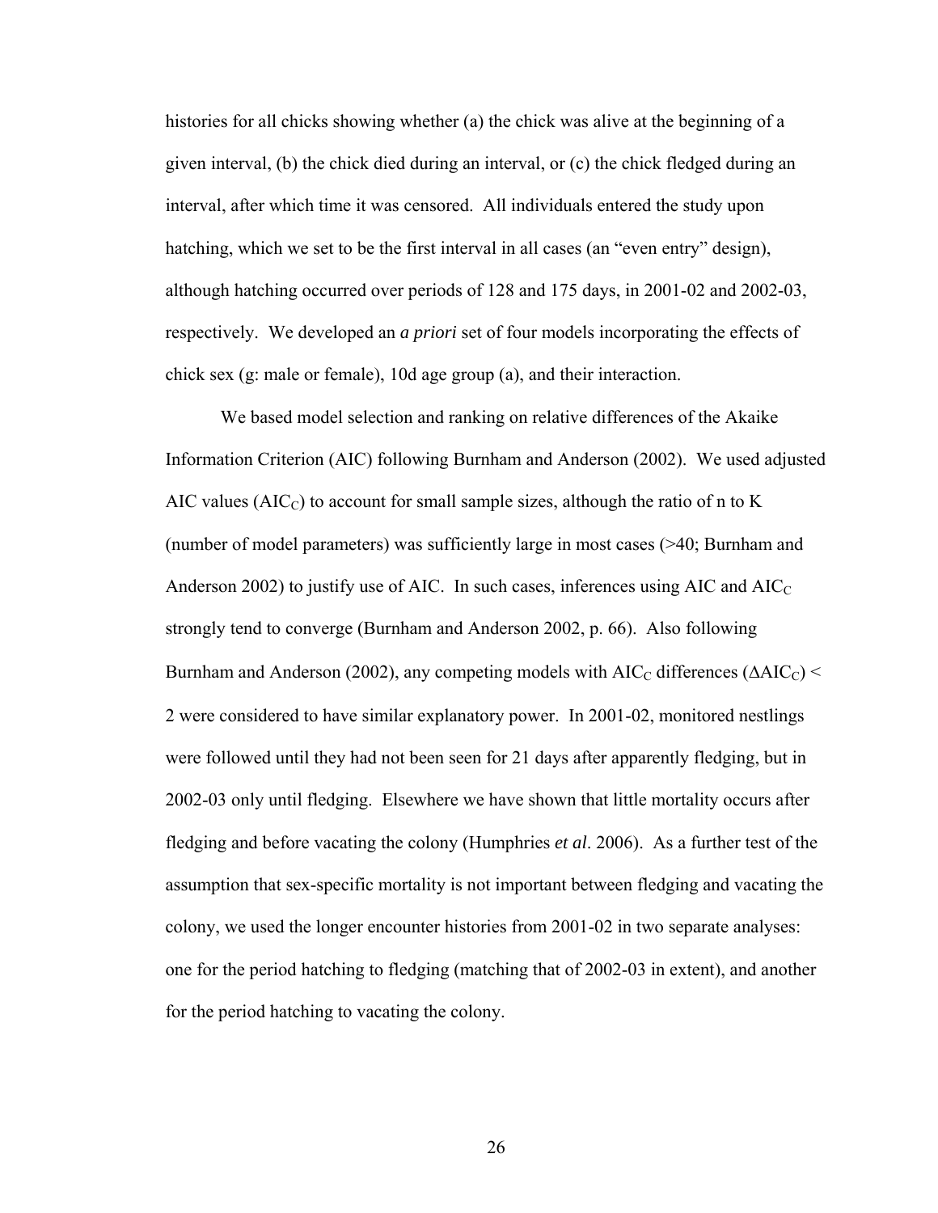histories for all chicks showing whether (a) the chick was alive at the beginning of a given interval, (b) the chick died during an interval, or (c) the chick fledged during an interval, after which time it was censored. All individuals entered the study upon hatching, which we set to be the first interval in all cases (an "even entry" design), although hatching occurred over periods of 128 and 175 days, in 2001-02 and 2002-03, respectively. We developed an *a priori* set of four models incorporating the effects of chick sex (g: male or female), 10d age group (a), and their interaction.

We based model selection and ranking on relative differences of the Akaike Information Criterion (AIC) following Burnham and Anderson (2002). We used adjusted AIC values ($AIC_C$) to account for small sample sizes, although the ratio of n to K (number of model parameters) was sufficiently large in most cases (>40; Burnham and Anderson 2002) to justify use of AIC. In such cases, inferences using AIC and $AIC_C$ strongly tend to converge (Burnham and Anderson 2002, p. 66). Also following Burnham and Anderson (2002), any competing models with $AIC_C$ differences ($\Delta AIC_C$) < 2 were considered to have similar explanatory power. In 2001-02, monitored nestlings were followed until they had not been seen for 21 days after apparently fledging, but in 2002-03 only until fledging. Elsewhere we have shown that little mortality occurs after fledging and before vacating the colony (Humphries *et al*. 2006). As a further test of the assumption that sex-specific mortality is not important between fledging and vacating the colony, we used the longer encounter histories from 2001-02 in two separate analyses: one for the period hatching to fledging (matching that of 2002-03 in extent), and another for the period hatching to vacating the colony.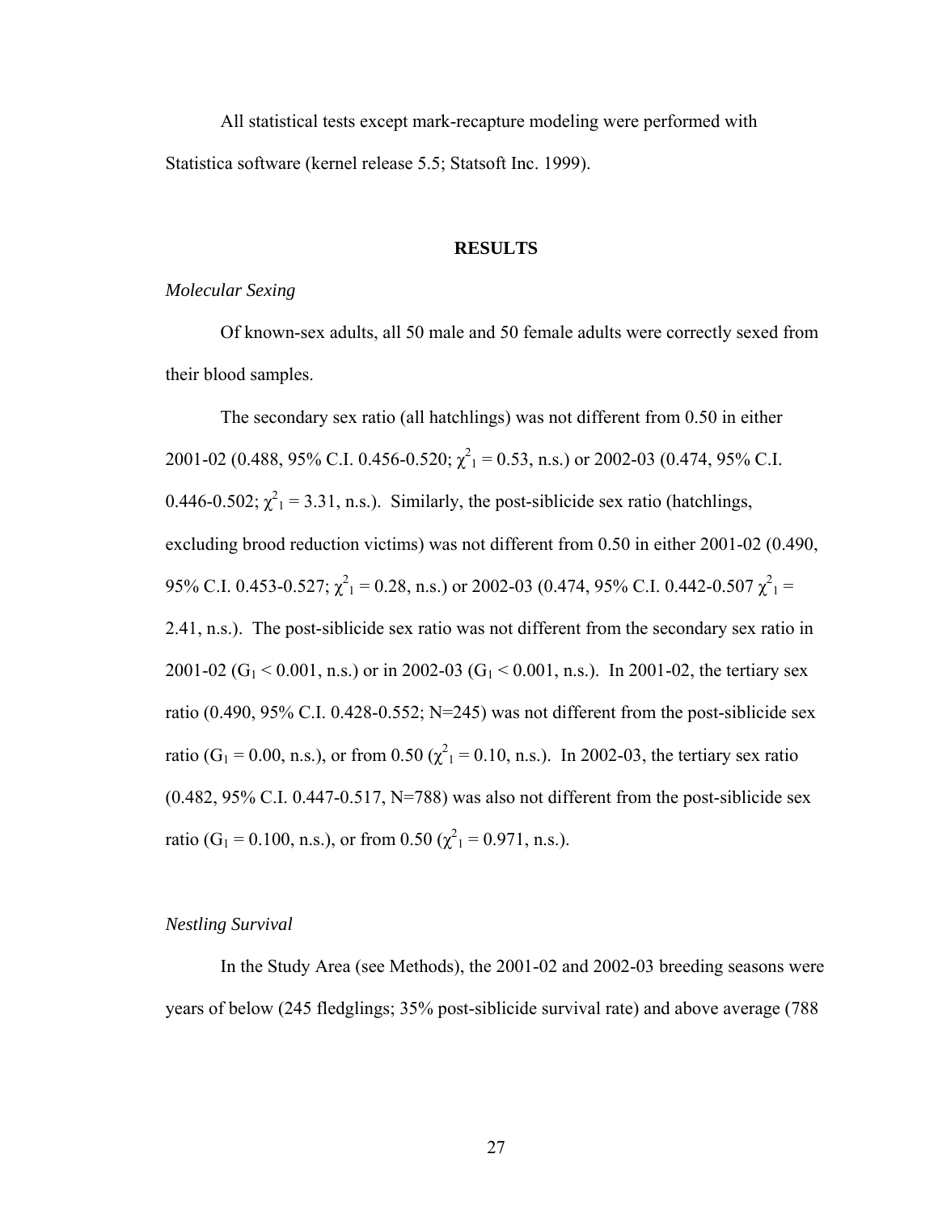All statistical tests except mark-recapture modeling were performed with Statistica software (kernel release 5.5; Statsoft Inc. 1999).

## RESULTS

### *Molecular Sexing*

Of known-sex adults, all 50 male and 50 female adults were correctly sexed from their blood samples.

The secondary sex ratio (all hatchlings) was not different from 0.50 in either 2001-02 (0.488, 95% C.I. 0.456-0.520; $\chi^2_1 = 0.53$, n.s.) or 2002-03 (0.474, 95% C.I. 0.446-0.502; $\chi^2_1 = 3.31$, n.s.). Similarly, the post-siblicide sex ratio (hatchlings, excluding brood reduction victims) was not different from 0.50 in either 2001-02 (0.490, 95% C.I. 0.453-0.527; $\chi^2_1 = 0.28$, n.s.) or 2002-03 (0.474, 95% C.I. 0.442-0.507 $\chi^2_1 = 2.41$, n.s.). The post-siblicide sex ratio was not different from the secondary sex ratio in 2001-02 ($G_1 < 0.001$, n.s.) or in 2002-03 ($G_1 < 0.001$, n.s.). In 2001-02, the tertiary sex ratio (0.490, 95% C.I. 0.428-0.552; N=245) was not different from the post-siblicide sex ratio ($G_1 = 0.00$, n.s.), or from 0.50 ($\chi^2_1 = 0.10$, n.s.). In 2002-03, the tertiary sex ratio (0.482, 95% C.I. 0.447-0.517, N=788) was also not different from the post-siblicide sex ratio ($G_1 = 0.100$, n.s.), or from 0.50 ($\chi^2_1 = 0.971$, n.s.).

### *Nestling Survival*

In the Study Area (see Methods), the 2001-02 and 2002-03 breeding seasons were years of below (245 fledglings; 35% post-siblicide survival rate) and above average (788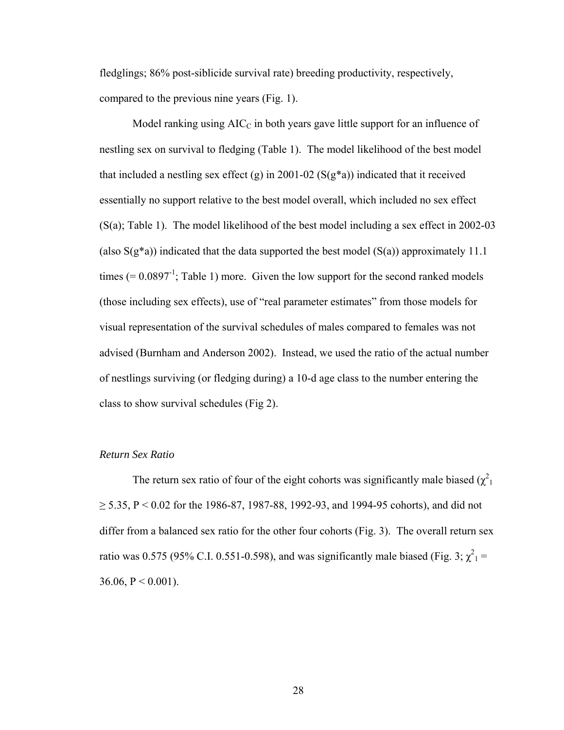fledglings; 86% post-siblicide survival rate) breeding productivity, respectively, compared to the previous nine years (Fig. 1).

Model ranking using $AIC_C$ in both years gave little support for an influence of nestling sex on survival to fledging (Table 1). The model likelihood of the best model that included a nestling sex effect (g) in 2001-02 (S(g*a)) indicated that it received essentially no support relative to the best model overall, which included no sex effect (S(a); Table 1). The model likelihood of the best model including a sex effect in 2002-03 (also S(g*a)) indicated that the data supported the best model (S(a)) approximately 11.1 times (= $0.0897^{-1}$; Table 1) more. Given the low support for the second ranked models (those including sex effects), use of "real parameter estimates" from those models for visual representation of the survival schedules of males compared to females was not advised (Burnham and Anderson 2002). Instead, we used the ratio of the actual number of nestlings surviving (or fledging during) a 10-d age class to the number entering the class to show survival schedules (Fig 2).

*Return Sex Ratio*

The return sex ratio of four of the eight cohorts was significantly male biased ($\chi^2_1 \geq 5.35$, $P < 0.02$ for the 1986-87, 1987-88, 1992-93, and 1994-95 cohorts), and did not differ from a balanced sex ratio for the other four cohorts (Fig. 3). The overall return sex ratio was 0.575 (95% C.I. 0.551-0.598), and was significantly male biased (Fig. 3; $\chi^2_1 = 36.06$, $P < 0.001$).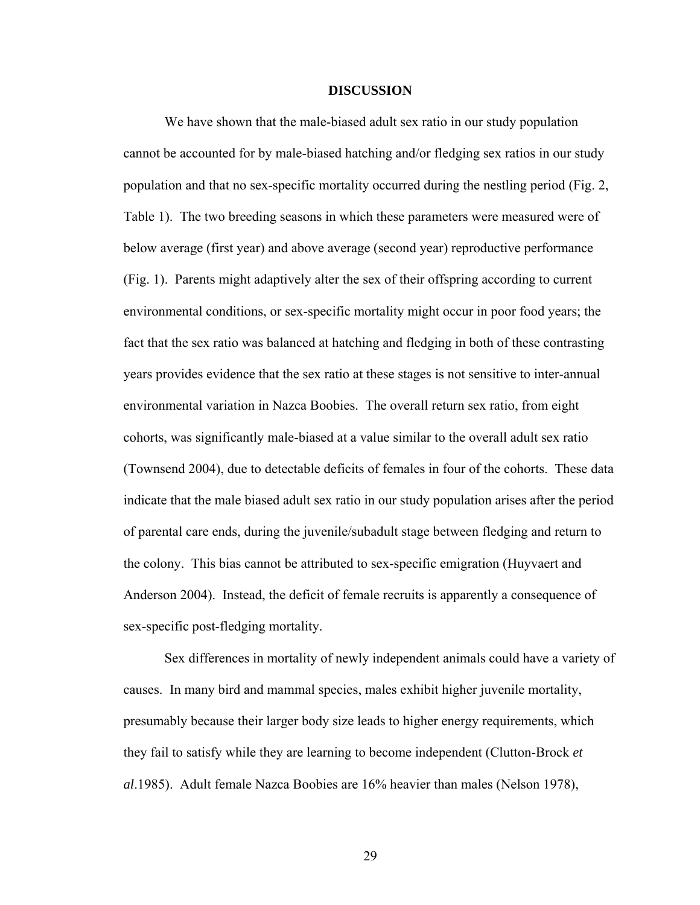## DISCUSSION

We have shown that the male-biased adult sex ratio in our study population cannot be accounted for by male-biased hatching and/or fledging sex ratios in our study population and that no sex-specific mortality occurred during the nestling period (Fig. 2, Table 1). The two breeding seasons in which these parameters were measured were of below average (first year) and above average (second year) reproductive performance (Fig. 1). Parents might adaptively alter the sex of their offspring according to current environmental conditions, or sex-specific mortality might occur in poor food years; the fact that the sex ratio was balanced at hatching and fledging in both of these contrasting years provides evidence that the sex ratio at these stages is not sensitive to inter-annual environmental variation in Nazca Boobies. The overall return sex ratio, from eight cohorts, was significantly male-biased at a value similar to the overall adult sex ratio (Townsend 2004), due to detectable deficits of females in four of the cohorts. These data indicate that the male biased adult sex ratio in our study population arises after the period of parental care ends, during the juvenile/subadult stage between fledging and return to the colony. This bias cannot be attributed to sex-specific emigration (Huyvaert and Anderson 2004). Instead, the deficit of female recruits is apparently a consequence of sex-specific post-fledging mortality.

Sex differences in mortality of newly independent animals could have a variety of causes. In many bird and mammal species, males exhibit higher juvenile mortality, presumably because their larger body size leads to higher energy requirements, which they fail to satisfy while they are learning to become independent (Clutton-Brock *et al.*1985). Adult female Nazca Boobies are 16% heavier than males (Nelson 1978),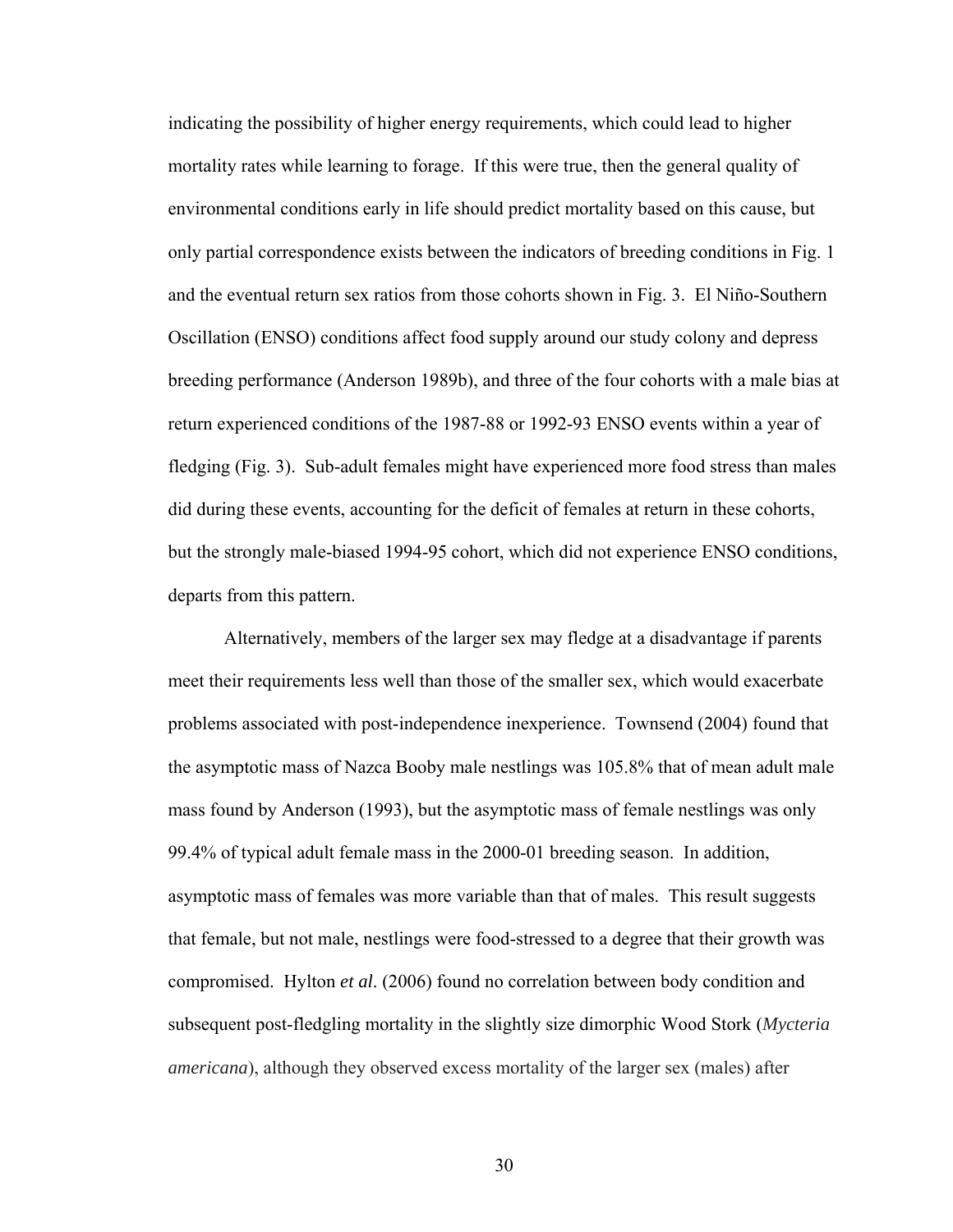indicating the possibility of higher energy requirements, which could lead to higher mortality rates while learning to forage. If this were true, then the general quality of environmental conditions early in life should predict mortality based on this cause, but only partial correspondence exists between the indicators of breeding conditions in Fig. 1 and the eventual return sex ratios from those cohorts shown in Fig. 3. El Niño-Southern Oscillation (ENSO) conditions affect food supply around our study colony and depress breeding performance (Anderson 1989b), and three of the four cohorts with a male bias at return experienced conditions of the 1987-88 or 1992-93 ENSO events within a year of fledging (Fig. 3). Sub-adult females might have experienced more food stress than males did during these events, accounting for the deficit of females at return in these cohorts, but the strongly male-biased 1994-95 cohort, which did not experience ENSO conditions, departs from this pattern.

Alternatively, members of the larger sex may fledge at a disadvantage if parents meet their requirements less well than those of the smaller sex, which would exacerbate problems associated with post-independence inexperience. Townsend (2004) found that the asymptotic mass of Nazca Booby male nestlings was 105.8% that of mean adult male mass found by Anderson (1993), but the asymptotic mass of female nestlings was only 99.4% of typical adult female mass in the 2000-01 breeding season. In addition, asymptotic mass of females was more variable than that of males. This result suggests that female, but not male, nestlings were food-stressed to a degree that their growth was compromised. Hylton *et al*. (2006) found no correlation between body condition and subsequent post-fledgling mortality in the slightly size dimorphic Wood Stork (*Mycteria americana*), although they observed excess mortality of the larger sex (males) after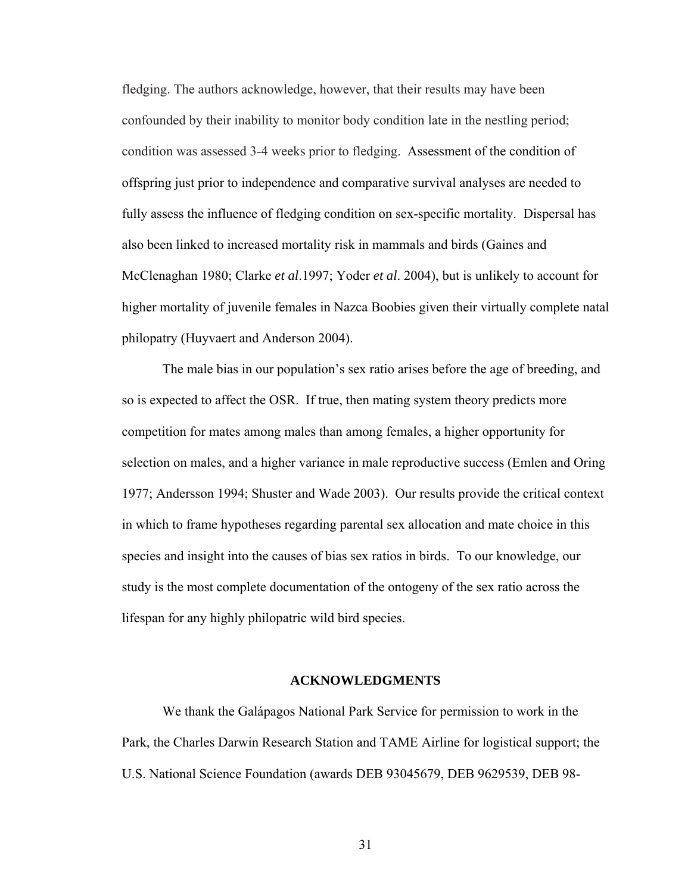fledging. The authors acknowledge, however, that their results may have been confounded by their inability to monitor body condition late in the nestling period; condition was assessed 3-4 weeks prior to fledging. Assessment of the condition of offspring just prior to independence and comparative survival analyses are needed to fully assess the influence of fledging condition on sex-specific mortality. Dispersal has also been linked to increased mortality risk in mammals and birds (Gaines and McClenaghan 1980; Clarke *et al*.1997; Yoder *et al*. 2004), but is unlikely to account for higher mortality of juvenile females in Nazca Boobies given their virtually complete natal philopatry (Huyvaert and Anderson 2004).

The male bias in our population's sex ratio arises before the age of breeding, and so is expected to affect the OSR. If true, then mating system theory predicts more competition for mates among males than among females, a higher opportunity for selection on males, and a higher variance in male reproductive success (Emlen and Oring 1977; Andersson 1994; Shuster and Wade 2003). Our results provide the critical context in which to frame hypotheses regarding parental sex allocation and mate choice in this species and insight into the causes of bias sex ratios in birds. To our knowledge, our study is the most complete documentation of the ontogeny of the sex ratio across the lifespan for any highly philopatric wild bird species.

## ACKNOWLEDGMENTS

We thank the Galápagos National Park Service for permission to work in the Park, the Charles Darwin Research Station and TAME Airline for logistical support; the U.S. National Science Foundation (awards DEB 93045679, DEB 9629539, DEB 98-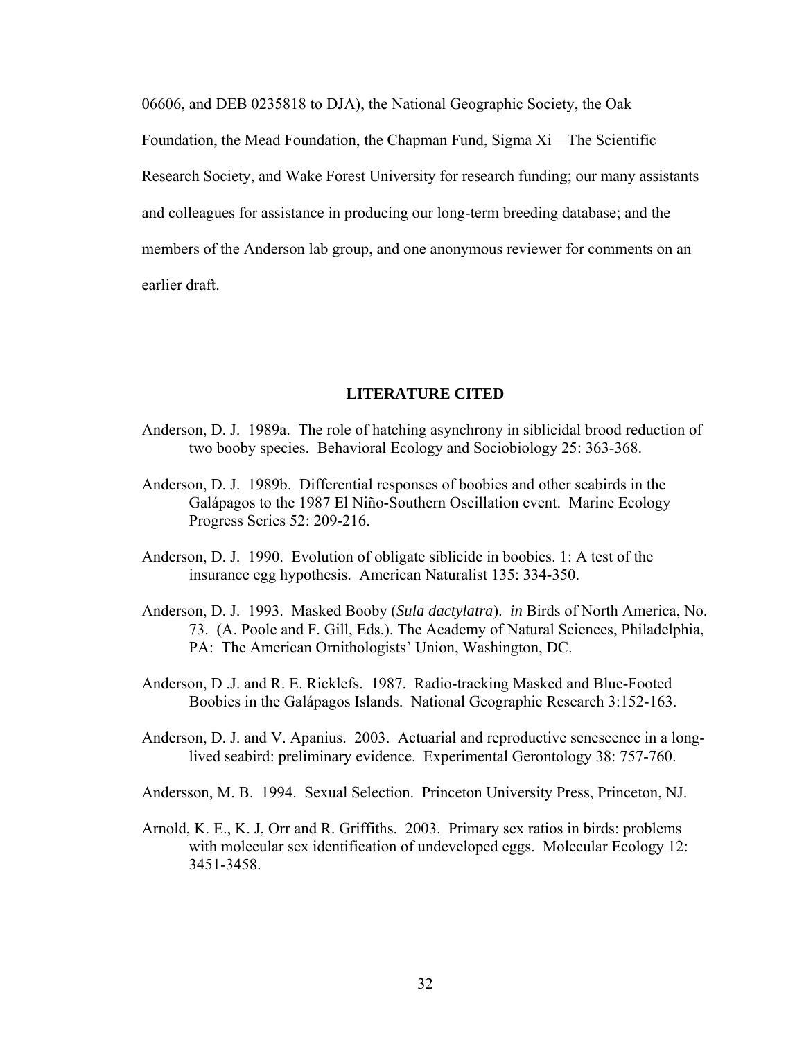06606, and DEB 0235818 to DJA), the National Geographic Society, the Oak Foundation, the Mead Foundation, the Chapman Fund, Sigma Xi—The Scientific Research Society, and Wake Forest University for research funding; our many assistants and colleagues for assistance in producing our long-term breeding database; and the members of the Anderson lab group, and one anonymous reviewer for comments on an earlier draft.

## LITERATURE CITED

Anderson, D. J. 1989a. The role of hatching asynchrony in siblicidal brood reduction of two booby species. Behavioral Ecology and Sociobiology 25: 363-368.

Anderson, D. J. 1989b. Differential responses of boobies and other seabirds in the Galápagos to the 1987 El Niño-Southern Oscillation event. Marine Ecology Progress Series 52: 209-216.

Anderson, D. J. 1990. Evolution of obligate siblicide in boobies. 1: A test of the insurance egg hypothesis. American Naturalist 135: 334-350.

Anderson, D. J. 1993. Masked Booby (*Sula dactylatra*). *in* Birds of North America, No. 73. (A. Poole and F. Gill, Eds.). The Academy of Natural Sciences, Philadelphia, PA: The American Ornithologists' Union, Washington, DC.

Anderson, D .J. and R. E. Ricklefs. 1987. Radio-tracking Masked and Blue-Footed Boobies in the Galápagos Islands. National Geographic Research 3:152-163.

Anderson, D. J. and V. Apanius. 2003. Actuarial and reproductive senescence in a long-lived seabird: preliminary evidence. Experimental Gerontology 38: 757-760.

Andersson, M. B. 1994. Sexual Selection. Princeton University Press, Princeton, NJ.

Arnold, K. E., K. J, Orr and R. Griffiths. 2003. Primary sex ratios in birds: problems with molecular sex identification of undeveloped eggs. Molecular Ecology 12: 3451-3458.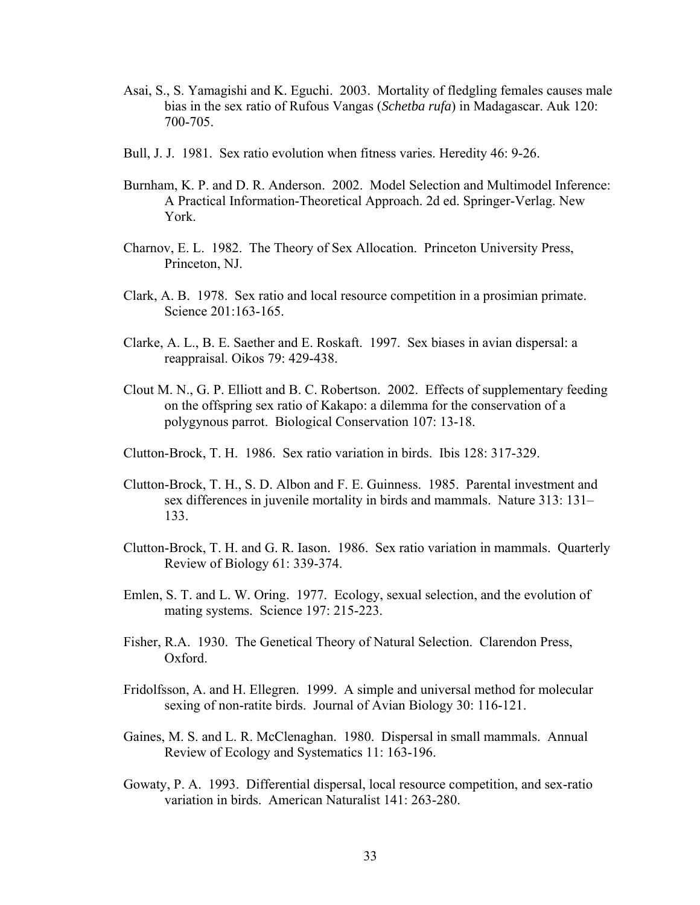Asai, S., S. Yamagishi and K. Eguchi. 2003. Mortality of fledgling females causes male bias in the sex ratio of Rufous Vangas (*Schetba rufa*) in Madagascar. Auk 120: 700-705.

Bull, J. J. 1981. Sex ratio evolution when fitness varies. Heredity 46: 9-26.

Burnham, K. P. and D. R. Anderson. 2002. Model Selection and Multimodel Inference: A Practical Information-Theoretical Approach. 2d ed. Springer-Verlag. New York.

Charnov, E. L. 1982. The Theory of Sex Allocation. Princeton University Press, Princeton, NJ.

Clark, A. B. 1978. Sex ratio and local resource competition in a prosimian primate. Science 201:163-165.

Clarke, A. L., B. E. Saether and E. Roskaft. 1997. Sex biases in avian dispersal: a reappraisal. Oikos 79: 429-438.

Clout M. N., G. P. Elliott and B. C. Robertson. 2002. Effects of supplementary feeding on the offspring sex ratio of Kakapo: a dilemma for the conservation of a polygynous parrot. Biological Conservation 107: 13-18.

Clutton-Brock, T. H. 1986. Sex ratio variation in birds. Ibis 128: 317-329.

Clutton-Brock, T. H., S. D. Albon and F. E. Guinness. 1985. Parental investment and sex differences in juvenile mortality in birds and mammals. Nature 313: 131–133.

Clutton-Brock, T. H. and G. R. Iason. 1986. Sex ratio variation in mammals. Quarterly Review of Biology 61: 339-374.

Emlen, S. T. and L. W. Oring. 1977. Ecology, sexual selection, and the evolution of mating systems. Science 197: 215-223.

Fisher, R.A. 1930. The Genetical Theory of Natural Selection. Clarendon Press, Oxford.

Fridolfsson, A. and H. Ellegren. 1999. A simple and universal method for molecular sexing of non-ratite birds. Journal of Avian Biology 30: 116-121.

Gaines, M. S. and L. R. McClenaghan. 1980. Dispersal in small mammals. Annual Review of Ecology and Systematics 11: 163-196.

Gowaty, P. A. 1993. Differential dispersal, local resource competition, and sex-ratio variation in birds. American Naturalist 141: 263-280.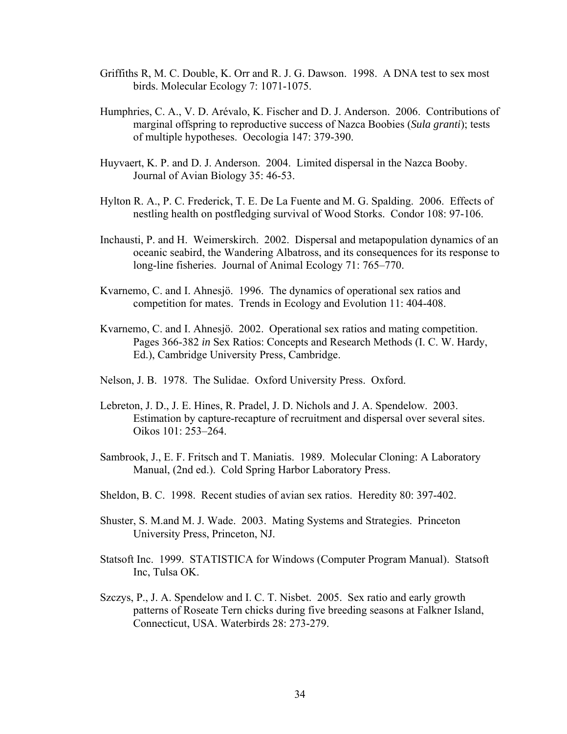Griffiths R, M. C. Double, K. Orr and R. J. G. Dawson. 1998. A DNA test to sex most birds. Molecular Ecology 7: 1071-1075.

Humphries, C. A., V. D. Arévalo, K. Fischer and D. J. Anderson. 2006. Contributions of marginal offspring to reproductive success of Nazca Boobies (*Sula granti*); tests of multiple hypotheses. Oecologia 147: 379-390.

Huyvaert, K. P. and D. J. Anderson. 2004. Limited dispersal in the Nazca Booby. Journal of Avian Biology 35: 46-53.

Hylton R. A., P. C. Frederick, T. E. De La Fuente and M. G. Spalding. 2006. Effects of nestling health on postfledging survival of Wood Storks. Condor 108: 97-106.

Inchausti, P. and H. Weimerskirch. 2002. Dispersal and metapopulation dynamics of an oceanic seabird, the Wandering Albatross, and its consequences for its response to long-line fisheries. Journal of Animal Ecology 71: 765–770.

Kvarnemo, C. and I. Ahnesjö. 1996. The dynamics of operational sex ratios and competition for mates. Trends in Ecology and Evolution 11: 404-408.

Kvarnemo, C. and I. Ahnesjö. 2002. Operational sex ratios and mating competition. Pages 366-382 *in* Sex Ratios: Concepts and Research Methods (I. C. W. Hardy, Ed.), Cambridge University Press, Cambridge.

Nelson, J. B. 1978. The Sulidae. Oxford University Press. Oxford.

Lebreton, J. D., J. E. Hines, R. Pradel, J. D. Nichols and J. A. Spendelow. 2003. Estimation by capture-recapture of recruitment and dispersal over several sites. Oikos 101: 253–264.

Sambrook, J., E. F. Fritsch and T. Maniatis. 1989. Molecular Cloning: A Laboratory Manual, (2nd ed.). Cold Spring Harbor Laboratory Press.

Sheldon, B. C. 1998. Recent studies of avian sex ratios. Heredity 80: 397-402.

Shuster, S. M.and M. J. Wade. 2003. Mating Systems and Strategies. Princeton University Press, Princeton, NJ.

Statsoft Inc. 1999. STATISTICA for Windows (Computer Program Manual). Statsoft Inc, Tulsa OK.

Szczys, P., J. A. Spendelow and I. C. T. Nisbet. 2005. Sex ratio and early growth patterns of Roseate Tern chicks during five breeding seasons at Falkner Island, Connecticut, USA. Waterbirds 28: 273-279.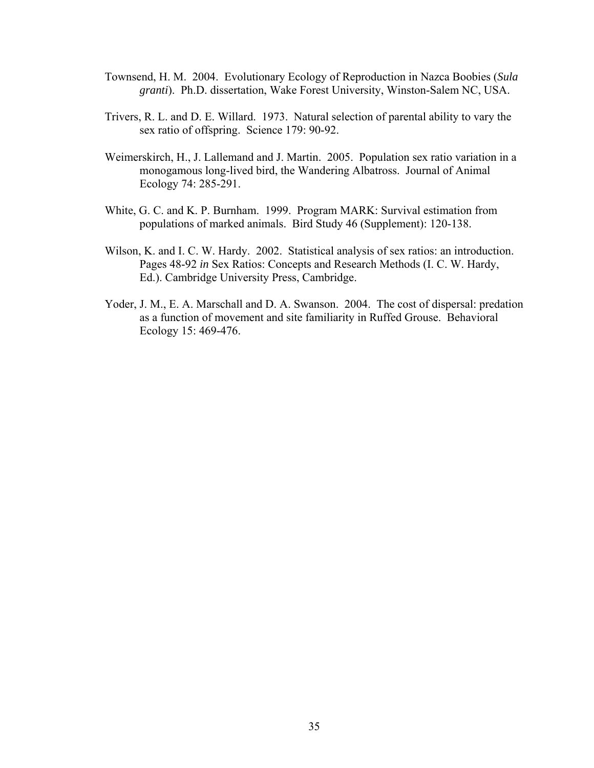Townsend, H. M. 2004. Evolutionary Ecology of Reproduction in Nazca Boobies (*Sula granti*). Ph.D. dissertation, Wake Forest University, Winston-Salem NC, USA.

Trivers, R. L. and D. E. Willard. 1973. Natural selection of parental ability to vary the sex ratio of offspring. Science 179: 90-92.

Weimerskirch, H., J. Lallemand and J. Martin. 2005. Population sex ratio variation in a monogamous long-lived bird, the Wandering Albatross. Journal of Animal Ecology 74: 285-291.

White, G. C. and K. P. Burnham. 1999. Program MARK: Survival estimation from populations of marked animals. Bird Study 46 (Supplement): 120-138.

Wilson, K. and I. C. W. Hardy. 2002. Statistical analysis of sex ratios: an introduction. Pages 48-92 *in* Sex Ratios: Concepts and Research Methods (I. C. W. Hardy, Ed.). Cambridge University Press, Cambridge.

Yoder, J. M., E. A. Marschall and D. A. Swanson. 2004. The cost of dispersal: predation as a function of movement and site familiarity in Ruffed Grouse. Behavioral Ecology 15: 469-476.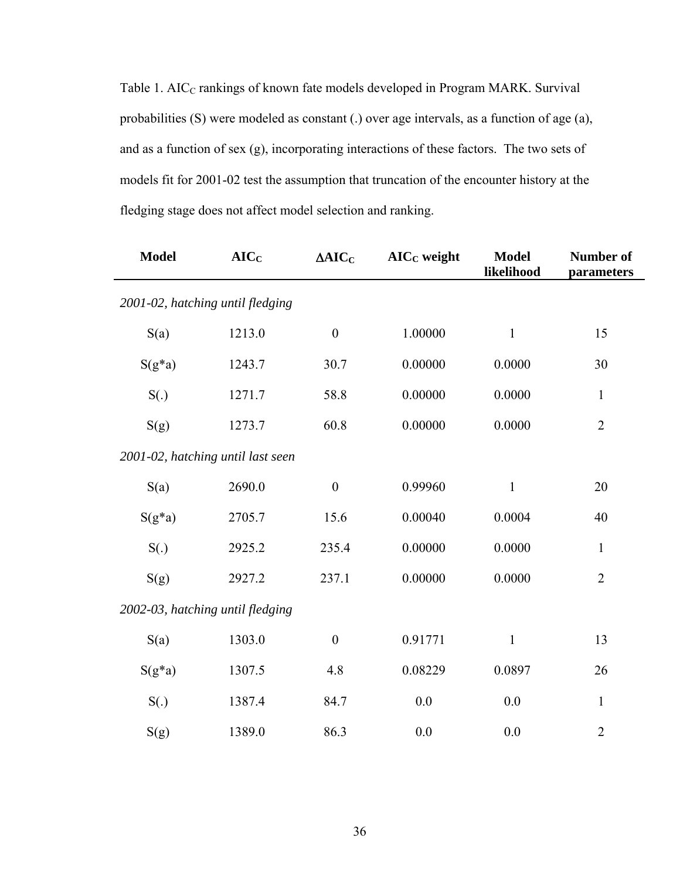Table 1. $AIC_C$ rankings of known fate models developed in Program MARK. Survival probabilities (S) were modeled as constant (.) over age intervals, as a function of age (a), and as a function of sex (g), incorporating interactions of these factors. The two sets of models fit for 2001-02 test the assumption that truncation of the encounter history at the fledging stage does not affect model selection and ranking.

| Model | $AIC_C$ | $\Delta AIC_C$ | $AIC_C$ weight | Model likelihood | Number of parameters |
|---|---|---|---|---|---|
| *2001-02, hatching until fledging* | | | | | |
| S(a) | 1213.0 | 0 | 1.00000 | 1 | 15 |
| S(g*a) | 1243.7 | 30.7 | 0.00000 | 0.0000 | 30 |
| S(.) | 1271.7 | 58.8 | 0.00000 | 0.0000 | 1 |
| S(g) | 1273.7 | 60.8 | 0.00000 | 0.0000 | 2 |
| *2001-02, hatching until last seen* | | | | | |
| S(a) | 2690.0 | 0 | 0.99960 | 1 | 20 |
| S(g*a) | 2705.7 | 15.6 | 0.00040 | 0.0004 | 40 |
| S(.) | 2925.2 | 235.4 | 0.00000 | 0.0000 | 1 |
| S(g) | 2927.2 | 237.1 | 0.00000 | 0.0000 | 2 |
| *2002-03, hatching until fledging* | | | | | |
| S(a) | 1303.0 | 0 | 0.91771 | 1 | 13 |
| S(g*a) | 1307.5 | 4.8 | 0.08229 | 0.0897 | 26 |
| S(.) | 1387.4 | 84.7 | 0.0 | 0.0 | 1 |
| S(g) | 1389.0 | 86.3 | 0.0 | 0.0 | 2 |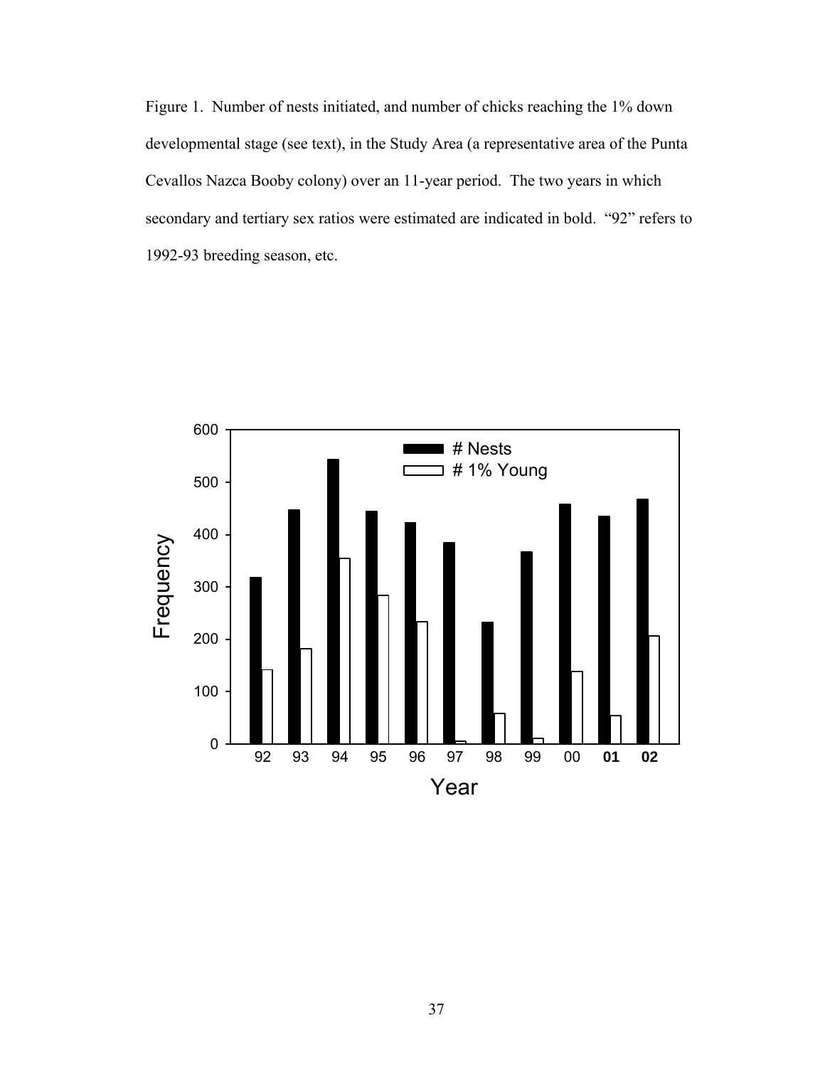Figure 1. Number of nests initiated, and number of chicks reaching the 1% down developmental stage (see text), in the Study Area (a representative area of the Punta Cevallos Nazca Booby colony) over an 11-year period. The two years in which secondary and tertiary sex ratios were estimated are indicated in bold. "92" refers to 1992-93 breeding season, etc.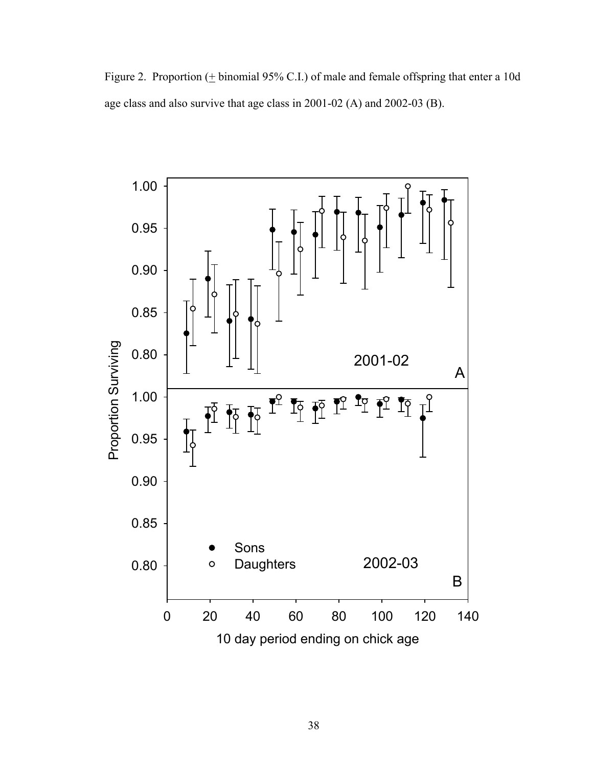Figure 2. Proportion (± binomial 95% C.I.) of male and female offspring that enter a 10d age class and also survive that age class in 2001-02 (A) and 2002-03 (B).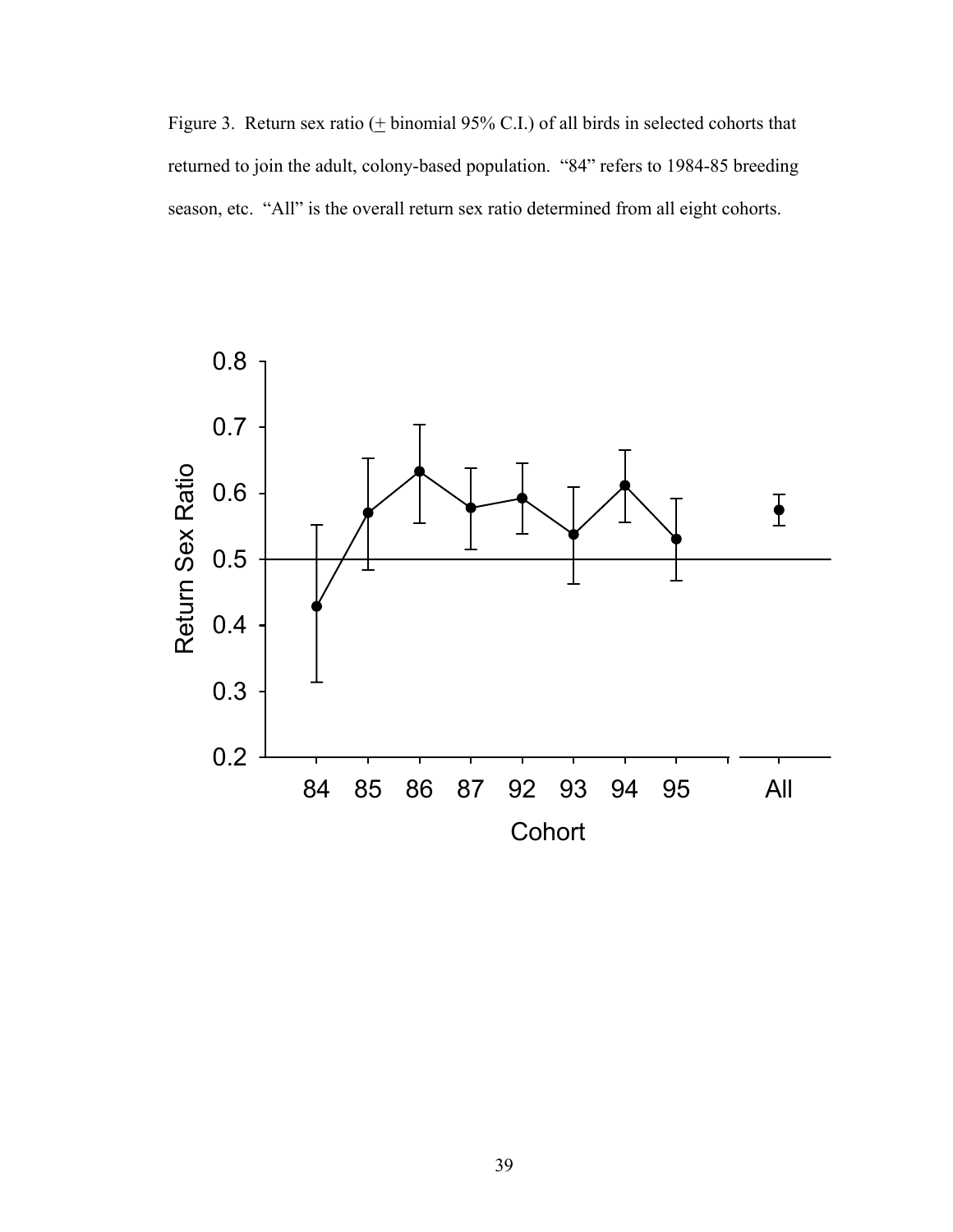Figure 3. Return sex ratio (+ binomial 95% C.I.) of all birds in selected cohorts that returned to join the adult, colony-based population. "84" refers to 1984-85 breeding season, etc. "All" is the overall return sex ratio determined from all eight cohorts.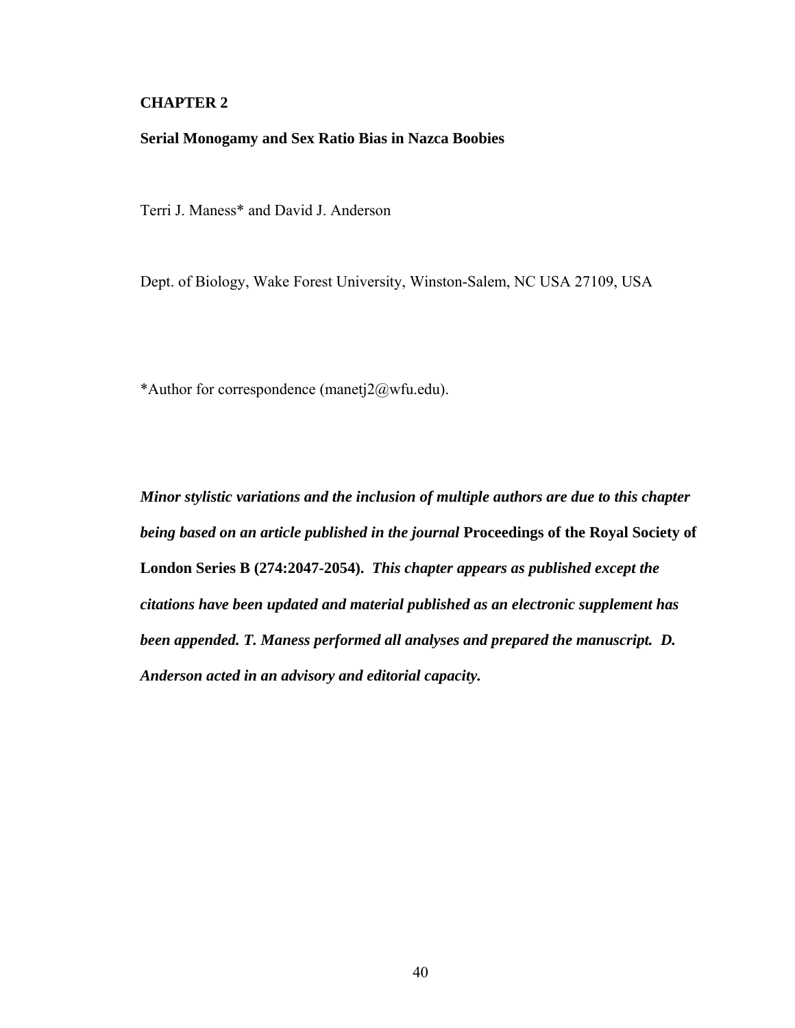# CHAPTER 2

## Serial Monogamy and Sex Ratio Bias in Nazca Boobies

Terri J. Maness* and David J. Anderson

Dept. of Biology, Wake Forest University, Winston-Salem, NC USA 27109, USA

*Author for correspondence (manetj2@wfu.edu).

***Minor stylistic variations and the inclusion of multiple authors are due to this chapter being based on an article published in the journal* Proceedings of the Royal Society of London Series B (274:2047-2054). *This chapter appears as published except the citations have been updated and material published as an electronic supplement has been appended. T. Maness performed all analyses and prepared the manuscript. D. Anderson acted in an advisory and editorial capacity.***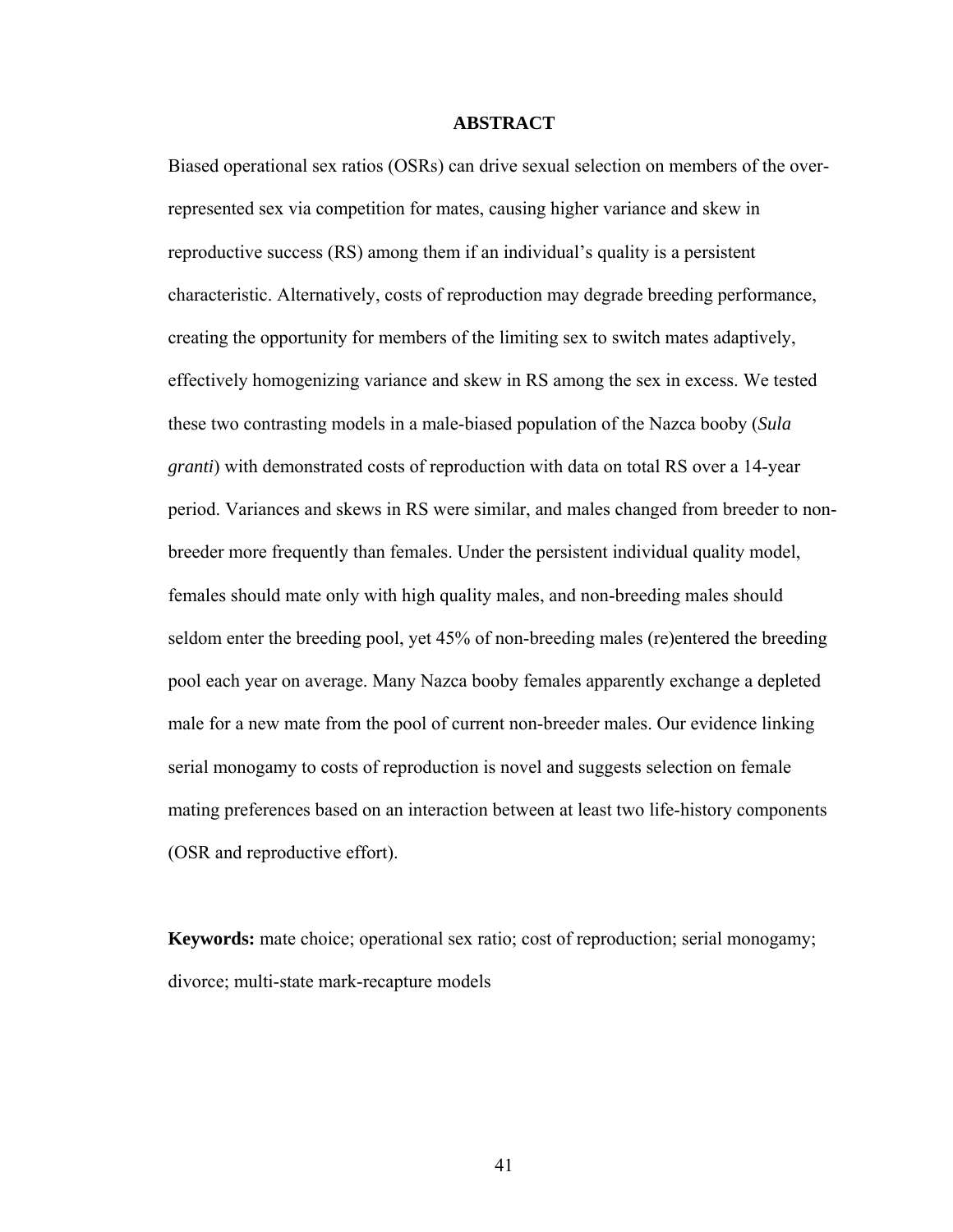## ABSTRACT

Biased operational sex ratios (OSRs) can drive sexual selection on members of the over-represented sex via competition for mates, causing higher variance and skew in reproductive success (RS) among them if an individual's quality is a persistent characteristic. Alternatively, costs of reproduction may degrade breeding performance, creating the opportunity for members of the limiting sex to switch mates adaptively, effectively homogenizing variance and skew in RS among the sex in excess. We tested these two contrasting models in a male-biased population of the Nazca booby (*Sula granti*) with demonstrated costs of reproduction with data on total RS over a 14-year period. Variances and skews in RS were similar, and males changed from breeder to non-breeder more frequently than females. Under the persistent individual quality model, females should mate only with high quality males, and non-breeding males should seldom enter the breeding pool, yet 45% of non-breeding males (re)entered the breeding pool each year on average. Many Nazca booby females apparently exchange a depleted male for a new mate from the pool of current non-breeder males. Our evidence linking serial monogamy to costs of reproduction is novel and suggests selection on female mating preferences based on an interaction between at least two life-history components (OSR and reproductive effort).

**Keywords:** mate choice; operational sex ratio; cost of reproduction; serial monogamy; divorce; multi-state mark-recapture models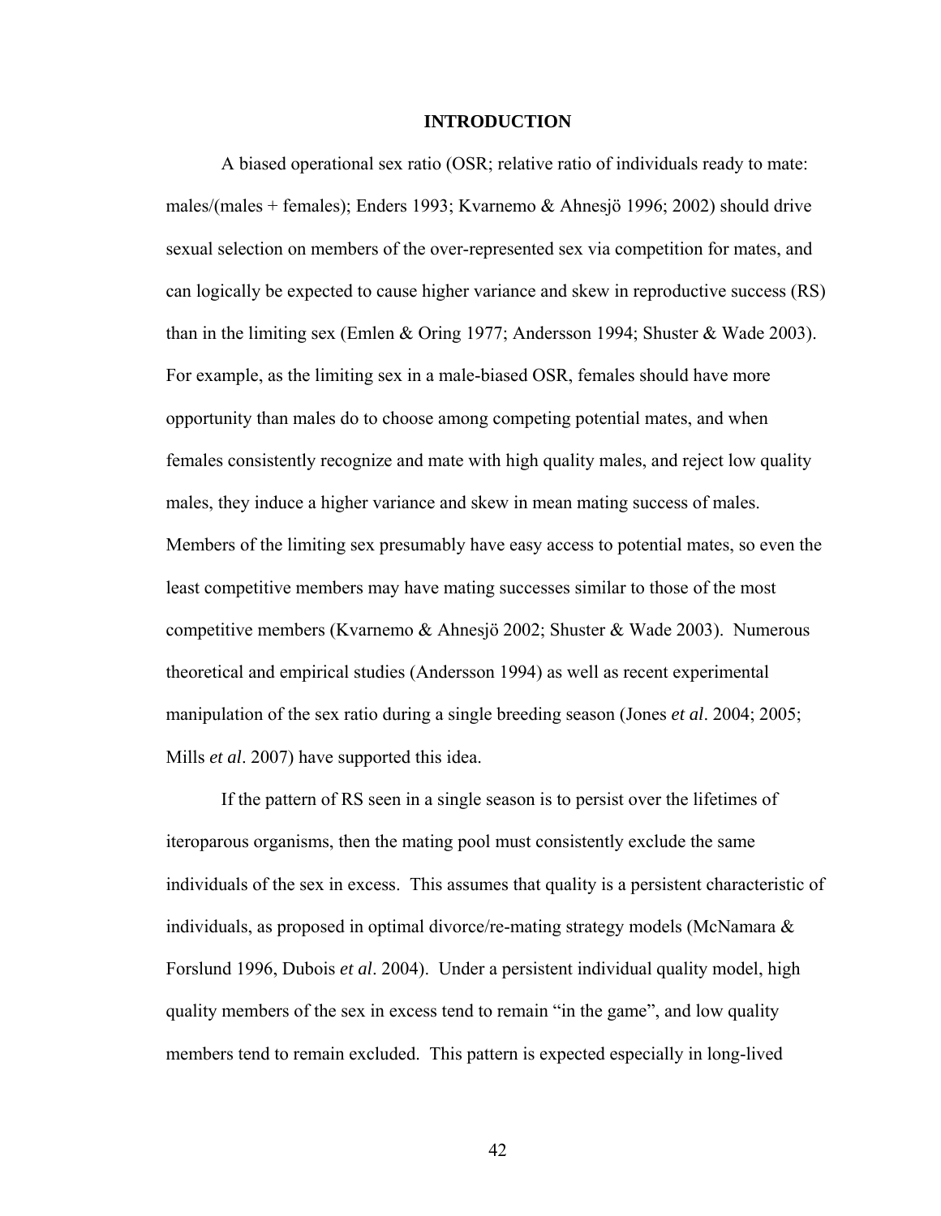# INTRODUCTION

A biased operational sex ratio (OSR; relative ratio of individuals ready to mate: males/(males + females); Enders 1993; Kvarnemo & Ahnesjö 1996; 2002) should drive sexual selection on members of the over-represented sex via competition for mates, and can logically be expected to cause higher variance and skew in reproductive success (RS) than in the limiting sex (Emlen & Oring 1977; Andersson 1994; Shuster & Wade 2003). For example, as the limiting sex in a male-biased OSR, females should have more opportunity than males do to choose among competing potential mates, and when females consistently recognize and mate with high quality males, and reject low quality males, they induce a higher variance and skew in mean mating success of males. Members of the limiting sex presumably have easy access to potential mates, so even the least competitive members may have mating successes similar to those of the most competitive members (Kvarnemo & Ahnesjö 2002; Shuster & Wade 2003). Numerous theoretical and empirical studies (Andersson 1994) as well as recent experimental manipulation of the sex ratio during a single breeding season (Jones *et al*. 2004; 2005; Mills *et al*. 2007) have supported this idea.

If the pattern of RS seen in a single season is to persist over the lifetimes of iteroparous organisms, then the mating pool must consistently exclude the same individuals of the sex in excess. This assumes that quality is a persistent characteristic of individuals, as proposed in optimal divorce/re-mating strategy models (McNamara & Forslund 1996, Dubois *et al*. 2004). Under a persistent individual quality model, high quality members of the sex in excess tend to remain "in the game", and low quality members tend to remain excluded. This pattern is expected especially in long-lived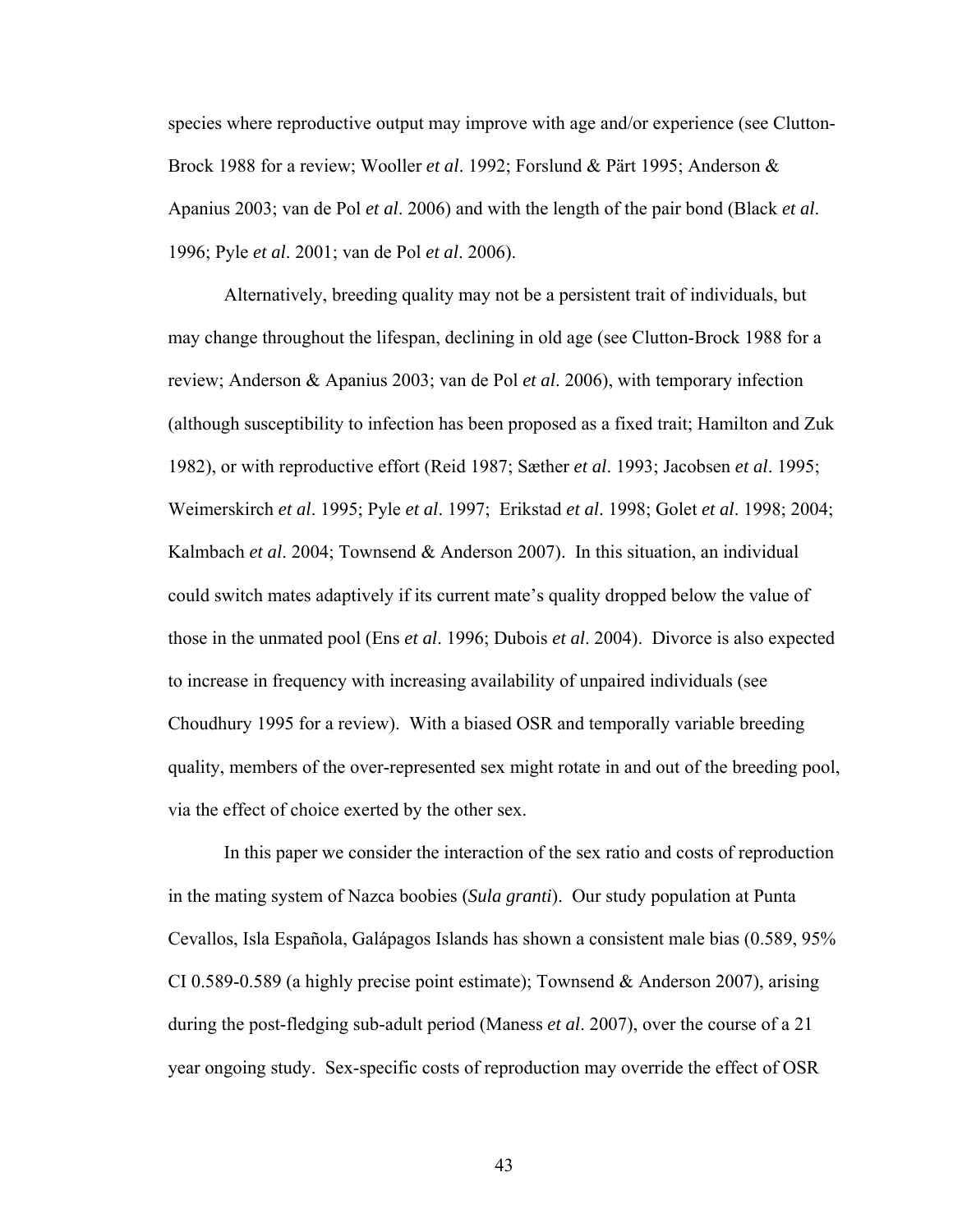species where reproductive output may improve with age and/or experience (see Clutton-Brock 1988 for a review; Wooller *et al*. 1992; Forslund & Pärt 1995; Anderson & Apanius 2003; van de Pol *et al*. 2006) and with the length of the pair bond (Black *et al*. 1996; Pyle *et al*. 2001; van de Pol *et al*. 2006).

Alternatively, breeding quality may not be a persistent trait of individuals, but may change throughout the lifespan, declining in old age (see Clutton-Brock 1988 for a review; Anderson & Apanius 2003; van de Pol *et al*. 2006), with temporary infection (although susceptibility to infection has been proposed as a fixed trait; Hamilton and Zuk 1982), or with reproductive effort (Reid 1987; Sæther *et al*. 1993; Jacobsen *et al*. 1995; Weimerskirch *et al*. 1995; Pyle *et al*. 1997; Erikstad *et al*. 1998; Golet *et al*. 1998; 2004; Kalmbach *et al*. 2004; Townsend & Anderson 2007). In this situation, an individual could switch mates adaptively if its current mate's quality dropped below the value of those in the unmated pool (Ens *et al*. 1996; Dubois *et al*. 2004). Divorce is also expected to increase in frequency with increasing availability of unpaired individuals (see Choudhury 1995 for a review). With a biased OSR and temporally variable breeding quality, members of the over-represented sex might rotate in and out of the breeding pool, via the effect of choice exerted by the other sex.

In this paper we consider the interaction of the sex ratio and costs of reproduction in the mating system of Nazca boobies (*Sula granti*). Our study population at Punta Cevallos, Isla Española, Galápagos Islands has shown a consistent male bias (0.589, 95% CI 0.589-0.589 (a highly precise point estimate); Townsend & Anderson 2007), arising during the post-fledging sub-adult period (Maness *et al*. 2007), over the course of a 21 year ongoing study. Sex-specific costs of reproduction may override the effect of OSR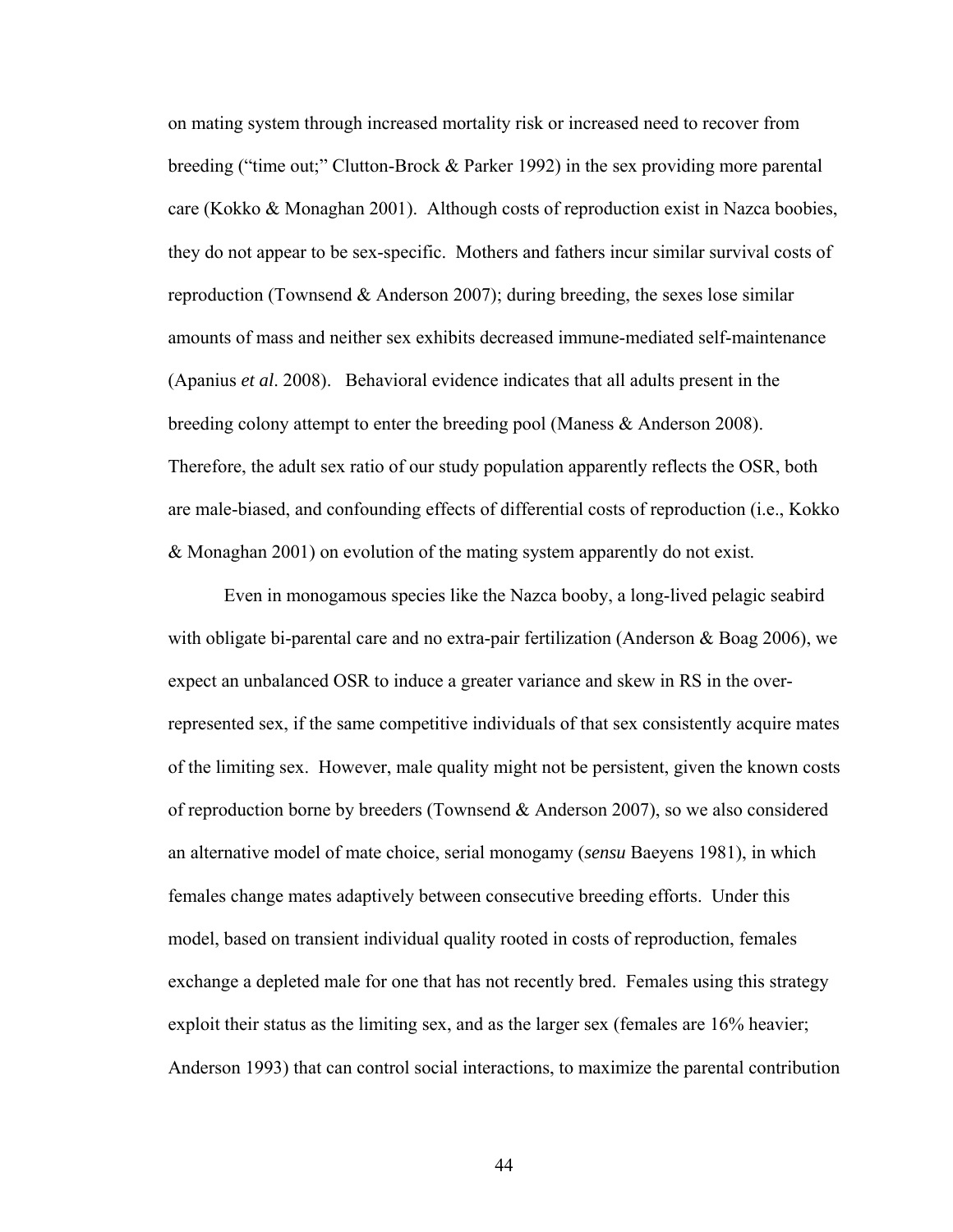on mating system through increased mortality risk or increased need to recover from breeding ("time out;" Clutton-Brock & Parker 1992) in the sex providing more parental care (Kokko & Monaghan 2001). Although costs of reproduction exist in Nazca boobies, they do not appear to be sex-specific. Mothers and fathers incur similar survival costs of reproduction (Townsend & Anderson 2007); during breeding, the sexes lose similar amounts of mass and neither sex exhibits decreased immune-mediated self-maintenance (Apanius *et al*. 2008). Behavioral evidence indicates that all adults present in the breeding colony attempt to enter the breeding pool (Maness & Anderson 2008). Therefore, the adult sex ratio of our study population apparently reflects the OSR, both are male-biased, and confounding effects of differential costs of reproduction (i.e., Kokko & Monaghan 2001) on evolution of the mating system apparently do not exist.

Even in monogamous species like the Nazca booby, a long-lived pelagic seabird with obligate bi-parental care and no extra-pair fertilization (Anderson & Boag 2006), we expect an unbalanced OSR to induce a greater variance and skew in RS in the over-represented sex, if the same competitive individuals of that sex consistently acquire mates of the limiting sex. However, male quality might not be persistent, given the known costs of reproduction borne by breeders (Townsend & Anderson 2007), so we also considered an alternative model of mate choice, serial monogamy (*sensu* Baeyens 1981), in which females change mates adaptively between consecutive breeding efforts. Under this model, based on transient individual quality rooted in costs of reproduction, females exchange a depleted male for one that has not recently bred. Females using this strategy exploit their status as the limiting sex, and as the larger sex (females are 16% heavier; Anderson 1993) that can control social interactions, to maximize the parental contribution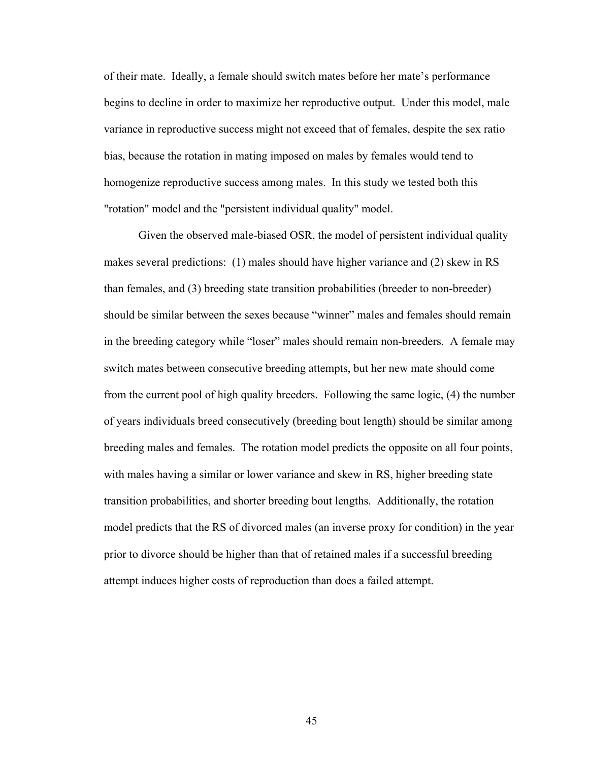of their mate. Ideally, a female should switch mates before her mate's performance begins to decline in order to maximize her reproductive output. Under this model, male variance in reproductive success might not exceed that of females, despite the sex ratio bias, because the rotation in mating imposed on males by females would tend to homogenize reproductive success among males. In this study we tested both this "rotation" model and the "persistent individual quality" model.

Given the observed male-biased OSR, the model of persistent individual quality makes several predictions: (1) males should have higher variance and (2) skew in RS than females, and (3) breeding state transition probabilities (breeder to non-breeder) should be similar between the sexes because "winner" males and females should remain in the breeding category while "loser" males should remain non-breeders. A female may switch mates between consecutive breeding attempts, but her new mate should come from the current pool of high quality breeders. Following the same logic, (4) the number of years individuals breed consecutively (breeding bout length) should be similar among breeding males and females. The rotation model predicts the opposite on all four points, with males having a similar or lower variance and skew in RS, higher breeding state transition probabilities, and shorter breeding bout lengths. Additionally, the rotation model predicts that the RS of divorced males (an inverse proxy for condition) in the year prior to divorce should be higher than that of retained males if a successful breeding attempt induces higher costs of reproduction than does a failed attempt.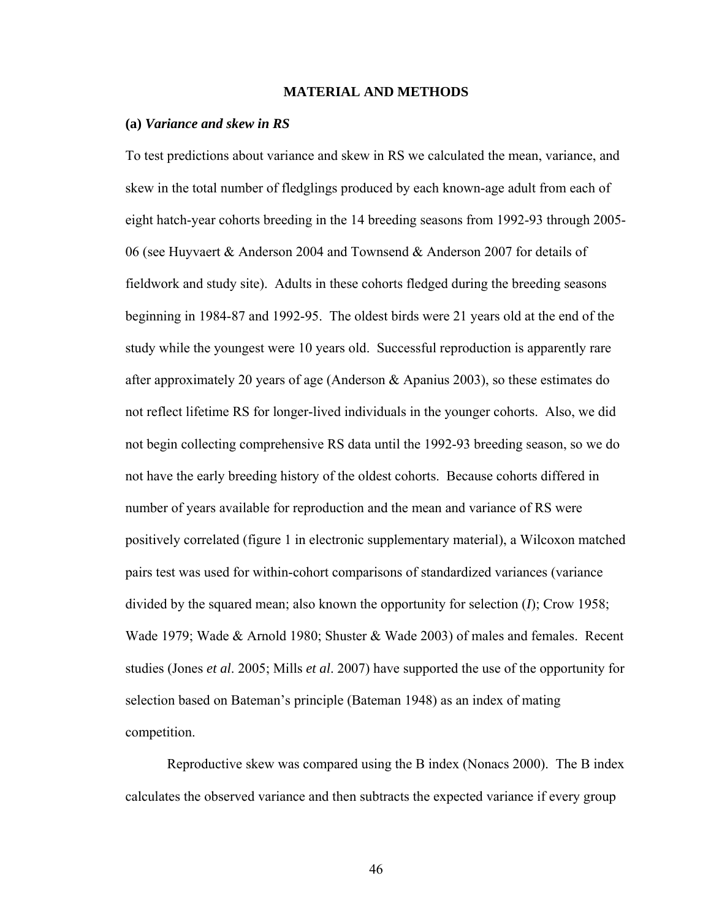## MATERIAL AND METHODS

### (a) *Variance and skew in RS*

To test predictions about variance and skew in RS we calculated the mean, variance, and skew in the total number of fledglings produced by each known-age adult from each of eight hatch-year cohorts breeding in the 14 breeding seasons from 1992-93 through 2005-06 (see Huyvaert & Anderson 2004 and Townsend & Anderson 2007 for details of fieldwork and study site). Adults in these cohorts fledged during the breeding seasons beginning in 1984-87 and 1992-95. The oldest birds were 21 years old at the end of the study while the youngest were 10 years old. Successful reproduction is apparently rare after approximately 20 years of age (Anderson & Apanius 2003), so these estimates do not reflect lifetime RS for longer-lived individuals in the younger cohorts. Also, we did not begin collecting comprehensive RS data until the 1992-93 breeding season, so we do not have the early breeding history of the oldest cohorts. Because cohorts differed in number of years available for reproduction and the mean and variance of RS were positively correlated (figure 1 in electronic supplementary material), a Wilcoxon matched pairs test was used for within-cohort comparisons of standardized variances (variance divided by the squared mean; also known the opportunity for selection ($I$); Crow 1958; Wade 1979; Wade & Arnold 1980; Shuster & Wade 2003) of males and females. Recent studies (Jones *et al*. 2005; Mills *et al*. 2007) have supported the use of the opportunity for selection based on Bateman's principle (Bateman 1948) as an index of mating competition.

Reproductive skew was compared using the B index (Nonacs 2000). The B index calculates the observed variance and then subtracts the expected variance if every group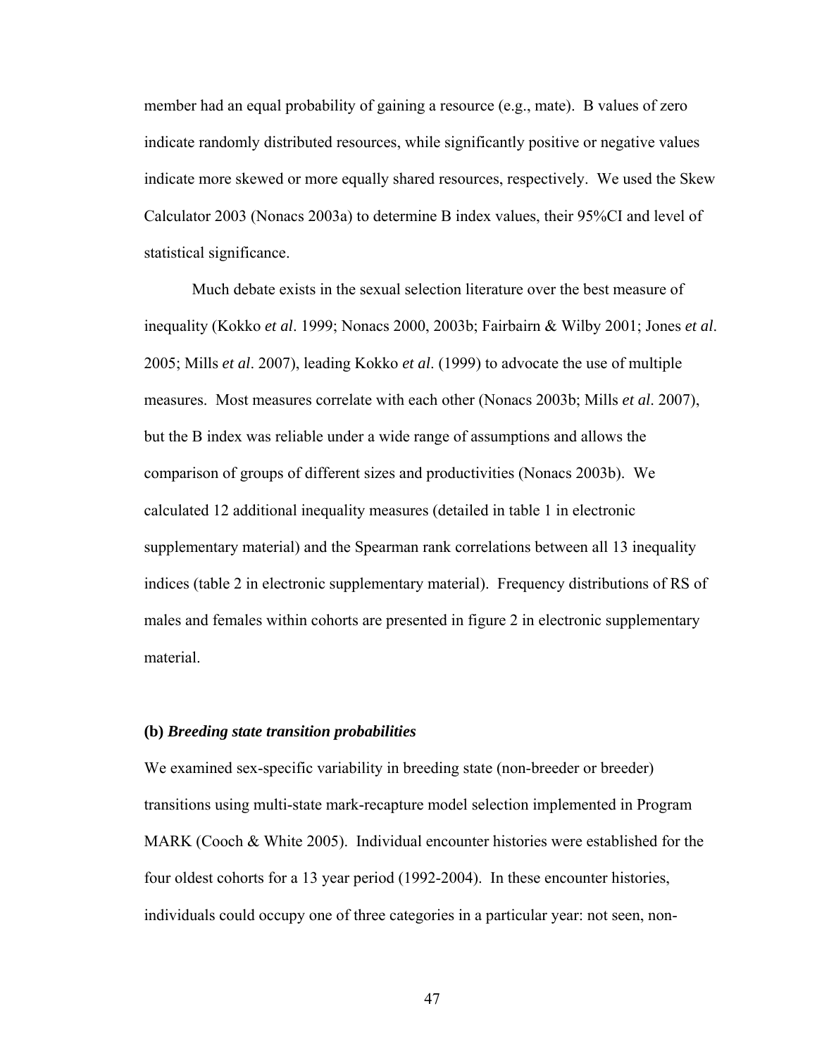member had an equal probability of gaining a resource (e.g., mate). B values of zero indicate randomly distributed resources, while significantly positive or negative values indicate more skewed or more equally shared resources, respectively. We used the Skew Calculator 2003 (Nonacs 2003a) to determine B index values, their 95%CI and level of statistical significance.

Much debate exists in the sexual selection literature over the best measure of inequality (Kokko *et al*. 1999; Nonacs 2000, 2003b; Fairbairn & Wilby 2001; Jones *et al*. 2005; Mills *et al*. 2007), leading Kokko *et al*. (1999) to advocate the use of multiple measures. Most measures correlate with each other (Nonacs 2003b; Mills *et al*. 2007), but the B index was reliable under a wide range of assumptions and allows the comparison of groups of different sizes and productivities (Nonacs 2003b). We calculated 12 additional inequality measures (detailed in table 1 in electronic supplementary material) and the Spearman rank correlations between all 13 inequality indices (table 2 in electronic supplementary material). Frequency distributions of RS of males and females within cohorts are presented in figure 2 in electronic supplementary material.

### (b) *Breeding state transition probabilities*

We examined sex-specific variability in breeding state (non-breeder or breeder) transitions using multi-state mark-recapture model selection implemented in Program MARK (Cooch & White 2005). Individual encounter histories were established for the four oldest cohorts for a 13 year period (1992-2004). In these encounter histories, individuals could occupy one of three categories in a particular year: not seen, non-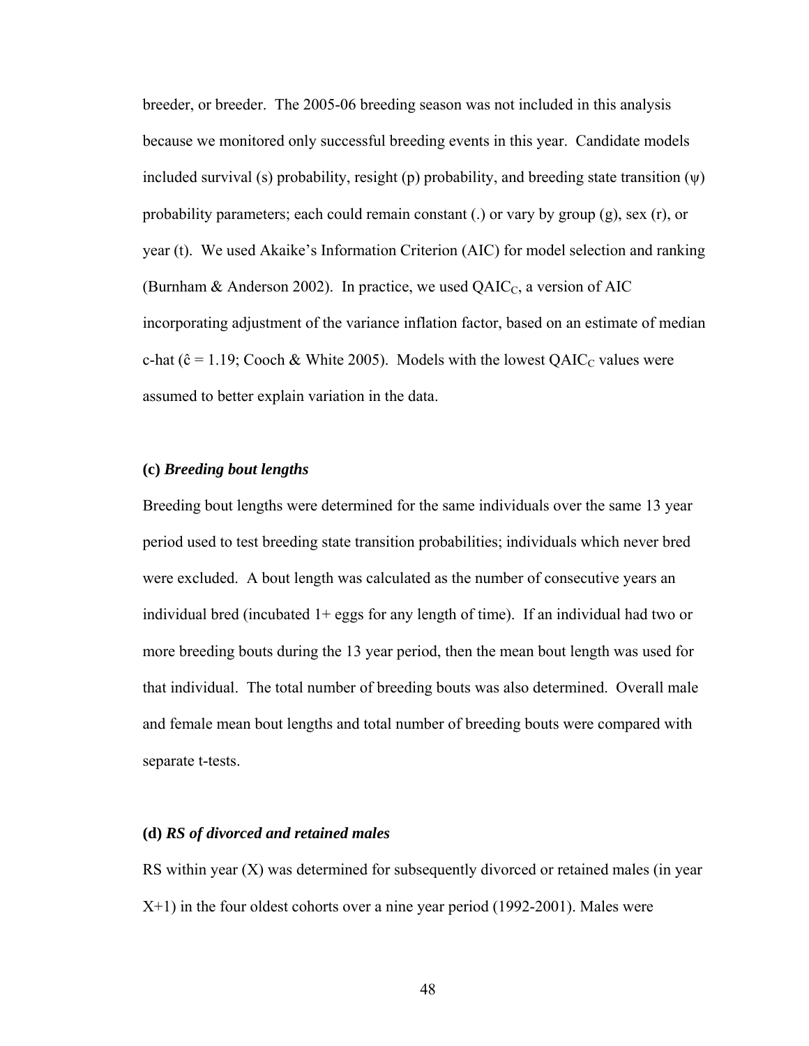breeder, or breeder. The 2005-06 breeding season was not included in this analysis because we monitored only successful breeding events in this year. Candidate models included survival (s) probability, resight (p) probability, and breeding state transition ($\psi$) probability parameters; each could remain constant (.) or vary by group (g), sex (r), or year (t). We used Akaike's Information Criterion (AIC) for model selection and ranking (Burnham & Anderson 2002). In practice, we used $QAIC_C$, a version of AIC incorporating adjustment of the variance inflation factor, based on an estimate of median c-hat ($\hat{c} = 1.19$; Cooch & White 2005). Models with the lowest $QAIC_C$ values were assumed to better explain variation in the data.

**(c)** ***Breeding bout lengths***

Breeding bout lengths were determined for the same individuals over the same 13 year period used to test breeding state transition probabilities; individuals which never bred were excluded. A bout length was calculated as the number of consecutive years an individual bred (incubated 1+ eggs for any length of time). If an individual had two or more breeding bouts during the 13 year period, then the mean bout length was used for that individual. The total number of breeding bouts was also determined. Overall male and female mean bout lengths and total number of breeding bouts were compared with separate t-tests.

**(d)** ***RS of divorced and retained males***

RS within year (X) was determined for subsequently divorced or retained males (in year X+1) in the four oldest cohorts over a nine year period (1992-2001). Males were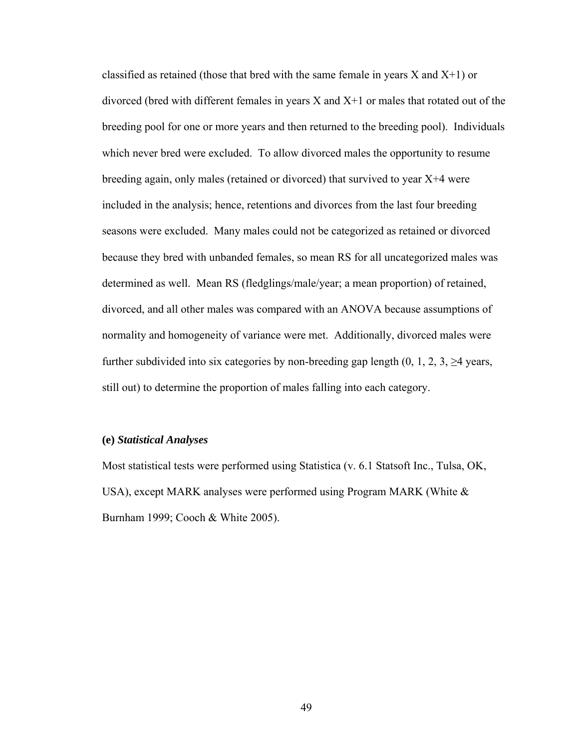classified as retained (those that bred with the same female in years X and X+1) or divorced (bred with different females in years X and X+1 or males that rotated out of the breeding pool for one or more years and then returned to the breeding pool). Individuals which never bred were excluded. To allow divorced males the opportunity to resume breeding again, only males (retained or divorced) that survived to year X+4 were included in the analysis; hence, retentions and divorces from the last four breeding seasons were excluded. Many males could not be categorized as retained or divorced because they bred with unbanded females, so mean RS for all uncategorized males was determined as well. Mean RS (fledglings/male/year; a mean proportion) of retained, divorced, and all other males was compared with an ANOVA because assumptions of normality and homogeneity of variance were met. Additionally, divorced males were further subdivided into six categories by non-breeding gap length (0, 1, 2, 3, ≥4 years, still out) to determine the proportion of males falling into each category.

**(e) *Statistical Analyses***

Most statistical tests were performed using Statistica (v. 6.1 Statsoft Inc., Tulsa, OK, USA), except MARK analyses were performed using Program MARK (White & Burnham 1999; Cooch & White 2005).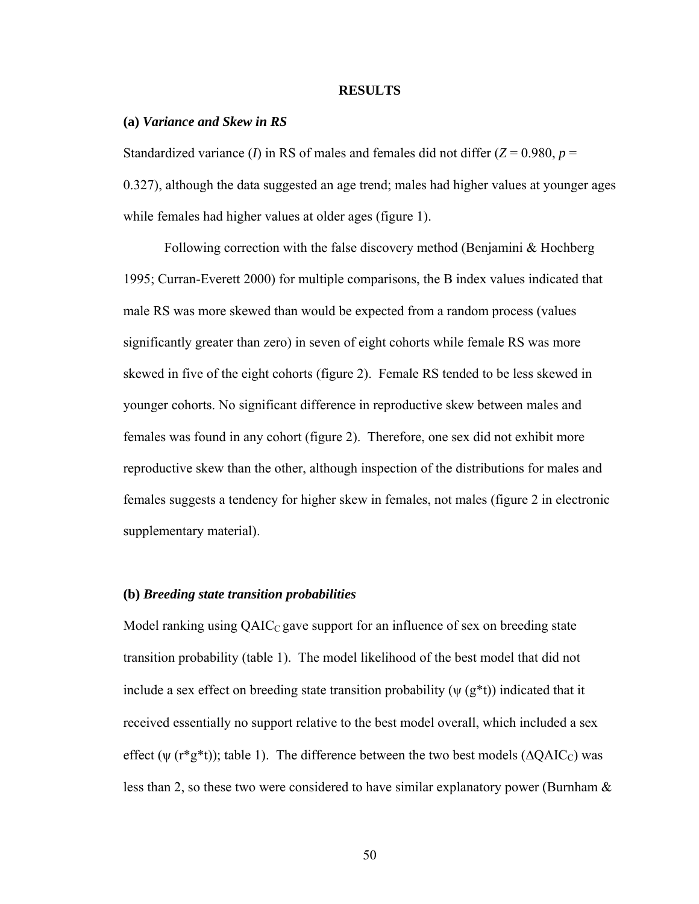# RESULTS

## (a) *Variance and Skew in RS*

Standardized variance ($I$) in RS of males and females did not differ ($Z = 0.980$, $p = 0.327$), although the data suggested an age trend; males had higher values at younger ages while females had higher values at older ages (figure 1).

Following correction with the false discovery method (Benjamini & Hochberg 1995; Curran-Everett 2000) for multiple comparisons, the B index values indicated that male RS was more skewed than would be expected from a random process (values significantly greater than zero) in seven of eight cohorts while female RS was more skewed in five of the eight cohorts (figure 2). Female RS tended to be less skewed in younger cohorts. No significant difference in reproductive skew between males and females was found in any cohort (figure 2). Therefore, one sex did not exhibit more reproductive skew than the other, although inspection of the distributions for males and females suggests a tendency for higher skew in females, not males (figure 2 in electronic supplementary material).

## (b) *Breeding state transition probabilities*

Model ranking using $QAIC_C$ gave support for an influence of sex on breeding state transition probability (table 1). The model likelihood of the best model that did not include a sex effect on breeding state transition probability ($\psi$ (g*t)) indicated that it received essentially no support relative to the best model overall, which included a sex effect ($\psi$ (r*g*t)); table 1). The difference between the two best models ($\Delta QAIC_C$) was less than 2, so these two were considered to have similar explanatory power (Burnham &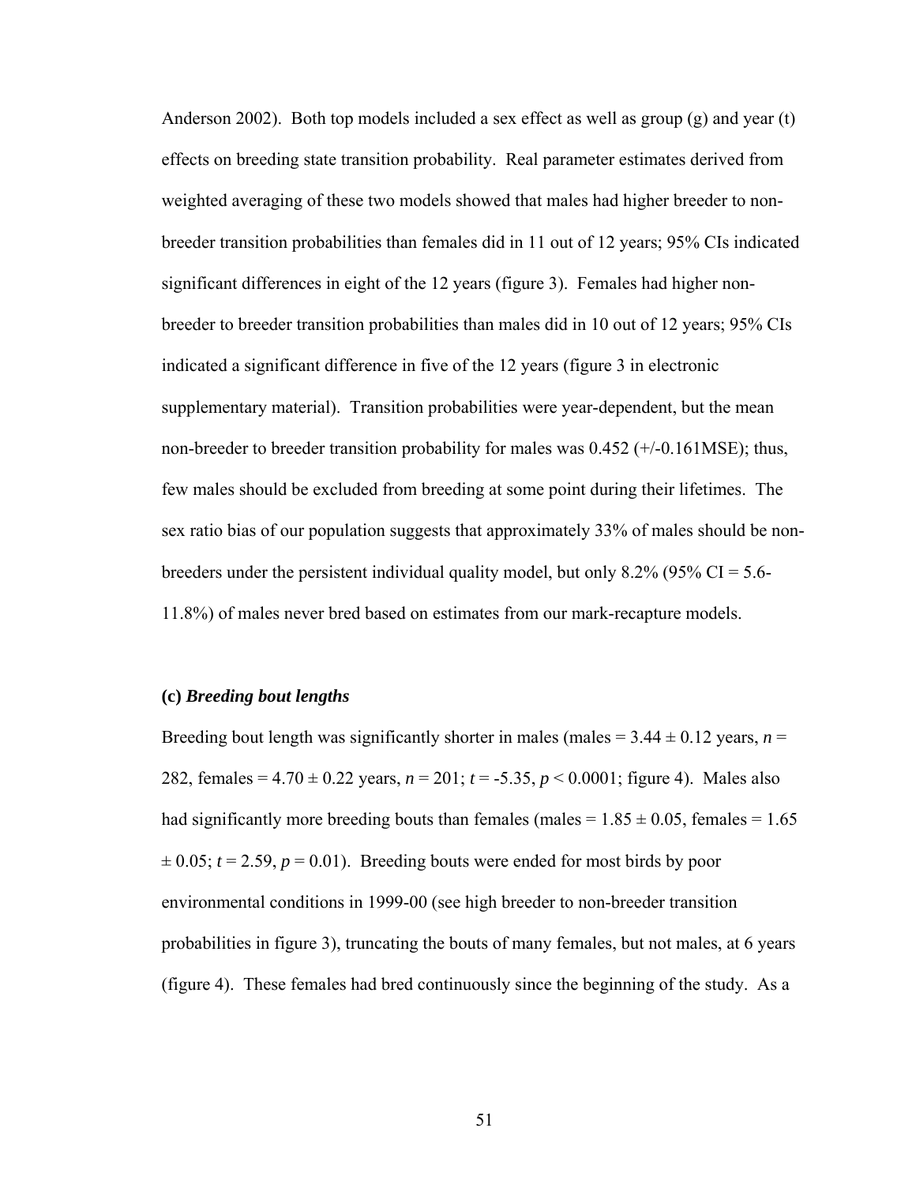Anderson 2002). Both top models included a sex effect as well as group (g) and year (t) effects on breeding state transition probability. Real parameter estimates derived from weighted averaging of these two models showed that males had higher breeder to non-breeder transition probabilities than females did in 11 out of 12 years; 95% CIs indicated significant differences in eight of the 12 years (figure 3). Females had higher non-breeder to breeder transition probabilities than males did in 10 out of 12 years; 95% CIs indicated a significant difference in five of the 12 years (figure 3 in electronic supplementary material). Transition probabilities were year-dependent, but the mean non-breeder to breeder transition probability for males was 0.452 (+/-0.161MSE); thus, few males should be excluded from breeding at some point during their lifetimes. The sex ratio bias of our population suggests that approximately 33% of males should be non-breeders under the persistent individual quality model, but only 8.2% (95% CI = 5.6-11.8%) of males never bred based on estimates from our mark-recapture models.

### (c) *Breeding bout lengths*

Breeding bout length was significantly shorter in males (males = 3.44 ± 0.12 years, $n$ = 282, females = 4.70 ± 0.22 years, $n$ = 201; $t = -5.35$, $p < 0.0001$; figure 4). Males also had significantly more breeding bouts than females (males = 1.85 ± 0.05, females = 1.65 ± 0.05; $t = 2.59$, $p = 0.01$). Breeding bouts were ended for most birds by poor environmental conditions in 1999-00 (see high breeder to non-breeder transition probabilities in figure 3), truncating the bouts of many females, but not males, at 6 years (figure 4). These females had bred continuously since the beginning of the study. As a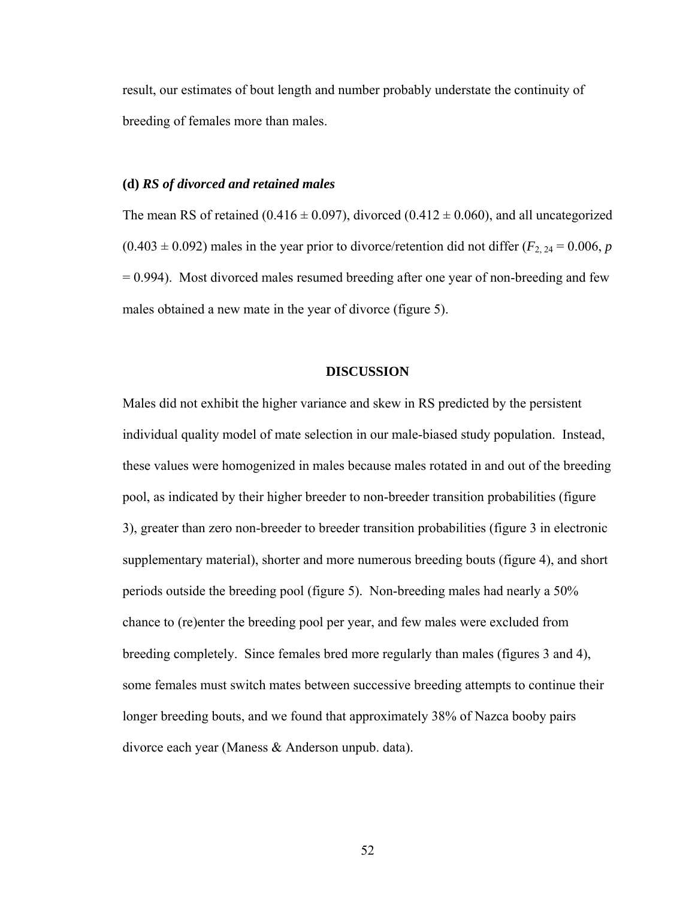result, our estimates of bout length and number probably understate the continuity of breeding of females more than males.

### (d) *RS of divorced and retained males*

The mean RS of retained ($0.416 \pm 0.097$), divorced ($0.412 \pm 0.060$), and all uncategorized ($0.403 \pm 0.092$) males in the year prior to divorce/retention did not differ ($F_{2, 24} = 0.006$, $p = 0.994$). Most divorced males resumed breeding after one year of non-breeding and few males obtained a new mate in the year of divorce (figure 5).

## DISCUSSION

Males did not exhibit the higher variance and skew in RS predicted by the persistent individual quality model of mate selection in our male-biased study population. Instead, these values were homogenized in males because males rotated in and out of the breeding pool, as indicated by their higher breeder to non-breeder transition probabilities (figure 3), greater than zero non-breeder to breeder transition probabilities (figure 3 in electronic supplementary material), shorter and more numerous breeding bouts (figure 4), and short periods outside the breeding pool (figure 5). Non-breeding males had nearly a 50% chance to (re)enter the breeding pool per year, and few males were excluded from breeding completely. Since females bred more regularly than males (figures 3 and 4), some females must switch mates between successive breeding attempts to continue their longer breeding bouts, and we found that approximately 38% of Nazca booby pairs divorce each year (Maness & Anderson unpub. data).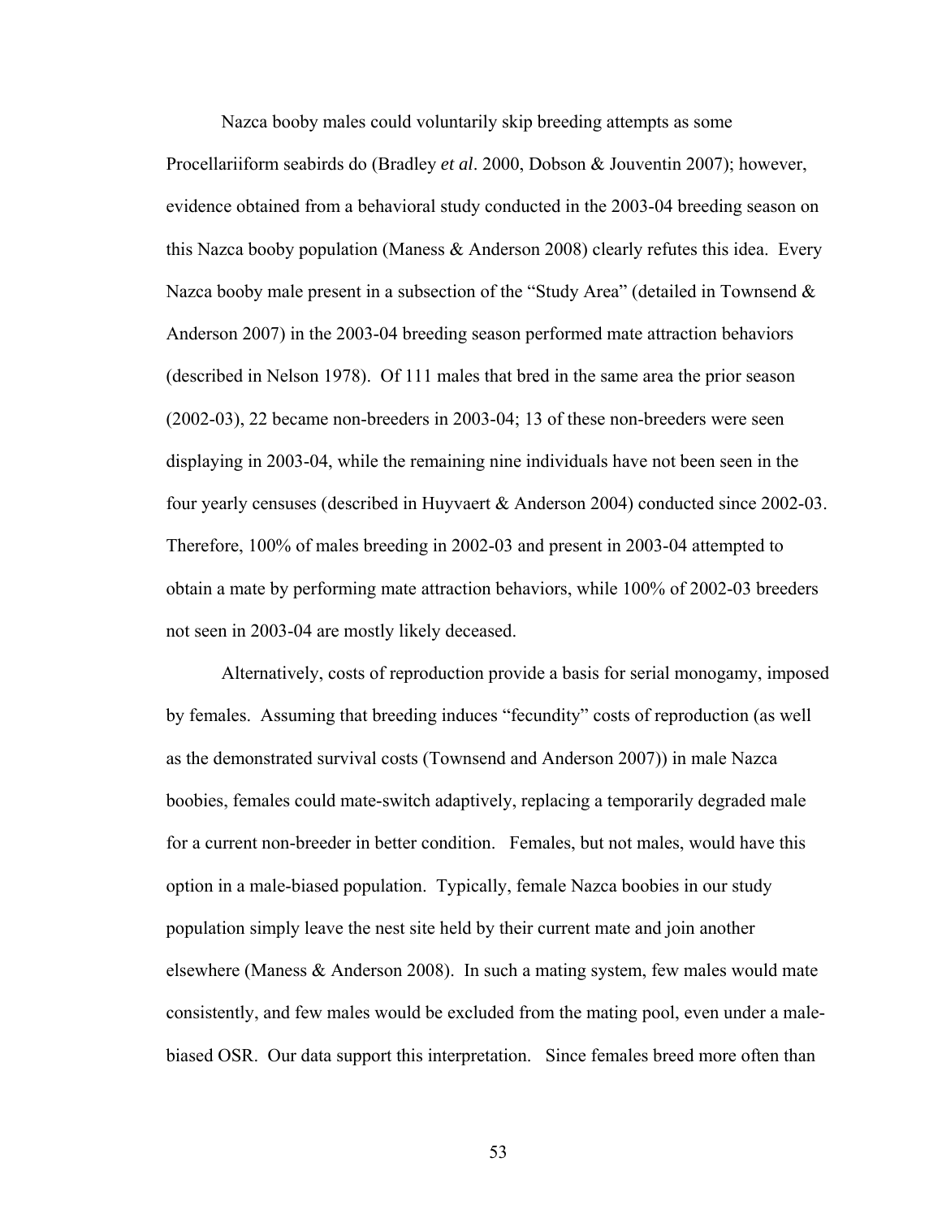Nazca booby males could voluntarily skip breeding attempts as some Procellariiform seabirds do (Bradley *et al*. 2000, Dobson & Jouventin 2007); however, evidence obtained from a behavioral study conducted in the 2003-04 breeding season on this Nazca booby population (Maness & Anderson 2008) clearly refutes this idea. Every Nazca booby male present in a subsection of the "Study Area" (detailed in Townsend & Anderson 2007) in the 2003-04 breeding season performed mate attraction behaviors (described in Nelson 1978). Of 111 males that bred in the same area the prior season (2002-03), 22 became non-breeders in 2003-04; 13 of these non-breeders were seen displaying in 2003-04, while the remaining nine individuals have not been seen in the four yearly censuses (described in Huyvaert & Anderson 2004) conducted since 2002-03. Therefore, 100% of males breeding in 2002-03 and present in 2003-04 attempted to obtain a mate by performing mate attraction behaviors, while 100% of 2002-03 breeders not seen in 2003-04 are mostly likely deceased.

Alternatively, costs of reproduction provide a basis for serial monogamy, imposed by females. Assuming that breeding induces "fecundity" costs of reproduction (as well as the demonstrated survival costs (Townsend and Anderson 2007)) in male Nazca boobies, females could mate-switch adaptively, replacing a temporarily degraded male for a current non-breeder in better condition. Females, but not males, would have this option in a male-biased population. Typically, female Nazca boobies in our study population simply leave the nest site held by their current mate and join another elsewhere (Maness & Anderson 2008). In such a mating system, few males would mate consistently, and few males would be excluded from the mating pool, even under a male-biased OSR. Our data support this interpretation. Since females breed more often than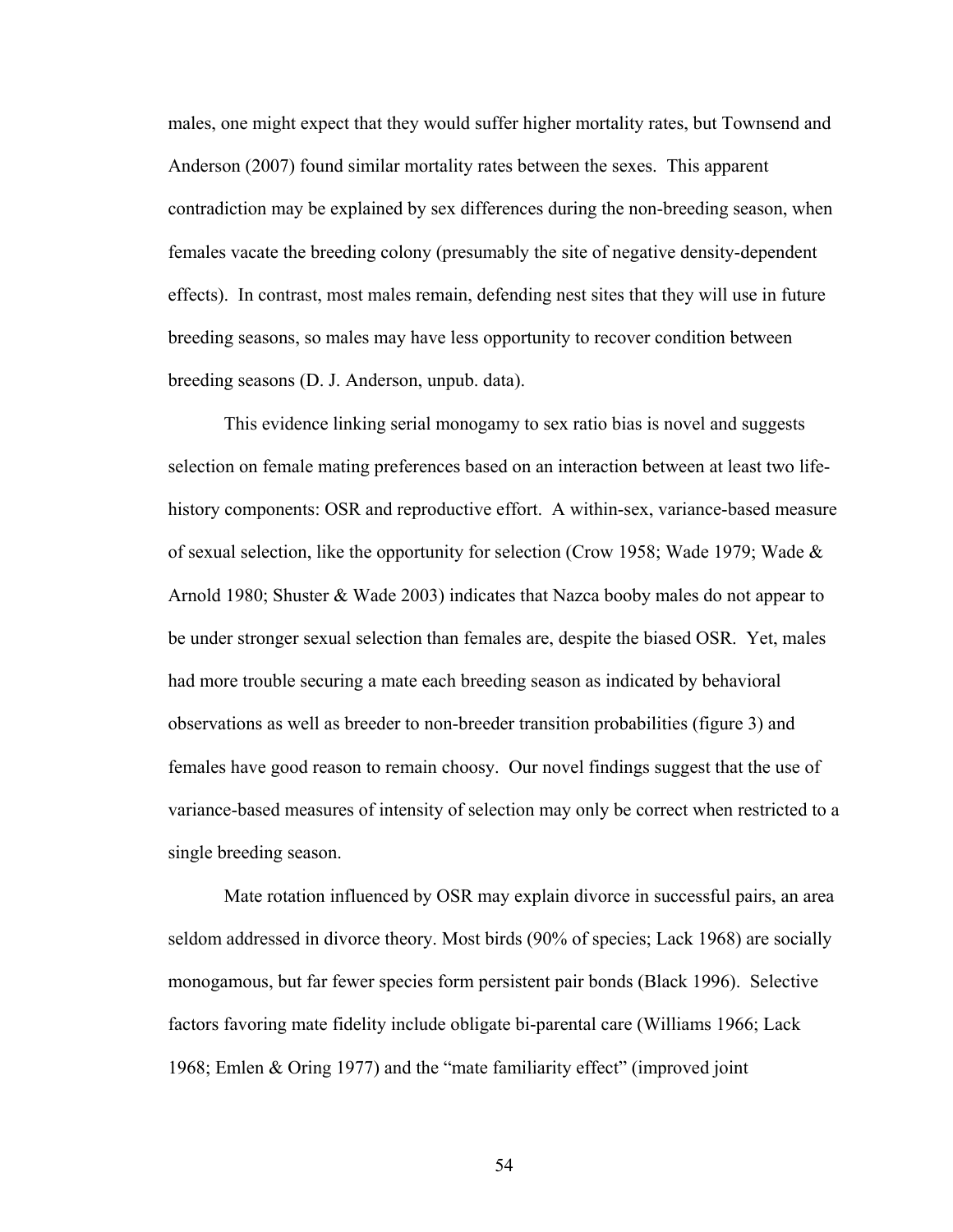males, one might expect that they would suffer higher mortality rates, but Townsend and Anderson (2007) found similar mortality rates between the sexes. This apparent contradiction may be explained by sex differences during the non-breeding season, when females vacate the breeding colony (presumably the site of negative density-dependent effects). In contrast, most males remain, defending nest sites that they will use in future breeding seasons, so males may have less opportunity to recover condition between breeding seasons (D. J. Anderson, unpub. data).

This evidence linking serial monogamy to sex ratio bias is novel and suggests selection on female mating preferences based on an interaction between at least two life-history components: OSR and reproductive effort. A within-sex, variance-based measure of sexual selection, like the opportunity for selection (Crow 1958; Wade 1979; Wade & Arnold 1980; Shuster & Wade 2003) indicates that Nazca booby males do not appear to be under stronger sexual selection than females are, despite the biased OSR. Yet, males had more trouble securing a mate each breeding season as indicated by behavioral observations as well as breeder to non-breeder transition probabilities (figure 3) and females have good reason to remain choosy. Our novel findings suggest that the use of variance-based measures of intensity of selection may only be correct when restricted to a single breeding season.

Mate rotation influenced by OSR may explain divorce in successful pairs, an area seldom addressed in divorce theory. Most birds (90% of species; Lack 1968) are socially monogamous, but far fewer species form persistent pair bonds (Black 1996). Selective factors favoring mate fidelity include obligate bi-parental care (Williams 1966; Lack 1968; Emlen & Oring 1977) and the "mate familiarity effect" (improved joint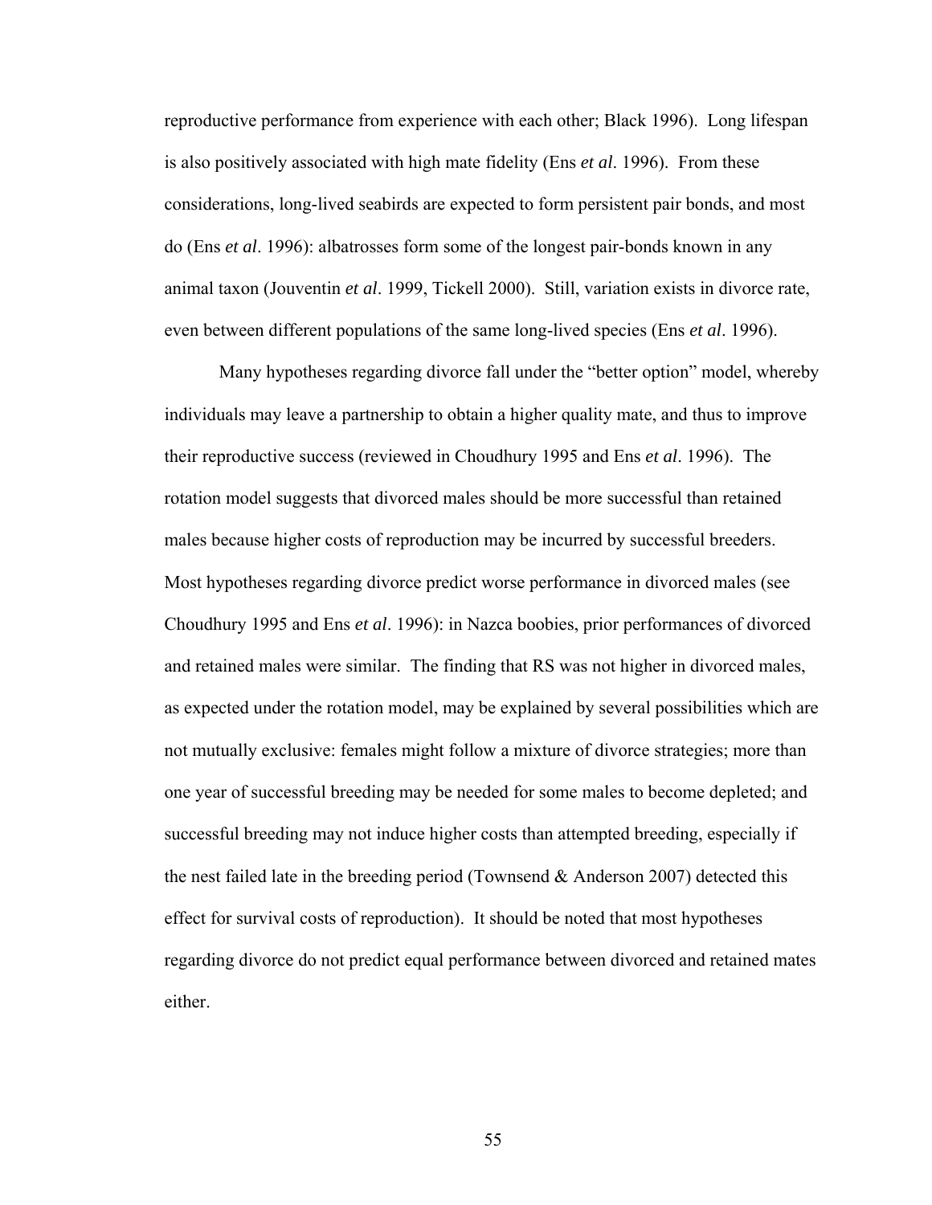reproductive performance from experience with each other; Black 1996). Long lifespan is also positively associated with high mate fidelity (Ens *et al*. 1996). From these considerations, long-lived seabirds are expected to form persistent pair bonds, and most do (Ens *et al*. 1996): albatrosses form some of the longest pair-bonds known in any animal taxon (Jouventin *et al*. 1999, Tickell 2000). Still, variation exists in divorce rate, even between different populations of the same long-lived species (Ens *et al*. 1996).

Many hypotheses regarding divorce fall under the "better option" model, whereby individuals may leave a partnership to obtain a higher quality mate, and thus to improve their reproductive success (reviewed in Choudhury 1995 and Ens *et al*. 1996). The rotation model suggests that divorced males should be more successful than retained males because higher costs of reproduction may be incurred by successful breeders. Most hypotheses regarding divorce predict worse performance in divorced males (see Choudhury 1995 and Ens *et al*. 1996): in Nazca boobies, prior performances of divorced and retained males were similar. The finding that RS was not higher in divorced males, as expected under the rotation model, may be explained by several possibilities which are not mutually exclusive: females might follow a mixture of divorce strategies; more than one year of successful breeding may be needed for some males to become depleted; and successful breeding may not induce higher costs than attempted breeding, especially if the nest failed late in the breeding period (Townsend & Anderson 2007) detected this effect for survival costs of reproduction). It should be noted that most hypotheses regarding divorce do not predict equal performance between divorced and retained mates either.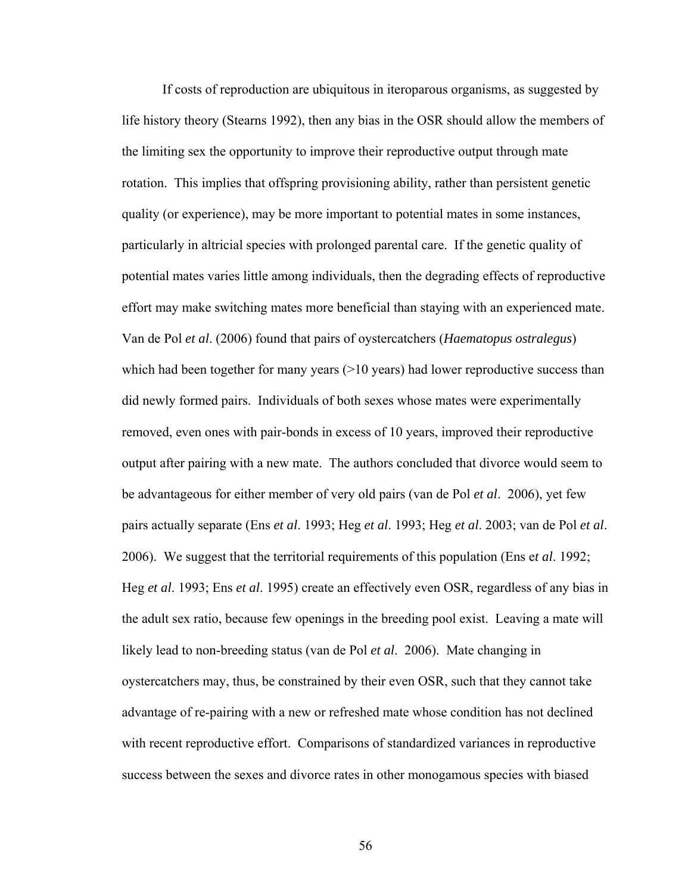If costs of reproduction are ubiquitous in iteroparous organisms, as suggested by life history theory (Stearns 1992), then any bias in the OSR should allow the members of the limiting sex the opportunity to improve their reproductive output through mate rotation. This implies that offspring provisioning ability, rather than persistent genetic quality (or experience), may be more important to potential mates in some instances, particularly in altricial species with prolonged parental care. If the genetic quality of potential mates varies little among individuals, then the degrading effects of reproductive effort may make switching mates more beneficial than staying with an experienced mate. Van de Pol *et al*. (2006) found that pairs of oystercatchers (*Haematopus ostralegus*) which had been together for many years (>10 years) had lower reproductive success than did newly formed pairs. Individuals of both sexes whose mates were experimentally removed, even ones with pair-bonds in excess of 10 years, improved their reproductive output after pairing with a new mate. The authors concluded that divorce would seem to be advantageous for either member of very old pairs (van de Pol *et al*. 2006), yet few pairs actually separate (Ens *et al*. 1993; Heg *et al*. 1993; Heg *et al*. 2003; van de Pol *et al*. 2006). We suggest that the territorial requirements of this population (Ens e*t al*. 1992; Heg *et al*. 1993; Ens *et al*. 1995) create an effectively even OSR, regardless of any bias in the adult sex ratio, because few openings in the breeding pool exist. Leaving a mate will likely lead to non-breeding status (van de Pol *et al*. 2006). Mate changing in oystercatchers may, thus, be constrained by their even OSR, such that they cannot take advantage of re-pairing with a new or refreshed mate whose condition has not declined with recent reproductive effort. Comparisons of standardized variances in reproductive success between the sexes and divorce rates in other monogamous species with biased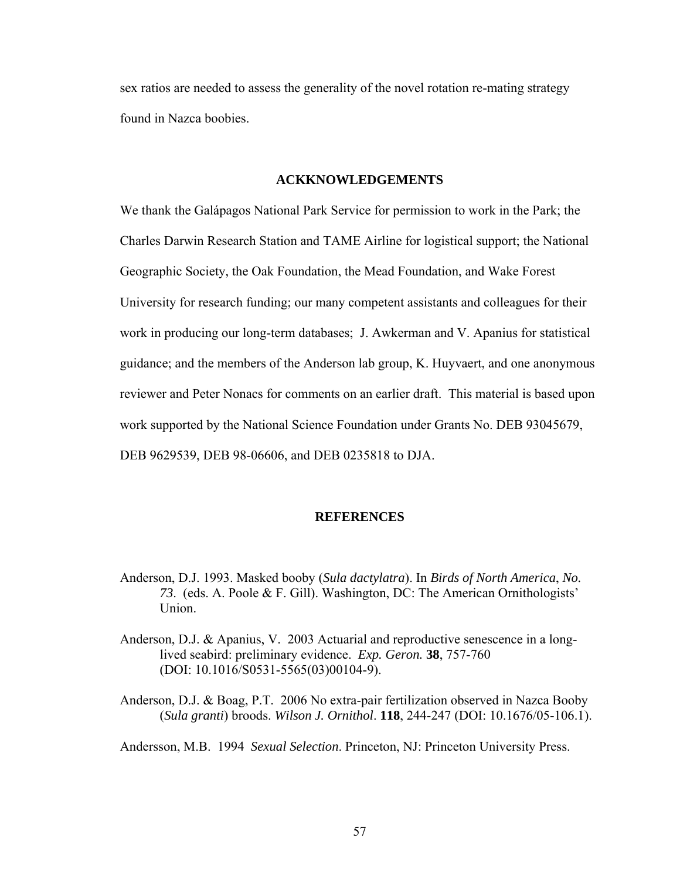sex ratios are needed to assess the generality of the novel rotation re-mating strategy found in Nazca boobies.

## ACKKNOWLEDGEMENTS

We thank the Galápagos National Park Service for permission to work in the Park; the Charles Darwin Research Station and TAME Airline for logistical support; the National Geographic Society, the Oak Foundation, the Mead Foundation, and Wake Forest University for research funding; our many competent assistants and colleagues for their work in producing our long-term databases; J. Awkerman and V. Apanius for statistical guidance; and the members of the Anderson lab group, K. Huyvaert, and one anonymous reviewer and Peter Nonacs for comments on an earlier draft. This material is based upon work supported by the National Science Foundation under Grants No. DEB 93045679, DEB 9629539, DEB 98-06606, and DEB 0235818 to DJA.

## REFERENCES

Anderson, D.J. 1993. Masked booby (*Sula dactylatra*). In *Birds of North America*, *No. 73*. (eds. A. Poole & F. Gill). Washington, DC: The American Ornithologists' Union.

Anderson, D.J. & Apanius, V. 2003 Actuarial and reproductive senescence in a long-lived seabird: preliminary evidence. *Exp. Geron.* **38**, 757-760 (DOI: 10.1016/S0531-5565(03)00104-9).

Anderson, D.J. & Boag, P.T. 2006 No extra-pair fertilization observed in Nazca Booby (*Sula granti*) broods. *Wilson J. Ornithol*. **118**, 244-247 (DOI: 10.1676/05-106.1).

Andersson, M.B. 1994 *Sexual Selection*. Princeton, NJ: Princeton University Press.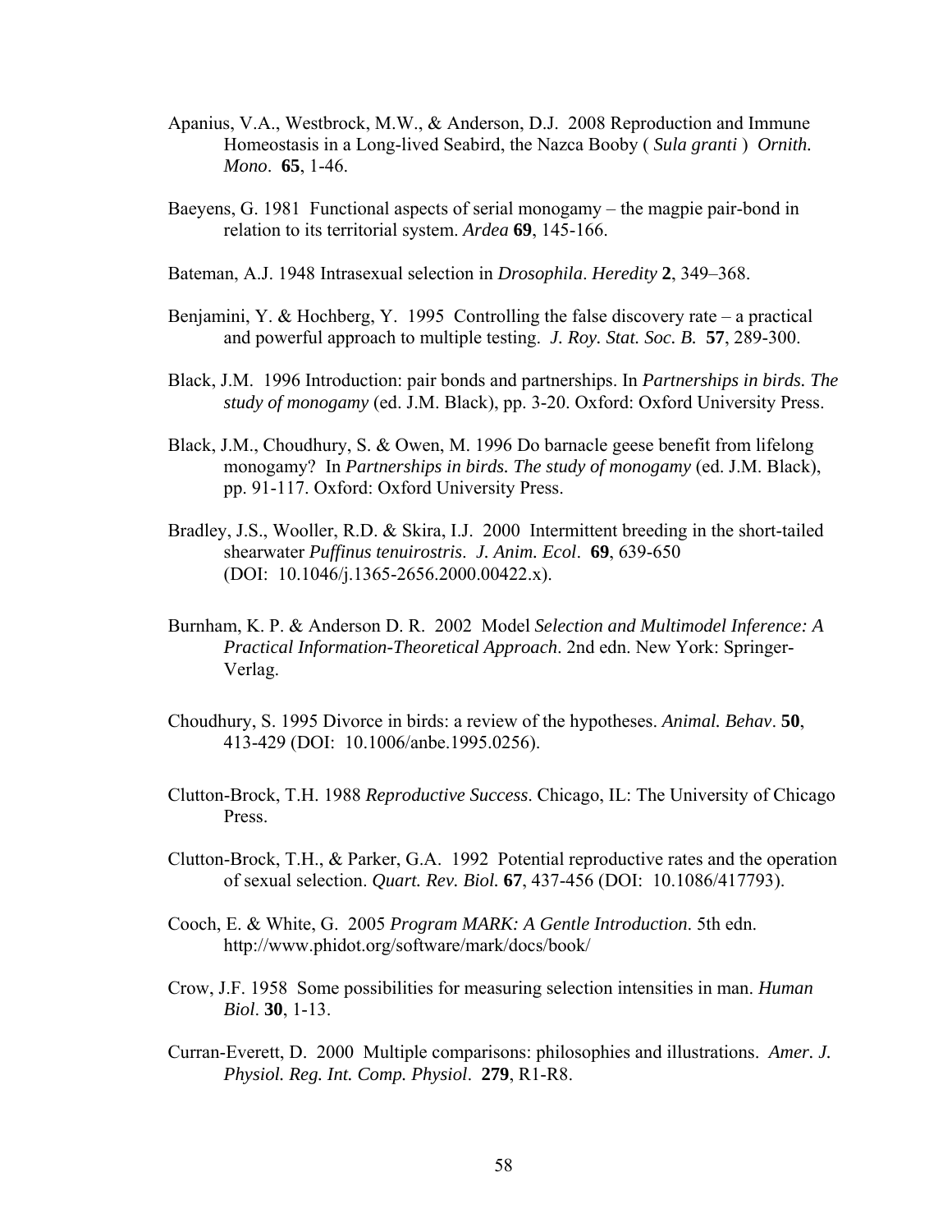Apanius, V.A., Westbrock, M.W., & Anderson, D.J. 2008 Reproduction and Immune Homeostasis in a Long-lived Seabird, the Nazca Booby ( *Sula granti* ) *Ornith. Mono*. **65**, 1-46.

Baeyens, G. 1981 Functional aspects of serial monogamy – the magpie pair-bond in relation to its territorial system. *Ardea* **69**, 145-166.

Bateman, A.J. 1948 Intrasexual selection in *Drosophila*. *Heredity* **2**, 349–368.

Benjamini, Y. & Hochberg, Y. 1995 Controlling the false discovery rate – a practical and powerful approach to multiple testing. *J. Roy. Stat. Soc. B.* **57**, 289-300.

Black, J.M. 1996 Introduction: pair bonds and partnerships. In *Partnerships in birds. The study of monogamy* (ed. J.M. Black), pp. 3-20. Oxford: Oxford University Press.

Black, J.M., Choudhury, S. & Owen, M. 1996 Do barnacle geese benefit from lifelong monogamy? In *Partnerships in birds. The study of monogamy* (ed. J.M. Black), pp. 91-117. Oxford: Oxford University Press.

Bradley, J.S., Wooller, R.D. & Skira, I.J. 2000 Intermittent breeding in the short-tailed shearwater *Puffinus tenuirostris*. *J. Anim. Ecol*. **69**, 639-650 (DOI: 10.1046/j.1365-2656.2000.00422.x).

Burnham, K. P. & Anderson D. R. 2002 Model *Selection and Multimodel Inference: A Practical Information-Theoretical Approach*. 2nd edn. New York: Springer-Verlag.

Choudhury, S. 1995 Divorce in birds: a review of the hypotheses. *Animal. Behav*. **50**, 413-429 (DOI: 10.1006/anbe.1995.0256).

Clutton-Brock, T.H. 1988 *Reproductive Success*. Chicago, IL: The University of Chicago Press.

Clutton-Brock, T.H., & Parker, G.A. 1992 Potential reproductive rates and the operation of sexual selection. *Quart. Rev. Biol.* **67**, 437-456 (DOI: 10.1086/417793).

Cooch, E. & White, G. 2005 *Program MARK: A Gentle Introduction*. 5th edn. http://www.phidot.org/software/mark/docs/book/

Crow, J.F. 1958 Some possibilities for measuring selection intensities in man. *Human Biol*. **30**, 1-13.

Curran-Everett, D. 2000 Multiple comparisons: philosophies and illustrations. *Amer. J. Physiol. Reg. Int. Comp. Physiol*. **279**, R1-R8.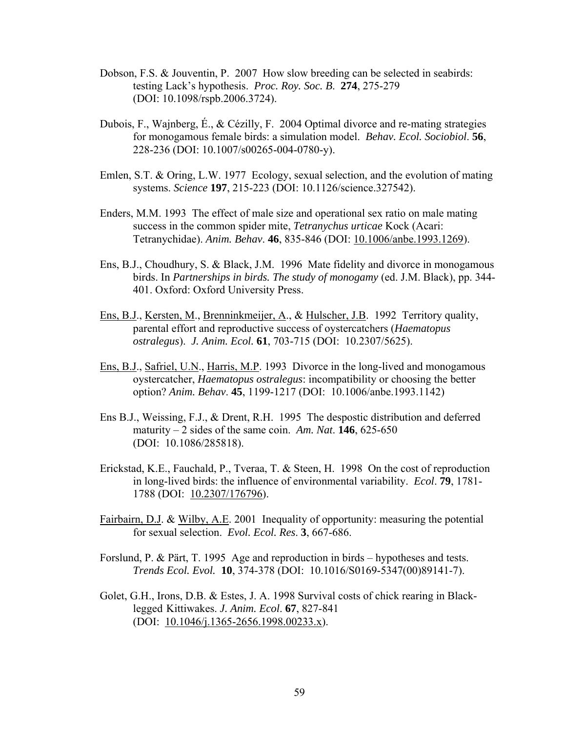Dobson, F.S. & Jouventin, P. 2007 How slow breeding can be selected in seabirds: testing Lack's hypothesis. *Proc. Roy. Soc. B.* **274**, 275-279 (DOI: 10.1098/rspb.2006.3724).

Dubois, F., Wajnberg, É., & Cézilly, F. 2004 Optimal divorce and re-mating strategies for monogamous female birds: a simulation model. *Behav. Ecol. Sociobiol*. **56**, 228-236 (DOI: 10.1007/s00265-004-0780-y).

Emlen, S.T. & Oring, L.W. 1977 Ecology, sexual selection, and the evolution of mating systems. *Science* **197**, 215-223 (DOI: 10.1126/science.327542).

Enders, M.M. 1993 The effect of male size and operational sex ratio on male mating success in the common spider mite, *Tetranychus urticae* Kock (Acari: Tetranychidae). *Anim. Behav*. **46**, 835-846 (DOI: 10.1006/anbe.1993.1269).

Ens, B.J., Choudhury, S. & Black, J.M. 1996 Mate fidelity and divorce in monogamous birds. In *Partnerships in birds. The study of monogamy* (ed. J.M. Black), pp. 344-401. Oxford: Oxford University Press.

Ens, B.J., Kersten, M., Brenninkmeijer, A., & Hulscher, J.B. 1992 Territory quality, parental effort and reproductive success of oystercatchers (*Haematopus ostralegus*). *J. Anim. Ecol.* **61**, 703-715 (DOI: 10.2307/5625).

Ens, B.J., Safriel, U.N., Harris, M.P. 1993 Divorce in the long-lived and monogamous oystercatcher, *Haematopus ostralegus*: incompatibility or choosing the better option? *Anim. Behav*. **45**, 1199-1217 (DOI: 10.1006/anbe.1993.1142)

Ens B.J., Weissing, F.J., & Drent, R.H. 1995 The despostic distribution and deferred maturity – 2 sides of the same coin. *Am. Nat*. **146**, 625-650 (DOI: 10.1086/285818).

Erickstad, K.E., Fauchald, P., Tveraa, T. & Steen, H. 1998 On the cost of reproduction in long-lived birds: the influence of environmental variability. *Ecol*. **79**, 1781-1788 (DOI: 10.2307/176796).

Fairbairn, D.J. & Wilby, A.E. 2001 Inequality of opportunity: measuring the potential for sexual selection. *Evol. Ecol. Res*. **3**, 667-686.

Forslund, P. & Pärt, T. 1995 Age and reproduction in birds – hypotheses and tests. *Trends Ecol. Evol.* **10**, 374-378 (DOI: 10.1016/S0169-5347(00)89141-7).

Golet, G.H., Irons, D.B. & Estes, J. A. 1998 Survival costs of chick rearing in Black-legged Kittiwakes. *J. Anim. Ecol*. **67**, 827-841 (DOI: 10.1046/j.1365-2656.1998.00233.x).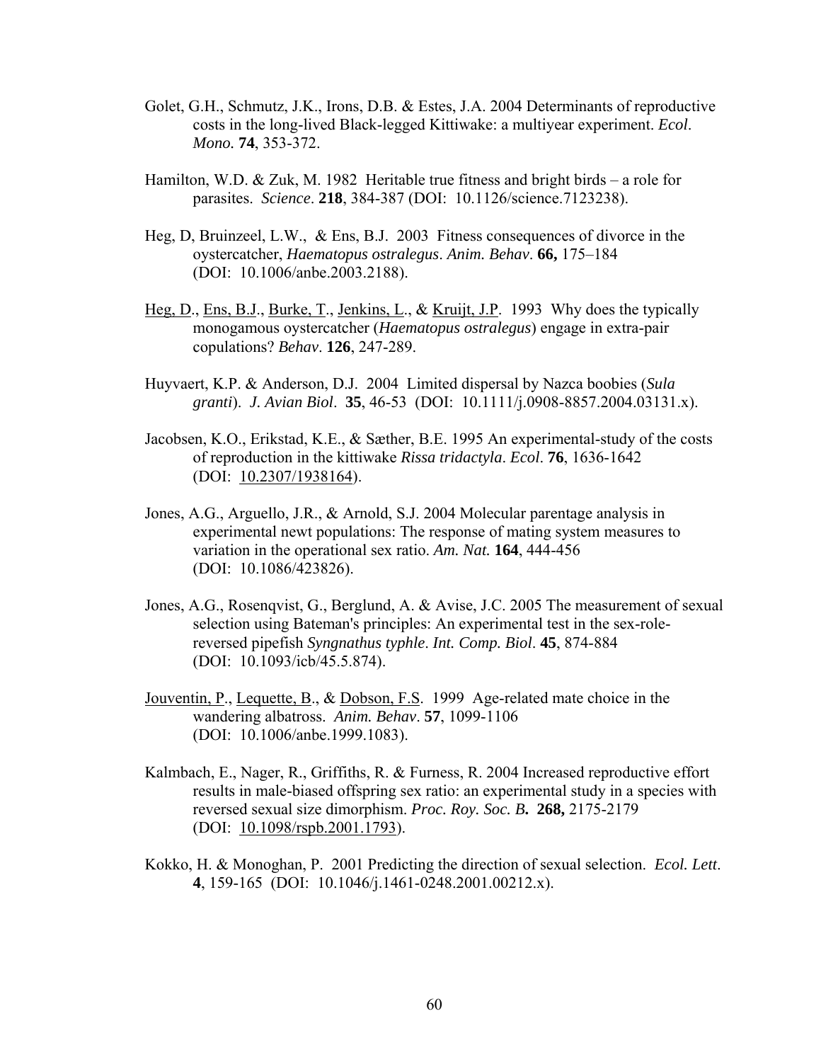Golet, G.H., Schmutz, J.K., Irons, D.B. & Estes, J.A. 2004 Determinants of reproductive costs in the long-lived Black-legged Kittiwake: a multiyear experiment. *Ecol. Mono.* **74**, 353-372.

Hamilton, W.D. & Zuk, M. 1982 Heritable true fitness and bright birds – a role for parasites. *Science*. **218**, 384-387 (DOI: 10.1126/science.7123238).

Heg, D, Bruinzeel, L.W., & Ens, B.J. 2003 Fitness consequences of divorce in the oystercatcher, *Haematopus ostralegus*. *Anim. Behav*. **66,** 175–184 (DOI: 10.1006/anbe.2003.2188).

Heg, D., Ens, B.J., Burke, T., Jenkins, L., & Kruijt, J.P. 1993 Why does the typically monogamous oystercatcher (*Haematopus ostralegus*) engage in extra-pair copulations? *Behav*. **126**, 247-289.

Huyvaert, K.P. & Anderson, D.J. 2004 Limited dispersal by Nazca boobies (*Sula granti*). *J. Avian Biol*. **35**, 46-53 (DOI: 10.1111/j.0908-8857.2004.03131.x).

Jacobsen, K.O., Erikstad, K.E., & Sæther, B.E. 1995 An experimental-study of the costs of reproduction in the kittiwake *Rissa tridactyla*. *Ecol*. **76**, 1636-1642 (DOI: 10.2307/1938164).

Jones, A.G., Arguello, J.R., & Arnold, S.J. 2004 Molecular parentage analysis in experimental newt populations: The response of mating system measures to variation in the operational sex ratio. *Am. Nat.* **164**, 444-456 (DOI: 10.1086/423826).

Jones, A.G., Rosenqvist, G., Berglund, A. & Avise, J.C. 2005 The measurement of sexual selection using Bateman's principles: An experimental test in the sex-role-reversed pipefish *Syngnathus typhle*. *Int. Comp. Biol*. **45**, 874-884 (DOI: 10.1093/icb/45.5.874).

Jouventin, P., Lequette, B., & Dobson, F.S. 1999 Age-related mate choice in the wandering albatross. *Anim. Behav*. **57**, 1099-1106 (DOI: 10.1006/anbe.1999.1083).

Kalmbach, E., Nager, R., Griffiths, R. & Furness, R. 2004 Increased reproductive effort results in male-biased offspring sex ratio: an experimental study in a species with reversed sexual size dimorphism. *Proc. Roy. Soc. B.* **268,** 2175-2179 (DOI: 10.1098/rspb.2001.1793).

Kokko, H. & Monoghan, P. 2001 Predicting the direction of sexual selection. *Ecol. Lett*. **4**, 159-165 (DOI: 10.1046/j.1461-0248.2001.00212.x).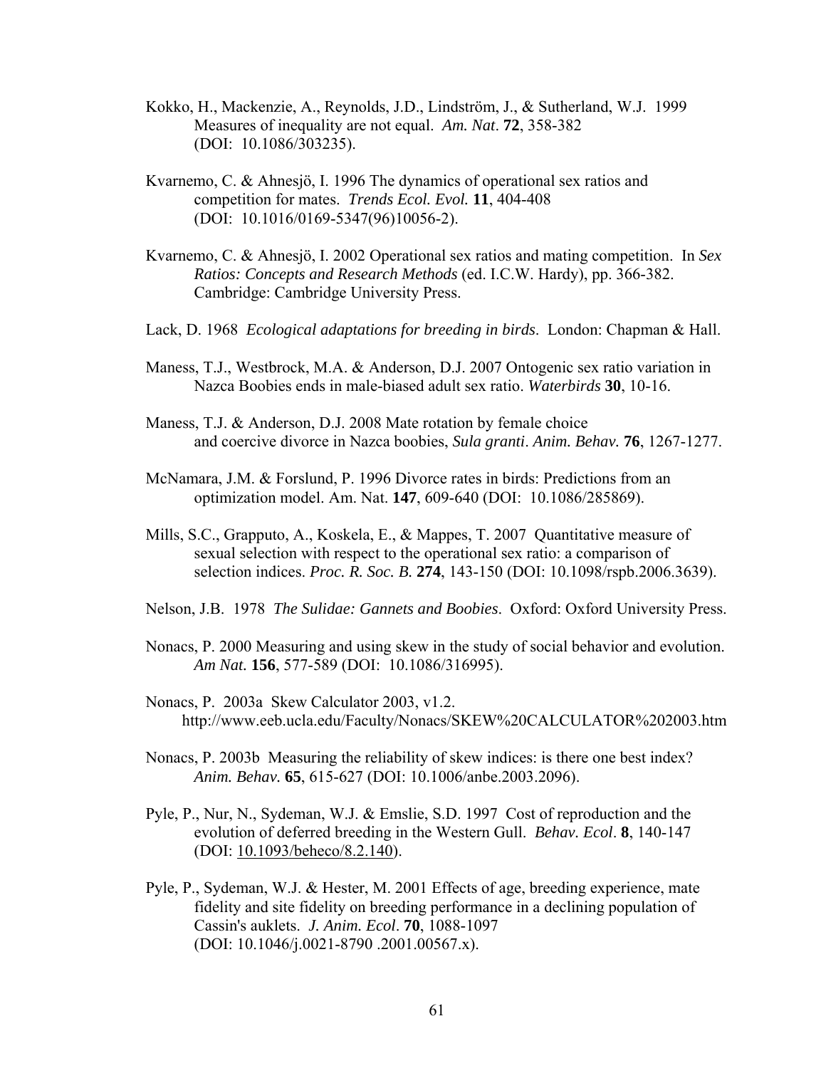Kokko, H., Mackenzie, A., Reynolds, J.D., Lindström, J., & Sutherland, W.J. 1999 Measures of inequality are not equal. *Am. Nat*. **72**, 358-382 (DOI: 10.1086/303235).

Kvarnemo, C. & Ahnesjö, I. 1996 The dynamics of operational sex ratios and competition for mates. *Trends Ecol. Evol.* **11**, 404-408 (DOI: 10.1016/0169-5347(96)10056-2).

Kvarnemo, C. & Ahnesjö, I. 2002 Operational sex ratios and mating competition. In *Sex Ratios: Concepts and Research Methods* (ed. I.C.W. Hardy), pp. 366-382. Cambridge: Cambridge University Press.

Lack, D. 1968 *Ecological adaptations for breeding in birds*. London: Chapman & Hall.

Maness, T.J., Westbrock, M.A. & Anderson, D.J. 2007 Ontogenic sex ratio variation in Nazca Boobies ends in male-biased adult sex ratio. *Waterbirds* **30**, 10-16.

Maness, T.J. & Anderson, D.J. 2008 Mate rotation by female choice and coercive divorce in Nazca boobies, *Sula granti*. *Anim. Behav.* **76**, 1267-1277.

McNamara, J.M. & Forslund, P. 1996 Divorce rates in birds: Predictions from an optimization model. Am. Nat. **147**, 609-640 (DOI: 10.1086/285869).

Mills, S.C., Grapputo, A., Koskela, E., & Mappes, T. 2007 Quantitative measure of sexual selection with respect to the operational sex ratio: a comparison of selection indices. *Proc. R. Soc. B.* **274**, 143-150 (DOI: 10.1098/rspb.2006.3639).

Nelson, J.B. 1978 *The Sulidae: Gannets and Boobies*. Oxford: Oxford University Press.

Nonacs, P. 2000 Measuring and using skew in the study of social behavior and evolution. *Am Nat.* **156**, 577-589 (DOI: 10.1086/316995).

Nonacs, P. 2003a Skew Calculator 2003, v1.2. http://www.eeb.ucla.edu/Faculty/Nonacs/SKEW%20CALCULATOR%202003.htm

Nonacs, P. 2003b Measuring the reliability of skew indices: is there one best index? *Anim. Behav.* **65**, 615-627 (DOI: 10.1006/anbe.2003.2096).

Pyle, P., Nur, N., Sydeman, W.J. & Emslie, S.D. 1997 Cost of reproduction and the evolution of deferred breeding in the Western Gull. *Behav. Ecol*. **8**, 140-147 (DOI: 10.1093/beheco/8.2.140).

Pyle, P., Sydeman, W.J. & Hester, M. 2001 Effects of age, breeding experience, mate fidelity and site fidelity on breeding performance in a declining population of Cassin's auklets. *J. Anim. Ecol*. **70**, 1088-1097 (DOI: 10.1046/j.0021-8790 .2001.00567.x).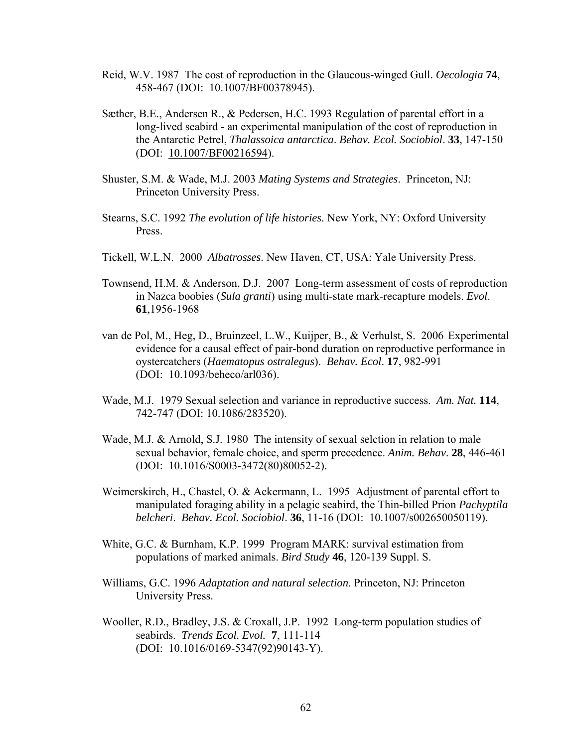Reid, W.V. 1987 The cost of reproduction in the Glaucous-winged Gull. *Oecologia* **74**, 458-467 (DOI: 10.1007/BF00378945).

Sæther, B.E., Andersen R., & Pedersen, H.C. 1993 Regulation of parental effort in a long-lived seabird - an experimental manipulation of the cost of reproduction in the Antarctic Petrel, *Thalassoica antarctica*. *Behav. Ecol. Sociobiol*. **33**, 147-150 (DOI: 10.1007/BF00216594).

Shuster, S.M. & Wade, M.J. 2003 *Mating Systems and Strategies*. Princeton, NJ: Princeton University Press.

Stearns, S.C. 1992 *The evolution of life histories*. New York, NY: Oxford University Press.

Tickell, W.L.N. 2000 *Albatrosses*. New Haven, CT, USA: Yale University Press.

Townsend, H.M. & Anderson, D.J. 2007 Long-term assessment of costs of reproduction in Nazca boobies (*Sula granti*) using multi-state mark-recapture models. *Evol*. **61**,1956-1968

van de Pol, M., Heg, D., Bruinzeel, L.W., Kuijper, B., & Verhulst, S. 2006 Experimental evidence for a causal effect of pair-bond duration on reproductive performance in oystercatchers (*Haematopus ostralegus*). *Behav. Ecol*. **17**, 982-991 (DOI: 10.1093/beheco/arl036).

Wade, M.J. 1979 Sexual selection and variance in reproductive success. *Am. Nat.* **114**, 742-747 (DOI: 10.1086/283520).

Wade, M.J. & Arnold, S.J. 1980 The intensity of sexual selction in relation to male sexual behavior, female choice, and sperm precedence. *Anim. Behav*. **28**, 446-461 (DOI: 10.1016/S0003-3472(80)80052-2).

Weimerskirch, H., Chastel, O. & Ackermann, L. 1995 Adjustment of parental effort to manipulated foraging ability in a pelagic seabird, the Thin-billed Prion *Pachyptila belcheri*. *Behav. Ecol. Sociobiol*. **36**, 11-16 (DOI: 10.1007/s002650050119).

White, G.C. & Burnham, K.P. 1999 Program MARK: survival estimation from populations of marked animals. *Bird Study* **46**, 120-139 Suppl. S.

Williams, G.C. 1996 *Adaptation and natural selection*. Princeton, NJ: Princeton University Press.

Wooller, R.D., Bradley, J.S. & Croxall, J.P. 1992 Long-term population studies of seabirds. *Trends Ecol. Evol.* **7**, 111-114 (DOI: 10.1016/0169-5347(92)90143-Y).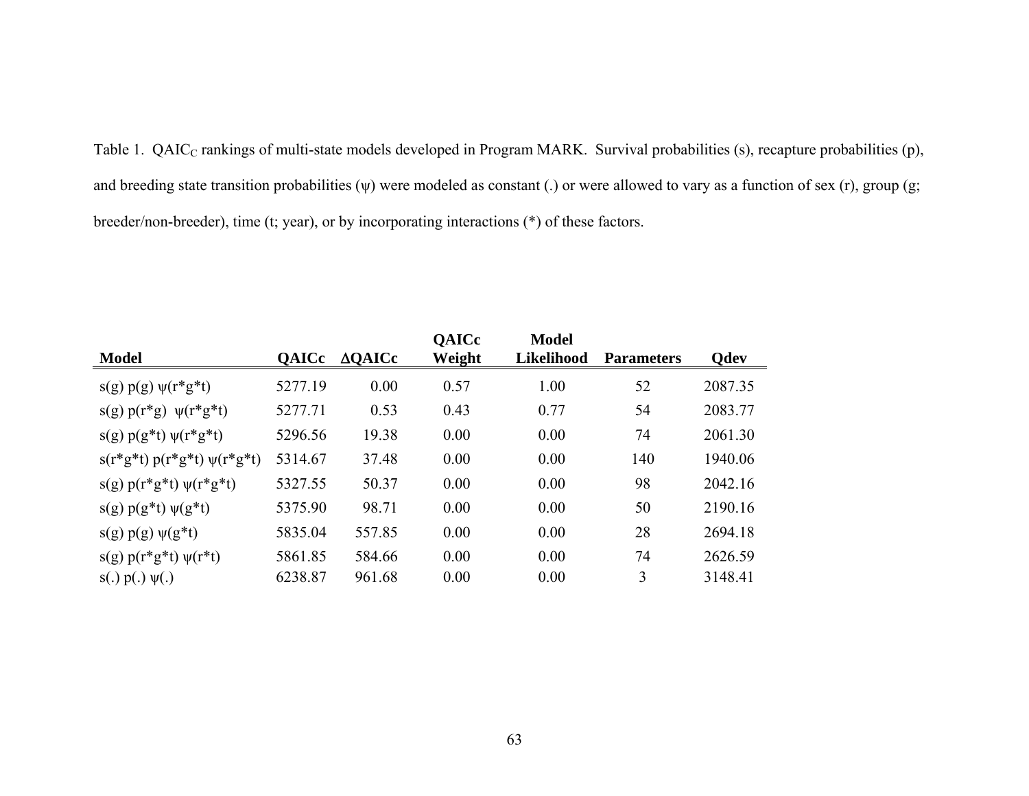Table 1. $QAIC_C$ rankings of multi-state models developed in Program MARK. Survival probabilities (s), recapture probabilities (p), and breeding state transition probabilities (ψ) were modeled as constant (.) or were allowed to vary as a function of sex (r), group (g; breeder/non-breeder), time (t; year), or by incorporating interactions (*) of these factors.

| Model | QAICc | ΔQAICc | QAICc Weight | Model Likelihood | Parameters | Qdev |
|---|---|---|---|---|---|---|
| s(g) p(g) ψ(r*g*t) | 5277.19 | 0.00 | 0.57 | 1.00 | 52 | 2087.35 |
| s(g) p(r*g) ψ(r*g*t) | 5277.71 | 0.53 | 0.43 | 0.77 | 54 | 2083.77 |
| s(g) p(g*t) ψ(r*g*t) | 5296.56 | 19.38 | 0.00 | 0.00 | 74 | 2061.30 |
| s(r*g*t) p(r*g*t) ψ(r*g*t) | 5314.67 | 37.48 | 0.00 | 0.00 | 140 | 1940.06 |
| s(g) p(r*g*t) ψ(r*g*t) | 5327.55 | 50.37 | 0.00 | 0.00 | 98 | 2042.16 |
| s(g) p(g*t) ψ(g*t) | 5375.90 | 98.71 | 0.00 | 0.00 | 50 | 2190.16 |
| s(g) p(g) ψ(g*t) | 5835.04 | 557.85 | 0.00 | 0.00 | 28 | 2694.18 |
| s(g) p(r*g*t) ψ(r*t) | 5861.85 | 584.66 | 0.00 | 0.00 | 74 | 2626.59 |
| s(.) p(.) ψ(.) | 6238.87 | 961.68 | 0.00 | 0.00 | 3 | 3148.41 |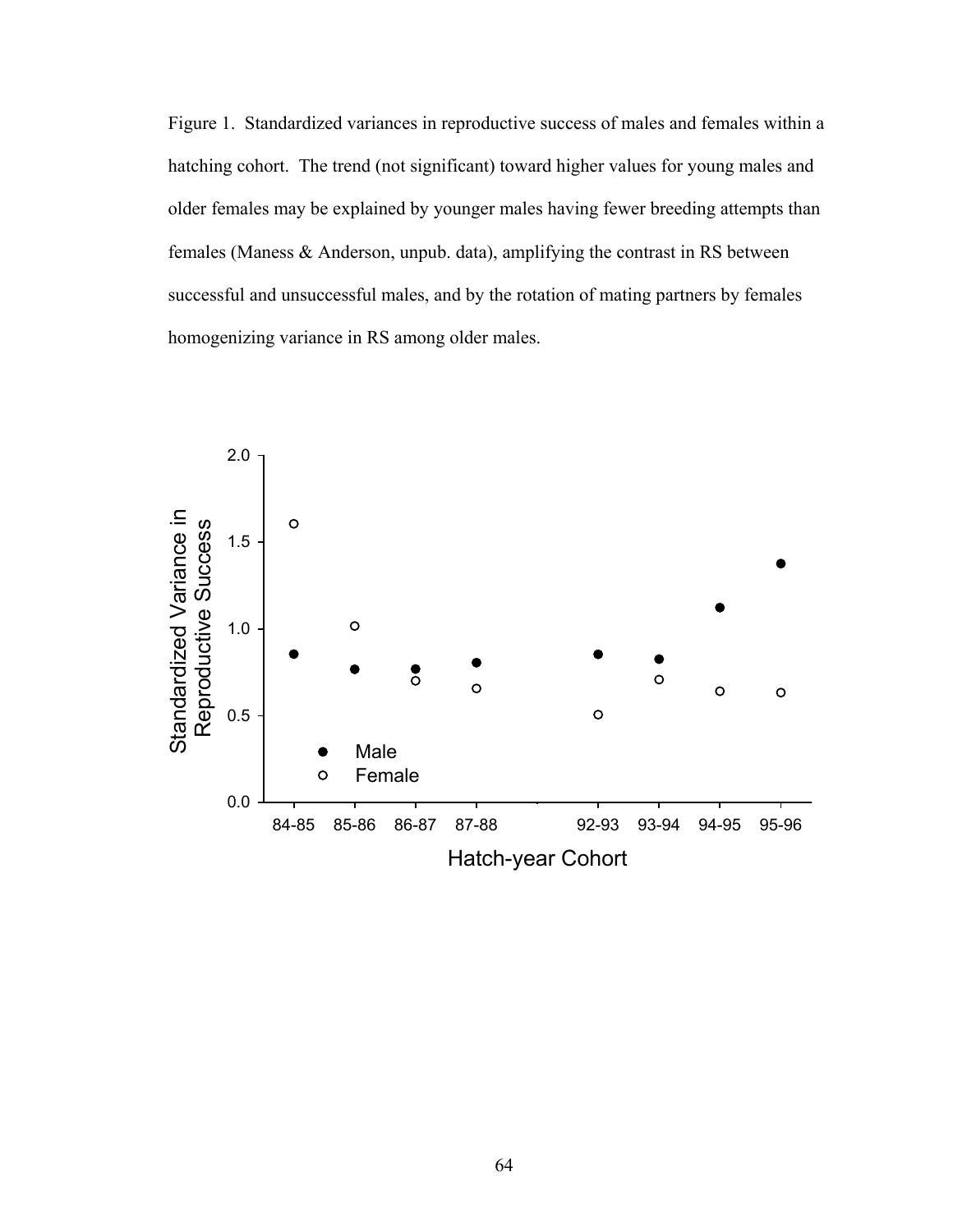Figure 1. Standardized variances in reproductive success of males and females within a hatching cohort. The trend (not significant) toward higher values for young males and older females may be explained by younger males having fewer breeding attempts than females (Maness & Anderson, unpub. data), amplifying the contrast in RS between successful and unsuccessful males, and by the rotation of mating partners by females homogenizing variance in RS among older males.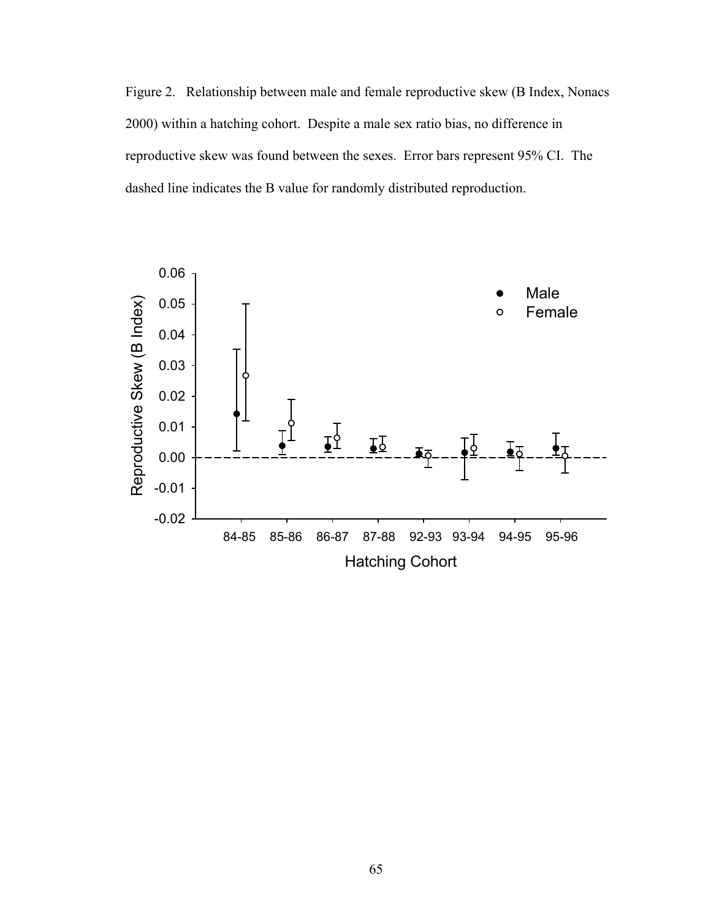Figure 2. Relationship between male and female reproductive skew (B Index, Nonacs 2000) within a hatching cohort. Despite a male sex ratio bias, no difference in reproductive skew was found between the sexes. Error bars represent 95% CI. The dashed line indicates the B value for randomly distributed reproduction.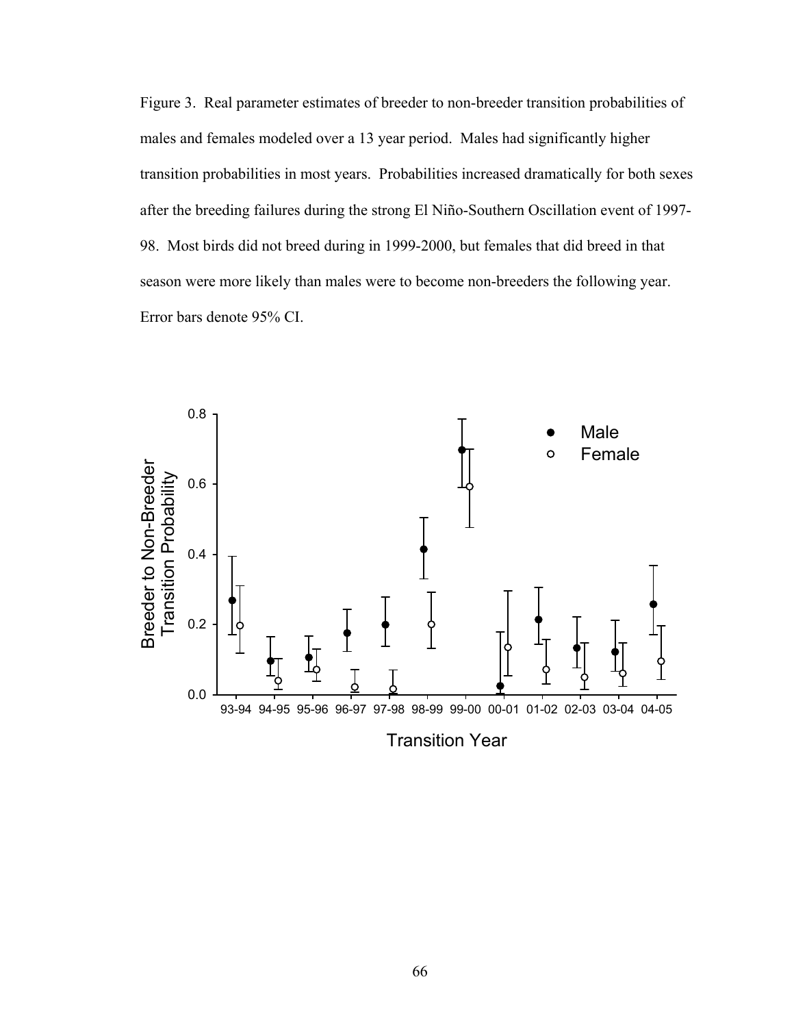Figure 3. Real parameter estimates of breeder to non-breeder transition probabilities of males and females modeled over a 13 year period. Males had significantly higher transition probabilities in most years. Probabilities increased dramatically for both sexes after the breeding failures during the strong El Niño-Southern Oscillation event of 1997-98. Most birds did not breed during in 1999-2000, but females that did breed in that season were more likely than males were to become non-breeders the following year. Error bars denote 95% CI.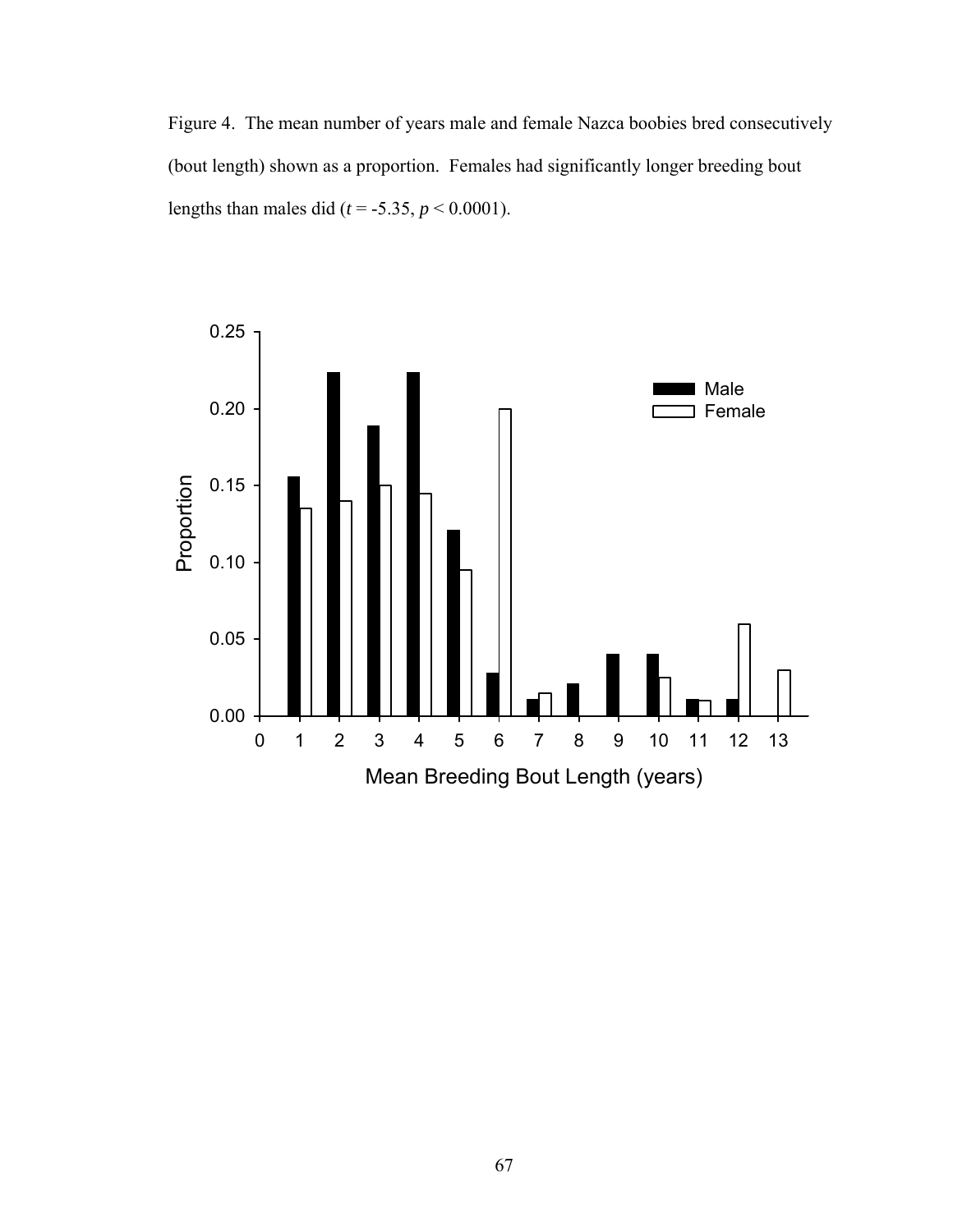Figure 4. The mean number of years male and female Nazca boobies bred consecutively (bout length) shown as a proportion. Females had significantly longer breeding bout lengths than males did ($t = -5.35$, $p < 0.0001$).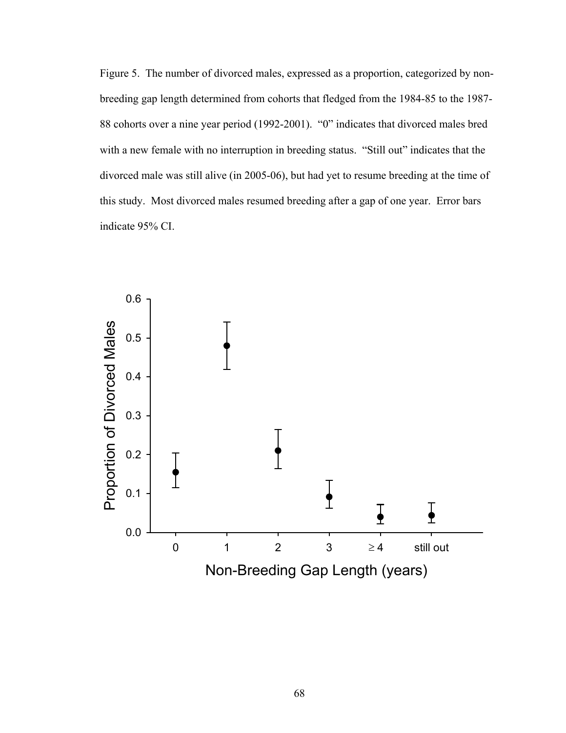Figure 5. The number of divorced males, expressed as a proportion, categorized by non-breeding gap length determined from cohorts that fledged from the 1984-85 to the 1987-88 cohorts over a nine year period (1992-2001). "0" indicates that divorced males bred with a new female with no interruption in breeding status. "Still out" indicates that the divorced male was still alive (in 2005-06), but had yet to resume breeding at the time of this study. Most divorced males resumed breeding after a gap of one year. Error bars indicate 95% CI.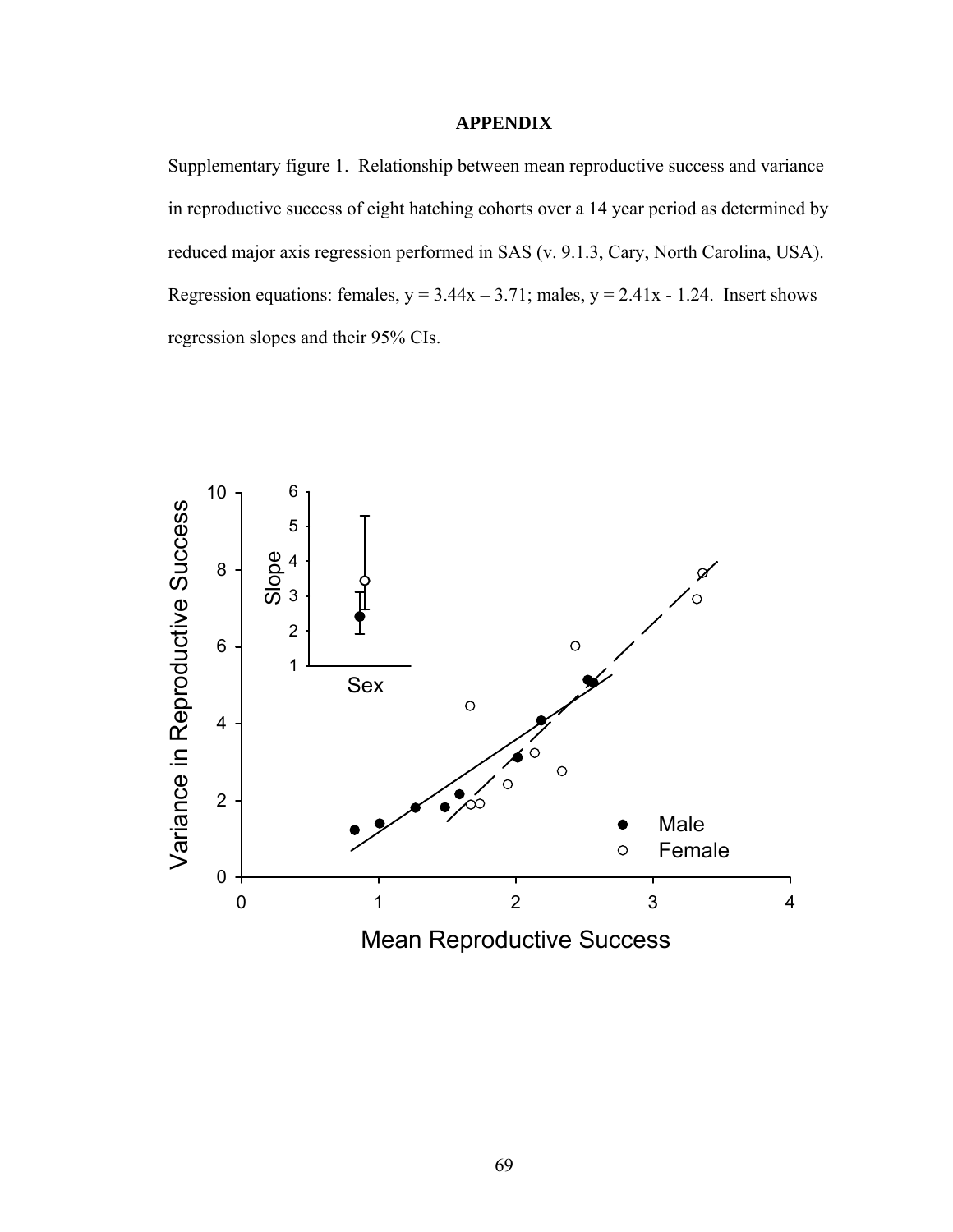**APPENDIX**

Supplementary figure 1. Relationship between mean reproductive success and variance in reproductive success of eight hatching cohorts over a 14 year period as determined by reduced major axis regression performed in SAS (v. 9.1.3, Cary, North Carolina, USA). Regression equations: females, $y = 3.44x – 3.71$; males, $y = 2.41x - 1.24$. Insert shows regression slopes and their 95% CIs.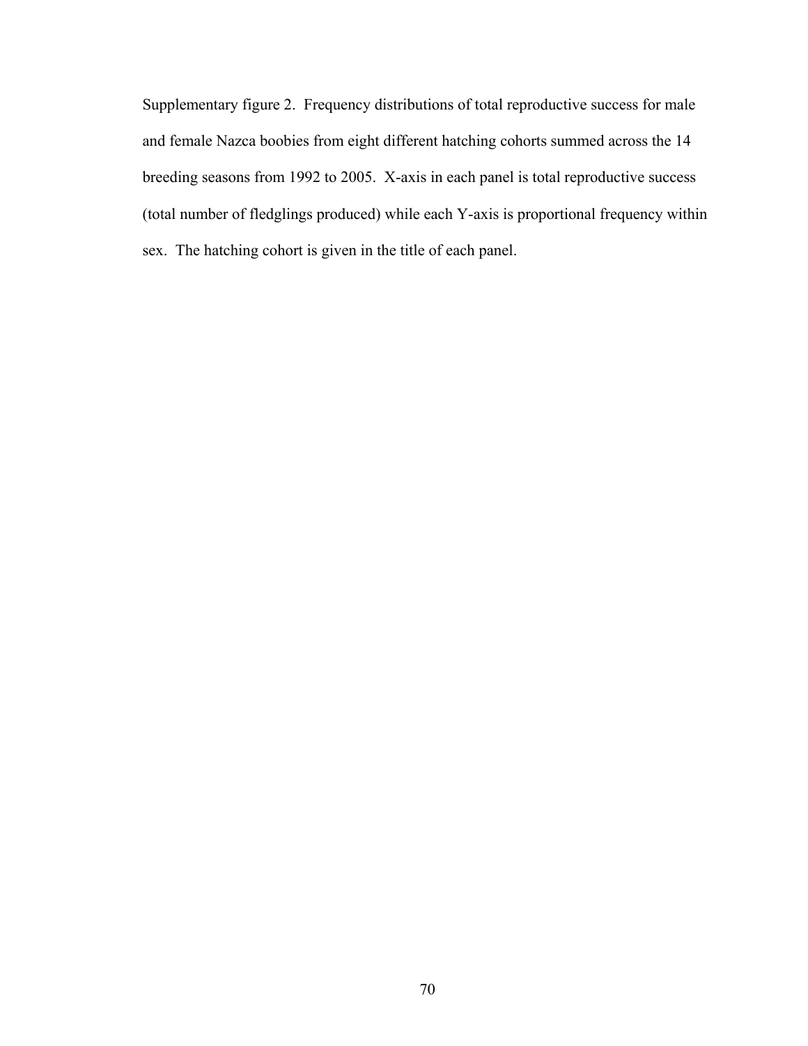Supplementary figure 2. Frequency distributions of total reproductive success for male and female Nazca boobies from eight different hatching cohorts summed across the 14 breeding seasons from 1992 to 2005. X-axis in each panel is total reproductive success (total number of fledglings produced) while each Y-axis is proportional frequency within sex. The hatching cohort is given in the title of each panel.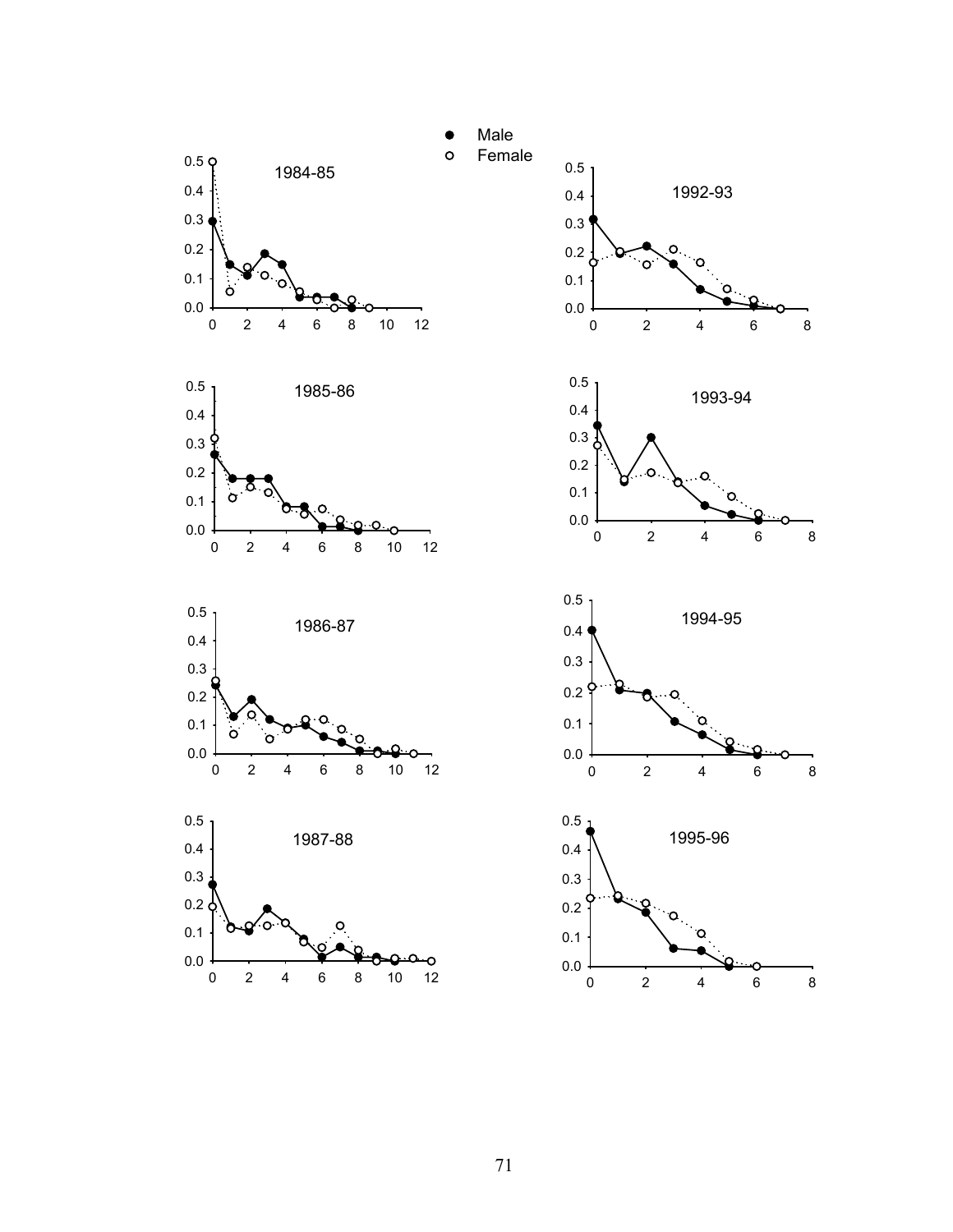Male

Female

1984-85

1985-86

1986-87

1987-88

1992-93

1993-94

1994-95

1995-96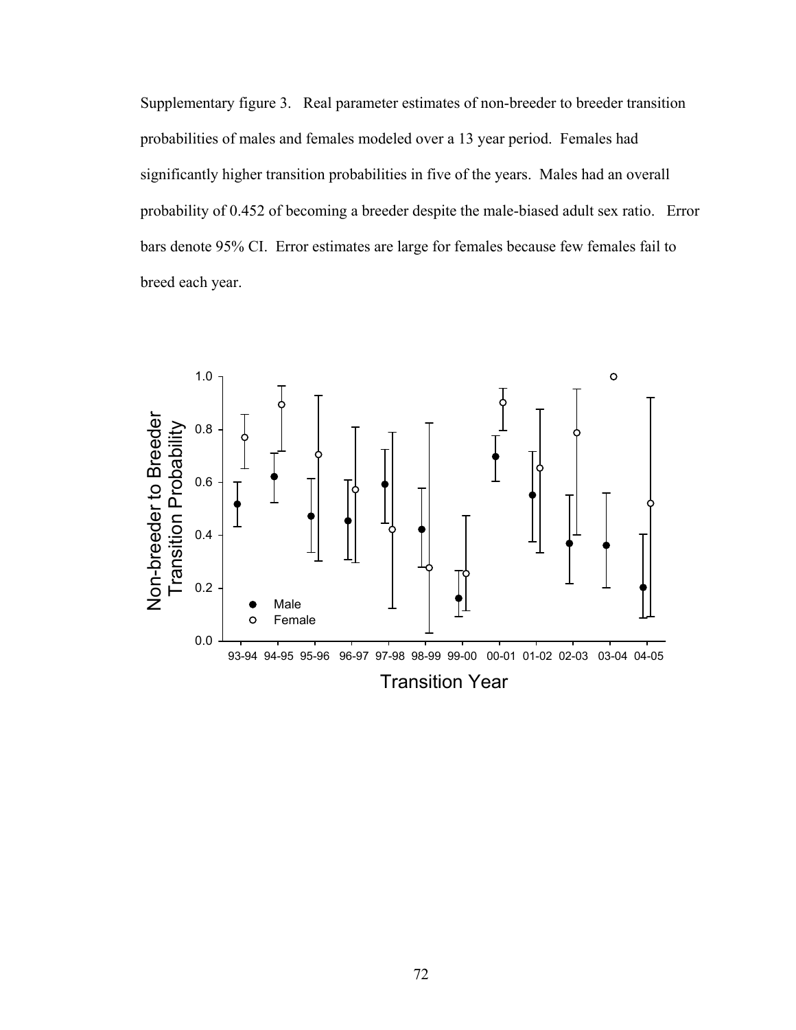Supplementary figure 3. Real parameter estimates of non-breeder to breeder transition probabilities of males and females modeled over a 13 year period. Females had significantly higher transition probabilities in five of the years. Males had an overall probability of 0.452 of becoming a breeder despite the male-biased adult sex ratio. Error bars denote 95% CI. Error estimates are large for females because few females fail to breed each year.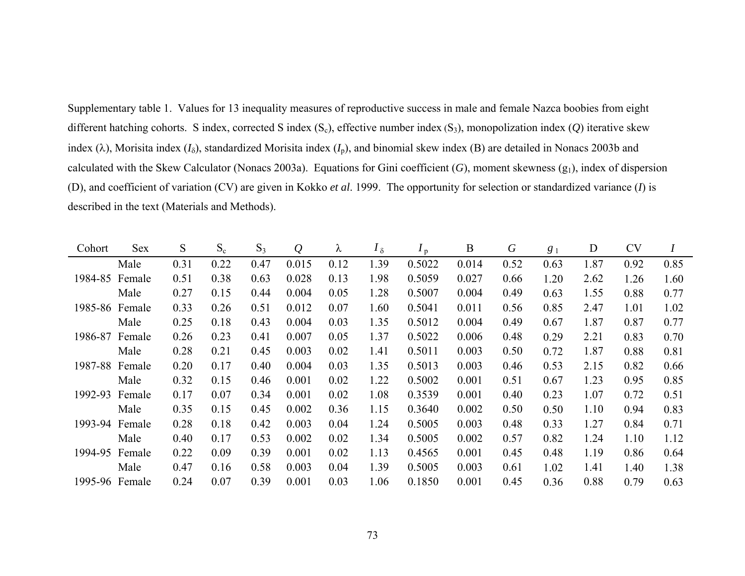Supplementary table 1. Values for 13 inequality measures of reproductive success in male and female Nazca boobies from eight different hatching cohorts. S index, corrected S index ($S_c$), effective number index ($S_3$), monopolization index ($Q$) iterative skew index ($\lambda$), Morisita index ($I_\delta$), standardized Morisita index ($I_p$), and binomial skew index (B) are detailed in Nonacs 2003b and calculated with the Skew Calculator (Nonacs 2003a). Equations for Gini coefficient ($G$), moment skewness ($g_1$), index of dispersion (D), and coefficient of variation (CV) are given in Kokko *et al*. 1999. The opportunity for selection or standardized variance ($I$) is described in the text (Materials and Methods).

| Cohort | Sex | S | $S_c$ | $S_3$ | $Q$ | $\lambda$ | $I_\delta$ | $I_p$ | B | $G$ | $g_1$ | D | CV | $I$ |
|---|---|---|---|---|---|---|---|---|---|---|---|---|---|---|
| | Male | 0.31 | 0.22 | 0.47 | 0.015 | 0.12 | 1.39 | 0.5022 | 0.014 | 0.52 | 0.63 | 1.87 | 0.92 | 0.85 |
| 1984-85 | Female | 0.51 | 0.38 | 0.63 | 0.028 | 0.13 | 1.98 | 0.5059 | 0.027 | 0.66 | 1.20 | 2.62 | 1.26 | 1.60 |
| | Male | 0.27 | 0.15 | 0.44 | 0.004 | 0.05 | 1.28 | 0.5007 | 0.004 | 0.49 | 0.63 | 1.55 | 0.88 | 0.77 |
| 1985-86 | Female | 0.33 | 0.26 | 0.51 | 0.012 | 0.07 | 1.60 | 0.5041 | 0.011 | 0.56 | 0.85 | 2.47 | 1.01 | 1.02 |
| | Male | 0.25 | 0.18 | 0.43 | 0.004 | 0.03 | 1.35 | 0.5012 | 0.004 | 0.49 | 0.67 | 1.87 | 0.87 | 0.77 |
| 1986-87 | Female | 0.26 | 0.23 | 0.41 | 0.007 | 0.05 | 1.37 | 0.5022 | 0.006 | 0.48 | 0.29 | 2.21 | 0.83 | 0.70 |
| | Male | 0.28 | 0.21 | 0.45 | 0.003 | 0.02 | 1.41 | 0.5011 | 0.003 | 0.50 | 0.72 | 1.87 | 0.88 | 0.81 |
| 1987-88 | Female | 0.20 | 0.17 | 0.40 | 0.004 | 0.03 | 1.35 | 0.5013 | 0.003 | 0.46 | 0.53 | 2.15 | 0.82 | 0.66 |
| | Male | 0.32 | 0.15 | 0.46 | 0.001 | 0.02 | 1.22 | 0.5002 | 0.001 | 0.51 | 0.67 | 1.23 | 0.95 | 0.85 |
| 1992-93 | Female | 0.17 | 0.07 | 0.34 | 0.001 | 0.02 | 1.08 | 0.3539 | 0.001 | 0.40 | 0.23 | 1.07 | 0.72 | 0.51 |
| | Male | 0.35 | 0.15 | 0.45 | 0.002 | 0.36 | 1.15 | 0.3640 | 0.002 | 0.50 | 0.50 | 1.10 | 0.94 | 0.83 |
| 1993-94 | Female | 0.28 | 0.18 | 0.42 | 0.003 | 0.04 | 1.24 | 0.5005 | 0.003 | 0.48 | 0.33 | 1.27 | 0.84 | 0.71 |
| | Male | 0.40 | 0.17 | 0.53 | 0.002 | 0.02 | 1.34 | 0.5005 | 0.002 | 0.57 | 0.82 | 1.24 | 1.10 | 1.12 |
| 1994-95 | Female | 0.22 | 0.09 | 0.39 | 0.001 | 0.02 | 1.13 | 0.4565 | 0.001 | 0.45 | 0.48 | 1.19 | 0.86 | 0.64 |
| | Male | 0.47 | 0.16 | 0.58 | 0.003 | 0.04 | 1.39 | 0.5005 | 0.003 | 0.61 | 1.02 | 1.41 | 1.40 | 1.38 |
| 1995-96 | Female | 0.24 | 0.07 | 0.39 | 0.001 | 0.03 | 1.06 | 0.1850 | 0.001 | 0.45 | 0.36 | 0.88 | 0.79 | 0.63 |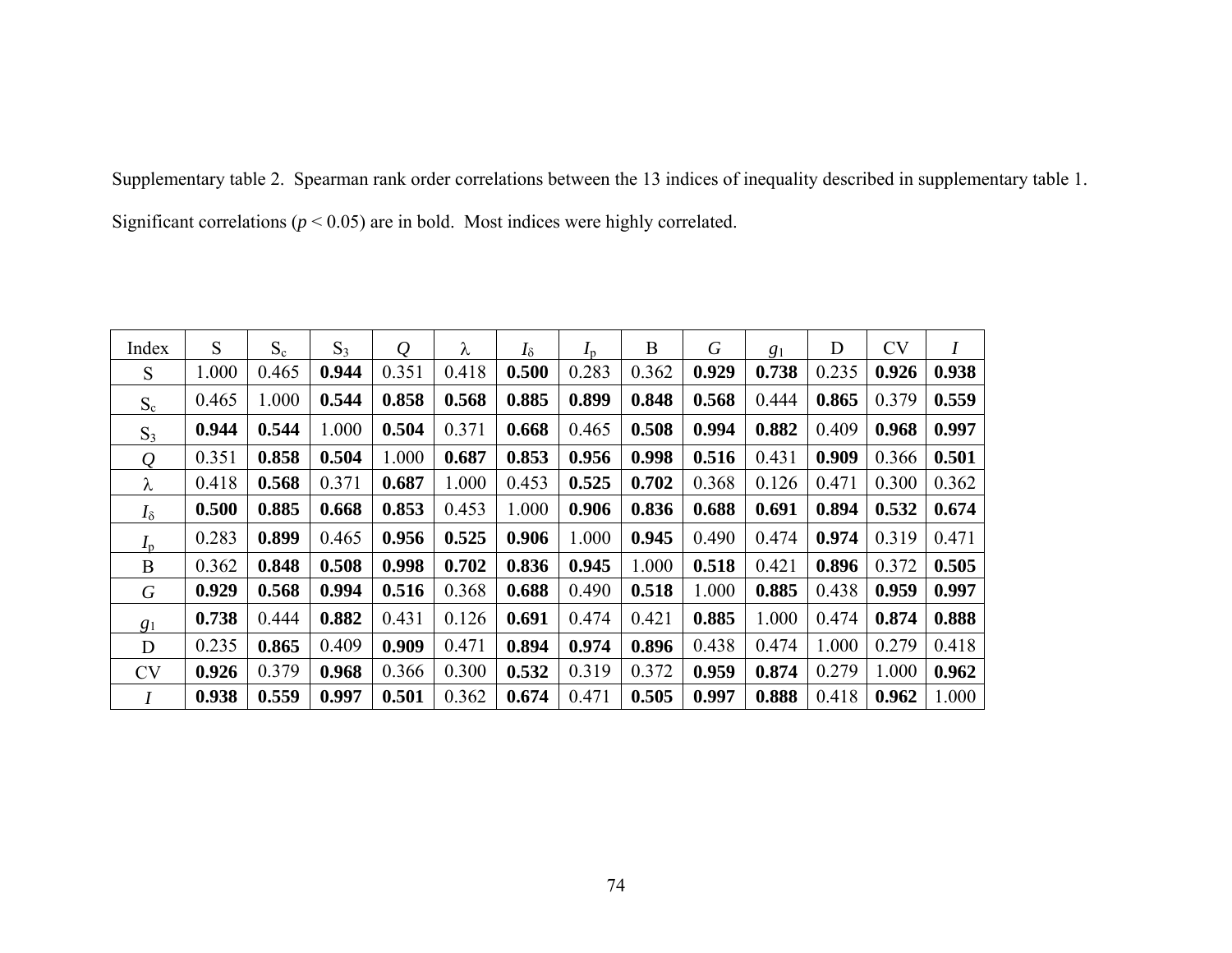Supplementary table 2. Spearman rank order correlations between the 13 indices of inequality described in supplementary table 1. Significant correlations ($p < 0.05$) are in bold. Most indices were highly correlated.

| Index | S | $S_c$ | $S_3$ | $Q$ | $\lambda$ | $I_\delta$ | $I_p$ | B | $G$ | $g_1$ | D | CV | $I$ |
|---|---|---|---|---|---|---|---|---|---|---|---|---|---|
| S | 1.000 | 0.465 | **0.944** | 0.351 | 0.418 | **0.500** | 0.283 | 0.362 | **0.929** | **0.738** | 0.235 | **0.926** | **0.938** |
| $S_c$ | 0.465 | 1.000 | **0.544** | **0.858** | **0.568** | **0.885** | **0.899** | **0.848** | **0.568** | 0.444 | **0.865** | 0.379 | **0.559** |
| $S_3$ | **0.944** | **0.544** | 1.000 | **0.504** | 0.371 | **0.668** | 0.465 | **0.508** | **0.994** | **0.882** | 0.409 | **0.968** | **0.997** |
| $Q$ | 0.351 | **0.858** | **0.504** | 1.000 | **0.687** | **0.853** | **0.956** | **0.998** | **0.516** | 0.431 | **0.909** | 0.366 | **0.501** |
| $\lambda$ | 0.418 | **0.568** | 0.371 | **0.687** | 1.000 | 0.453 | **0.525** | **0.702** | 0.368 | 0.126 | 0.471 | 0.300 | 0.362 |
| $I_\delta$ | **0.500** | **0.885** | **0.668** | **0.853** | 0.453 | 1.000 | **0.906** | **0.836** | **0.688** | **0.691** | **0.894** | **0.532** | **0.674** |
| $I_p$ | 0.283 | **0.899** | 0.465 | **0.956** | **0.525** | **0.906** | 1.000 | **0.945** | 0.490 | 0.474 | **0.974** | 0.319 | 0.471 |
| B | 0.362 | **0.848** | **0.508** | **0.998** | **0.702** | **0.836** | **0.945** | 1.000 | **0.518** | 0.421 | **0.896** | 0.372 | **0.505** |
| $G$ | **0.929** | **0.568** | **0.994** | **0.516** | 0.368 | **0.688** | 0.490 | **0.518** | 1.000 | **0.885** | 0.438 | **0.959** | **0.997** |
| $g_1$ | **0.738** | 0.444 | **0.882** | 0.431 | 0.126 | **0.691** | 0.474 | 0.421 | **0.885** | 1.000 | 0.474 | **0.874** | **0.888** |
| D | 0.235 | **0.865** | 0.409 | **0.909** | 0.471 | **0.894** | **0.974** | **0.896** | 0.438 | 0.474 | 1.000 | 0.279 | 0.418 |
| CV | **0.926** | 0.379 | **0.968** | 0.366 | 0.300 | **0.532** | 0.319 | 0.372 | **0.959** | **0.874** | 0.279 | 1.000 | **0.962** |
| $I$ | **0.938** | **0.559** | **0.997** | **0.501** | 0.362 | **0.674** | 0.471 | **0.505** | **0.997** | **0.888** | 0.418 | **0.962** | 1.000 |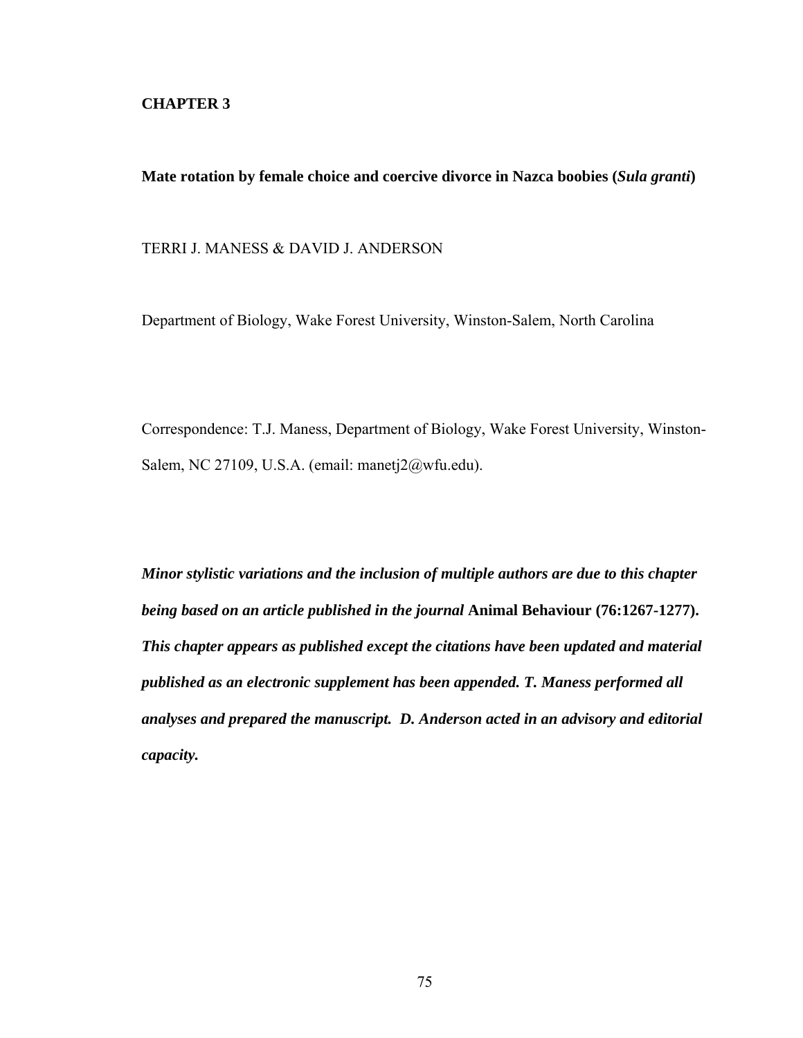# CHAPTER 3

## Mate rotation by female choice and coercive divorce in Nazca boobies (*Sula granti*)

TERRI J. MANESS & DAVID J. ANDERSON

Department of Biology, Wake Forest University, Winston-Salem, North Carolina

Correspondence: T.J. Maness, Department of Biology, Wake Forest University, Winston-Salem, NC 27109, U.S.A. (email: manetj2@wfu.edu).

***Minor stylistic variations and the inclusion of multiple authors are due to this chapter being based on an article published in the journal* Animal Behaviour (76:1267-1277). *This chapter appears as published except the citations have been updated and material published as an electronic supplement has been appended. T. Maness performed all analyses and prepared the manuscript. D. Anderson acted in an advisory and editorial capacity.***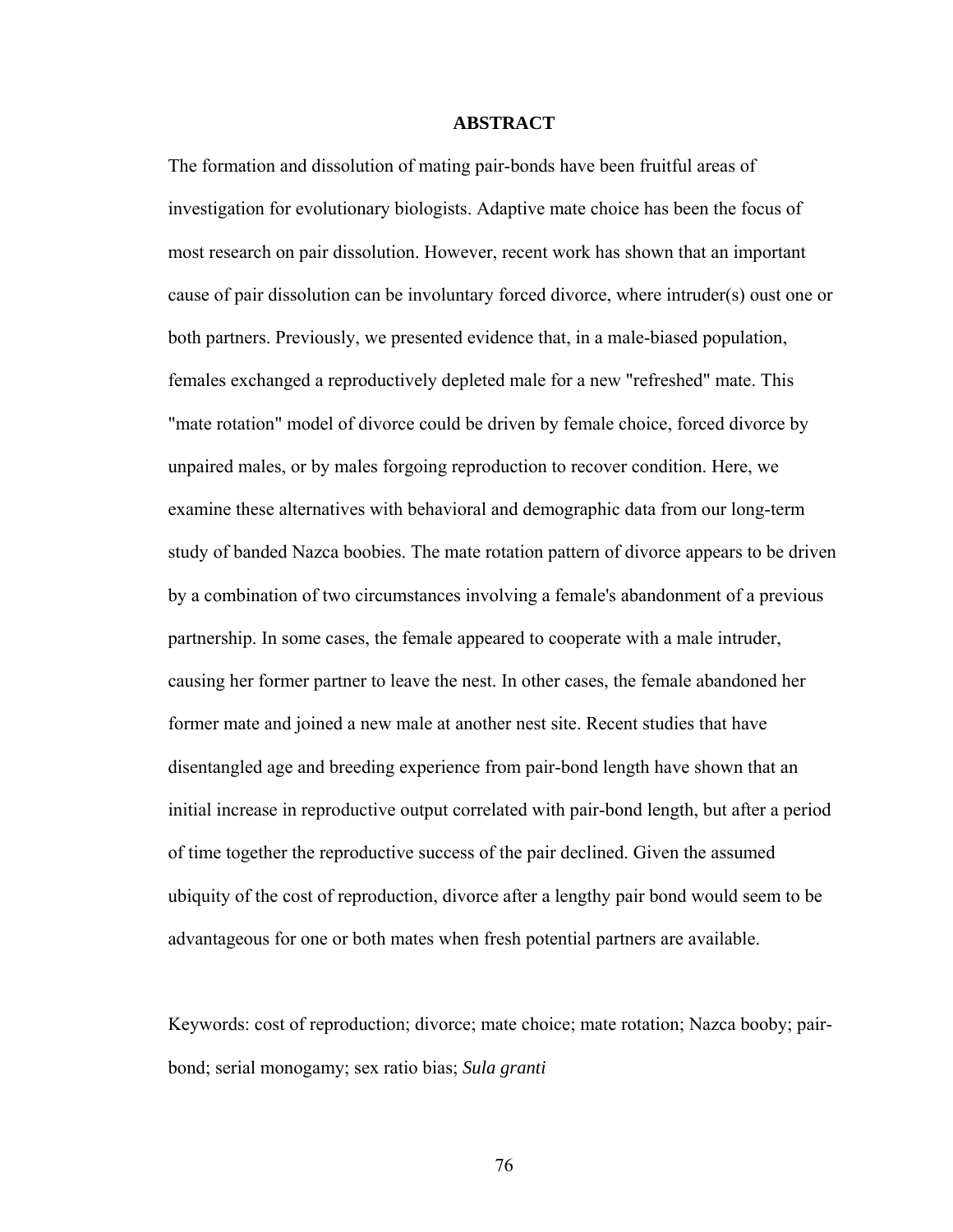## ABSTRACT

The formation and dissolution of mating pair-bonds have been fruitful areas of investigation for evolutionary biologists. Adaptive mate choice has been the focus of most research on pair dissolution. However, recent work has shown that an important cause of pair dissolution can be involuntary forced divorce, where intruder(s) oust one or both partners. Previously, we presented evidence that, in a male-biased population, females exchanged a reproductively depleted male for a new "refreshed" mate. This "mate rotation" model of divorce could be driven by female choice, forced divorce by unpaired males, or by males forgoing reproduction to recover condition. Here, we examine these alternatives with behavioral and demographic data from our long-term study of banded Nazca boobies. The mate rotation pattern of divorce appears to be driven by a combination of two circumstances involving a female's abandonment of a previous partnership. In some cases, the female appeared to cooperate with a male intruder, causing her former partner to leave the nest. In other cases, the female abandoned her former mate and joined a new male at another nest site. Recent studies that have disentangled age and breeding experience from pair-bond length have shown that an initial increase in reproductive output correlated with pair-bond length, but after a period of time together the reproductive success of the pair declined. Given the assumed ubiquity of the cost of reproduction, divorce after a lengthy pair bond would seem to be advantageous for one or both mates when fresh potential partners are available.

Keywords: cost of reproduction; divorce; mate choice; mate rotation; Nazca booby; pair-bond; serial monogamy; sex ratio bias; *Sula granti*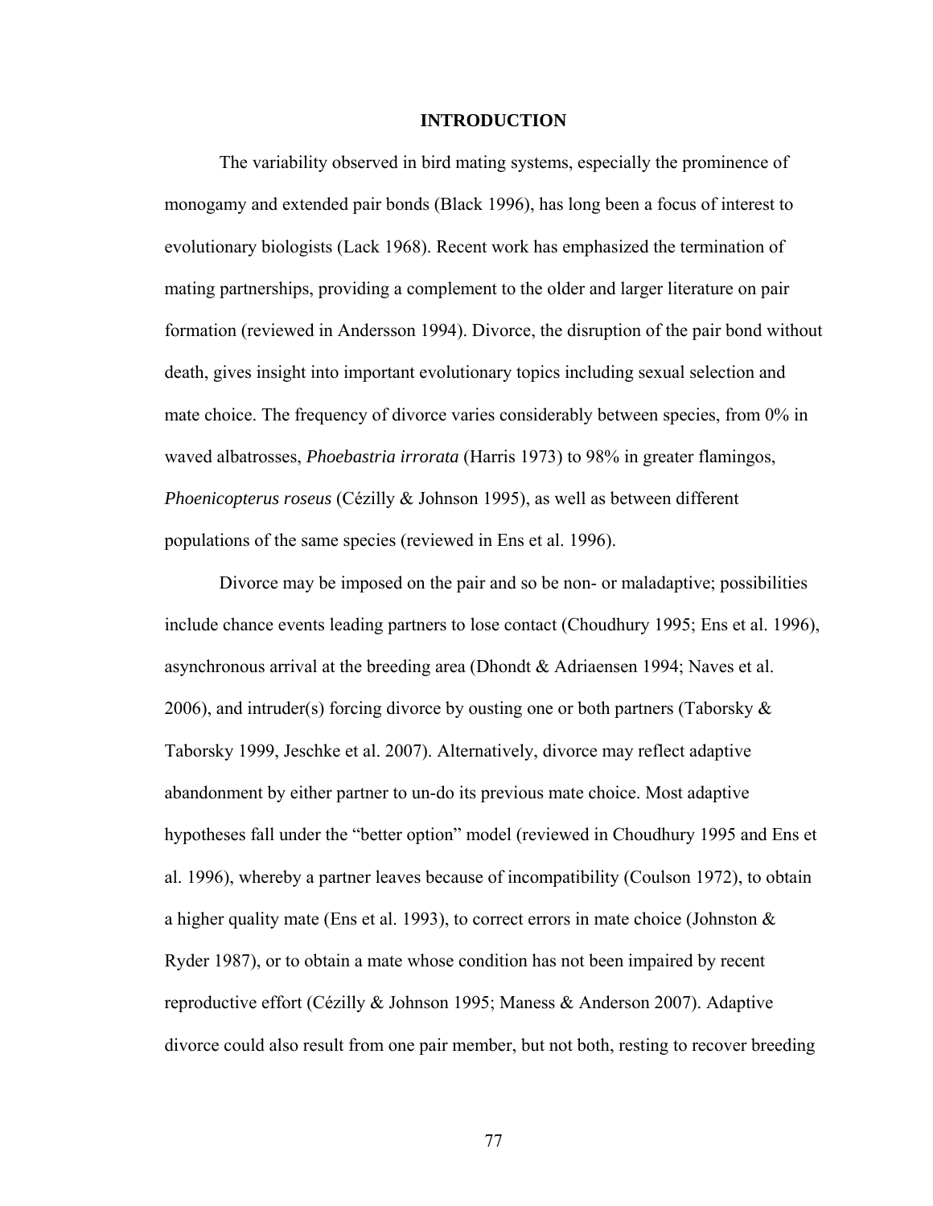# INTRODUCTION

The variability observed in bird mating systems, especially the prominence of monogamy and extended pair bonds (Black 1996), has long been a focus of interest to evolutionary biologists (Lack 1968). Recent work has emphasized the termination of mating partnerships, providing a complement to the older and larger literature on pair formation (reviewed in Andersson 1994). Divorce, the disruption of the pair bond without death, gives insight into important evolutionary topics including sexual selection and mate choice. The frequency of divorce varies considerably between species, from 0% in waved albatrosses, *Phoebastria irrorata* (Harris 1973) to 98% in greater flamingos, *Phoenicopterus roseus* (Cézilly & Johnson 1995), as well as between different populations of the same species (reviewed in Ens et al. 1996).

Divorce may be imposed on the pair and so be non- or maladaptive; possibilities include chance events leading partners to lose contact (Choudhury 1995; Ens et al. 1996), asynchronous arrival at the breeding area (Dhondt & Adriaensen 1994; Naves et al. 2006), and intruder(s) forcing divorce by ousting one or both partners (Taborsky & Taborsky 1999, Jeschke et al. 2007). Alternatively, divorce may reflect adaptive abandonment by either partner to un-do its previous mate choice. Most adaptive hypotheses fall under the "better option" model (reviewed in Choudhury 1995 and Ens et al. 1996), whereby a partner leaves because of incompatibility (Coulson 1972), to obtain a higher quality mate (Ens et al. 1993), to correct errors in mate choice (Johnston & Ryder 1987), or to obtain a mate whose condition has not been impaired by recent reproductive effort (Cézilly & Johnson 1995; Maness & Anderson 2007). Adaptive divorce could also result from one pair member, but not both, resting to recover breeding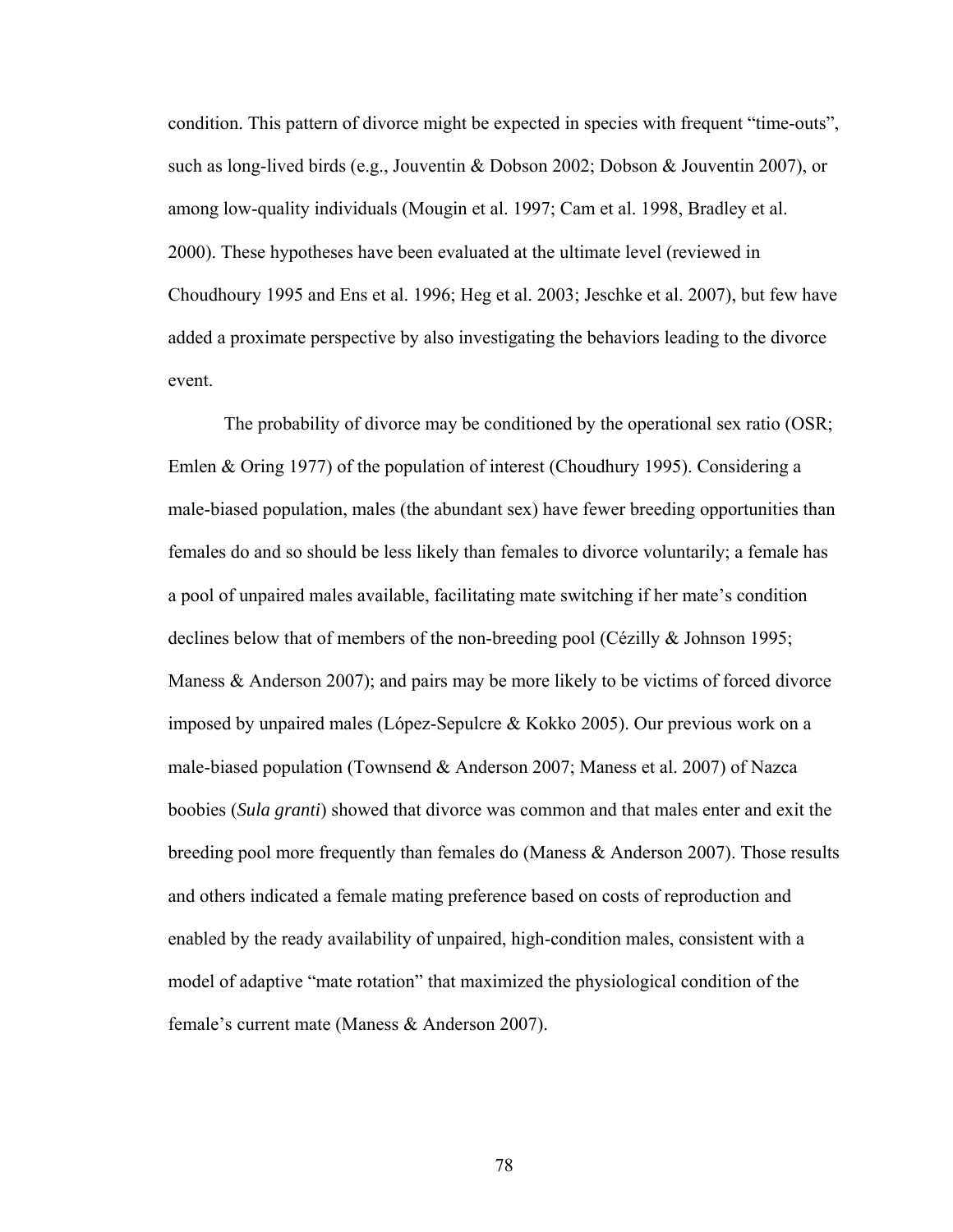condition. This pattern of divorce might be expected in species with frequent “time-outs”, such as long-lived birds (e.g., Jouventin & Dobson 2002; Dobson & Jouventin 2007), or among low-quality individuals (Mougin et al. 1997; Cam et al. 1998, Bradley et al. 2000). These hypotheses have been evaluated at the ultimate level (reviewed in Choudhoury 1995 and Ens et al. 1996; Heg et al. 2003; Jeschke et al. 2007), but few have added a proximate perspective by also investigating the behaviors leading to the divorce event.

The probability of divorce may be conditioned by the operational sex ratio (OSR; Emlen & Oring 1977) of the population of interest (Choudhury 1995). Considering a male-biased population, males (the abundant sex) have fewer breeding opportunities than females do and so should be less likely than females to divorce voluntarily; a female has a pool of unpaired males available, facilitating mate switching if her mate’s condition declines below that of members of the non-breeding pool (Cézilly & Johnson 1995; Maness & Anderson 2007); and pairs may be more likely to be victims of forced divorce imposed by unpaired males (López-Sepulcre & Kokko 2005). Our previous work on a male-biased population (Townsend & Anderson 2007; Maness et al. 2007) of Nazca boobies (*Sula granti*) showed that divorce was common and that males enter and exit the breeding pool more frequently than females do (Maness & Anderson 2007). Those results and others indicated a female mating preference based on costs of reproduction and enabled by the ready availability of unpaired, high-condition males, consistent with a model of adaptive “mate rotation” that maximized the physiological condition of the female’s current mate (Maness & Anderson 2007).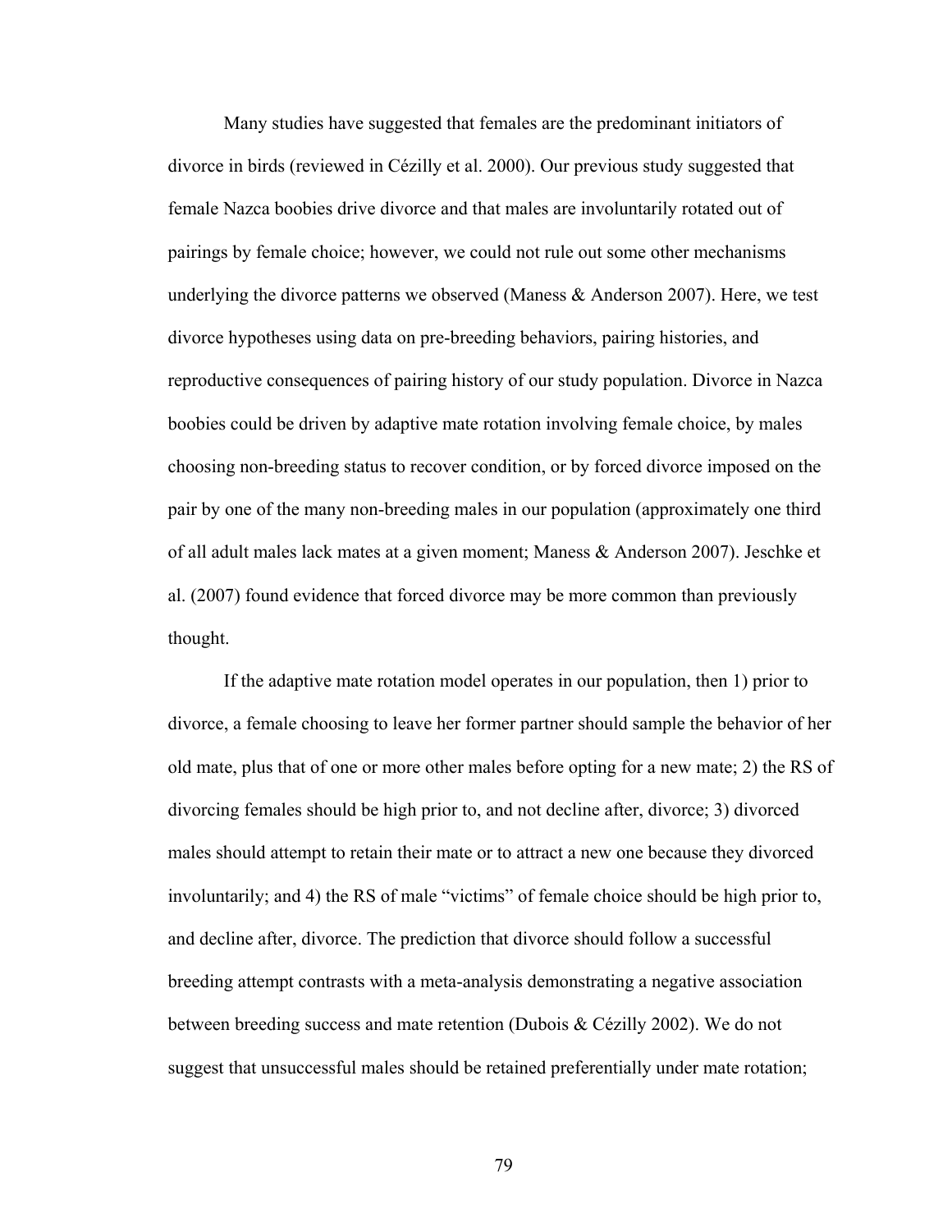Many studies have suggested that females are the predominant initiators of divorce in birds (reviewed in Cézilly et al. 2000). Our previous study suggested that female Nazca boobies drive divorce and that males are involuntarily rotated out of pairings by female choice; however, we could not rule out some other mechanisms underlying the divorce patterns we observed (Maness & Anderson 2007). Here, we test divorce hypotheses using data on pre-breeding behaviors, pairing histories, and reproductive consequences of pairing history of our study population. Divorce in Nazca boobies could be driven by adaptive mate rotation involving female choice, by males choosing non-breeding status to recover condition, or by forced divorce imposed on the pair by one of the many non-breeding males in our population (approximately one third of all adult males lack mates at a given moment; Maness & Anderson 2007). Jeschke et al. (2007) found evidence that forced divorce may be more common than previously thought.

If the adaptive mate rotation model operates in our population, then 1) prior to divorce, a female choosing to leave her former partner should sample the behavior of her old mate, plus that of one or more other males before opting for a new mate; 2) the RS of divorcing females should be high prior to, and not decline after, divorce; 3) divorced males should attempt to retain their mate or to attract a new one because they divorced involuntarily; and 4) the RS of male "victims" of female choice should be high prior to, and decline after, divorce. The prediction that divorce should follow a successful breeding attempt contrasts with a meta-analysis demonstrating a negative association between breeding success and mate retention (Dubois & Cézilly 2002). We do not suggest that unsuccessful males should be retained preferentially under mate rotation;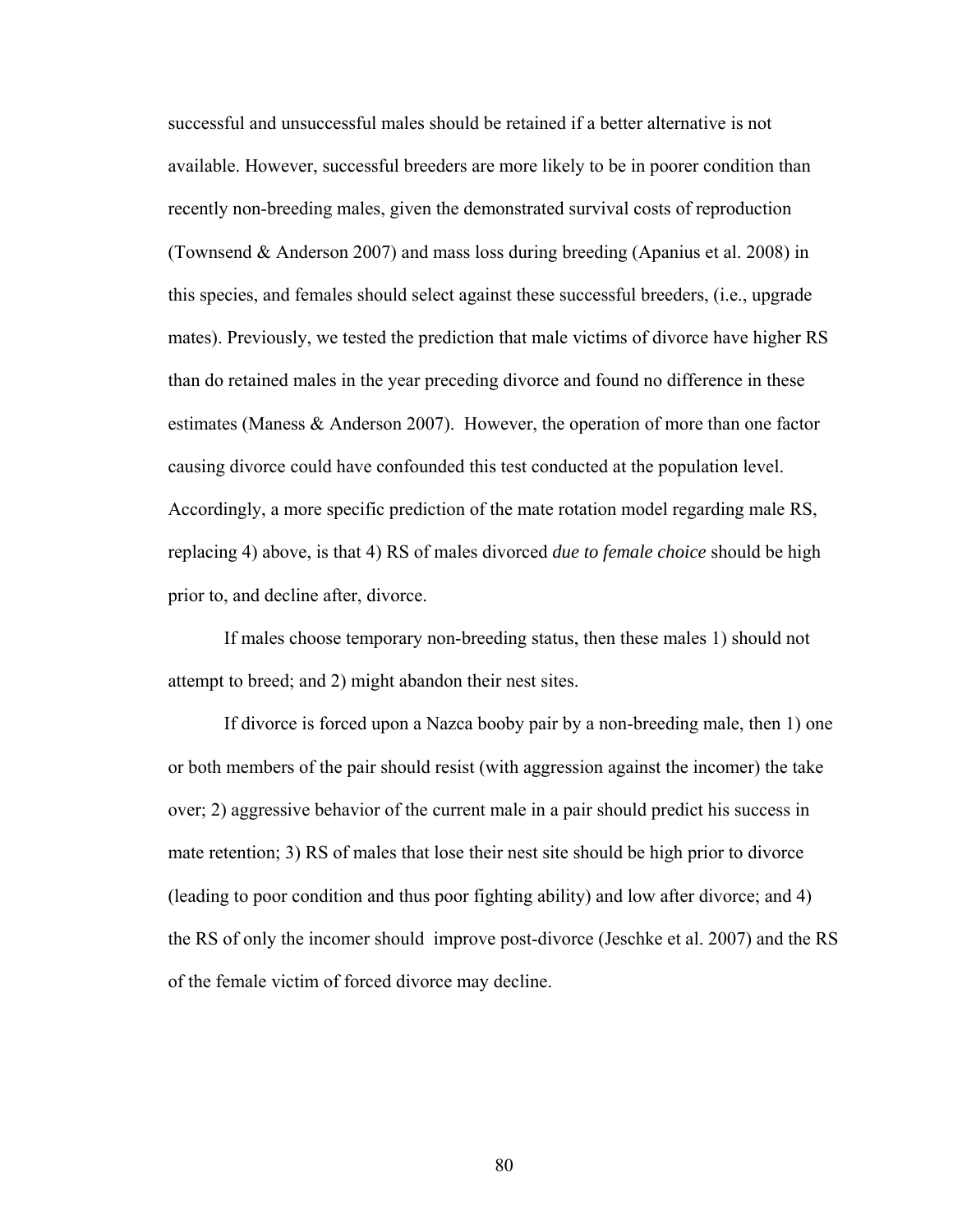successful and unsuccessful males should be retained if a better alternative is not available. However, successful breeders are more likely to be in poorer condition than recently non-breeding males, given the demonstrated survival costs of reproduction (Townsend & Anderson 2007) and mass loss during breeding (Apanius et al. 2008) in this species, and females should select against these successful breeders, (i.e., upgrade mates). Previously, we tested the prediction that male victims of divorce have higher RS than do retained males in the year preceding divorce and found no difference in these estimates (Maness & Anderson 2007). However, the operation of more than one factor causing divorce could have confounded this test conducted at the population level. Accordingly, a more specific prediction of the mate rotation model regarding male RS, replacing 4) above, is that 4) RS of males divorced *due to female choice* should be high prior to, and decline after, divorce.

If males choose temporary non-breeding status, then these males 1) should not attempt to breed; and 2) might abandon their nest sites.

If divorce is forced upon a Nazca booby pair by a non-breeding male, then 1) one or both members of the pair should resist (with aggression against the incomer) the take over; 2) aggressive behavior of the current male in a pair should predict his success in mate retention; 3) RS of males that lose their nest site should be high prior to divorce (leading to poor condition and thus poor fighting ability) and low after divorce; and 4) the RS of only the incomer should improve post-divorce (Jeschke et al. 2007) and the RS of the female victim of forced divorce may decline.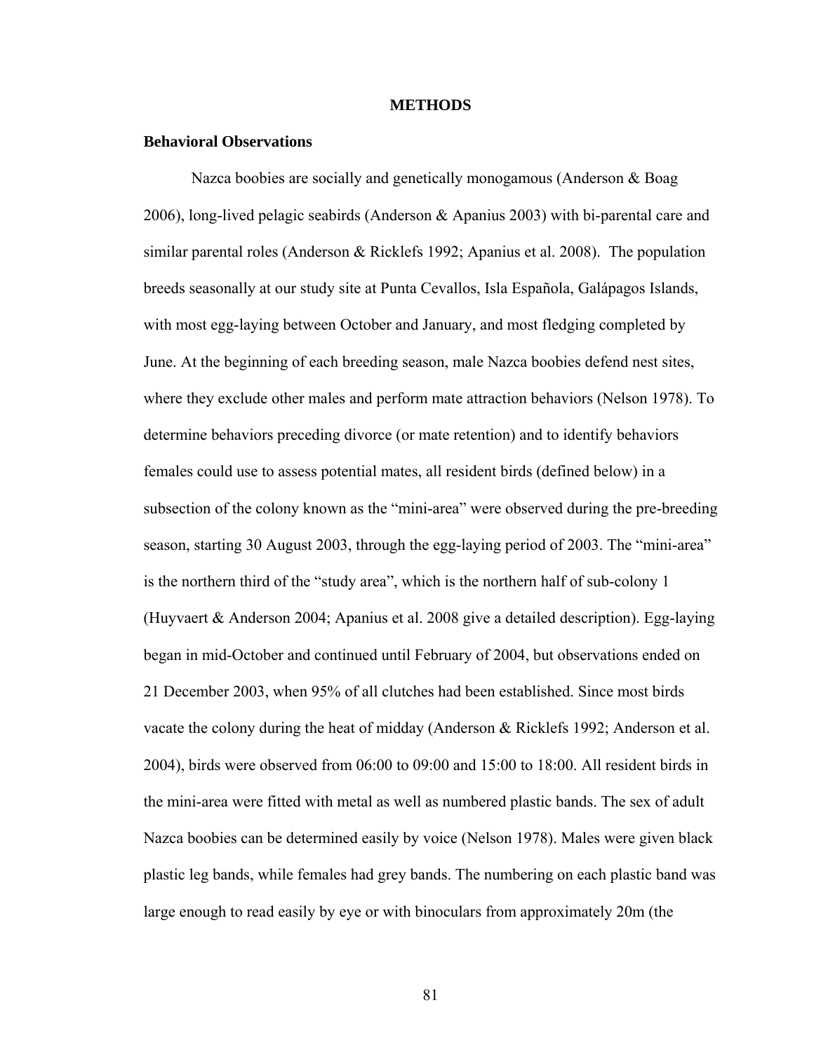## METHODS

### Behavioral Observations

Nazca boobies are socially and genetically monogamous (Anderson & Boag 2006), long-lived pelagic seabirds (Anderson & Apanius 2003) with bi-parental care and similar parental roles (Anderson & Ricklefs 1992; Apanius et al. 2008). The population breeds seasonally at our study site at Punta Cevallos, Isla Española, Galápagos Islands, with most egg-laying between October and January, and most fledging completed by June. At the beginning of each breeding season, male Nazca boobies defend nest sites, where they exclude other males and perform mate attraction behaviors (Nelson 1978). To determine behaviors preceding divorce (or mate retention) and to identify behaviors females could use to assess potential mates, all resident birds (defined below) in a subsection of the colony known as the "mini-area" were observed during the pre-breeding season, starting 30 August 2003, through the egg-laying period of 2003. The "mini-area" is the northern third of the "study area", which is the northern half of sub-colony 1 (Huyvaert & Anderson 2004; Apanius et al. 2008 give a detailed description). Egg-laying began in mid-October and continued until February of 2004, but observations ended on 21 December 2003, when 95% of all clutches had been established. Since most birds vacate the colony during the heat of midday (Anderson & Ricklefs 1992; Anderson et al. 2004), birds were observed from 06:00 to 09:00 and 15:00 to 18:00. All resident birds in the mini-area were fitted with metal as well as numbered plastic bands. The sex of adult Nazca boobies can be determined easily by voice (Nelson 1978). Males were given black plastic leg bands, while females had grey bands. The numbering on each plastic band was large enough to read easily by eye or with binoculars from approximately 20m (the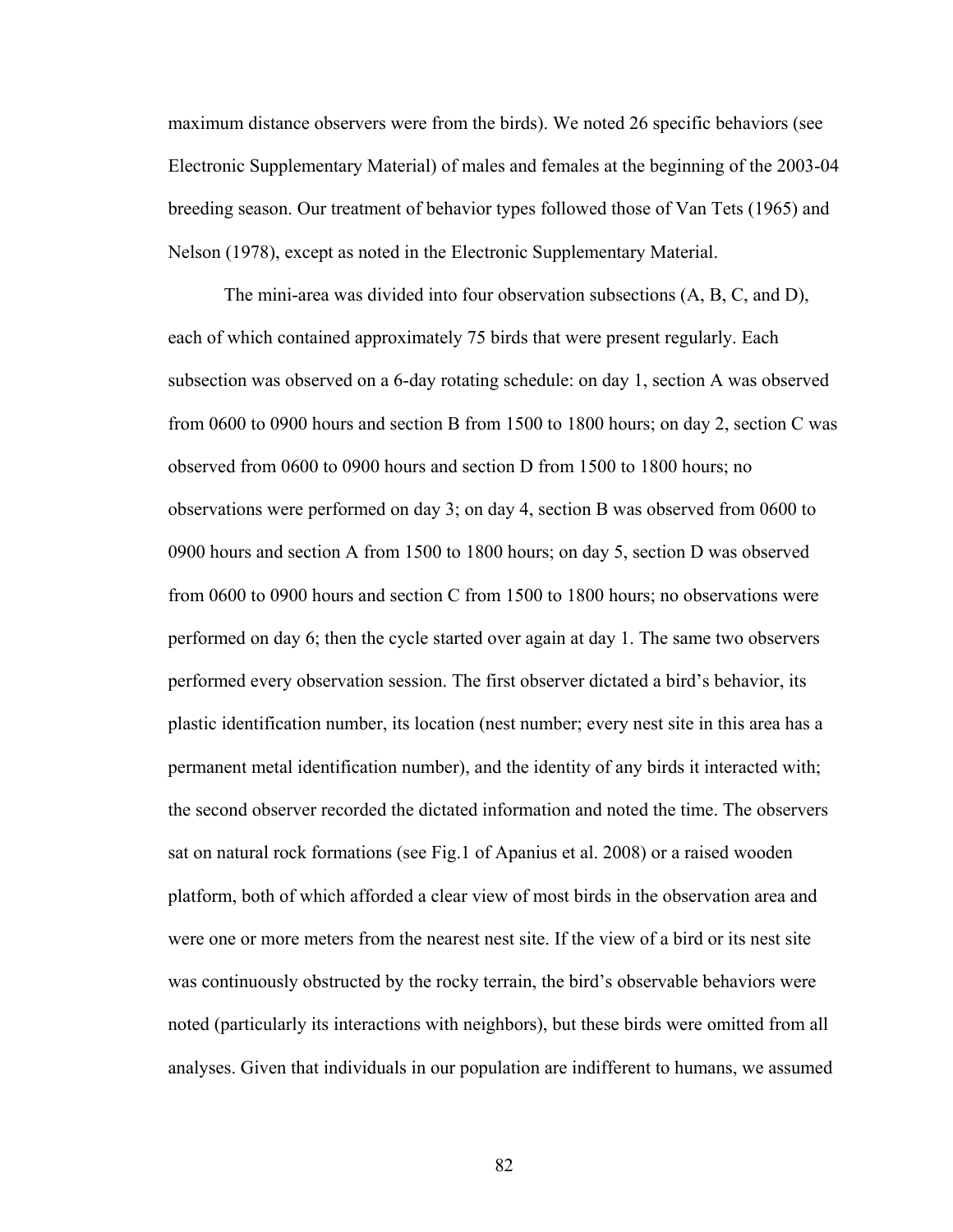maximum distance observers were from the birds). We noted 26 specific behaviors (see Electronic Supplementary Material) of males and females at the beginning of the 2003-04 breeding season. Our treatment of behavior types followed those of Van Tets (1965) and Nelson (1978), except as noted in the Electronic Supplementary Material.

The mini-area was divided into four observation subsections (A, B, C, and D), each of which contained approximately 75 birds that were present regularly. Each subsection was observed on a 6-day rotating schedule: on day 1, section A was observed from 0600 to 0900 hours and section B from 1500 to 1800 hours; on day 2, section C was observed from 0600 to 0900 hours and section D from 1500 to 1800 hours; no observations were performed on day 3; on day 4, section B was observed from 0600 to 0900 hours and section A from 1500 to 1800 hours; on day 5, section D was observed from 0600 to 0900 hours and section C from 1500 to 1800 hours; no observations were performed on day 6; then the cycle started over again at day 1. The same two observers performed every observation session. The first observer dictated a bird's behavior, its plastic identification number, its location (nest number; every nest site in this area has a permanent metal identification number), and the identity of any birds it interacted with; the second observer recorded the dictated information and noted the time. The observers sat on natural rock formations (see Fig.1 of Apanius et al. 2008) or a raised wooden platform, both of which afforded a clear view of most birds in the observation area and were one or more meters from the nearest nest site. If the view of a bird or its nest site was continuously obstructed by the rocky terrain, the bird's observable behaviors were noted (particularly its interactions with neighbors), but these birds were omitted from all analyses. Given that individuals in our population are indifferent to humans, we assumed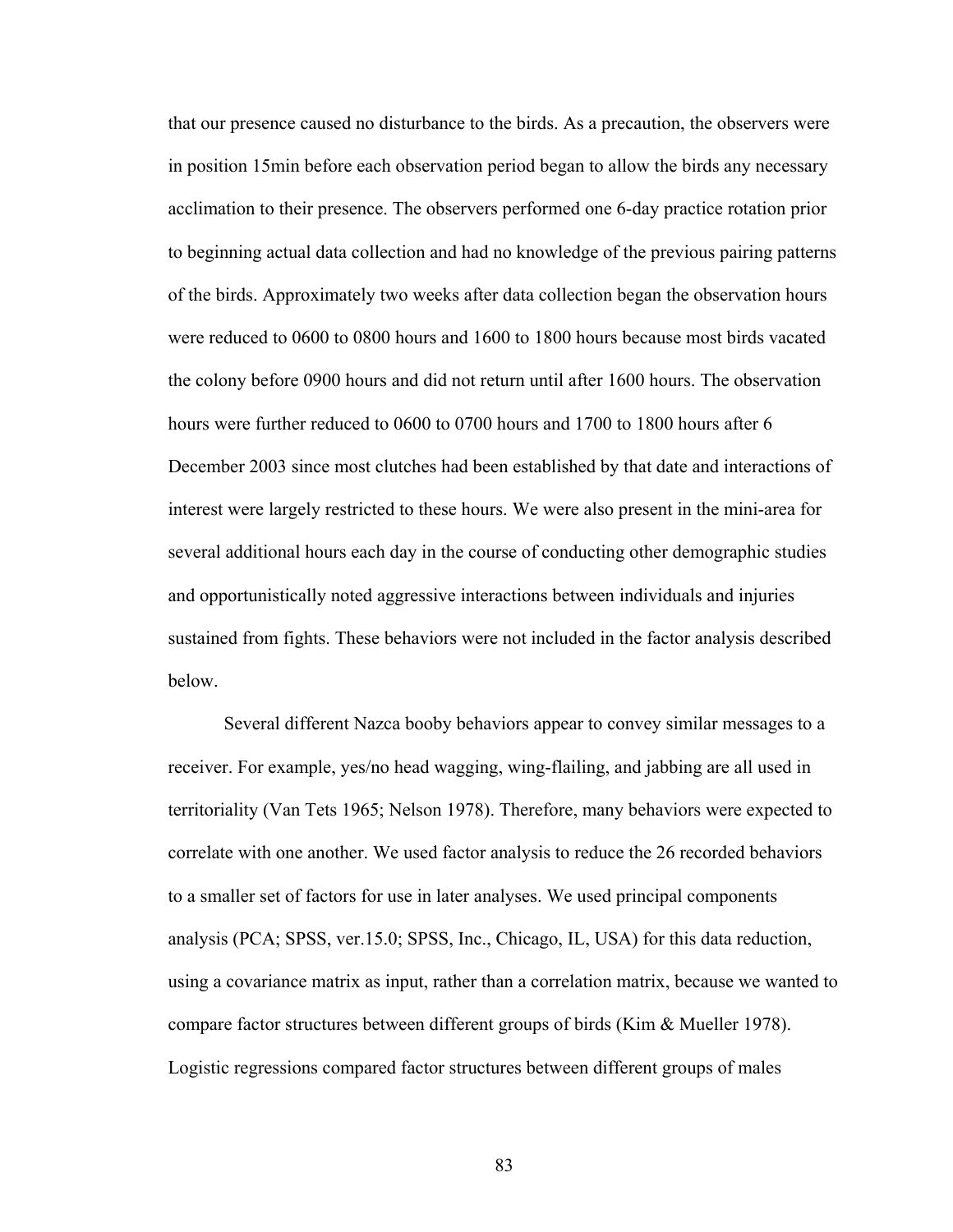that our presence caused no disturbance to the birds. As a precaution, the observers were in position 15min before each observation period began to allow the birds any necessary acclimation to their presence. The observers performed one 6-day practice rotation prior to beginning actual data collection and had no knowledge of the previous pairing patterns of the birds. Approximately two weeks after data collection began the observation hours were reduced to 0600 to 0800 hours and 1600 to 1800 hours because most birds vacated the colony before 0900 hours and did not return until after 1600 hours. The observation hours were further reduced to 0600 to 0700 hours and 1700 to 1800 hours after 6 December 2003 since most clutches had been established by that date and interactions of interest were largely restricted to these hours. We were also present in the mini-area for several additional hours each day in the course of conducting other demographic studies and opportunistically noted aggressive interactions between individuals and injuries sustained from fights. These behaviors were not included in the factor analysis described below.

Several different Nazca booby behaviors appear to convey similar messages to a receiver. For example, yes/no head wagging, wing-flailing, and jabbing are all used in territoriality (Van Tets 1965; Nelson 1978). Therefore, many behaviors were expected to correlate with one another. We used factor analysis to reduce the 26 recorded behaviors to a smaller set of factors for use in later analyses. We used principal components analysis (PCA; SPSS, ver.15.0; SPSS, Inc., Chicago, IL, USA) for this data reduction, using a covariance matrix as input, rather than a correlation matrix, because we wanted to compare factor structures between different groups of birds (Kim & Mueller 1978). Logistic regressions compared factor structures between different groups of males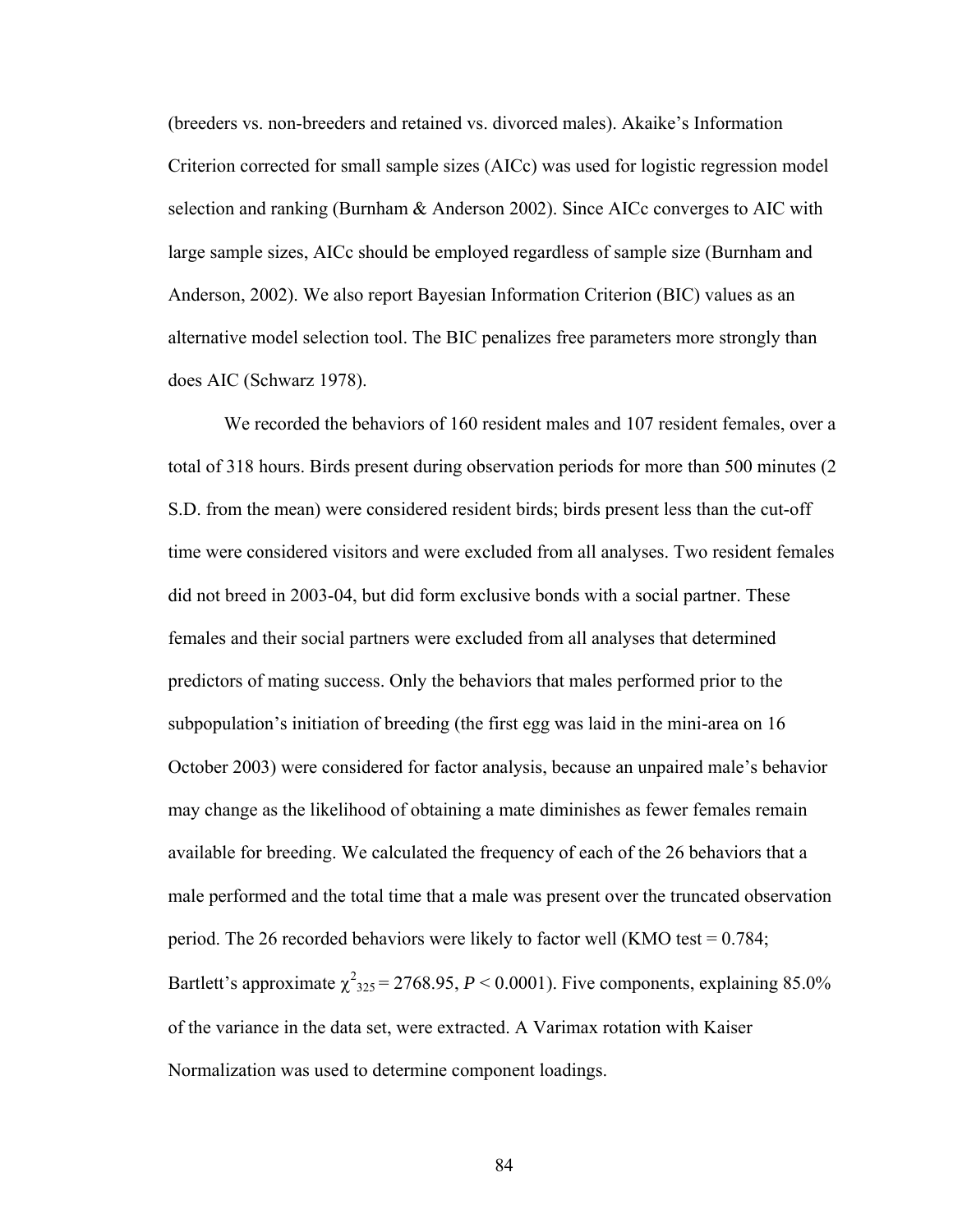(breeders vs. non-breeders and retained vs. divorced males). Akaike's Information Criterion corrected for small sample sizes (AICc) was used for logistic regression model selection and ranking (Burnham & Anderson 2002). Since AICc converges to AIC with large sample sizes, AICc should be employed regardless of sample size (Burnham and Anderson, 2002). We also report Bayesian Information Criterion (BIC) values as an alternative model selection tool. The BIC penalizes free parameters more strongly than does AIC (Schwarz 1978).

We recorded the behaviors of 160 resident males and 107 resident females, over a total of 318 hours. Birds present during observation periods for more than 500 minutes (2 S.D. from the mean) were considered resident birds; birds present less than the cut-off time were considered visitors and were excluded from all analyses. Two resident females did not breed in 2003-04, but did form exclusive bonds with a social partner. These females and their social partners were excluded from all analyses that determined predictors of mating success. Only the behaviors that males performed prior to the subpopulation's initiation of breeding (the first egg was laid in the mini-area on 16 October 2003) were considered for factor analysis, because an unpaired male's behavior may change as the likelihood of obtaining a mate diminishes as fewer females remain available for breeding. We calculated the frequency of each of the 26 behaviors that a male performed and the total time that a male was present over the truncated observation period. The 26 recorded behaviors were likely to factor well (KMO test = 0.784; Bartlett's approximate $\chi^2_{325} = 2768.95$, $P < 0.0001$). Five components, explaining 85.0% of the variance in the data set, were extracted. A Varimax rotation with Kaiser Normalization was used to determine component loadings.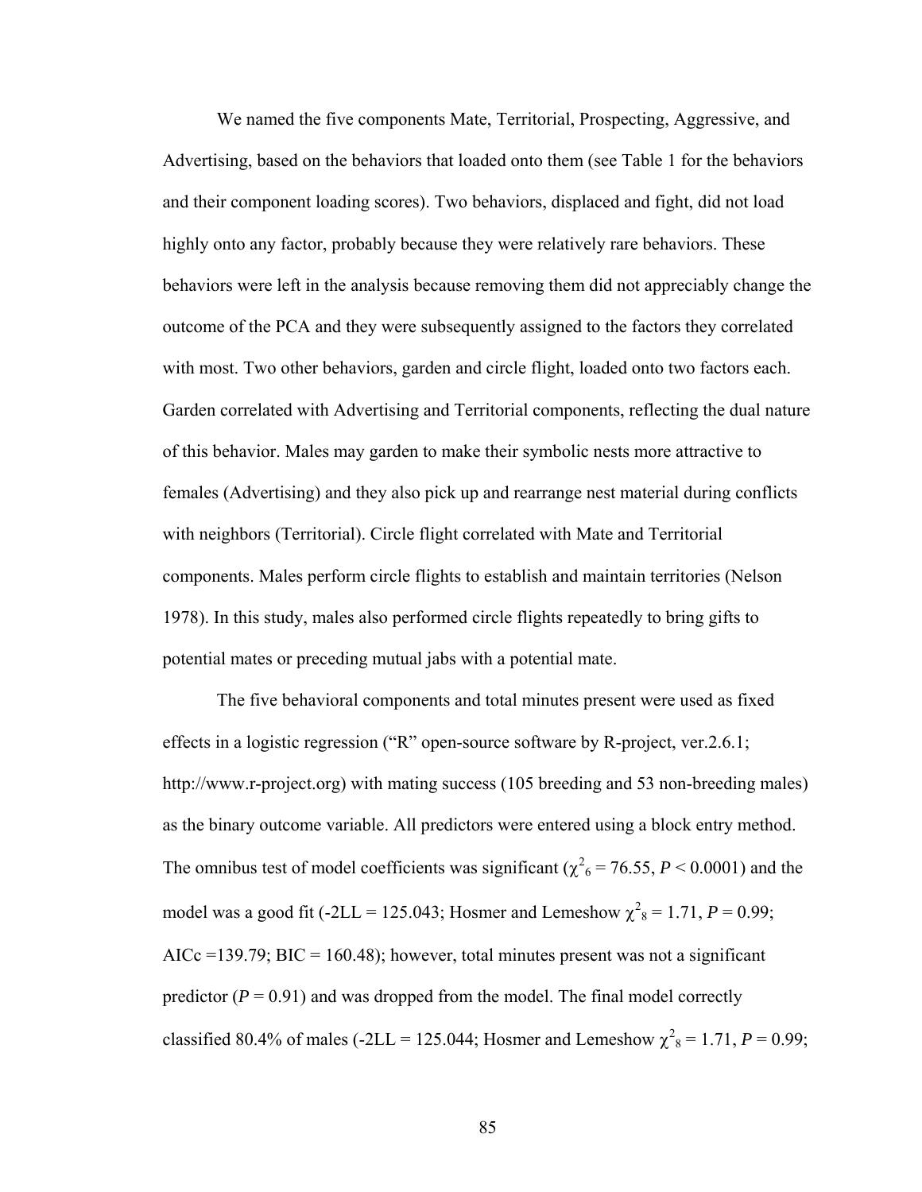We named the five components Mate, Territorial, Prospecting, Aggressive, and Advertising, based on the behaviors that loaded onto them (see Table 1 for the behaviors and their component loading scores). Two behaviors, displaced and fight, did not load highly onto any factor, probably because they were relatively rare behaviors. These behaviors were left in the analysis because removing them did not appreciably change the outcome of the PCA and they were subsequently assigned to the factors they correlated with most. Two other behaviors, garden and circle flight, loaded onto two factors each. Garden correlated with Advertising and Territorial components, reflecting the dual nature of this behavior. Males may garden to make their symbolic nests more attractive to females (Advertising) and they also pick up and rearrange nest material during conflicts with neighbors (Territorial). Circle flight correlated with Mate and Territorial components. Males perform circle flights to establish and maintain territories (Nelson 1978). In this study, males also performed circle flights repeatedly to bring gifts to potential mates or preceding mutual jabs with a potential mate.

The five behavioral components and total minutes present were used as fixed effects in a logistic regression ("R" open-source software by R-project, ver.2.6.1; http://www.r-project.org) with mating success (105 breeding and 53 non-breeding males) as the binary outcome variable. All predictors were entered using a block entry method. The omnibus test of model coefficients was significant ($\chi^2_6 = 76.55$, $P < 0.0001$) and the model was a good fit (-2LL = 125.043; Hosmer and Lemeshow $\chi^2_8 = 1.71$, $P = 0.99$; AICc =139.79; BIC = 160.48); however, total minutes present was not a significant predictor ($P = 0.91$) and was dropped from the model. The final model correctly classified 80.4% of males (-2LL = 125.044; Hosmer and Lemeshow $\chi^2_8 = 1.71$, $P = 0.99$;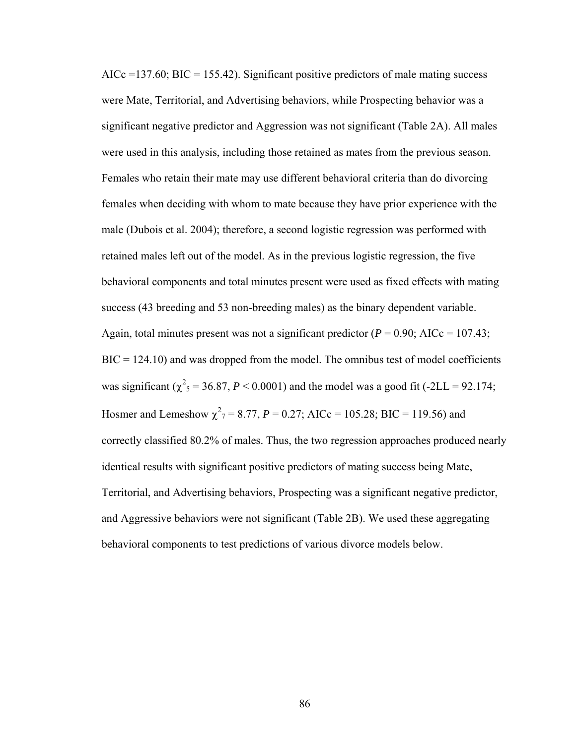AICc =137.60; BIC = 155.42). Significant positive predictors of male mating success were Mate, Territorial, and Advertising behaviors, while Prospecting behavior was a significant negative predictor and Aggression was not significant (Table 2A). All males were used in this analysis, including those retained as mates from the previous season. Females who retain their mate may use different behavioral criteria than do divorcing females when deciding with whom to mate because they have prior experience with the male (Dubois et al. 2004); therefore, a second logistic regression was performed with retained males left out of the model. As in the previous logistic regression, the five behavioral components and total minutes present were used as fixed effects with mating success (43 breeding and 53 non-breeding males) as the binary dependent variable. Again, total minutes present was not a significant predictor ($P = 0.90$; AICc = 107.43; BIC = 124.10) and was dropped from the model. The omnibus test of model coefficients was significant ($\chi^2_5 = 36.87$, $P < 0.0001$) and the model was a good fit (-2LL = 92.174; Hosmer and Lemeshow $\chi^2_7 = 8.77$, $P = 0.27$; AICc = 105.28; BIC = 119.56) and correctly classified 80.2% of males. Thus, the two regression approaches produced nearly identical results with significant positive predictors of mating success being Mate, Territorial, and Advertising behaviors, Prospecting was a significant negative predictor, and Aggressive behaviors were not significant (Table 2B). We used these aggregating behavioral components to test predictions of various divorce models below.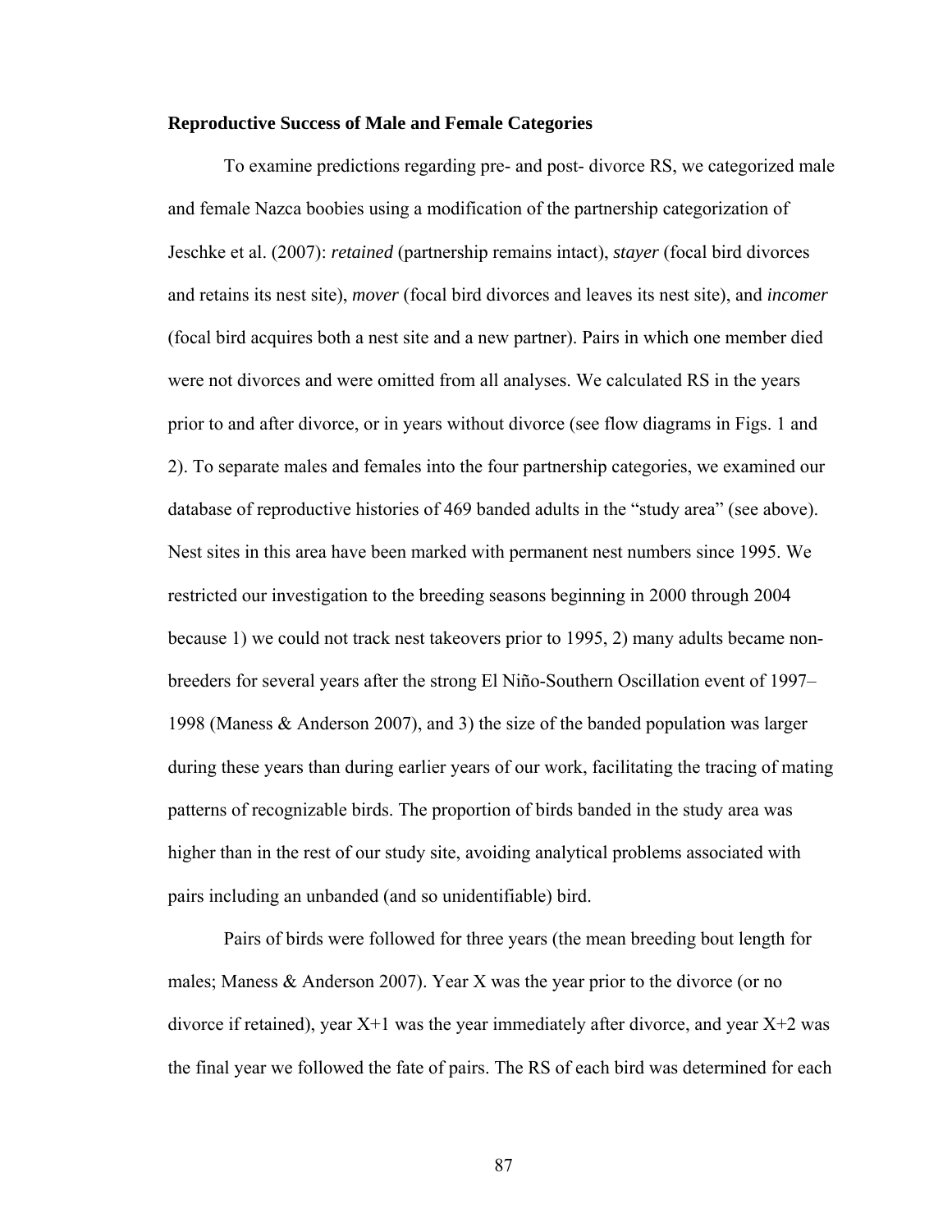**Reproductive Success of Male and Female Categories**

To examine predictions regarding pre- and post- divorce RS, we categorized male and female Nazca boobies using a modification of the partnership categorization of Jeschke et al. (2007): *retained* (partnership remains intact), *stayer* (focal bird divorces and retains its nest site), *mover* (focal bird divorces and leaves its nest site), and *incomer* (focal bird acquires both a nest site and a new partner). Pairs in which one member died were not divorces and were omitted from all analyses. We calculated RS in the years prior to and after divorce, or in years without divorce (see flow diagrams in Figs. 1 and 2). To separate males and females into the four partnership categories, we examined our database of reproductive histories of 469 banded adults in the "study area" (see above). Nest sites in this area have been marked with permanent nest numbers since 1995. We restricted our investigation to the breeding seasons beginning in 2000 through 2004 because 1) we could not track nest takeovers prior to 1995, 2) many adults became non-breeders for several years after the strong El Niño-Southern Oscillation event of 1997–1998 (Maness & Anderson 2007), and 3) the size of the banded population was larger during these years than during earlier years of our work, facilitating the tracing of mating patterns of recognizable birds. The proportion of birds banded in the study area was higher than in the rest of our study site, avoiding analytical problems associated with pairs including an unbanded (and so unidentifiable) bird.

Pairs of birds were followed for three years (the mean breeding bout length for males; Maness & Anderson 2007). Year X was the year prior to the divorce (or no divorce if retained), year X+1 was the year immediately after divorce, and year X+2 was the final year we followed the fate of pairs. The RS of each bird was determined for each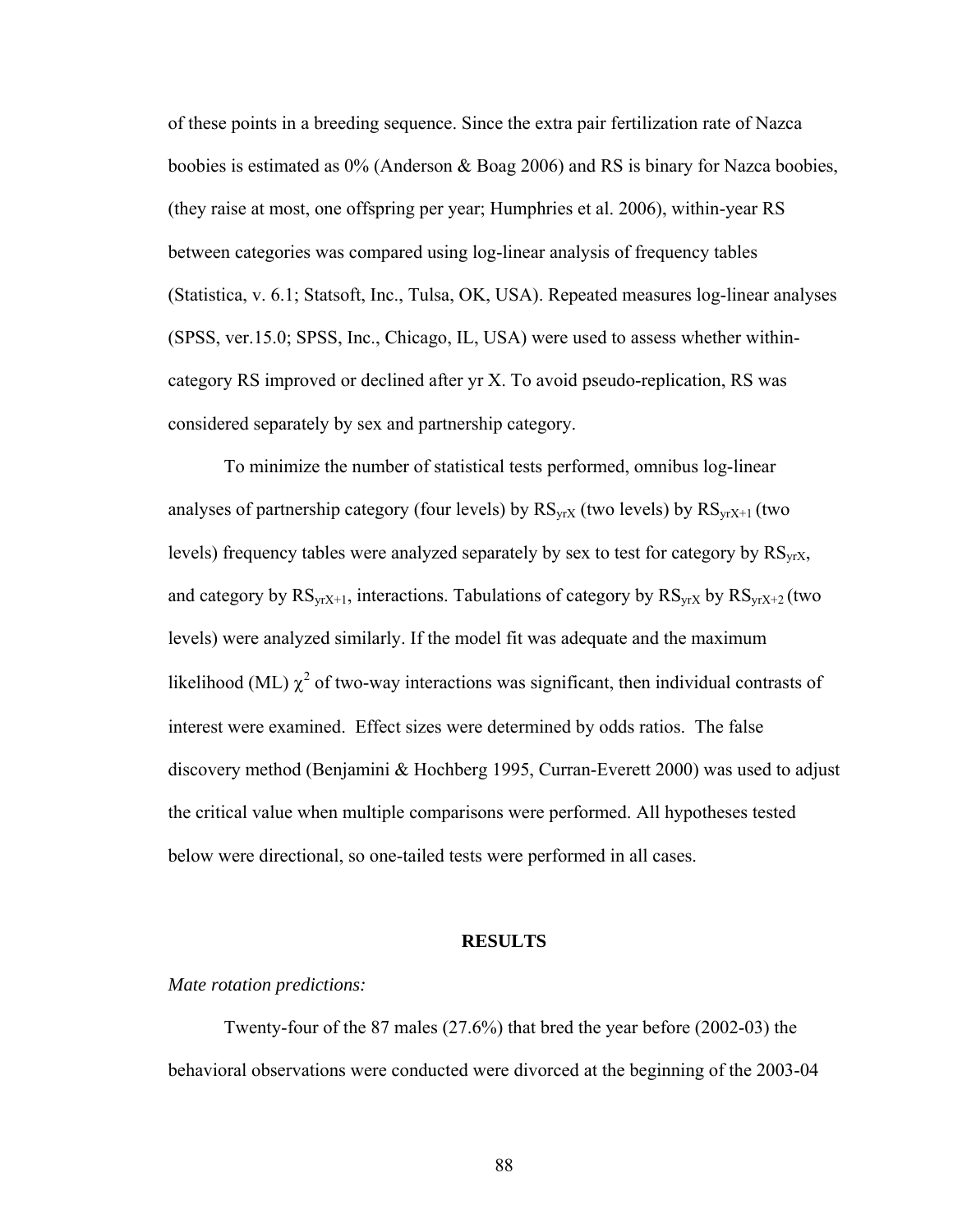of these points in a breeding sequence. Since the extra pair fertilization rate of Nazca boobies is estimated as 0% (Anderson & Boag 2006) and RS is binary for Nazca boobies, (they raise at most, one offspring per year; Humphries et al. 2006), within-year RS between categories was compared using log-linear analysis of frequency tables (Statistica, v. 6.1; Statsoft, Inc., Tulsa, OK, USA). Repeated measures log-linear analyses (SPSS, ver.15.0; SPSS, Inc., Chicago, IL, USA) were used to assess whether within-category RS improved or declined after yr X. To avoid pseudo-replication, RS was considered separately by sex and partnership category.

To minimize the number of statistical tests performed, omnibus log-linear analyses of partnership category (four levels) by $RS_{yrX}$ (two levels) by $RS_{yrX+1}$ (two levels) frequency tables were analyzed separately by sex to test for category by $RS_{yrX}$, and category by $RS_{yrX+1}$, interactions. Tabulations of category by $RS_{yrX}$ by $RS_{yrX+2}$ (two levels) were analyzed similarly. If the model fit was adequate and the maximum likelihood (ML) $\chi^2$ of two-way interactions was significant, then individual contrasts of interest were examined. Effect sizes were determined by odds ratios. The false discovery method (Benjamini & Hochberg 1995, Curran-Everett 2000) was used to adjust the critical value when multiple comparisons were performed. All hypotheses tested below were directional, so one-tailed tests were performed in all cases.

## RESULTS

*Mate rotation predictions:*

Twenty-four of the 87 males (27.6%) that bred the year before (2002-03) the behavioral observations were conducted were divorced at the beginning of the 2003-04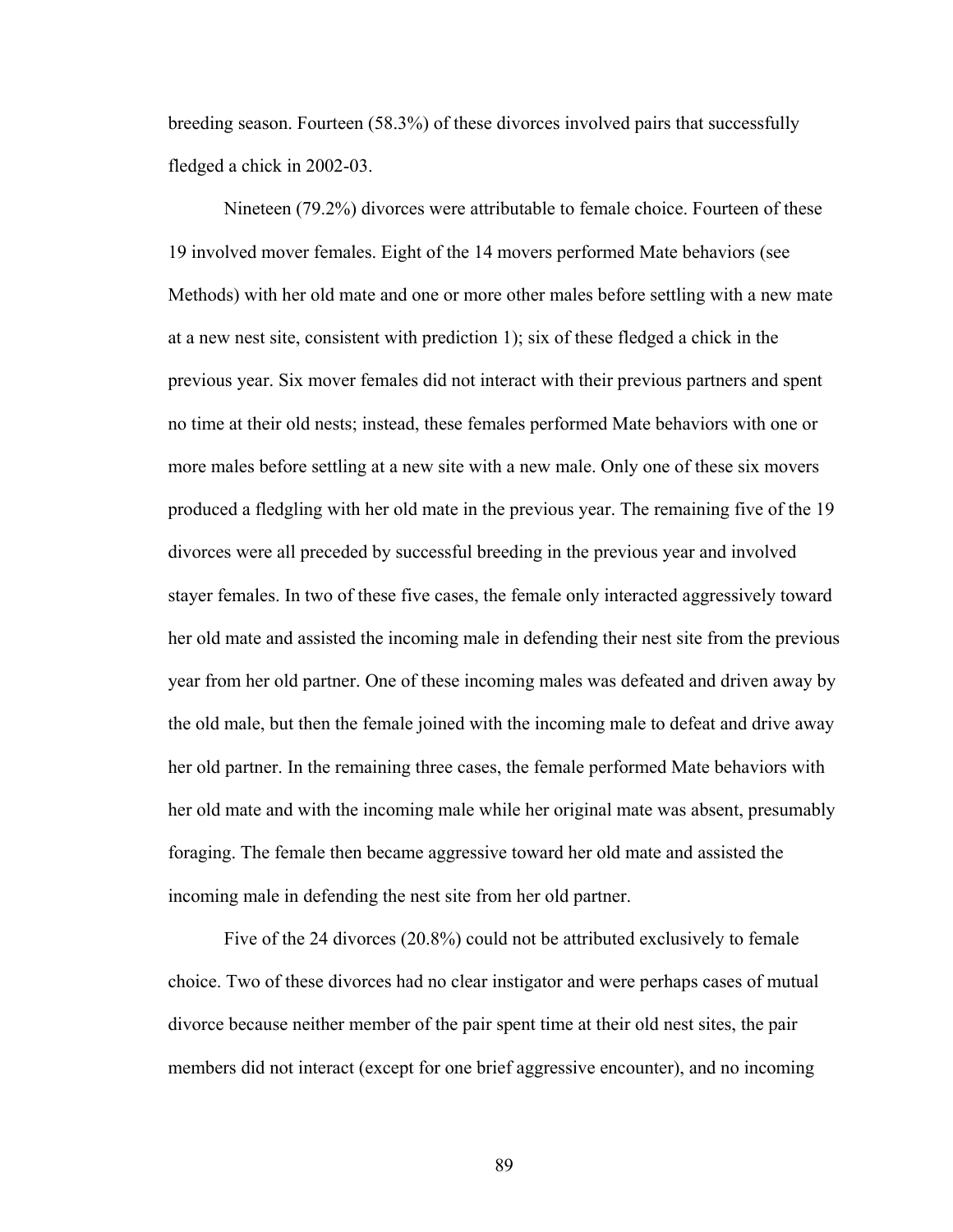breeding season. Fourteen (58.3%) of these divorces involved pairs that successfully fledged a chick in 2002-03.

Nineteen (79.2%) divorces were attributable to female choice. Fourteen of these 19 involved mover females. Eight of the 14 movers performed Mate behaviors (see Methods) with her old mate and one or more other males before settling with a new mate at a new nest site, consistent with prediction 1); six of these fledged a chick in the previous year. Six mover females did not interact with their previous partners and spent no time at their old nests; instead, these females performed Mate behaviors with one or more males before settling at a new site with a new male. Only one of these six movers produced a fledgling with her old mate in the previous year. The remaining five of the 19 divorces were all preceded by successful breeding in the previous year and involved stayer females. In two of these five cases, the female only interacted aggressively toward her old mate and assisted the incoming male in defending their nest site from the previous year from her old partner. One of these incoming males was defeated and driven away by the old male, but then the female joined with the incoming male to defeat and drive away her old partner. In the remaining three cases, the female performed Mate behaviors with her old mate and with the incoming male while her original mate was absent, presumably foraging. The female then became aggressive toward her old mate and assisted the incoming male in defending the nest site from her old partner.

Five of the 24 divorces (20.8%) could not be attributed exclusively to female choice. Two of these divorces had no clear instigator and were perhaps cases of mutual divorce because neither member of the pair spent time at their old nest sites, the pair members did not interact (except for one brief aggressive encounter), and no incoming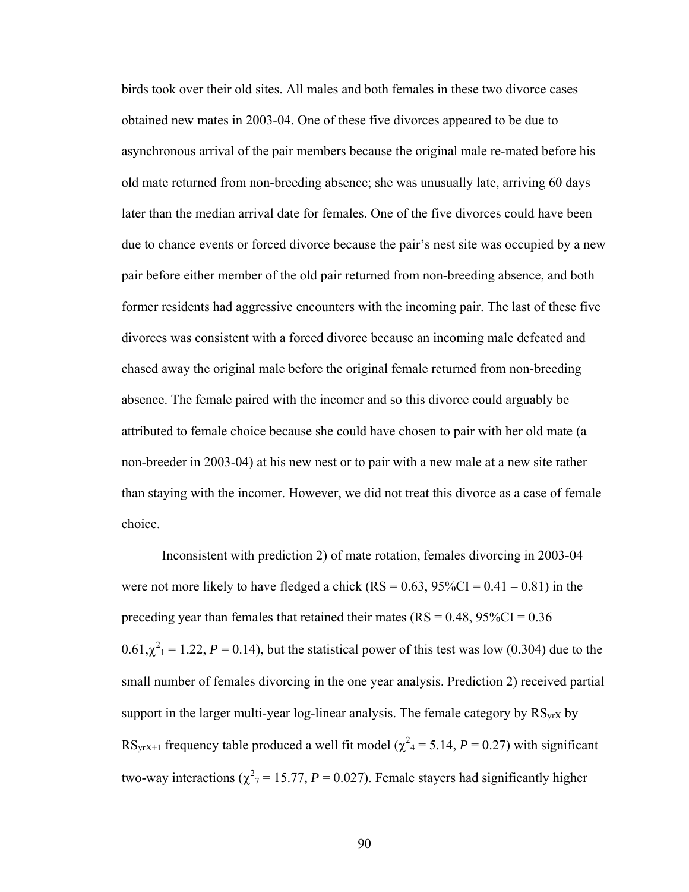birds took over their old sites. All males and both females in these two divorce cases obtained new mates in 2003-04. One of these five divorces appeared to be due to asynchronous arrival of the pair members because the original male re-mated before his old mate returned from non-breeding absence; she was unusually late, arriving 60 days later than the median arrival date for females. One of the five divorces could have been due to chance events or forced divorce because the pair's nest site was occupied by a new pair before either member of the old pair returned from non-breeding absence, and both former residents had aggressive encounters with the incoming pair. The last of these five divorces was consistent with a forced divorce because an incoming male defeated and chased away the original male before the original female returned from non-breeding absence. The female paired with the incomer and so this divorce could arguably be attributed to female choice because she could have chosen to pair with her old mate (a non-breeder in 2003-04) at his new nest or to pair with a new male at a new site rather than staying with the incomer. However, we did not treat this divorce as a case of female choice.

Inconsistent with prediction 2) of mate rotation, females divorcing in 2003-04 were not more likely to have fledged a chick (RS = 0.63, 95%CI = 0.41 – 0.81) in the preceding year than females that retained their mates (RS = 0.48, 95%CI = 0.36 – 0.61, $\chi^2_1$ = 1.22, *P* = 0.14), but the statistical power of this test was low (0.304) due to the small number of females divorcing in the one year analysis. Prediction 2) received partial support in the larger multi-year log-linear analysis. The female category by $RS_{yrX}$ by $RS_{yrX+1}$ frequency table produced a well fit model ($\chi^2_4$ = 5.14, *P* = 0.27) with significant two-way interactions ($\chi^2_7$ = 15.77, *P* = 0.027). Female stayers had significantly higher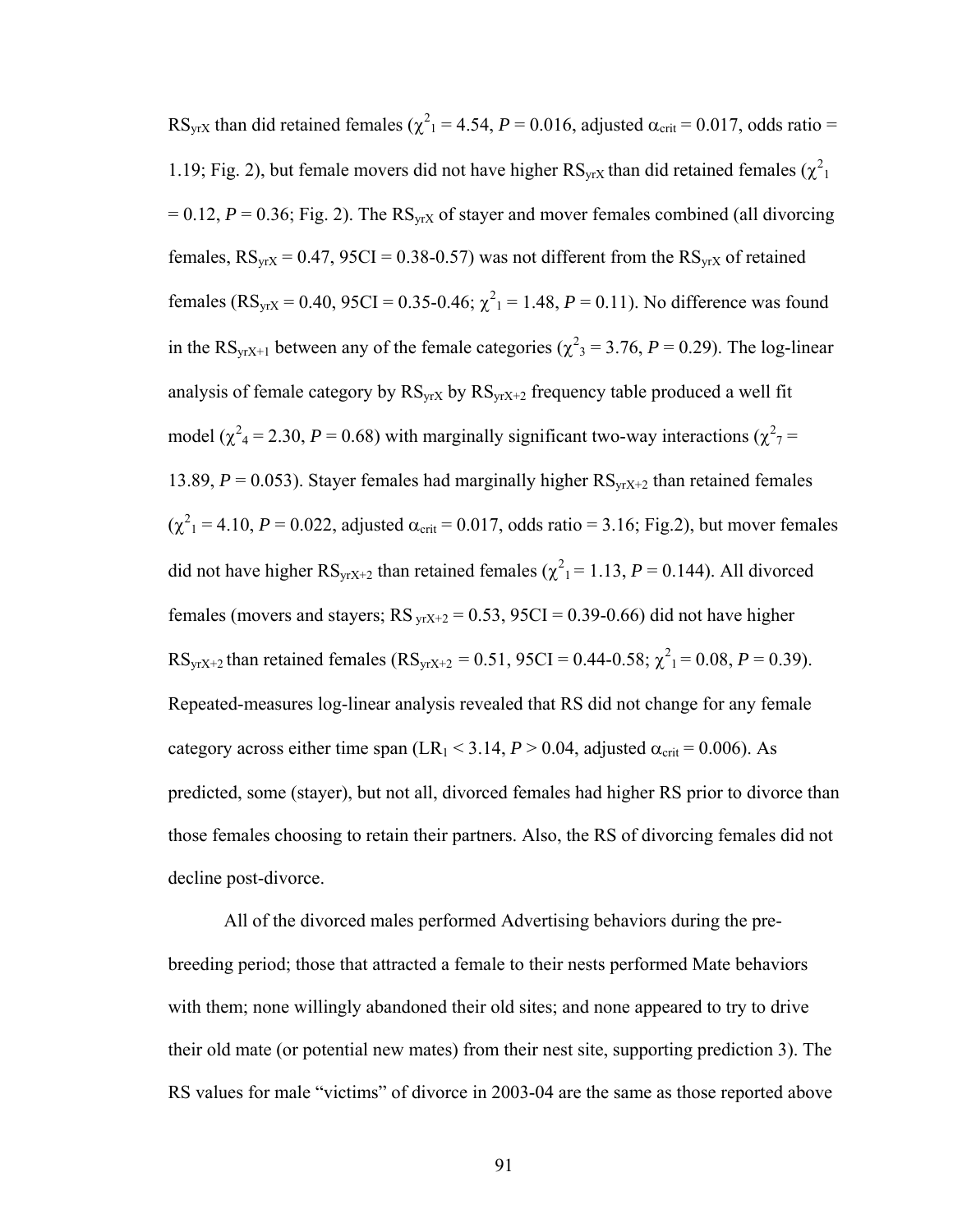$RS_{yrX}$ than did retained females ($\chi^2_1 = 4.54$, $P = 0.016$, adjusted $\alpha_{crit} = 0.017$, odds ratio = 1.19; Fig. 2), but female movers did not have higher $RS_{yrX}$ than did retained females ($\chi^2_1 = 0.12$, $P = 0.36$; Fig. 2). The $RS_{yrX}$ of stayer and mover females combined (all divorcing females, $RS_{yrX} = 0.47$, 95CI = 0.38-0.57) was not different from the $RS_{yrX}$ of retained females ($RS_{yrX} = 0.40$, 95CI = 0.35-0.46; $\chi^2_1 = 1.48$, $P = 0.11$). No difference was found in the $RS_{yrX+1}$ between any of the female categories ($\chi^2_3 = 3.76$, $P = 0.29$). The log-linear analysis of female category by $RS_{yrX}$ by $RS_{yrX+2}$ frequency table produced a well fit model ($\chi^2_4 = 2.30$, $P = 0.68$) with marginally significant two-way interactions ($\chi^2_7 = 13.89$, $P = 0.053$). Stayer females had marginally higher $RS_{yrX+2}$ than retained females ($\chi^2_1 = 4.10$, $P = 0.022$, adjusted $\alpha_{crit} = 0.017$, odds ratio = 3.16; Fig.2), but mover females did not have higher $RS_{yrX+2}$ than retained females ($\chi^2_1 = 1.13$, $P = 0.144$). All divorced females (movers and stayers; $RS_{yrX+2} = 0.53$, 95CI = 0.39-0.66) did not have higher $RS_{yrX+2}$ than retained females ($RS_{yrX+2} = 0.51$, 95CI = 0.44-0.58; $\chi^2_1 = 0.08$, $P = 0.39$). Repeated-measures log-linear analysis revealed that RS did not change for any female category across either time span ($LR_1 < 3.14$, $P > 0.04$, adjusted $\alpha_{crit} = 0.006$). As predicted, some (stayer), but not all, divorced females had higher RS prior to divorce than those females choosing to retain their partners. Also, the RS of divorcing females did not decline post-divorce.

All of the divorced males performed Advertising behaviors during the pre-breeding period; those that attracted a female to their nests performed Mate behaviors with them; none willingly abandoned their old sites; and none appeared to try to drive their old mate (or potential new mates) from their nest site, supporting prediction 3). The RS values for male "victims" of divorce in 2003-04 are the same as those reported above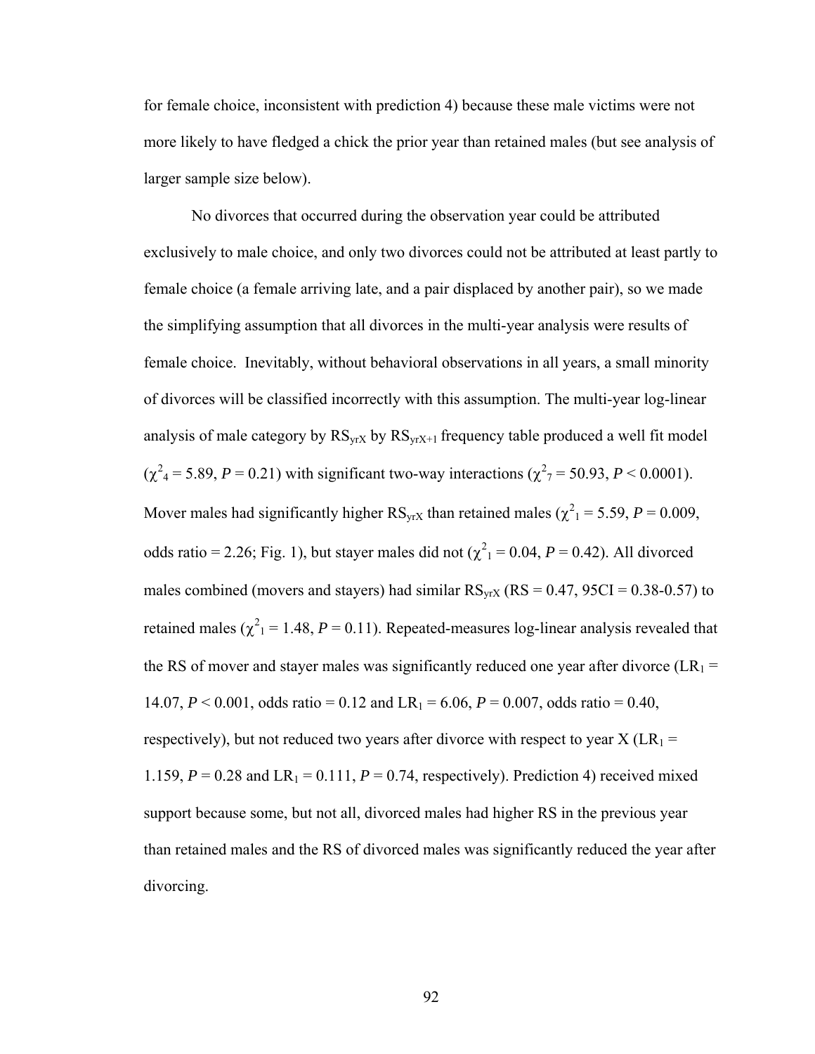for female choice, inconsistent with prediction 4) because these male victims were not more likely to have fledged a chick the prior year than retained males (but see analysis of larger sample size below).

No divorces that occurred during the observation year could be attributed exclusively to male choice, and only two divorces could not be attributed at least partly to female choice (a female arriving late, and a pair displaced by another pair), so we made the simplifying assumption that all divorces in the multi-year analysis were results of female choice. Inevitably, without behavioral observations in all years, a small minority of divorces will be classified incorrectly with this assumption. The multi-year log-linear analysis of male category by $RS_{yrX}$ by $RS_{yrX+1}$ frequency table produced a well fit model ($\chi^2_4 = 5.89$, $P = 0.21$) with significant two-way interactions ($\chi^2_7 = 50.93$, $P < 0.0001$). Mover males had significantly higher $RS_{yrX}$ than retained males ($\chi^2_1 = 5.59$, $P = 0.009$, odds ratio = 2.26; Fig. 1), but stayer males did not ($\chi^2_1 = 0.04$, $P = 0.42$). All divorced males combined (movers and stayers) had similar $RS_{yrX}$ (RS = 0.47, 95CI = 0.38-0.57) to retained males ($\chi^2_1 = 1.48$, $P = 0.11$). Repeated-measures log-linear analysis revealed that the RS of mover and stayer males was significantly reduced one year after divorce ($LR_1 = 14.07$, $P < 0.001$, odds ratio = 0.12 and $LR_1 = 6.06$, $P = 0.007$, odds ratio = 0.40, respectively), but not reduced two years after divorce with respect to year X ($LR_1 = 1.159$, $P = 0.28$ and $LR_1 = 0.111$, $P = 0.74$, respectively). Prediction 4) received mixed support because some, but not all, divorced males had higher RS in the previous year than retained males and the RS of divorced males was significantly reduced the year after divorcing.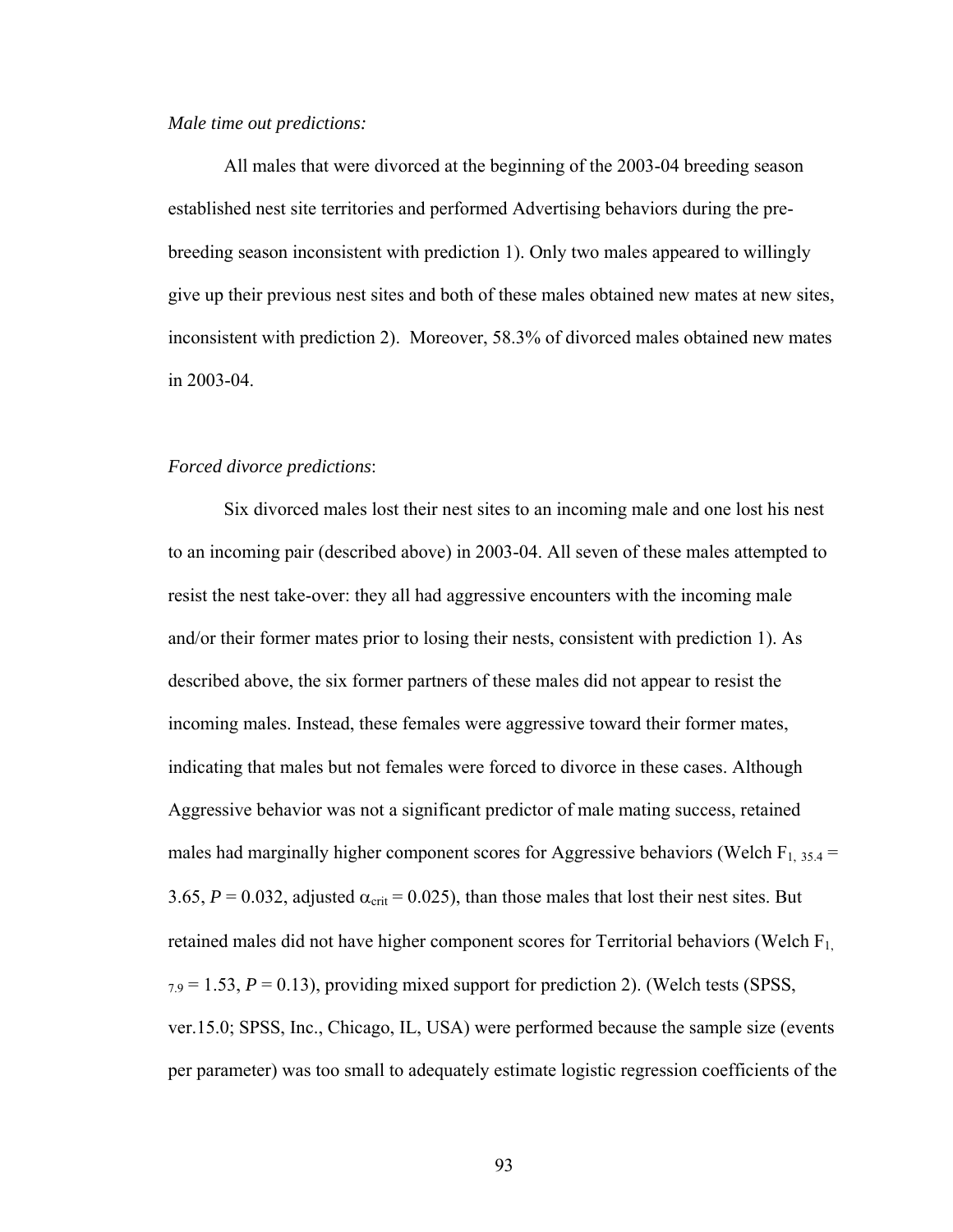*Male time out predictions:*

All males that were divorced at the beginning of the 2003-04 breeding season established nest site territories and performed Advertising behaviors during the pre-breeding season inconsistent with prediction 1). Only two males appeared to willingly give up their previous nest sites and both of these males obtained new mates at new sites, inconsistent with prediction 2). Moreover, 58.3% of divorced males obtained new mates in 2003-04.

*Forced divorce predictions*:

Six divorced males lost their nest sites to an incoming male and one lost his nest to an incoming pair (described above) in 2003-04. All seven of these males attempted to resist the nest take-over: they all had aggressive encounters with the incoming male and/or their former mates prior to losing their nests, consistent with prediction 1). As described above, the six former partners of these males did not appear to resist the incoming males. Instead, these females were aggressive toward their former mates, indicating that males but not females were forced to divorce in these cases. Although Aggressive behavior was not a significant predictor of male mating success, retained males had marginally higher component scores for Aggressive behaviors (Welch $F_{1,\ 35.4}$ = 3.65, $P$ = 0.032, adjusted $\alpha_{crit}$ = 0.025), than those males that lost their nest sites. But retained males did not have higher component scores for Territorial behaviors (Welch $F_{1,\ 7.9}$ = 1.53, $P$ = 0.13), providing mixed support for prediction 2). (Welch tests (SPSS, ver.15.0; SPSS, Inc., Chicago, IL, USA) were performed because the sample size (events per parameter) was too small to adequately estimate logistic regression coefficients of the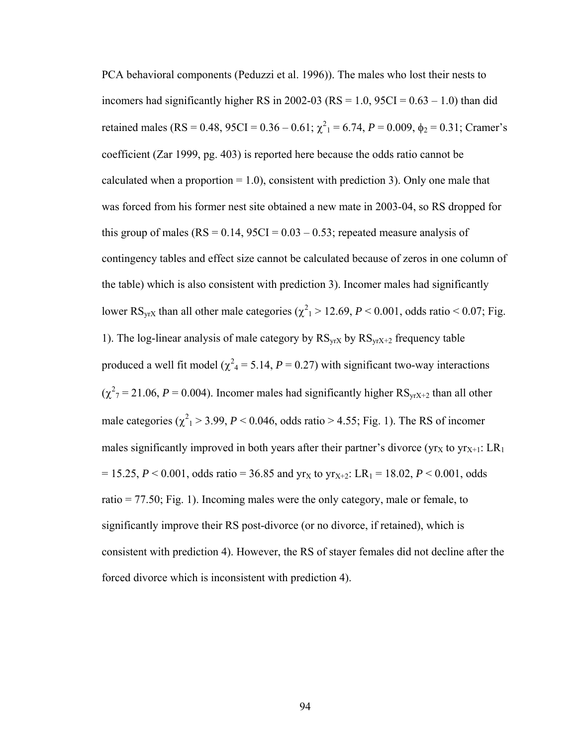PCA behavioral components (Peduzzi et al. 1996)). The males who lost their nests to incomers had significantly higher RS in 2002-03 (RS = 1.0, 95CI = 0.63 – 1.0) than did retained males (RS = 0.48, 95CI = 0.36 – 0.61; $\chi^2_1 = 6.74$, *P* = 0.009, $\phi_2 = 0.31$; Cramer's coefficient (Zar 1999, pg. 403) is reported here because the odds ratio cannot be calculated when a proportion = 1.0), consistent with prediction 3). Only one male that was forced from his former nest site obtained a new mate in 2003-04, so RS dropped for this group of males (RS = 0.14, 95CI = 0.03 – 0.53; repeated measure analysis of contingency tables and effect size cannot be calculated because of zeros in one column of the table) which is also consistent with prediction 3). Incomer males had significantly lower $RS_{yrX}$ than all other male categories ($\chi^2_1 > 12.69$, *P* < 0.001, odds ratio < 0.07; Fig. 1). The log-linear analysis of male category by $RS_{yrX}$ by $RS_{yrX+2}$ frequency table produced a well fit model ($\chi^2_4 = 5.14$, *P* = 0.27) with significant two-way interactions ($\chi^2_7 = 21.06$, *P* = 0.004). Incomer males had significantly higher $RS_{yrX+2}$ than all other male categories ($\chi^2_1 > 3.99$, *P* < 0.046, odds ratio > 4.55; Fig. 1). The RS of incomer males significantly improved in both years after their partner's divorce ($yr_X$ to $yr_{X+1}$: $LR_1 = 15.25$, *P* < 0.001, odds ratio = 36.85 and $yr_X$ to $yr_{X+2}$: $LR_1 = 18.02$, *P* < 0.001, odds ratio = 77.50; Fig. 1). Incoming males were the only category, male or female, to significantly improve their RS post-divorce (or no divorce, if retained), which is consistent with prediction 4). However, the RS of stayer females did not decline after the forced divorce which is inconsistent with prediction 4).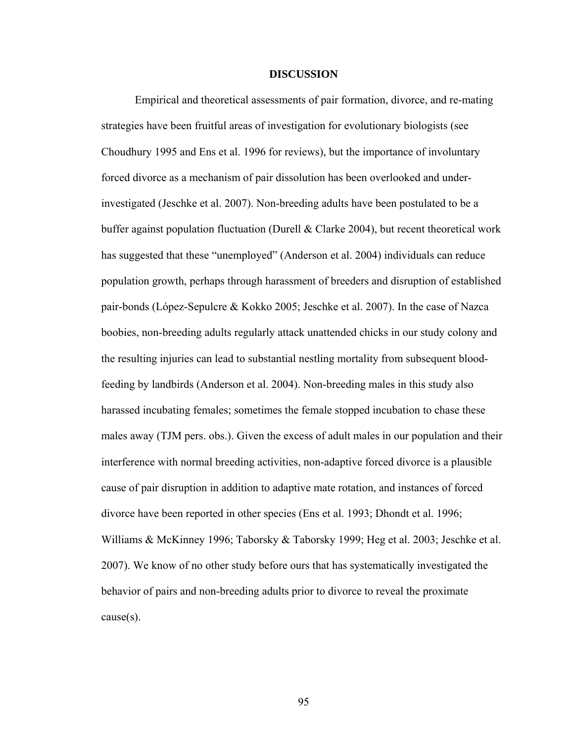# DISCUSSION

Empirical and theoretical assessments of pair formation, divorce, and re-mating strategies have been fruitful areas of investigation for evolutionary biologists (see Choudhury 1995 and Ens et al. 1996 for reviews), but the importance of involuntary forced divorce as a mechanism of pair dissolution has been overlooked and under-investigated (Jeschke et al. 2007). Non-breeding adults have been postulated to be a buffer against population fluctuation (Durell & Clarke 2004), but recent theoretical work has suggested that these "unemployed" (Anderson et al. 2004) individuals can reduce population growth, perhaps through harassment of breeders and disruption of established pair-bonds (López-Sepulcre & Kokko 2005; Jeschke et al. 2007). In the case of Nazca boobies, non-breeding adults regularly attack unattended chicks in our study colony and the resulting injuries can lead to substantial nestling mortality from subsequent blood-feeding by landbirds (Anderson et al. 2004). Non-breeding males in this study also harassed incubating females; sometimes the female stopped incubation to chase these males away (TJM pers. obs.). Given the excess of adult males in our population and their interference with normal breeding activities, non-adaptive forced divorce is a plausible cause of pair disruption in addition to adaptive mate rotation, and instances of forced divorce have been reported in other species (Ens et al. 1993; Dhondt et al. 1996; Williams & McKinney 1996; Taborsky & Taborsky 1999; Heg et al. 2003; Jeschke et al. 2007). We know of no other study before ours that has systematically investigated the behavior of pairs and non-breeding adults prior to divorce to reveal the proximate cause(s).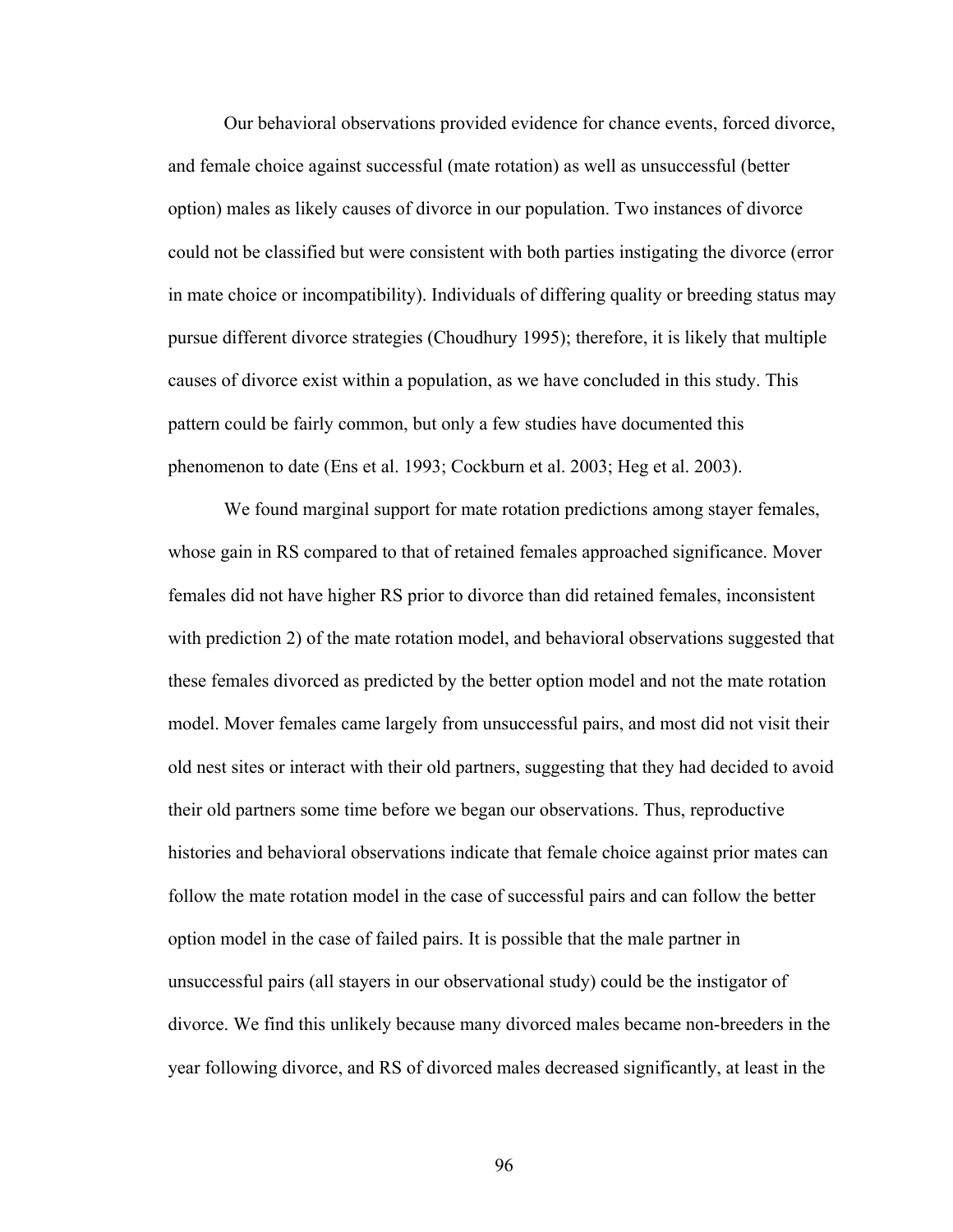Our behavioral observations provided evidence for chance events, forced divorce, and female choice against successful (mate rotation) as well as unsuccessful (better option) males as likely causes of divorce in our population. Two instances of divorce could not be classified but were consistent with both parties instigating the divorce (error in mate choice or incompatibility). Individuals of differing quality or breeding status may pursue different divorce strategies (Choudhury 1995); therefore, it is likely that multiple causes of divorce exist within a population, as we have concluded in this study. This pattern could be fairly common, but only a few studies have documented this phenomenon to date (Ens et al. 1993; Cockburn et al. 2003; Heg et al. 2003).

We found marginal support for mate rotation predictions among stayer females, whose gain in RS compared to that of retained females approached significance. Mover females did not have higher RS prior to divorce than did retained females, inconsistent with prediction 2) of the mate rotation model, and behavioral observations suggested that these females divorced as predicted by the better option model and not the mate rotation model. Mover females came largely from unsuccessful pairs, and most did not visit their old nest sites or interact with their old partners, suggesting that they had decided to avoid their old partners some time before we began our observations. Thus, reproductive histories and behavioral observations indicate that female choice against prior mates can follow the mate rotation model in the case of successful pairs and can follow the better option model in the case of failed pairs. It is possible that the male partner in unsuccessful pairs (all stayers in our observational study) could be the instigator of divorce. We find this unlikely because many divorced males became non-breeders in the year following divorce, and RS of divorced males decreased significantly, at least in the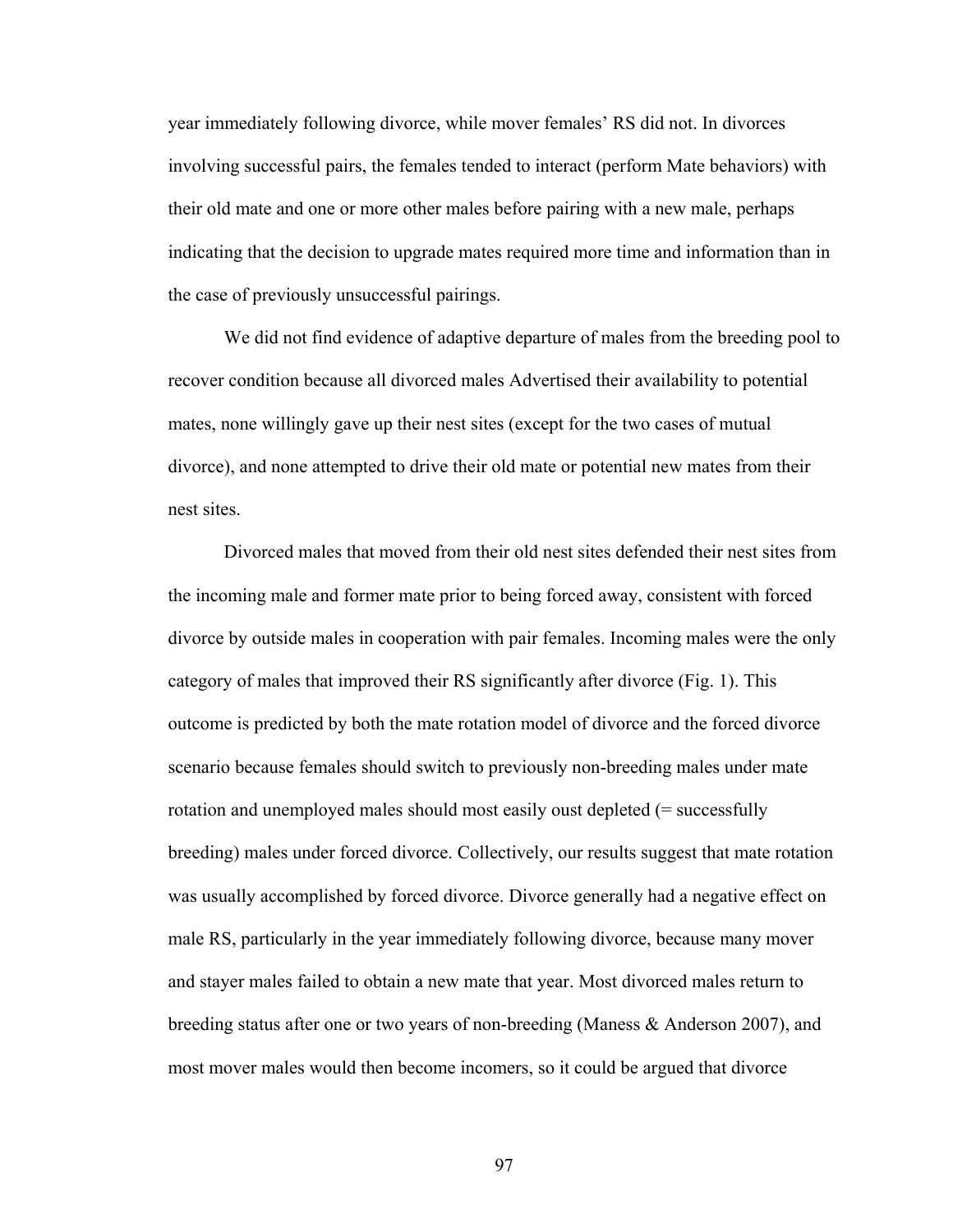year immediately following divorce, while mover females' RS did not. In divorces involving successful pairs, the females tended to interact (perform Mate behaviors) with their old mate and one or more other males before pairing with a new male, perhaps indicating that the decision to upgrade mates required more time and information than in the case of previously unsuccessful pairings.

We did not find evidence of adaptive departure of males from the breeding pool to recover condition because all divorced males Advertised their availability to potential mates, none willingly gave up their nest sites (except for the two cases of mutual divorce), and none attempted to drive their old mate or potential new mates from their nest sites.

Divorced males that moved from their old nest sites defended their nest sites from the incoming male and former mate prior to being forced away, consistent with forced divorce by outside males in cooperation with pair females. Incoming males were the only category of males that improved their RS significantly after divorce (Fig. 1). This outcome is predicted by both the mate rotation model of divorce and the forced divorce scenario because females should switch to previously non-breeding males under mate rotation and unemployed males should most easily oust depleted (= successfully breeding) males under forced divorce. Collectively, our results suggest that mate rotation was usually accomplished by forced divorce. Divorce generally had a negative effect on male RS, particularly in the year immediately following divorce, because many mover and stayer males failed to obtain a new mate that year. Most divorced males return to breeding status after one or two years of non-breeding (Maness & Anderson 2007), and most mover males would then become incomers, so it could be argued that divorce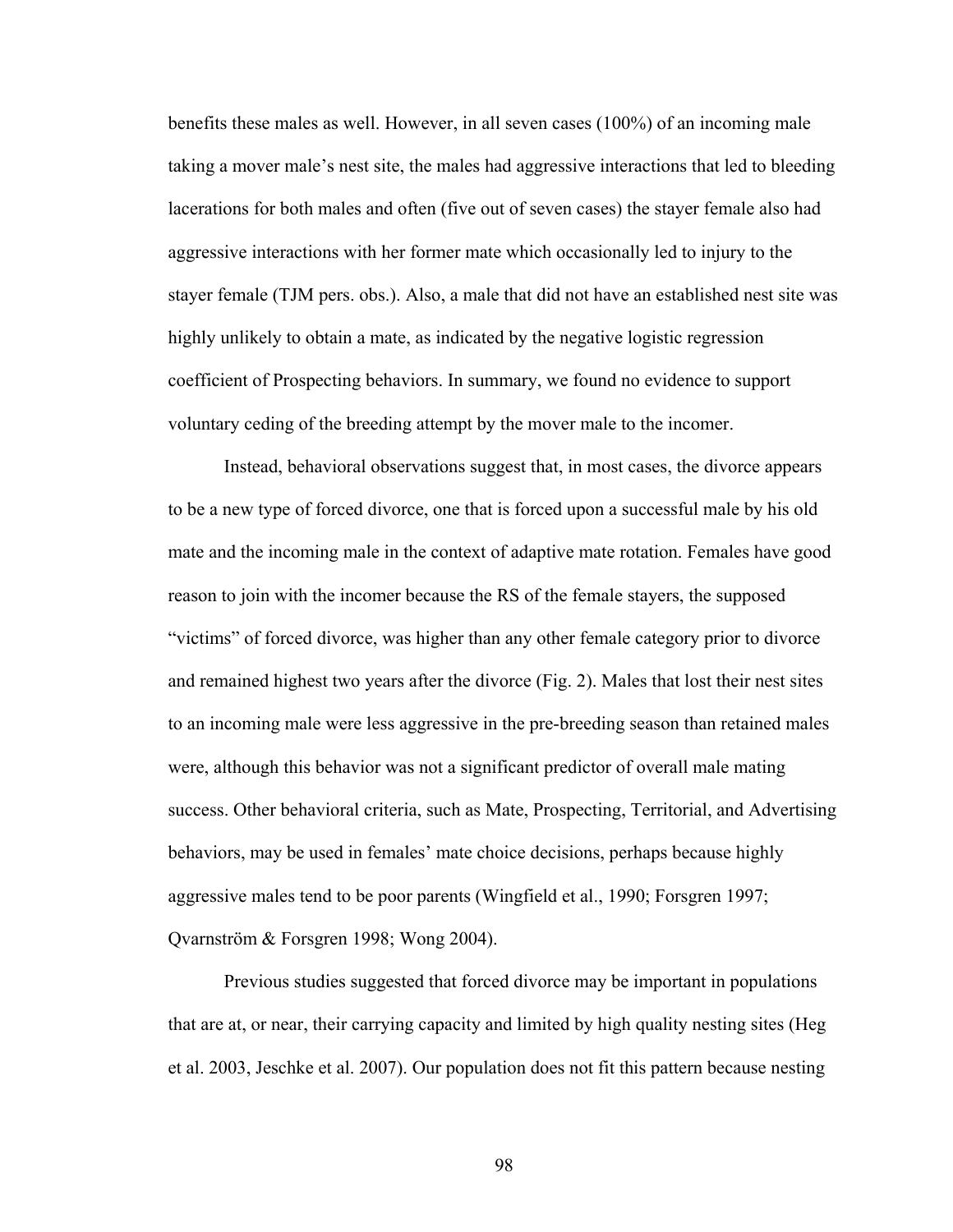benefits these males as well. However, in all seven cases (100%) of an incoming male taking a mover male's nest site, the males had aggressive interactions that led to bleeding lacerations for both males and often (five out of seven cases) the stayer female also had aggressive interactions with her former mate which occasionally led to injury to the stayer female (TJM pers. obs.). Also, a male that did not have an established nest site was highly unlikely to obtain a mate, as indicated by the negative logistic regression coefficient of Prospecting behaviors. In summary, we found no evidence to support voluntary ceding of the breeding attempt by the mover male to the incomer.

Instead, behavioral observations suggest that, in most cases, the divorce appears to be a new type of forced divorce, one that is forced upon a successful male by his old mate and the incoming male in the context of adaptive mate rotation. Females have good reason to join with the incomer because the RS of the female stayers, the supposed "victims" of forced divorce, was higher than any other female category prior to divorce and remained highest two years after the divorce (Fig. 2). Males that lost their nest sites to an incoming male were less aggressive in the pre-breeding season than retained males were, although this behavior was not a significant predictor of overall male mating success. Other behavioral criteria, such as Mate, Prospecting, Territorial, and Advertising behaviors, may be used in females' mate choice decisions, perhaps because highly aggressive males tend to be poor parents (Wingfield et al., 1990; Forsgren 1997; Qvarnström & Forsgren 1998; Wong 2004).

Previous studies suggested that forced divorce may be important in populations that are at, or near, their carrying capacity and limited by high quality nesting sites (Heg et al. 2003, Jeschke et al. 2007). Our population does not fit this pattern because nesting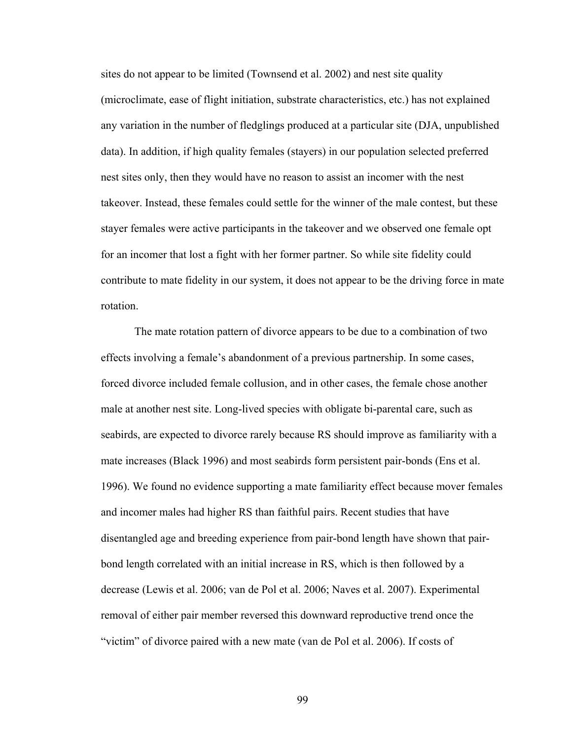sites do not appear to be limited (Townsend et al. 2002) and nest site quality (microclimate, ease of flight initiation, substrate characteristics, etc.) has not explained any variation in the number of fledglings produced at a particular site (DJA, unpublished data). In addition, if high quality females (stayers) in our population selected preferred nest sites only, then they would have no reason to assist an incomer with the nest takeover. Instead, these females could settle for the winner of the male contest, but these stayer females were active participants in the takeover and we observed one female opt for an incomer that lost a fight with her former partner. So while site fidelity could contribute to mate fidelity in our system, it does not appear to be the driving force in mate rotation.

The mate rotation pattern of divorce appears to be due to a combination of two effects involving a female's abandonment of a previous partnership. In some cases, forced divorce included female collusion, and in other cases, the female chose another male at another nest site. Long-lived species with obligate bi-parental care, such as seabirds, are expected to divorce rarely because RS should improve as familiarity with a mate increases (Black 1996) and most seabirds form persistent pair-bonds (Ens et al. 1996). We found no evidence supporting a mate familiarity effect because mover females and incomer males had higher RS than faithful pairs. Recent studies that have disentangled age and breeding experience from pair-bond length have shown that pair-bond length correlated with an initial increase in RS, which is then followed by a decrease (Lewis et al. 2006; van de Pol et al. 2006; Naves et al. 2007). Experimental removal of either pair member reversed this downward reproductive trend once the "victim" of divorce paired with a new mate (van de Pol et al. 2006). If costs of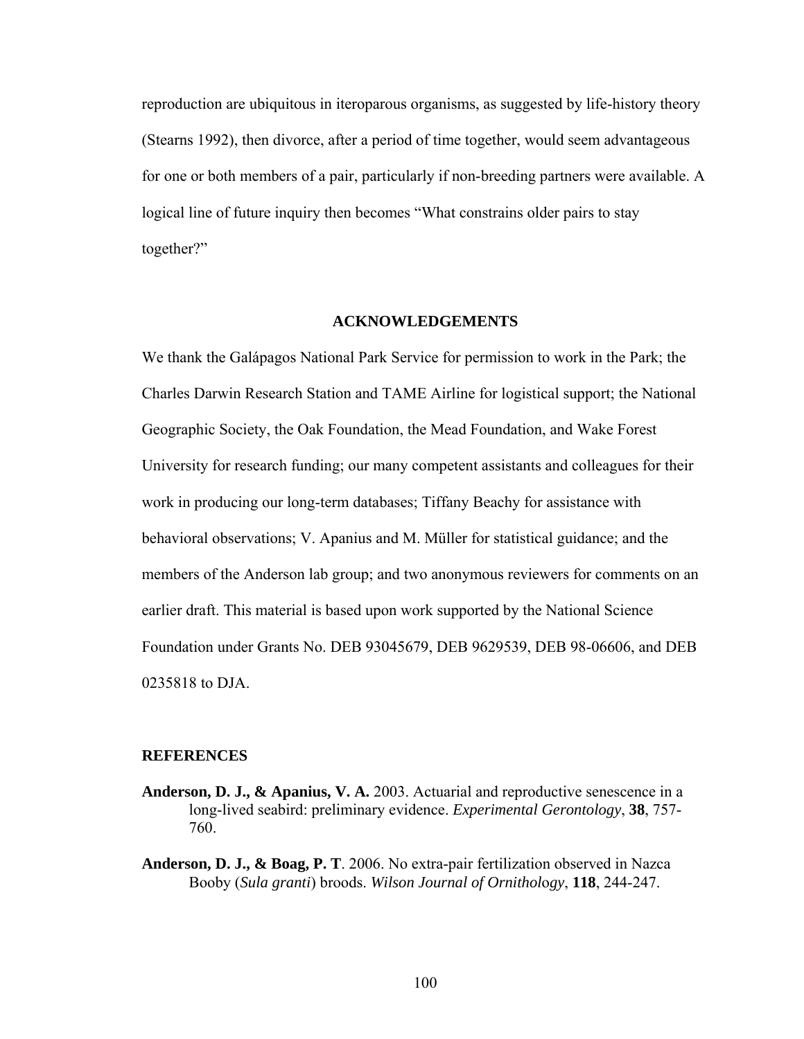reproduction are ubiquitous in iteroparous organisms, as suggested by life-history theory (Stearns 1992), then divorce, after a period of time together, would seem advantageous for one or both members of a pair, particularly if non-breeding partners were available. A logical line of future inquiry then becomes "What constrains older pairs to stay together?"

## ACKNOWLEDGEMENTS

We thank the Galápagos National Park Service for permission to work in the Park; the Charles Darwin Research Station and TAME Airline for logistical support; the National Geographic Society, the Oak Foundation, the Mead Foundation, and Wake Forest University for research funding; our many competent assistants and colleagues for their work in producing our long-term databases; Tiffany Beachy for assistance with behavioral observations; V. Apanius and M. Müller for statistical guidance; and the members of the Anderson lab group; and two anonymous reviewers for comments on an earlier draft. This material is based upon work supported by the National Science Foundation under Grants No. DEB 93045679, DEB 9629539, DEB 98-06606, and DEB 0235818 to DJA.

## REFERENCES

**Anderson, D. J., & Apanius, V. A.** 2003. Actuarial and reproductive senescence in a long-lived seabird: preliminary evidence. *Experimental Gerontology*, **38**, 757-760.

**Anderson, D. J., & Boag, P. T**. 2006. No extra-pair fertilization observed in Nazca Booby (*Sula granti*) broods. *Wilson Journal of Ornithology*, **118**, 244-247.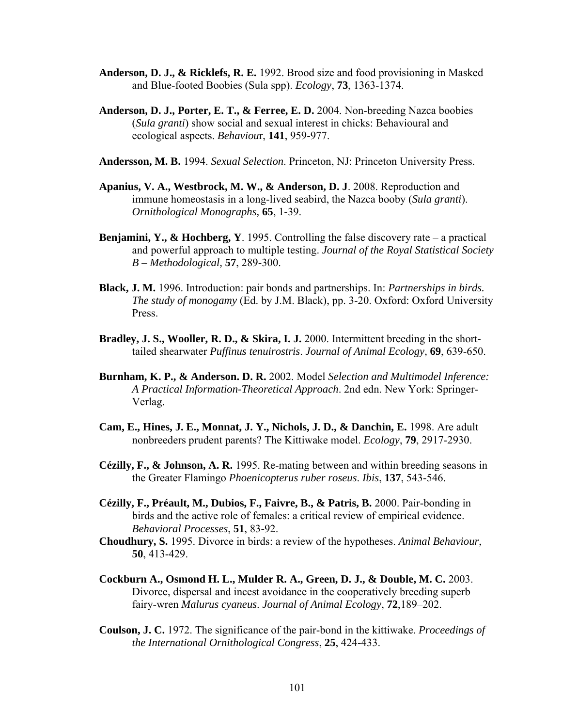**Anderson, D. J., & Ricklefs, R. E.** 1992. Brood size and food provisioning in Masked and Blue-footed Boobies (Sula spp). *Ecology*, **73**, 1363-1374.

**Anderson, D. J., Porter, E. T., & Ferree, E. D.** 2004. Non-breeding Nazca boobies (*Sula granti*) show social and sexual interest in chicks: Behavioural and ecological aspects. *Behaviour*, **141**, 959-977.

**Andersson, M. B.** 1994. *Sexual Selection*. Princeton, NJ: Princeton University Press.

**Apanius, V. A., Westbrock, M. W., & Anderson, D. J**. 2008. Reproduction and immune homeostasis in a long-lived seabird, the Nazca booby (*Sula granti*). *Ornithological Monographs,* **65**, 1-39.

**Benjamini, Y., & Hochberg, Y**. 1995. Controlling the false discovery rate – a practical and powerful approach to multiple testing. *Journal of the Royal Statistical Society B – Methodological,* **57**, 289-300.

**Black, J. M.** 1996. Introduction: pair bonds and partnerships. In: *Partnerships in birds. The study of monogamy* (Ed. by J.M. Black), pp. 3-20. Oxford: Oxford University Press.

**Bradley, J. S., Wooller, R. D., & Skira, I. J.** 2000. Intermittent breeding in the short-tailed shearwater *Puffinus tenuirostris*. *Journal of Animal Ecology,* **69**, 639-650.

**Burnham, K. P., & Anderson. D. R.** 2002. Model *Selection and Multimodel Inference: A Practical Information-Theoretical Approach*. 2nd edn. New York: Springer-Verlag.

**Cam, E., Hines, J. E., Monnat, J. Y., Nichols, J. D., & Danchin, E.** 1998. Are adult nonbreeders prudent parents? The Kittiwake model. *Ecology*, **79**, 2917-2930.

**Cézilly, F., & Johnson, A. R.** 1995. Re-mating between and within breeding seasons in the Greater Flamingo *Phoenicopterus ruber roseus*. *Ibis*, **137**, 543-546.

**Cézilly, F., Préault, M., Dubios, F., Faivre, B., & Patris, B.** 2000. Pair-bonding in birds and the active role of females: a critical review of empirical evidence. *Behavioral Processes*, **51**, 83-92.

**Choudhury, S.** 1995. Divorce in birds: a review of the hypotheses. *Animal Behaviour*, **50**, 413-429.

**Cockburn A., Osmond H. L., Mulder R. A., Green, D. J., & Double, M. C.** 2003. Divorce, dispersal and incest avoidance in the cooperatively breeding superb fairy-wren *Malurus cyaneus*. *Journal of Animal Ecology*, **72**,189–202.

**Coulson, J. C.** 1972. The significance of the pair-bond in the kittiwake. *Proceedings of the International Ornithological Congress*, **25**, 424-433.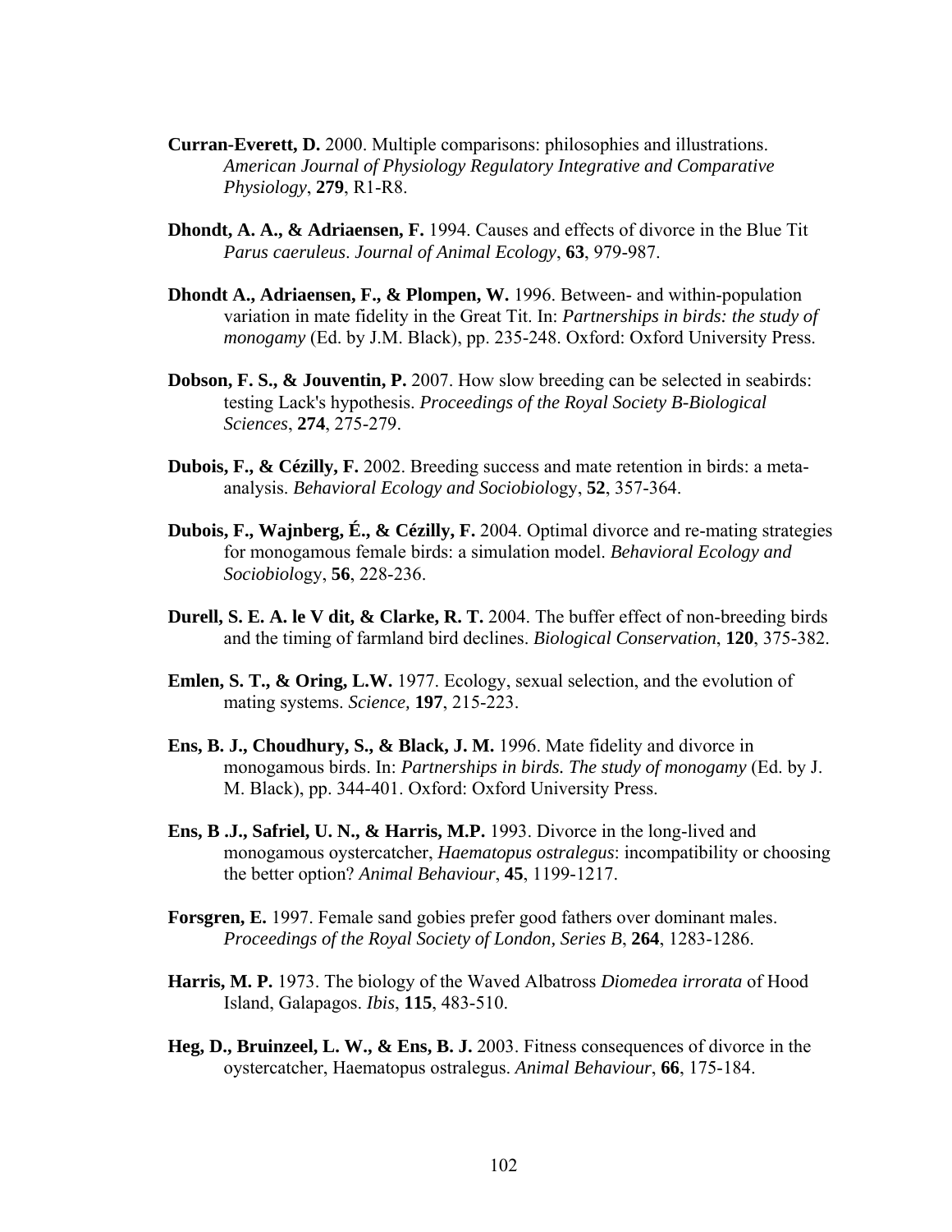**Curran-Everett, D.** 2000. Multiple comparisons: philosophies and illustrations. *American Journal of Physiology Regulatory Integrative and Comparative Physiology*, **279**, R1-R8.

**Dhondt, A. A., & Adriaensen, F.** 1994. Causes and effects of divorce in the Blue Tit *Parus caeruleus*. *Journal of Animal Ecology*, **63**, 979-987.

**Dhondt A., Adriaensen, F., & Plompen, W.** 1996. Between- and within-population variation in mate fidelity in the Great Tit. In: *Partnerships in birds: the study of monogamy* (Ed. by J.M. Black), pp. 235-248. Oxford: Oxford University Press.

**Dobson, F. S., & Jouventin, P.** 2007. How slow breeding can be selected in seabirds: testing Lack's hypothesis. *Proceedings of the Royal Society B-Biological Sciences*, **274**, 275-279.

**Dubois, F., & Cézilly, F.** 2002. Breeding success and mate retention in birds: a meta-analysis. *Behavioral Ecology and Sociobiol*ogy, **52**, 357-364.

**Dubois, F., Wajnberg, É., & Cézilly, F.** 2004. Optimal divorce and re-mating strategies for monogamous female birds: a simulation model. *Behavioral Ecology and Sociobiol*ogy, **56**, 228-236.

**Durell, S. E. A. le V dit, & Clarke, R. T.** 2004. The buffer effect of non-breeding birds and the timing of farmland bird declines. *Biological Conservation*, **120**, 375-382.

**Emlen, S. T., & Oring, L.W.** 1977. Ecology, sexual selection, and the evolution of mating systems. *Science,* **197**, 215-223.

**Ens, B. J., Choudhury, S., & Black, J. M.** 1996. Mate fidelity and divorce in monogamous birds. In: *Partnerships in birds. The study of monogamy* (Ed. by J. M. Black), pp. 344-401. Oxford: Oxford University Press.

**Ens, B .J., Safriel, U. N., & Harris, M.P.** 1993. Divorce in the long-lived and monogamous oystercatcher, *Haematopus ostralegus*: incompatibility or choosing the better option? *Animal Behaviour*, **45**, 1199-1217.

**Forsgren, E.** 1997. Female sand gobies prefer good fathers over dominant males. *Proceedings of the Royal Society of London, Series B*, **264**, 1283-1286.

**Harris, M. P.** 1973. The biology of the Waved Albatross *Diomedea irrorata* of Hood Island, Galapagos. *Ibis*, **115**, 483-510.

**Heg, D., Bruinzeel, L. W., & Ens, B. J.** 2003. Fitness consequences of divorce in the oystercatcher, Haematopus ostralegus. *Animal Behaviour*, **66**, 175-184.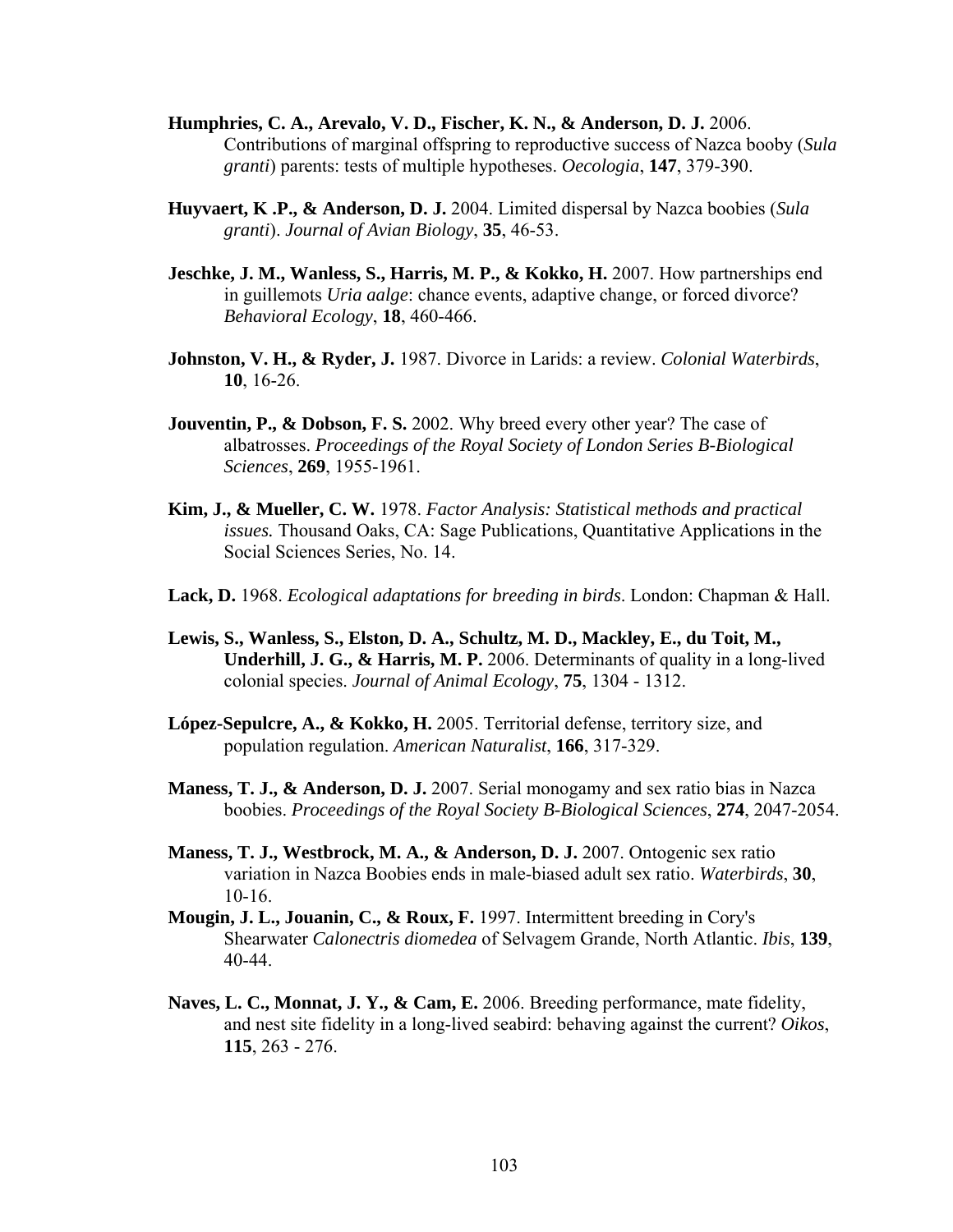**Humphries, C. A., Arevalo, V. D., Fischer, K. N., & Anderson, D. J.** 2006. Contributions of marginal offspring to reproductive success of Nazca booby (*Sula granti*) parents: tests of multiple hypotheses. *Oecologia*, **147**, 379-390.

**Huyvaert, K .P., & Anderson, D. J.** 2004. Limited dispersal by Nazca boobies (*Sula granti*). *Journal of Avian Biology*, **35**, 46-53.

**Jeschke, J. M., Wanless, S., Harris, M. P., & Kokko, H.** 2007. How partnerships end in guillemots *Uria aalge*: chance events, adaptive change, or forced divorce? *Behavioral Ecology*, **18**, 460-466.

**Johnston, V. H., & Ryder, J.** 1987. Divorce in Larids: a review. *Colonial Waterbirds*, **10**, 16-26.

**Jouventin, P., & Dobson, F. S.** 2002. Why breed every other year? The case of albatrosses. *Proceedings of the Royal Society of London Series B-Biological Sciences*, **269**, 1955-1961.

**Kim, J., & Mueller, C. W.** 1978. *Factor Analysis: Statistical methods and practical issues.* Thousand Oaks, CA: Sage Publications, Quantitative Applications in the Social Sciences Series, No. 14.

**Lack, D.** 1968. *Ecological adaptations for breeding in birds*. London: Chapman & Hall.

**Lewis, S., Wanless, S., Elston, D. A., Schultz, M. D., Mackley, E., du Toit, M., Underhill, J. G., & Harris, M. P.** 2006. Determinants of quality in a long-lived colonial species. *Journal of Animal Ecology*, **75**, 1304 - 1312.

**López-Sepulcre, A., & Kokko, H.** 2005. Territorial defense, territory size, and population regulation. *American Naturalist*, **166**, 317-329.

**Maness, T. J., & Anderson, D. J.** 2007. Serial monogamy and sex ratio bias in Nazca boobies. *Proceedings of the Royal Society B-Biological Sciences*, **274**, 2047-2054.

**Maness, T. J., Westbrock, M. A., & Anderson, D. J.** 2007. Ontogenic sex ratio variation in Nazca Boobies ends in male-biased adult sex ratio. *Waterbirds*, **30**, 10-16.

**Mougin, J. L., Jouanin, C., & Roux, F.** 1997. Intermittent breeding in Cory's Shearwater *Calonectris diomedea* of Selvagem Grande, North Atlantic. *Ibis*, **139**, 40-44.

**Naves, L. C., Monnat, J. Y., & Cam, E.** 2006. Breeding performance, mate fidelity, and nest site fidelity in a long-lived seabird: behaving against the current? *Oikos*, **115**, 263 - 276.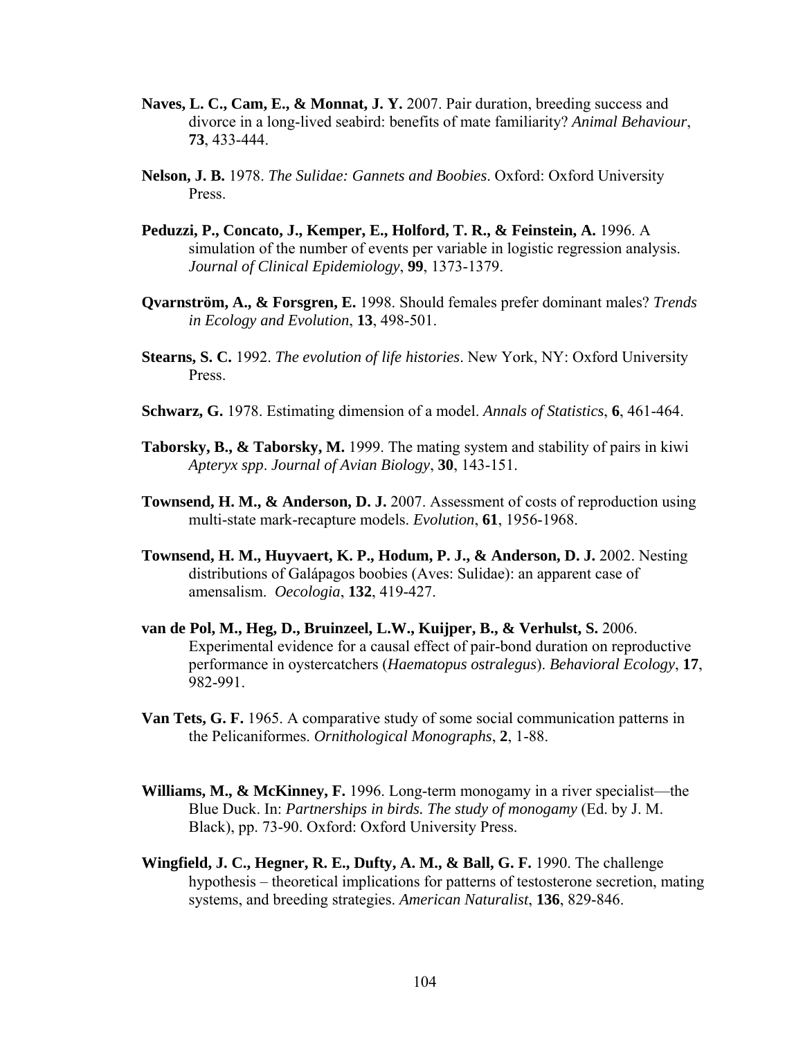**Naves, L. C., Cam, E., & Monnat, J. Y.** 2007. Pair duration, breeding success and divorce in a long-lived seabird: benefits of mate familiarity? *Animal Behaviour*, **73**, 433-444.

**Nelson, J. B.** 1978. *The Sulidae: Gannets and Boobies*. Oxford: Oxford University Press.

**Peduzzi, P., Concato, J., Kemper, E., Holford, T. R., & Feinstein, A.** 1996. A simulation of the number of events per variable in logistic regression analysis. *Journal of Clinical Epidemiology*, **99**, 1373-1379.

**Qvarnström, A., & Forsgren, E.** 1998. Should females prefer dominant males? *Trends in Ecology and Evolution*, **13**, 498-501.

**Stearns, S. C.** 1992. *The evolution of life histories*. New York, NY: Oxford University Press.

**Schwarz, G.** 1978. Estimating dimension of a model. *Annals of Statistics*, **6**, 461-464.

**Taborsky, B., & Taborsky, M.** 1999. The mating system and stability of pairs in kiwi *Apteryx spp*. *Journal of Avian Biology*, **30**, 143-151.

**Townsend, H. M., & Anderson, D. J.** 2007. Assessment of costs of reproduction using multi-state mark-recapture models. *Evolution*, **61**, 1956-1968.

**Townsend, H. M., Huyvaert, K. P., Hodum, P. J., & Anderson, D. J.** 2002. Nesting distributions of Galápagos boobies (Aves: Sulidae): an apparent case of amensalism. *Oecologia*, **132**, 419-427.

**van de Pol, M., Heg, D., Bruinzeel, L.W., Kuijper, B., & Verhulst, S.** 2006. Experimental evidence for a causal effect of pair-bond duration on reproductive performance in oystercatchers (*Haematopus ostralegus*). *Behavioral Ecology*, **17**, 982-991.

**Van Tets, G. F.** 1965. A comparative study of some social communication patterns in the Pelicaniformes. *Ornithological Monographs*, **2**, 1-88.

**Williams, M., & McKinney, F.** 1996. Long-term monogamy in a river specialist—the Blue Duck. In: *Partnerships in birds. The study of monogamy* (Ed. by J. M. Black), pp. 73-90. Oxford: Oxford University Press.

**Wingfield, J. C., Hegner, R. E., Dufty, A. M., & Ball, G. F.** 1990. The challenge hypothesis – theoretical implications for patterns of testosterone secretion, mating systems, and breeding strategies. *American Naturalist*, **136**, 829-846.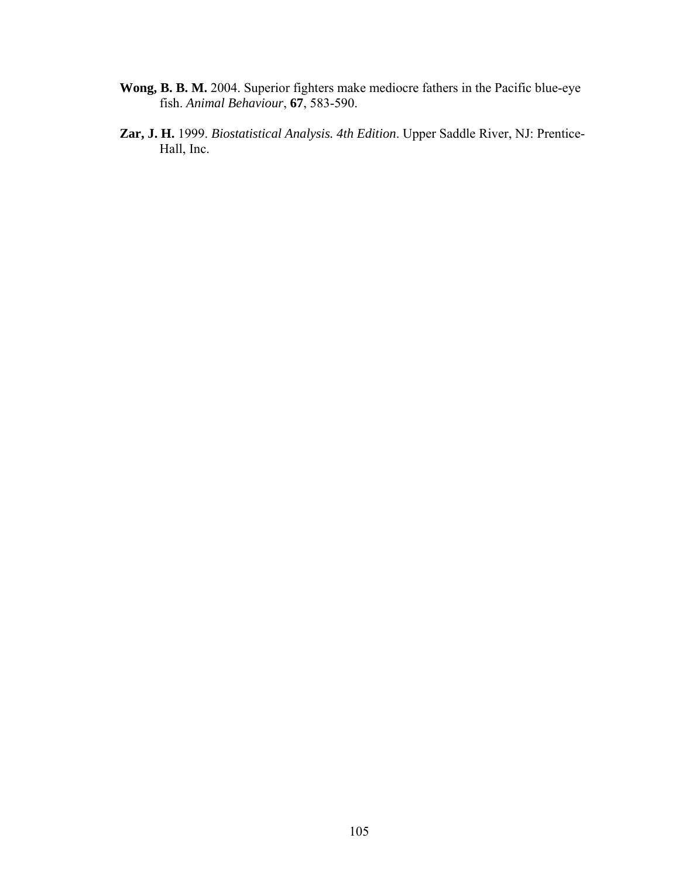**Wong, B. B. M.** 2004. Superior fighters make mediocre fathers in the Pacific blue-eye fish. *Animal Behaviour*, **67**, 583-590.

**Zar, J. H.** 1999. *Biostatistical Analysis. 4th Edition*. Upper Saddle River, NJ: Prentice-Hall, Inc.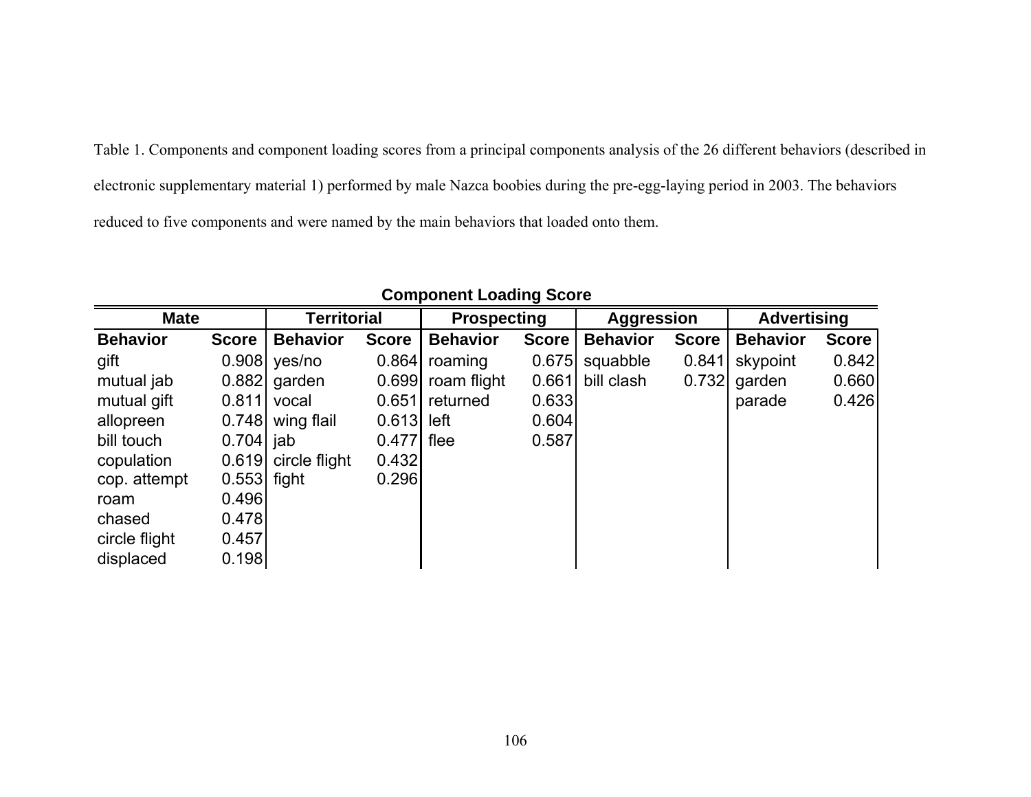Table 1. Components and component loading scores from a principal components analysis of the 26 different behaviors (described in electronic supplementary material 1) performed by male Nazca boobies during the pre-egg-laying period in 2003. The behaviors reduced to five components and were named by the main behaviors that loaded onto them.

| Component Loading Score | | | | | | | | | |
|---|---|---|---|---|---|---|---|---|---|
| Mate | | Territorial | | Prospecting | | Aggression | | Advertising | |
| **Behavior** | **Score** | **Behavior** | **Score** | **Behavior** | **Score** | **Behavior** | **Score** | **Behavior** | **Score** |
| gift | 0.908 | yes/no | 0.864 | roaming | 0.675 | squabble | 0.841 | skypoint | 0.842 |
| mutual jab | 0.882 | garden | 0.699 | roam flight | 0.661 | bill clash | 0.732 | garden | 0.660 |
| mutual gift | 0.811 | vocal | 0.651 | returned | 0.633 | | | parade | 0.426 |
| allopreen | 0.748 | wing flail | 0.613 | left | 0.604 | | | | |
| bill touch | 0.704 | jab | 0.477 | flee | 0.587 | | | | |
| copulation | 0.619 | circle flight | 0.432 | | | | | | |
| cop. attempt | 0.553 | fight | 0.296 | | | | | | |
| roam | 0.496 | | | | | | | | |
| chased | 0.478 | | | | | | | | |
| circle flight | 0.457 | | | | | | | | |
| displaced | 0.198 | | | | | | | | |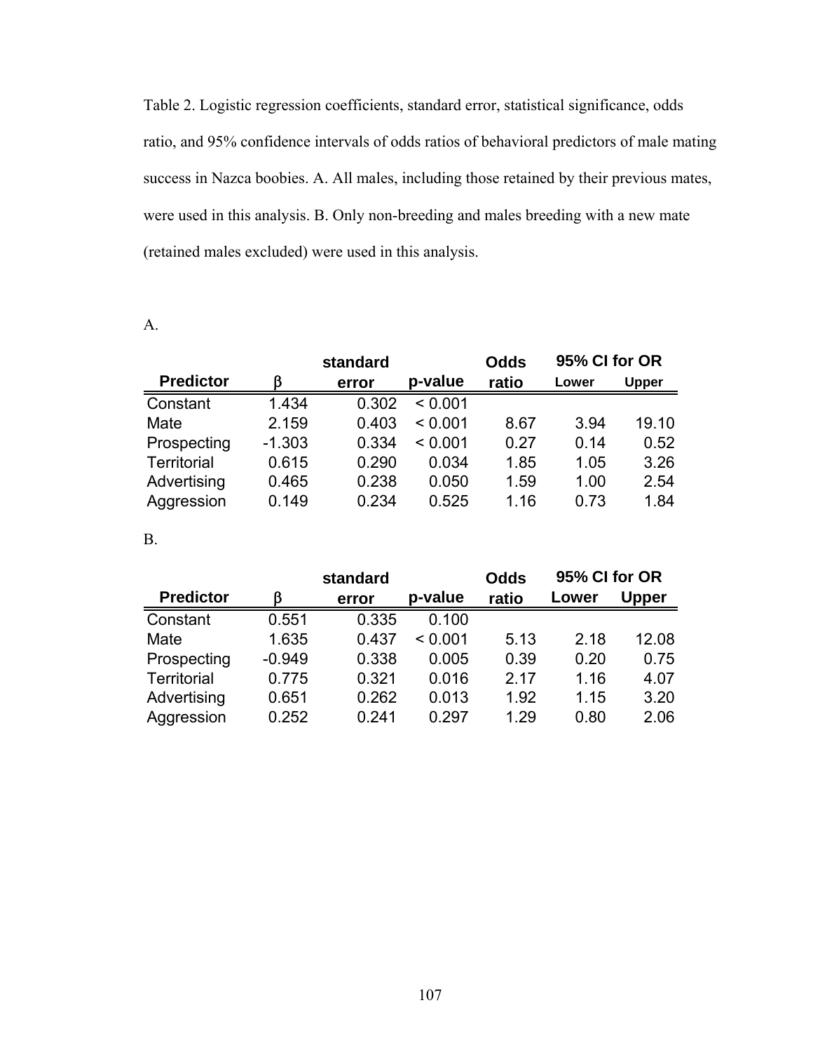Table 2. Logistic regression coefficients, standard error, statistical significance, odds ratio, and 95% confidence intervals of odds ratios of behavioral predictors of male mating success in Nazca boobies. A. All males, including those retained by their previous mates, were used in this analysis. B. Only non-breeding and males breeding with a new mate (retained males excluded) were used in this analysis.

A.

| Predictor | β | standard error | p-value | Odds ratio | 95% CI for OR | |
|---|---|---|---|---|---|---|
| | | | | | Lower | Upper |
| Constant | 1.434 | 0.302 | < 0.001 | | | |
| Mate | 2.159 | 0.403 | < 0.001 | 8.67 | 3.94 | 19.10 |
| Prospecting | -1.303 | 0.334 | < 0.001 | 0.27 | 0.14 | 0.52 |
| Territorial | 0.615 | 0.290 | 0.034 | 1.85 | 1.05 | 3.26 |
| Advertising | 0.465 | 0.238 | 0.050 | 1.59 | 1.00 | 2.54 |
| Aggression | 0.149 | 0.234 | 0.525 | 1.16 | 0.73 | 1.84 |

B.

| Predictor | β | standard error | p-value | Odds ratio | 95% CI for OR | |
|---|---|---|---|---|---|---|
| | | | | | Lower | Upper |
| Constant | 0.551 | 0.335 | 0.100 | | | |
| Mate | 1.635 | 0.437 | < 0.001 | 5.13 | 2.18 | 12.08 |
| Prospecting | -0.949 | 0.338 | 0.005 | 0.39 | 0.20 | 0.75 |
| Territorial | 0.775 | 0.321 | 0.016 | 2.17 | 1.16 | 4.07 |
| Advertising | 0.651 | 0.262 | 0.013 | 1.92 | 1.15 | 3.20 |
| Aggression | 0.252 | 0.241 | 0.297 | 1.29 | 0.80 | 2.06 |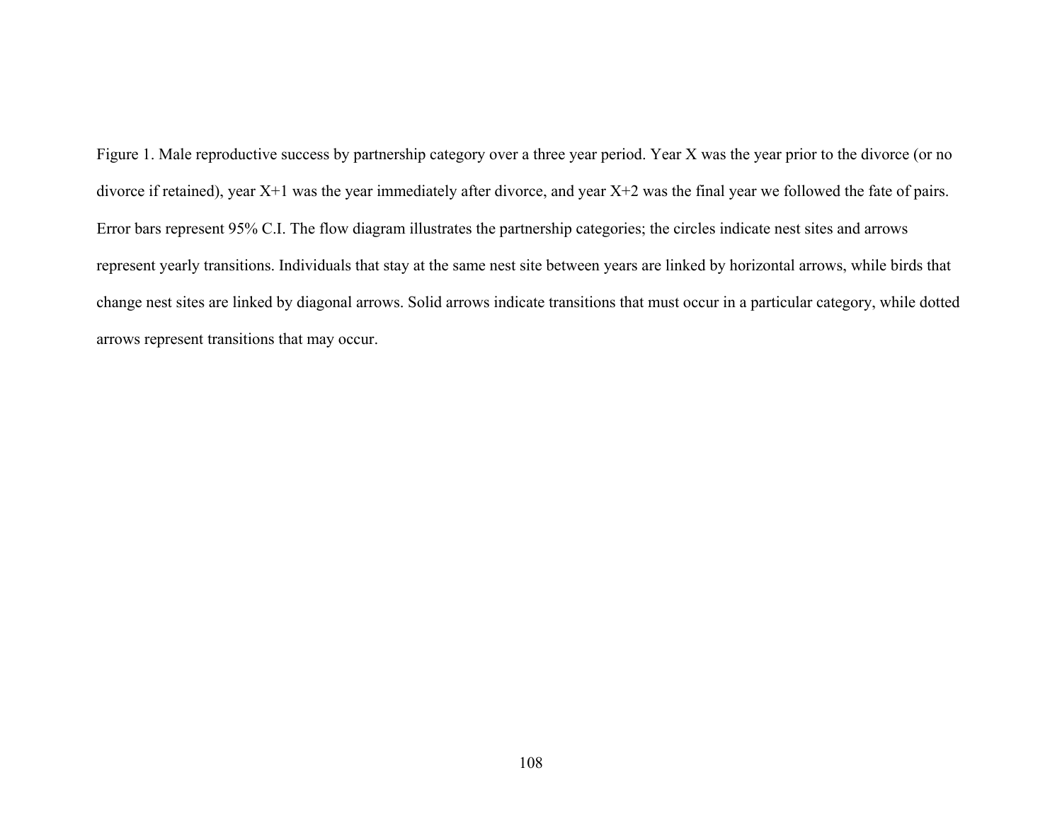Figure 1. Male reproductive success by partnership category over a three year period. Year X was the year prior to the divorce (or no divorce if retained), year X+1 was the year immediately after divorce, and year X+2 was the final year we followed the fate of pairs. Error bars represent 95% C.I. The flow diagram illustrates the partnership categories; the circles indicate nest sites and arrows represent yearly transitions. Individuals that stay at the same nest site between years are linked by horizontal arrows, while birds that change nest sites are linked by diagonal arrows. Solid arrows indicate transitions that must occur in a particular category, while dotted arrows represent transitions that may occur.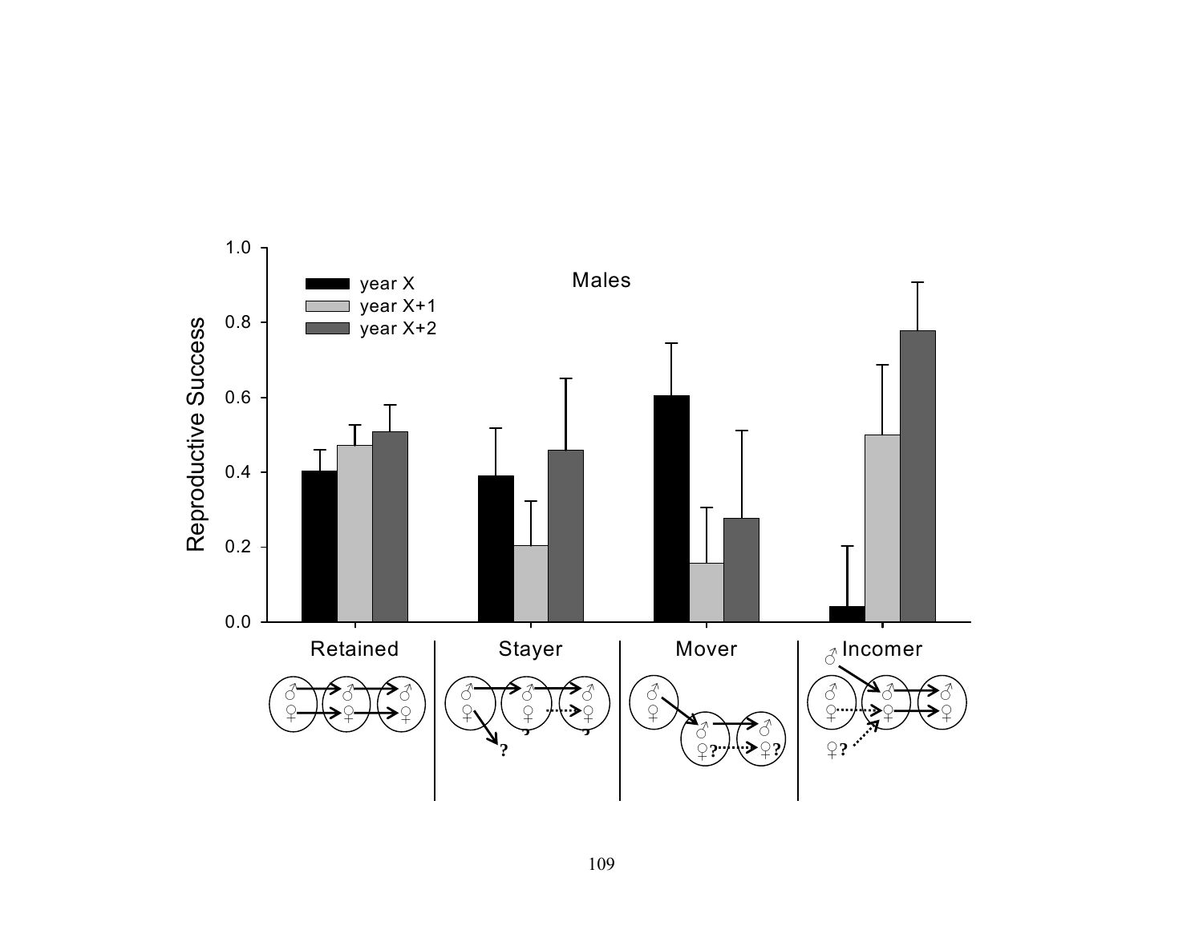Males

- year X
- year X+1
- year X+2

Reproductive Success

Retained | Stayer | Mover | Incomer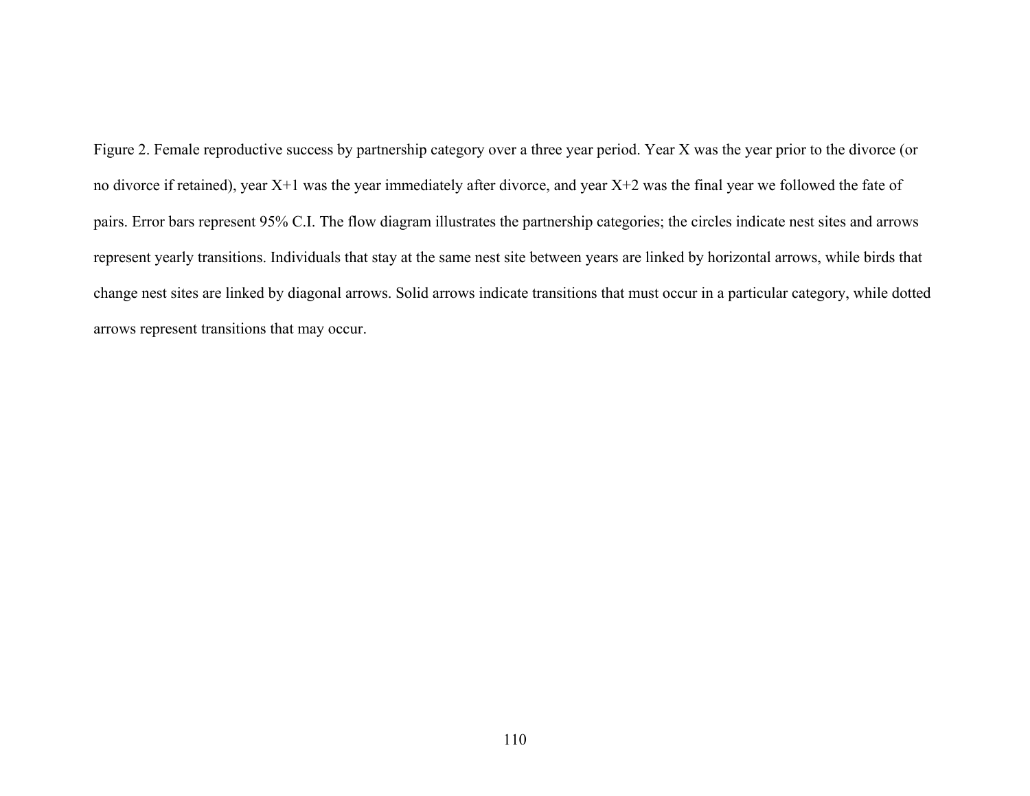Figure 2. Female reproductive success by partnership category over a three year period. Year X was the year prior to the divorce (or no divorce if retained), year X+1 was the year immediately after divorce, and year X+2 was the final year we followed the fate of pairs. Error bars represent 95% C.I. The flow diagram illustrates the partnership categories; the circles indicate nest sites and arrows represent yearly transitions. Individuals that stay at the same nest site between years are linked by horizontal arrows, while birds that change nest sites are linked by diagonal arrows. Solid arrows indicate transitions that must occur in a particular category, while dotted arrows represent transitions that may occur.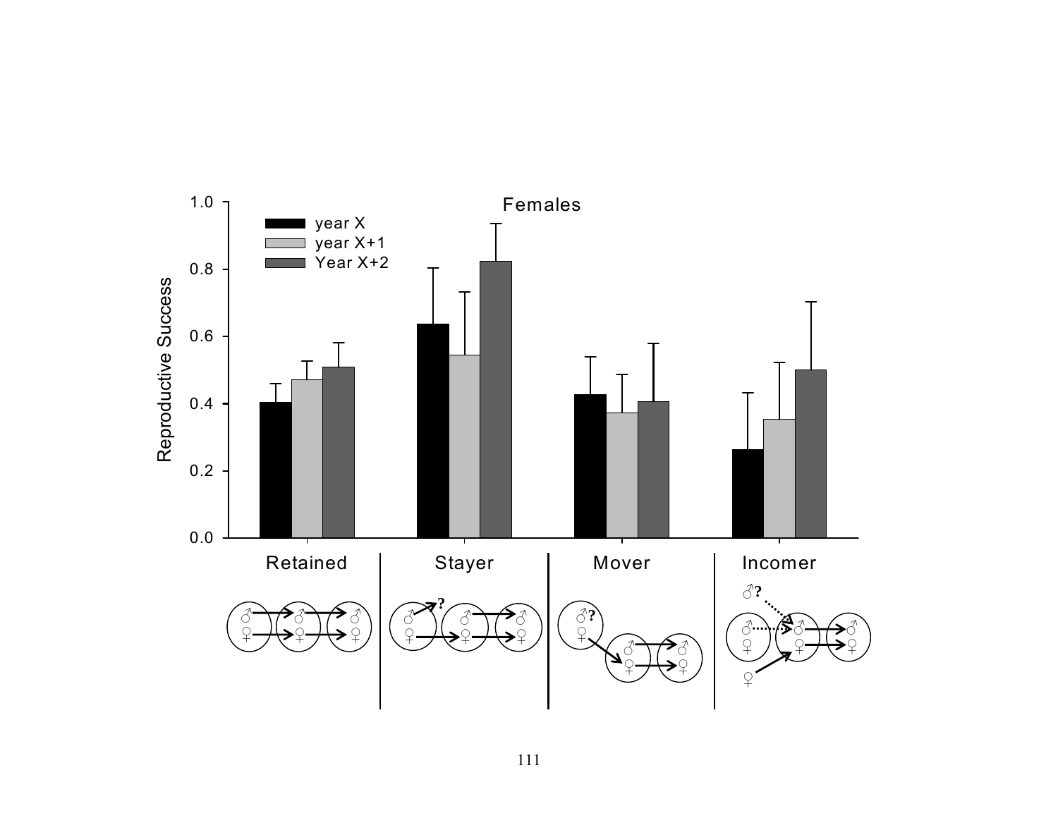Females

Reproductive Success

- year X
- year X+1
- Year X+2

Retained | Stayer | Mover | Incomer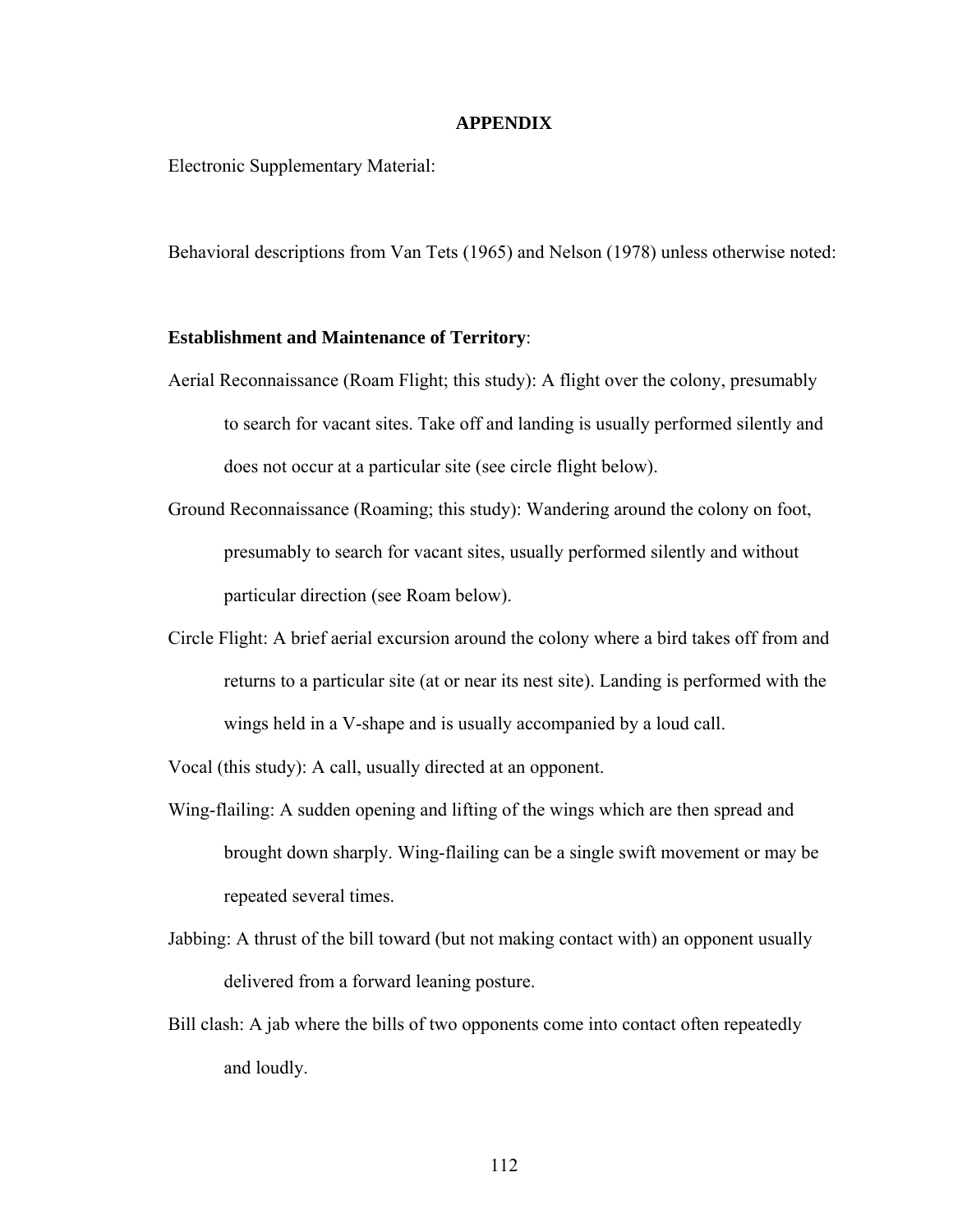# APPENDIX

Electronic Supplementary Material:

Behavioral descriptions from Van Tets (1965) and Nelson (1978) unless otherwise noted:

**Establishment and Maintenance of Territory**:

Aerial Reconnaissance (Roam Flight; this study): A flight over the colony, presumably to search for vacant sites. Take off and landing is usually performed silently and does not occur at a particular site (see circle flight below).

Ground Reconnaissance (Roaming; this study): Wandering around the colony on foot, presumably to search for vacant sites, usually performed silently and without particular direction (see Roam below).

Circle Flight: A brief aerial excursion around the colony where a bird takes off from and returns to a particular site (at or near its nest site). Landing is performed with the wings held in a V-shape and is usually accompanied by a loud call.

Vocal (this study): A call, usually directed at an opponent.

Wing-flailing: A sudden opening and lifting of the wings which are then spread and brought down sharply. Wing-flailing can be a single swift movement or may be repeated several times.

Jabbing: A thrust of the bill toward (but not making contact with) an opponent usually delivered from a forward leaning posture.

Bill clash: A jab where the bills of two opponents come into contact often repeatedly and loudly.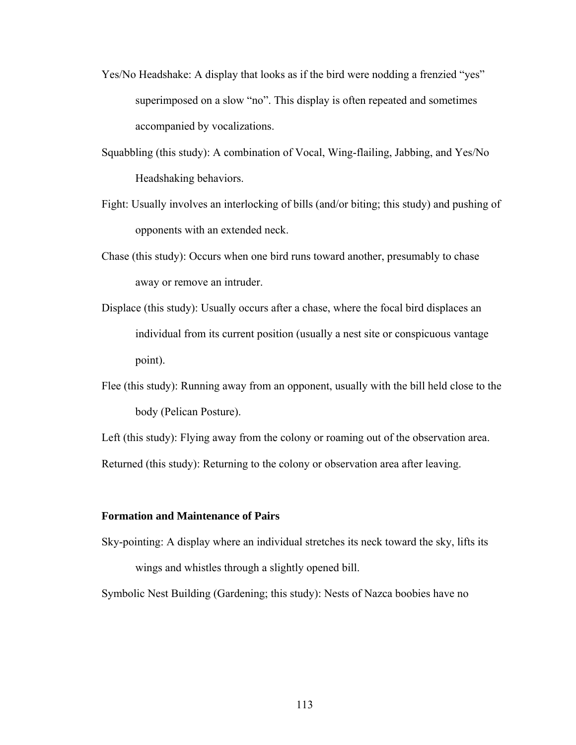Yes/No Headshake: A display that looks as if the bird were nodding a frenzied “yes” superimposed on a slow “no”. This display is often repeated and sometimes accompanied by vocalizations.

Squabbling (this study): A combination of Vocal, Wing-flailing, Jabbing, and Yes/No Headshaking behaviors.

Fight: Usually involves an interlocking of bills (and/or biting; this study) and pushing of opponents with an extended neck.

Chase (this study): Occurs when one bird runs toward another, presumably to chase away or remove an intruder.

Displace (this study): Usually occurs after a chase, where the focal bird displaces an individual from its current position (usually a nest site or conspicuous vantage point).

Flee (this study): Running away from an opponent, usually with the bill held close to the body (Pelican Posture).

Left (this study): Flying away from the colony or roaming out of the observation area.

Returned (this study): Returning to the colony or observation area after leaving.

**Formation and Maintenance of Pairs**

Sky-pointing: A display where an individual stretches its neck toward the sky, lifts its wings and whistles through a slightly opened bill.

Symbolic Nest Building (Gardening; this study): Nests of Nazca boobies have no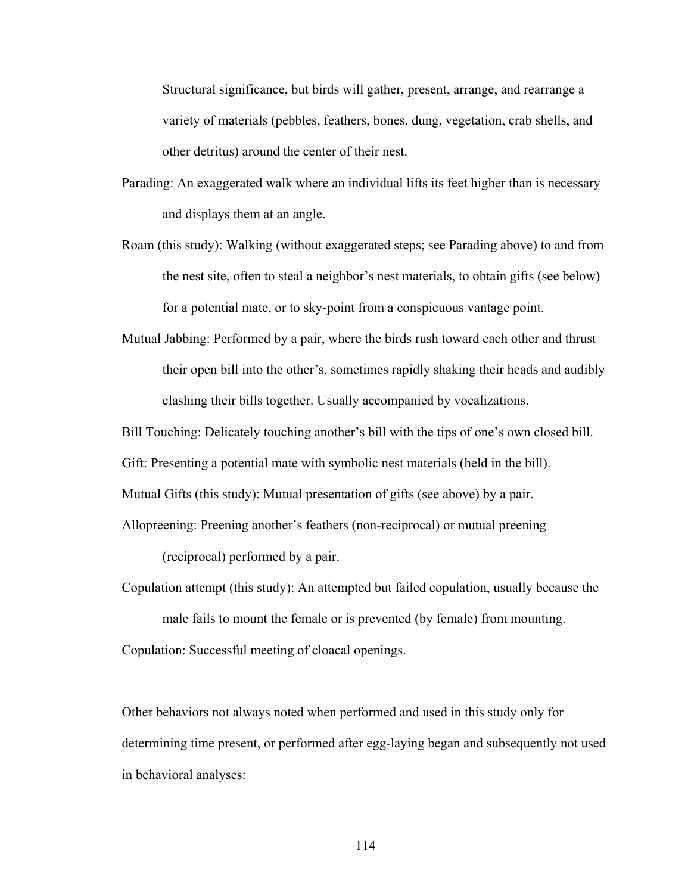Structural significance, but birds will gather, present, arrange, and rearrange a variety of materials (pebbles, feathers, bones, dung, vegetation, crab shells, and other detritus) around the center of their nest.

Parading: An exaggerated walk where an individual lifts its feet higher than is necessary and displays them at an angle.

Roam (this study): Walking (without exaggerated steps; see Parading above) to and from the nest site, often to steal a neighbor's nest materials, to obtain gifts (see below) for a potential mate, or to sky-point from a conspicuous vantage point.

Mutual Jabbing: Performed by a pair, where the birds rush toward each other and thrust their open bill into the other's, sometimes rapidly shaking their heads and audibly clashing their bills together. Usually accompanied by vocalizations.

Bill Touching: Delicately touching another's bill with the tips of one's own closed bill.

Gift: Presenting a potential mate with symbolic nest materials (held in the bill).

Mutual Gifts (this study): Mutual presentation of gifts (see above) by a pair.

Allopreening: Preening another's feathers (non-reciprocal) or mutual preening (reciprocal) performed by a pair.

Copulation attempt (this study): An attempted but failed copulation, usually because the male fails to mount the female or is prevented (by female) from mounting.

Copulation: Successful meeting of cloacal openings.

Other behaviors not always noted when performed and used in this study only for determining time present, or performed after egg-laying began and subsequently not used in behavioral analyses: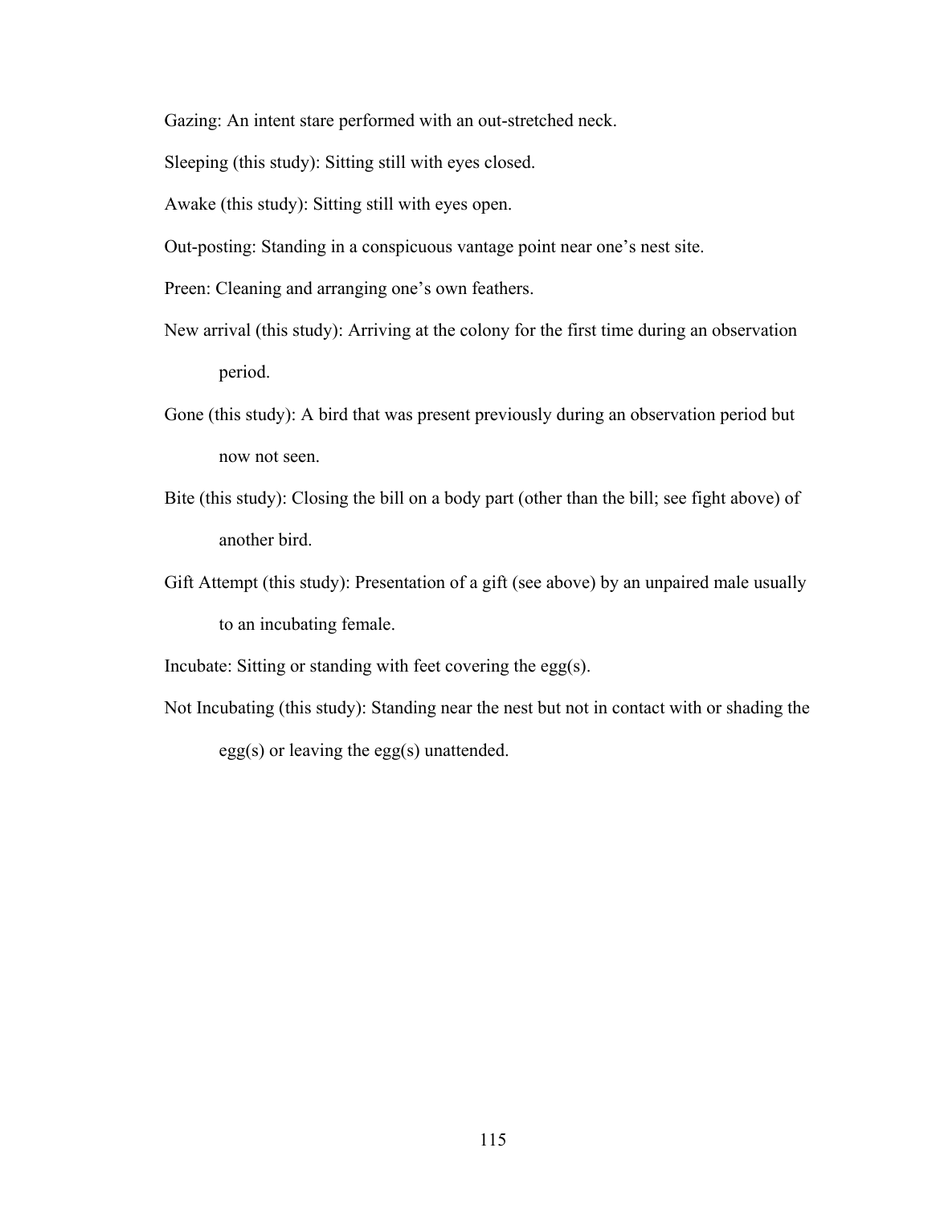Gazing: An intent stare performed with an out-stretched neck.

Sleeping (this study): Sitting still with eyes closed.

Awake (this study): Sitting still with eyes open.

Out-posting: Standing in a conspicuous vantage point near one's nest site.

Preen: Cleaning and arranging one's own feathers.

New arrival (this study): Arriving at the colony for the first time during an observation period.

Gone (this study): A bird that was present previously during an observation period but now not seen.

Bite (this study): Closing the bill on a body part (other than the bill; see fight above) of another bird.

Gift Attempt (this study): Presentation of a gift (see above) by an unpaired male usually to an incubating female.

Incubate: Sitting or standing with feet covering the egg(s).

Not Incubating (this study): Standing near the nest but not in contact with or shading the egg(s) or leaving the egg(s) unattended.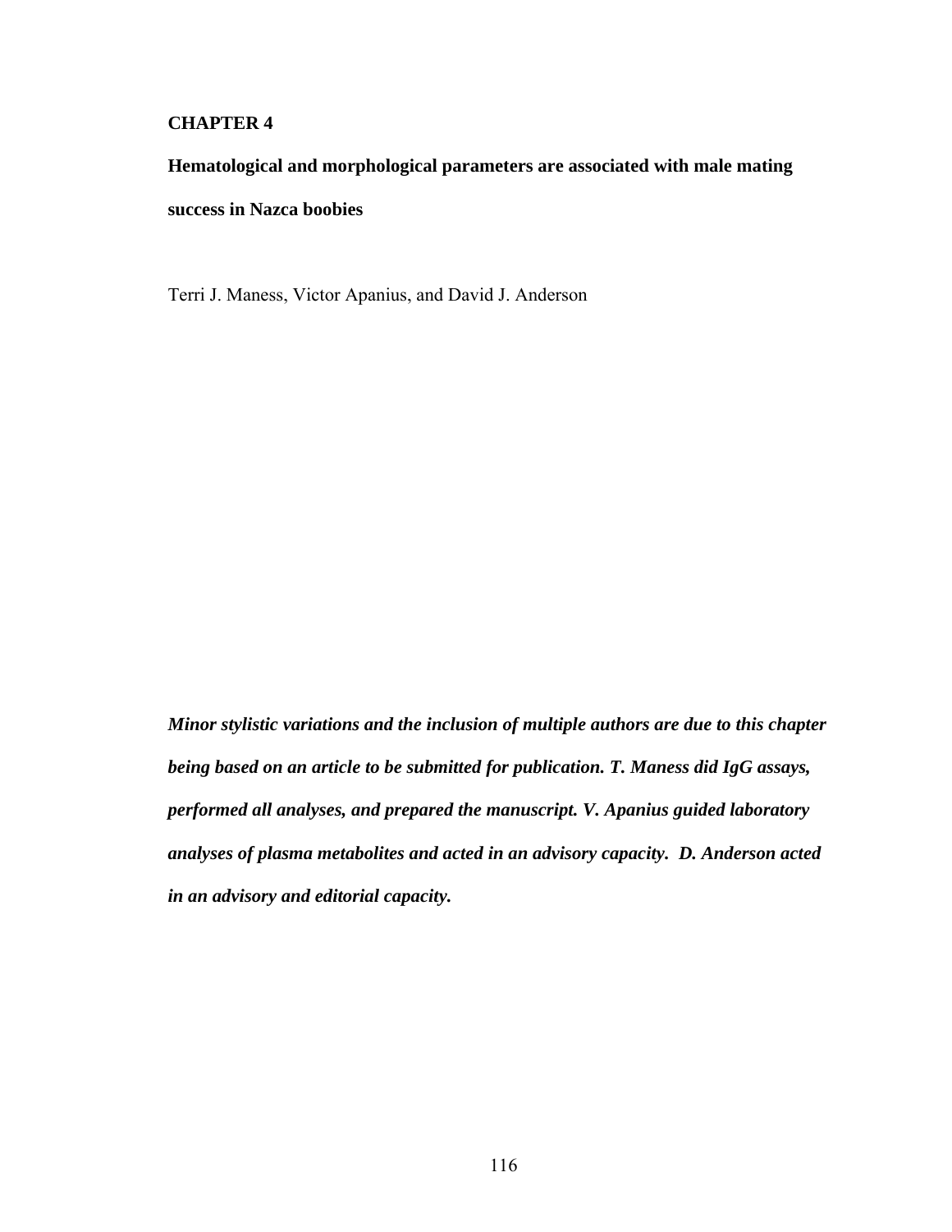# CHAPTER 4

## Hematological and morphological parameters are associated with male mating success in Nazca boobies

Terri J. Maness, Victor Apanius, and David J. Anderson

***Minor stylistic variations and the inclusion of multiple authors are due to this chapter being based on an article to be submitted for publication. T. Maness did IgG assays, performed all analyses, and prepared the manuscript. V. Apanius guided laboratory analyses of plasma metabolites and acted in an advisory capacity. D. Anderson acted in an advisory and editorial capacity.***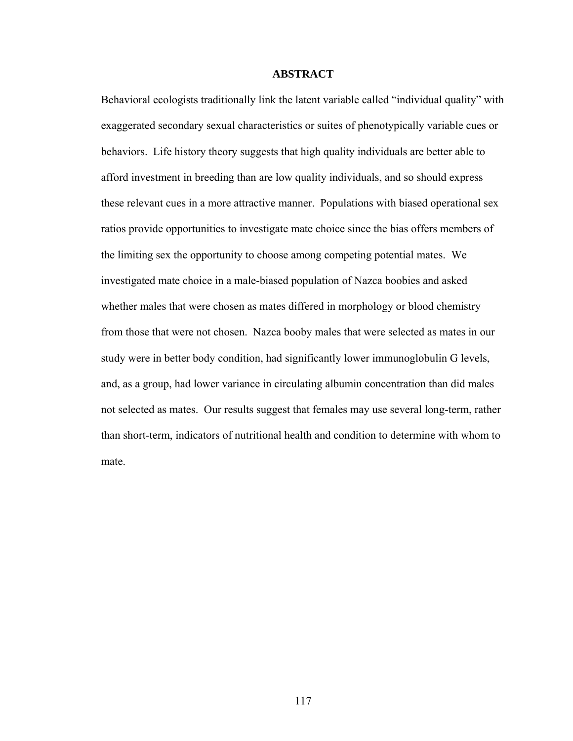## ABSTRACT

Behavioral ecologists traditionally link the latent variable called "individual quality" with exaggerated secondary sexual characteristics or suites of phenotypically variable cues or behaviors. Life history theory suggests that high quality individuals are better able to afford investment in breeding than are low quality individuals, and so should express these relevant cues in a more attractive manner. Populations with biased operational sex ratios provide opportunities to investigate mate choice since the bias offers members of the limiting sex the opportunity to choose among competing potential mates. We investigated mate choice in a male-biased population of Nazca boobies and asked whether males that were chosen as mates differed in morphology or blood chemistry from those that were not chosen. Nazca booby males that were selected as mates in our study were in better body condition, had significantly lower immunoglobulin G levels, and, as a group, had lower variance in circulating albumin concentration than did males not selected as mates. Our results suggest that females may use several long-term, rather than short-term, indicators of nutritional health and condition to determine with whom to mate.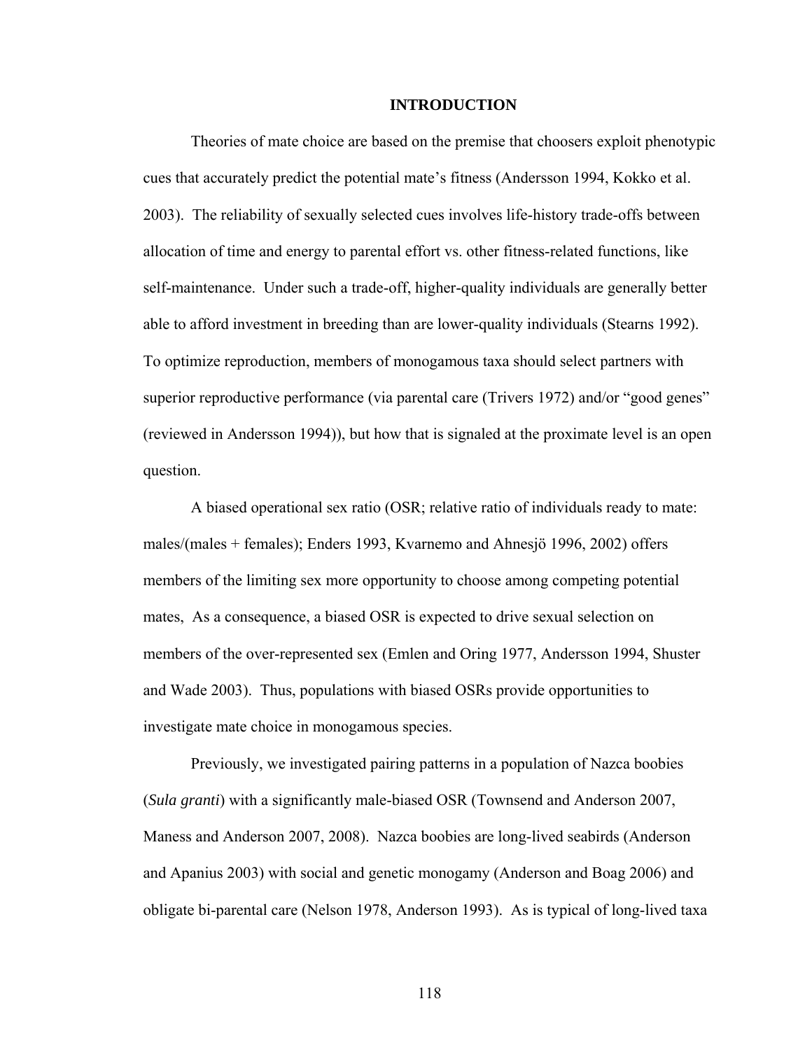## INTRODUCTION

Theories of mate choice are based on the premise that choosers exploit phenotypic cues that accurately predict the potential mate's fitness (Andersson 1994, Kokko et al. 2003). The reliability of sexually selected cues involves life-history trade-offs between allocation of time and energy to parental effort vs. other fitness-related functions, like self-maintenance. Under such a trade-off, higher-quality individuals are generally better able to afford investment in breeding than are lower-quality individuals (Stearns 1992). To optimize reproduction, members of monogamous taxa should select partners with superior reproductive performance (via parental care (Trivers 1972) and/or "good genes" (reviewed in Andersson 1994)), but how that is signaled at the proximate level is an open question.

A biased operational sex ratio (OSR; relative ratio of individuals ready to mate: males/(males + females); Enders 1993, Kvarnemo and Ahnesjö 1996, 2002) offers members of the limiting sex more opportunity to choose among competing potential mates, As a consequence, a biased OSR is expected to drive sexual selection on members of the over-represented sex (Emlen and Oring 1977, Andersson 1994, Shuster and Wade 2003). Thus, populations with biased OSRs provide opportunities to investigate mate choice in monogamous species.

Previously, we investigated pairing patterns in a population of Nazca boobies (*Sula granti*) with a significantly male-biased OSR (Townsend and Anderson 2007, Maness and Anderson 2007, 2008). Nazca boobies are long-lived seabirds (Anderson and Apanius 2003) with social and genetic monogamy (Anderson and Boag 2006) and obligate bi-parental care (Nelson 1978, Anderson 1993). As is typical of long-lived taxa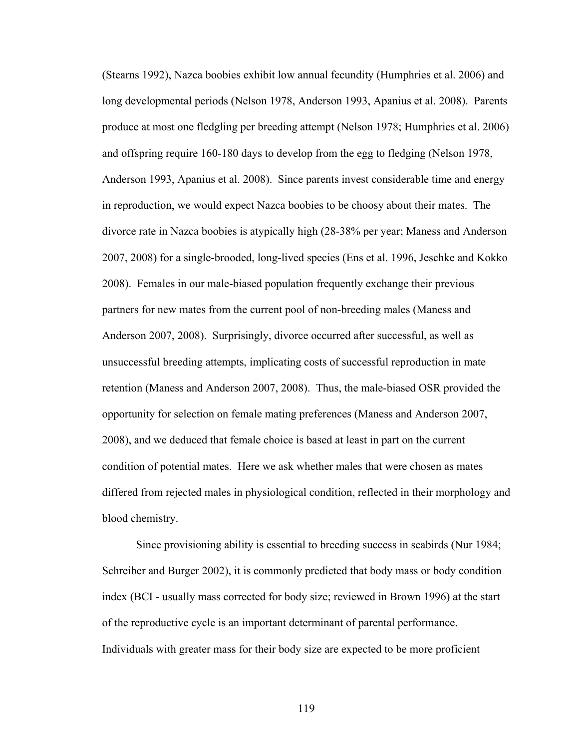(Stearns 1992), Nazca boobies exhibit low annual fecundity (Humphries et al. 2006) and long developmental periods (Nelson 1978, Anderson 1993, Apanius et al. 2008). Parents produce at most one fledgling per breeding attempt (Nelson 1978; Humphries et al. 2006) and offspring require 160-180 days to develop from the egg to fledging (Nelson 1978, Anderson 1993, Apanius et al. 2008). Since parents invest considerable time and energy in reproduction, we would expect Nazca boobies to be choosy about their mates. The divorce rate in Nazca boobies is atypically high (28-38% per year; Maness and Anderson 2007, 2008) for a single-brooded, long-lived species (Ens et al. 1996, Jeschke and Kokko 2008). Females in our male-biased population frequently exchange their previous partners for new mates from the current pool of non-breeding males (Maness and Anderson 2007, 2008). Surprisingly, divorce occurred after successful, as well as unsuccessful breeding attempts, implicating costs of successful reproduction in mate retention (Maness and Anderson 2007, 2008). Thus, the male-biased OSR provided the opportunity for selection on female mating preferences (Maness and Anderson 2007, 2008), and we deduced that female choice is based at least in part on the current condition of potential mates. Here we ask whether males that were chosen as mates differed from rejected males in physiological condition, reflected in their morphology and blood chemistry.

Since provisioning ability is essential to breeding success in seabirds (Nur 1984; Schreiber and Burger 2002), it is commonly predicted that body mass or body condition index (BCI - usually mass corrected for body size; reviewed in Brown 1996) at the start of the reproductive cycle is an important determinant of parental performance. Individuals with greater mass for their body size are expected to be more proficient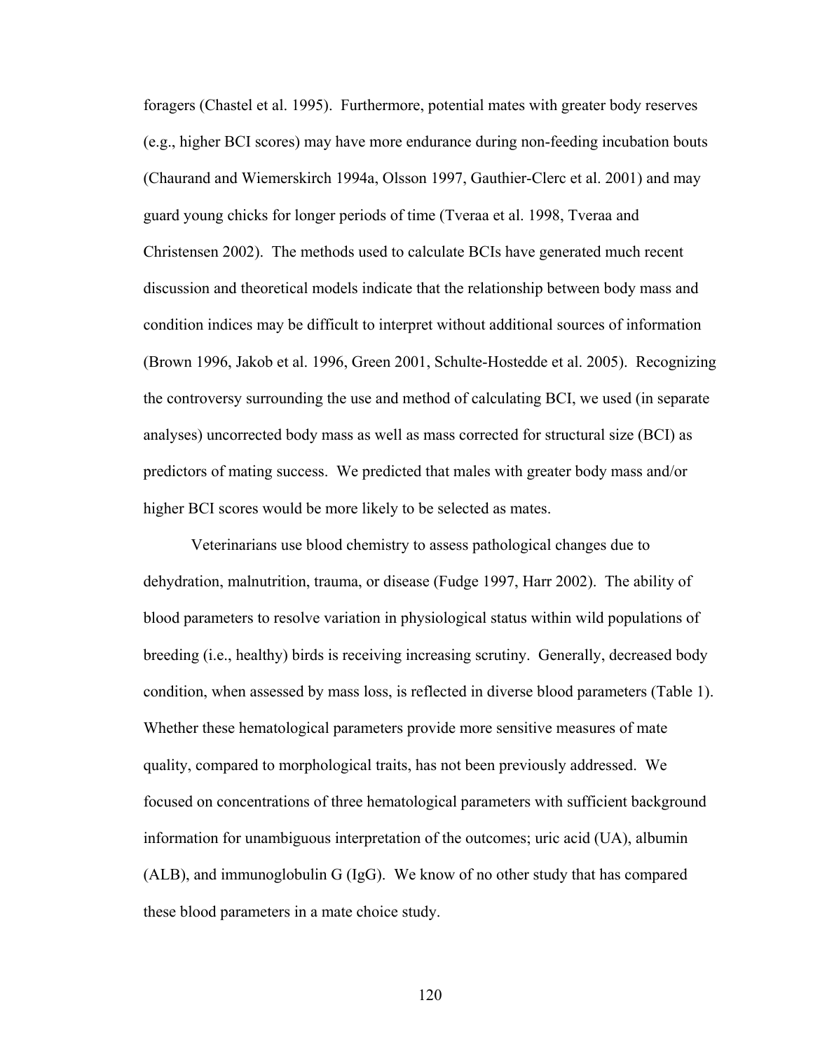foragers (Chastel et al. 1995). Furthermore, potential mates with greater body reserves (e.g., higher BCI scores) may have more endurance during non-feeding incubation bouts (Chaurand and Wiemerskirch 1994a, Olsson 1997, Gauthier-Clerc et al. 2001) and may guard young chicks for longer periods of time (Tveraa et al. 1998, Tveraa and Christensen 2002). The methods used to calculate BCIs have generated much recent discussion and theoretical models indicate that the relationship between body mass and condition indices may be difficult to interpret without additional sources of information (Brown 1996, Jakob et al. 1996, Green 2001, Schulte-Hostedde et al. 2005). Recognizing the controversy surrounding the use and method of calculating BCI, we used (in separate analyses) uncorrected body mass as well as mass corrected for structural size (BCI) as predictors of mating success. We predicted that males with greater body mass and/or higher BCI scores would be more likely to be selected as mates.

Veterinarians use blood chemistry to assess pathological changes due to dehydration, malnutrition, trauma, or disease (Fudge 1997, Harr 2002). The ability of blood parameters to resolve variation in physiological status within wild populations of breeding (i.e., healthy) birds is receiving increasing scrutiny. Generally, decreased body condition, when assessed by mass loss, is reflected in diverse blood parameters (Table 1). Whether these hematological parameters provide more sensitive measures of mate quality, compared to morphological traits, has not been previously addressed. We focused on concentrations of three hematological parameters with sufficient background information for unambiguous interpretation of the outcomes; uric acid (UA), albumin (ALB), and immunoglobulin G (IgG). We know of no other study that has compared these blood parameters in a mate choice study.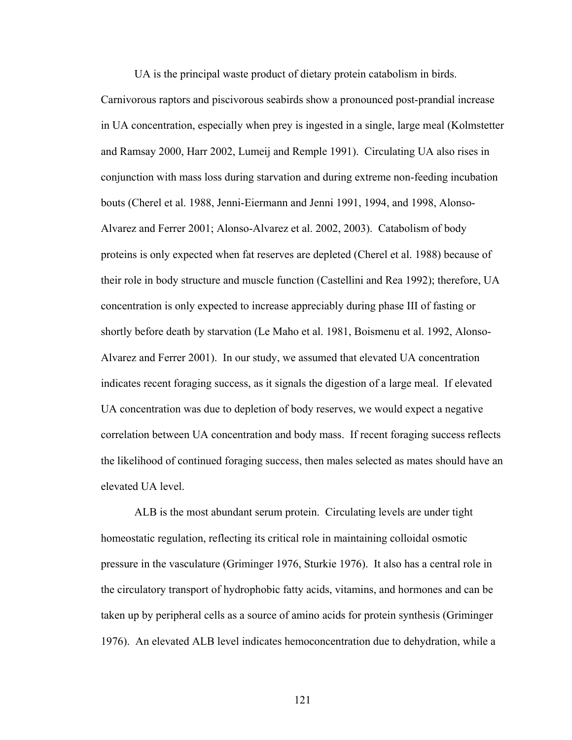UA is the principal waste product of dietary protein catabolism in birds. Carnivorous raptors and piscivorous seabirds show a pronounced post-prandial increase in UA concentration, especially when prey is ingested in a single, large meal (Kolmstetter and Ramsay 2000, Harr 2002, Lumeij and Remple 1991). Circulating UA also rises in conjunction with mass loss during starvation and during extreme non-feeding incubation bouts (Cherel et al. 1988, Jenni-Eiermann and Jenni 1991, 1994, and 1998, Alonso-Alvarez and Ferrer 2001; Alonso-Alvarez et al. 2002, 2003). Catabolism of body proteins is only expected when fat reserves are depleted (Cherel et al. 1988) because of their role in body structure and muscle function (Castellini and Rea 1992); therefore, UA concentration is only expected to increase appreciably during phase III of fasting or shortly before death by starvation (Le Maho et al. 1981, Boismenu et al. 1992, Alonso-Alvarez and Ferrer 2001). In our study, we assumed that elevated UA concentration indicates recent foraging success, as it signals the digestion of a large meal. If elevated UA concentration was due to depletion of body reserves, we would expect a negative correlation between UA concentration and body mass. If recent foraging success reflects the likelihood of continued foraging success, then males selected as mates should have an elevated UA level.

ALB is the most abundant serum protein. Circulating levels are under tight homeostatic regulation, reflecting its critical role in maintaining colloidal osmotic pressure in the vasculature (Griminger 1976, Sturkie 1976). It also has a central role in the circulatory transport of hydrophobic fatty acids, vitamins, and hormones and can be taken up by peripheral cells as a source of amino acids for protein synthesis (Griminger 1976). An elevated ALB level indicates hemoconcentration due to dehydration, while a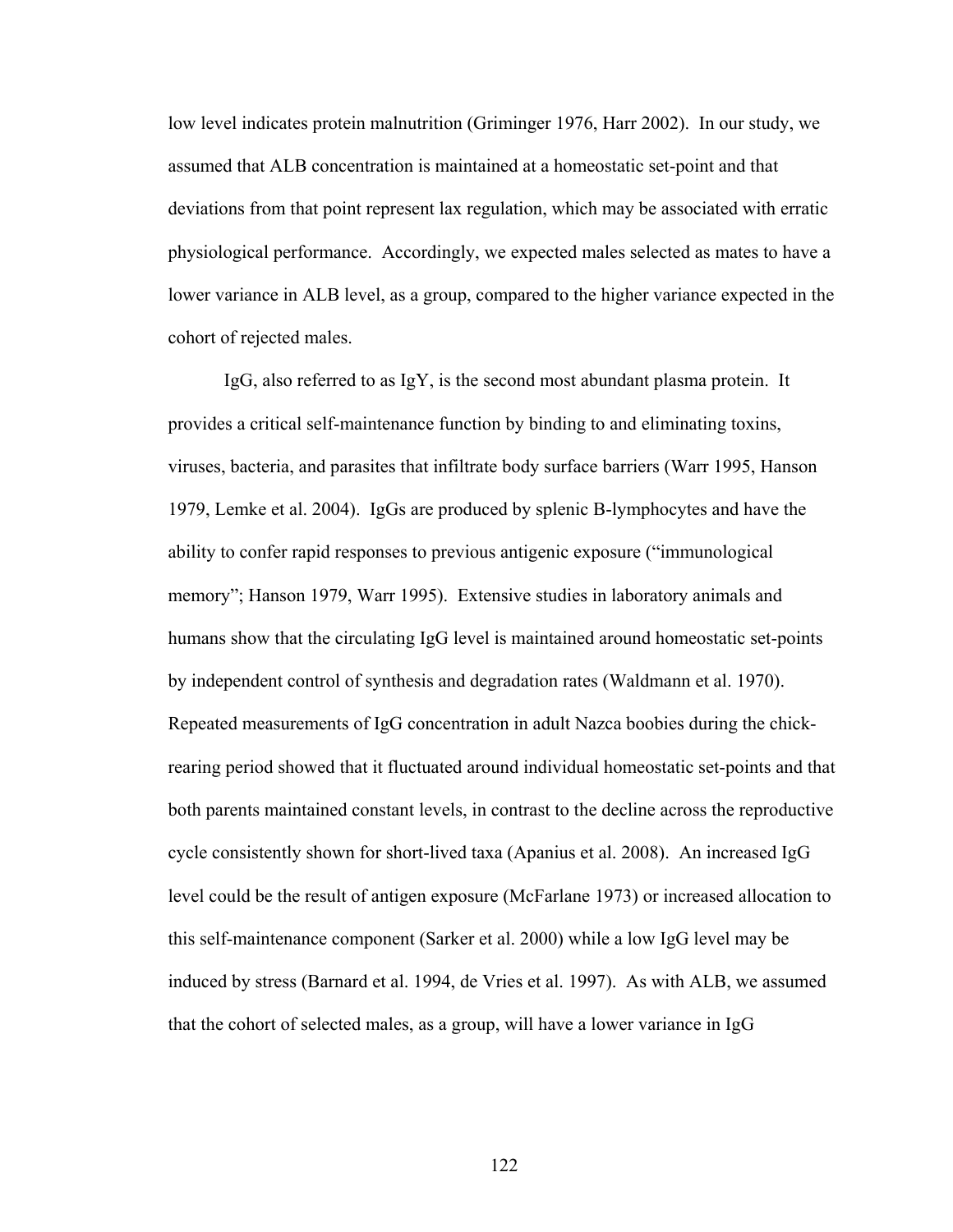low level indicates protein malnutrition (Griminger 1976, Harr 2002). In our study, we assumed that ALB concentration is maintained at a homeostatic set-point and that deviations from that point represent lax regulation, which may be associated with erratic physiological performance. Accordingly, we expected males selected as mates to have a lower variance in ALB level, as a group, compared to the higher variance expected in the cohort of rejected males.

IgG, also referred to as IgY, is the second most abundant plasma protein. It provides a critical self-maintenance function by binding to and eliminating toxins, viruses, bacteria, and parasites that infiltrate body surface barriers (Warr 1995, Hanson 1979, Lemke et al. 2004). IgGs are produced by splenic B-lymphocytes and have the ability to confer rapid responses to previous antigenic exposure ("immunological memory"; Hanson 1979, Warr 1995). Extensive studies in laboratory animals and humans show that the circulating IgG level is maintained around homeostatic set-points by independent control of synthesis and degradation rates (Waldmann et al. 1970). Repeated measurements of IgG concentration in adult Nazca boobies during the chick-rearing period showed that it fluctuated around individual homeostatic set-points and that both parents maintained constant levels, in contrast to the decline across the reproductive cycle consistently shown for short-lived taxa (Apanius et al. 2008). An increased IgG level could be the result of antigen exposure (McFarlane 1973) or increased allocation to this self-maintenance component (Sarker et al. 2000) while a low IgG level may be induced by stress (Barnard et al. 1994, de Vries et al. 1997). As with ALB, we assumed that the cohort of selected males, as a group, will have a lower variance in IgG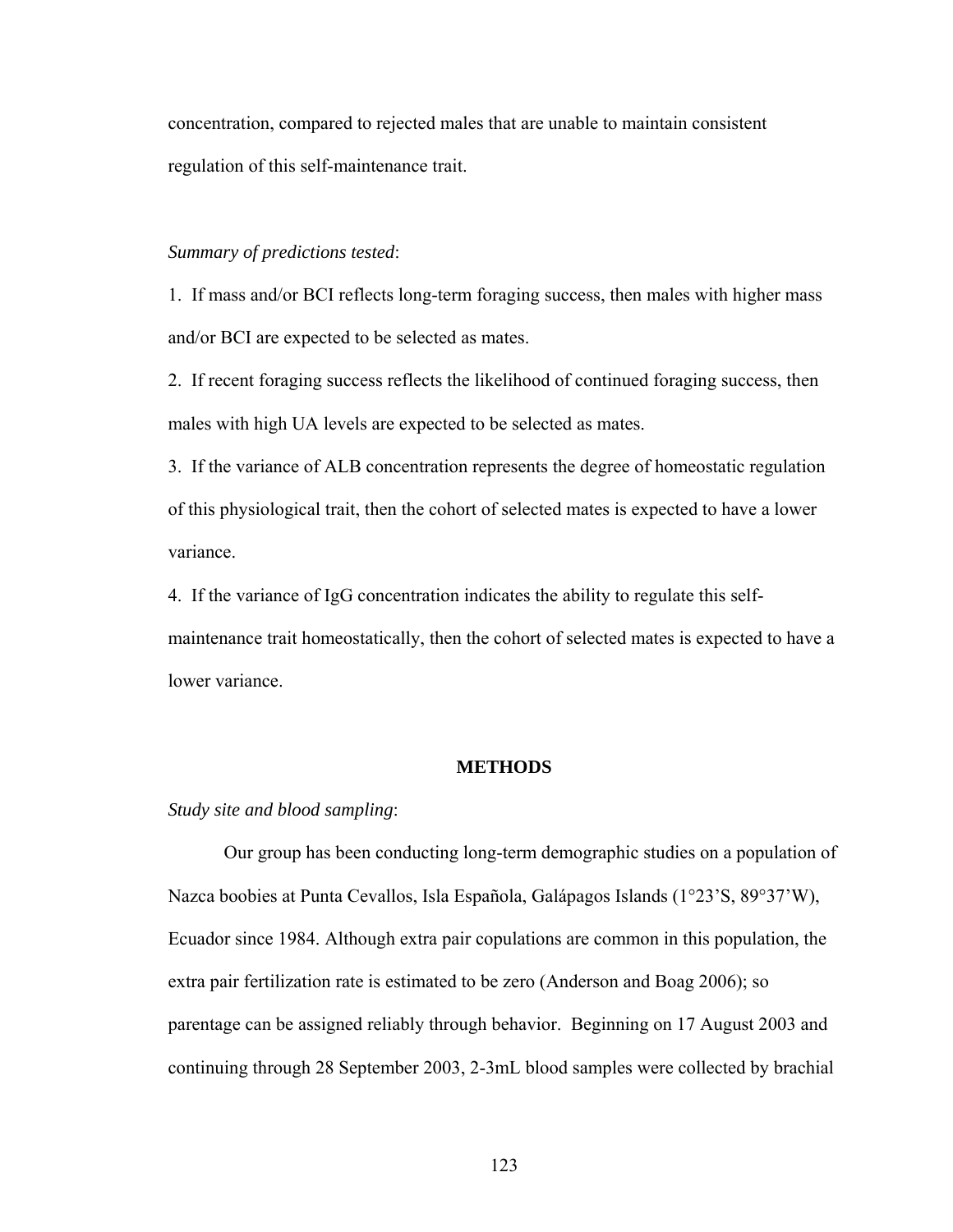concentration, compared to rejected males that are unable to maintain consistent regulation of this self-maintenance trait.

*Summary of predictions tested*:

1. If mass and/or BCI reflects long-term foraging success, then males with higher mass and/or BCI are expected to be selected as mates.
2. If recent foraging success reflects the likelihood of continued foraging success, then males with high UA levels are expected to be selected as mates.
3. If the variance of ALB concentration represents the degree of homeostatic regulation of this physiological trait, then the cohort of selected mates is expected to have a lower variance.
4. If the variance of IgG concentration indicates the ability to regulate this self-maintenance trait homeostatically, then the cohort of selected mates is expected to have a lower variance.

## METHODS

*Study site and blood sampling*:

Our group has been conducting long-term demographic studies on a population of Nazca boobies at Punta Cevallos, Isla Española, Galápagos Islands (1°23'S, 89°37'W), Ecuador since 1984. Although extra pair copulations are common in this population, the extra pair fertilization rate is estimated to be zero (Anderson and Boag 2006); so parentage can be assigned reliably through behavior. Beginning on 17 August 2003 and continuing through 28 September 2003, 2-3mL blood samples were collected by brachial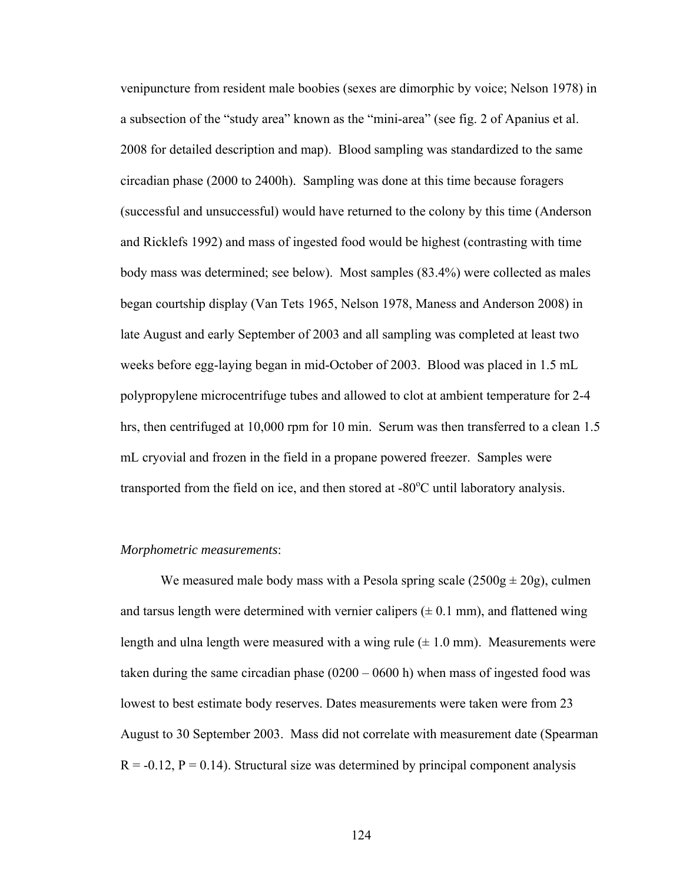venipuncture from resident male boobies (sexes are dimorphic by voice; Nelson 1978) in a subsection of the "study area" known as the "mini-area" (see fig. 2 of Apanius et al. 2008 for detailed description and map). Blood sampling was standardized to the same circadian phase (2000 to 2400h). Sampling was done at this time because foragers (successful and unsuccessful) would have returned to the colony by this time (Anderson and Ricklefs 1992) and mass of ingested food would be highest (contrasting with time body mass was determined; see below). Most samples (83.4%) were collected as males began courtship display (Van Tets 1965, Nelson 1978, Maness and Anderson 2008) in late August and early September of 2003 and all sampling was completed at least two weeks before egg-laying began in mid-October of 2003. Blood was placed in 1.5 mL polypropylene microcentrifuge tubes and allowed to clot at ambient temperature for 2-4 hrs, then centrifuged at 10,000 rpm for 10 min. Serum was then transferred to a clean 1.5 mL cryovial and frozen in the field in a propane powered freezer. Samples were transported from the field on ice, and then stored at -80°C until laboratory analysis.

*Morphometric measurements*:

We measured male body mass with a Pesola spring scale (2500g ± 20g), culmen and tarsus length were determined with vernier calipers (± 0.1 mm), and flattened wing length and ulna length were measured with a wing rule (± 1.0 mm). Measurements were taken during the same circadian phase (0200 – 0600 h) when mass of ingested food was lowest to best estimate body reserves. Dates measurements were taken were from 23 August to 30 September 2003. Mass did not correlate with measurement date (Spearman $R = -0.12$, $P = 0.14$). Structural size was determined by principal component analysis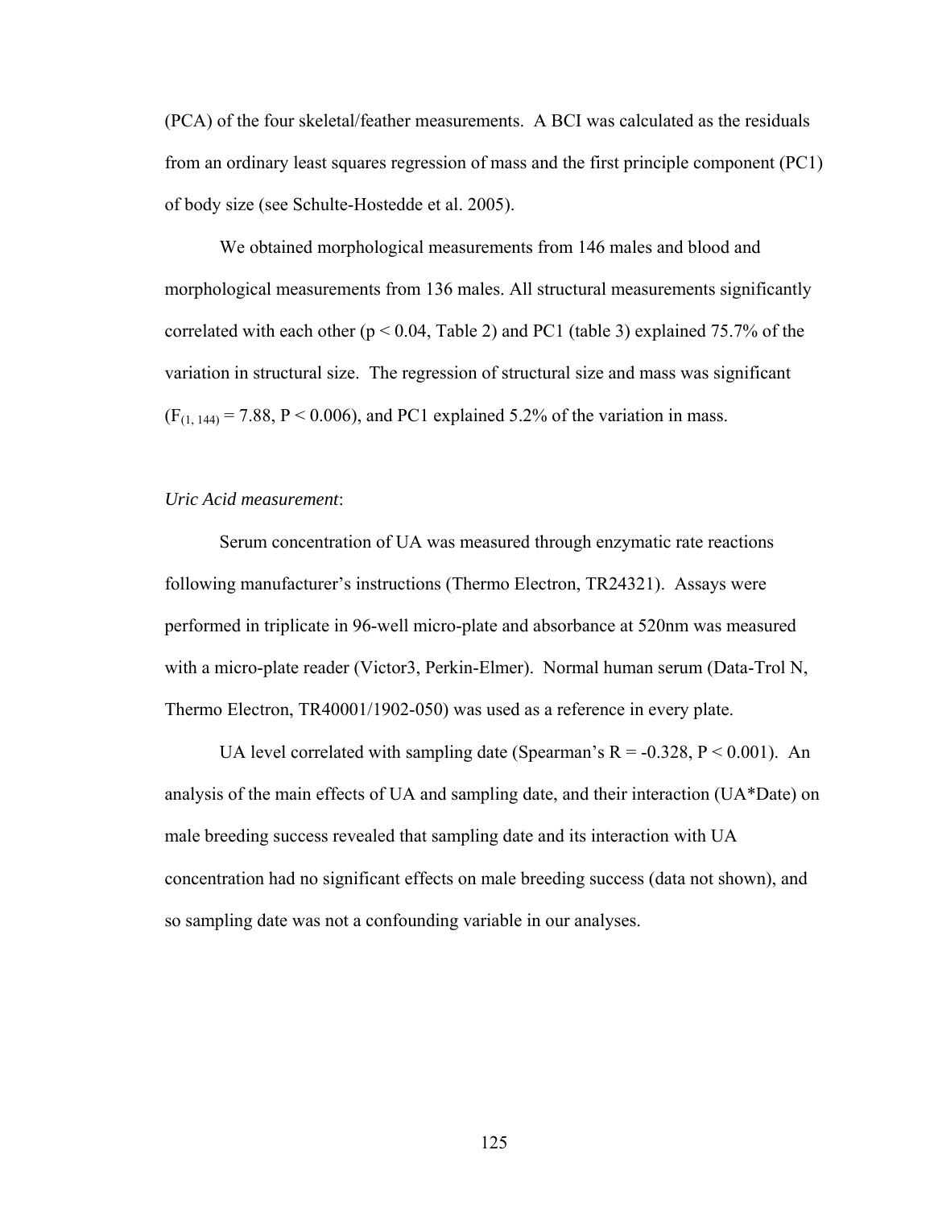(PCA) of the four skeletal/feather measurements. A BCI was calculated as the residuals from an ordinary least squares regression of mass and the first principle component (PC1) of body size (see Schulte-Hostedde et al. 2005).

We obtained morphological measurements from 146 males and blood and morphological measurements from 136 males. All structural measurements significantly correlated with each other ($p < 0.04$, Table 2) and PC1 (table 3) explained 75.7% of the variation in structural size. The regression of structural size and mass was significant ($F_{(1, 144)} = 7.88$, $P < 0.006$), and PC1 explained 5.2% of the variation in mass.

*Uric Acid measurement*:

Serum concentration of UA was measured through enzymatic rate reactions following manufacturer's instructions (Thermo Electron, TR24321). Assays were performed in triplicate in 96-well micro-plate and absorbance at 520nm was measured with a micro-plate reader (Victor3, Perkin-Elmer). Normal human serum (Data-Trol N, Thermo Electron, TR40001/1902-050) was used as a reference in every plate.

UA level correlated with sampling date (Spearman's $R = -0.328$, $P < 0.001$). An analysis of the main effects of UA and sampling date, and their interaction (UA*Date) on male breeding success revealed that sampling date and its interaction with UA concentration had no significant effects on male breeding success (data not shown), and so sampling date was not a confounding variable in our analyses.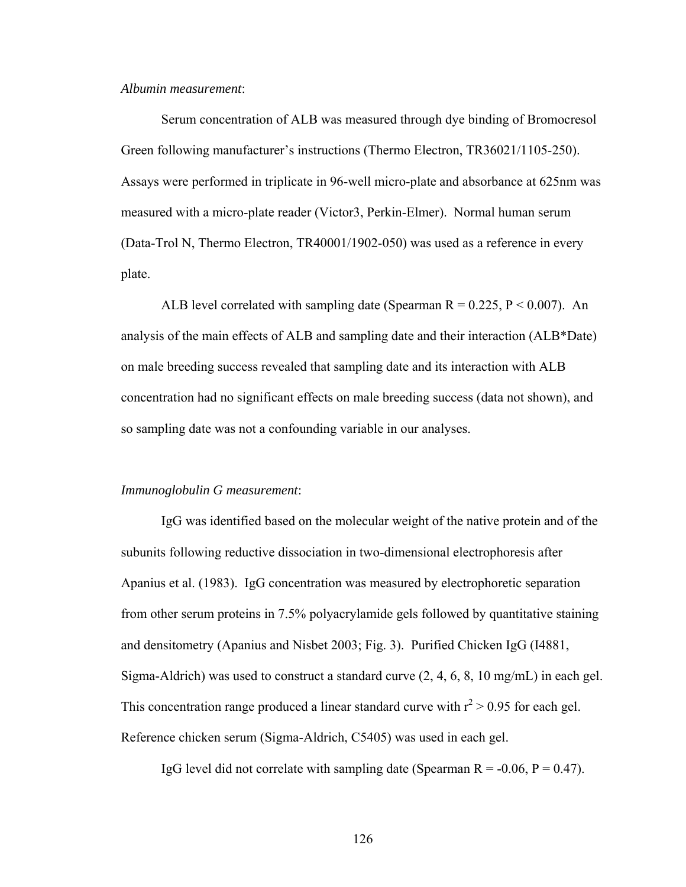*Albumin measurement*:

Serum concentration of ALB was measured through dye binding of Bromocresol Green following manufacturer's instructions (Thermo Electron, TR36021/1105-250). Assays were performed in triplicate in 96-well micro-plate and absorbance at 625nm was measured with a micro-plate reader (Victor3, Perkin-Elmer). Normal human serum (Data-Trol N, Thermo Electron, TR40001/1902-050) was used as a reference in every plate.

ALB level correlated with sampling date (Spearman $R = 0.225$, $P < 0.007$). An analysis of the main effects of ALB and sampling date and their interaction (ALB*Date) on male breeding success revealed that sampling date and its interaction with ALB concentration had no significant effects on male breeding success (data not shown), and so sampling date was not a confounding variable in our analyses.

*Immunoglobulin G measurement*:

IgG was identified based on the molecular weight of the native protein and of the subunits following reductive dissociation in two-dimensional electrophoresis after Apanius et al. (1983). IgG concentration was measured by electrophoretic separation from other serum proteins in 7.5% polyacrylamide gels followed by quantitative staining and densitometry (Apanius and Nisbet 2003; Fig. 3). Purified Chicken IgG (I4881, Sigma-Aldrich) was used to construct a standard curve (2, 4, 6, 8, 10 mg/mL) in each gel. This concentration range produced a linear standard curve with $r^2 > 0.95$ for each gel. Reference chicken serum (Sigma-Aldrich, C5405) was used in each gel.

IgG level did not correlate with sampling date (Spearman $R = -0.06$, $P = 0.47$).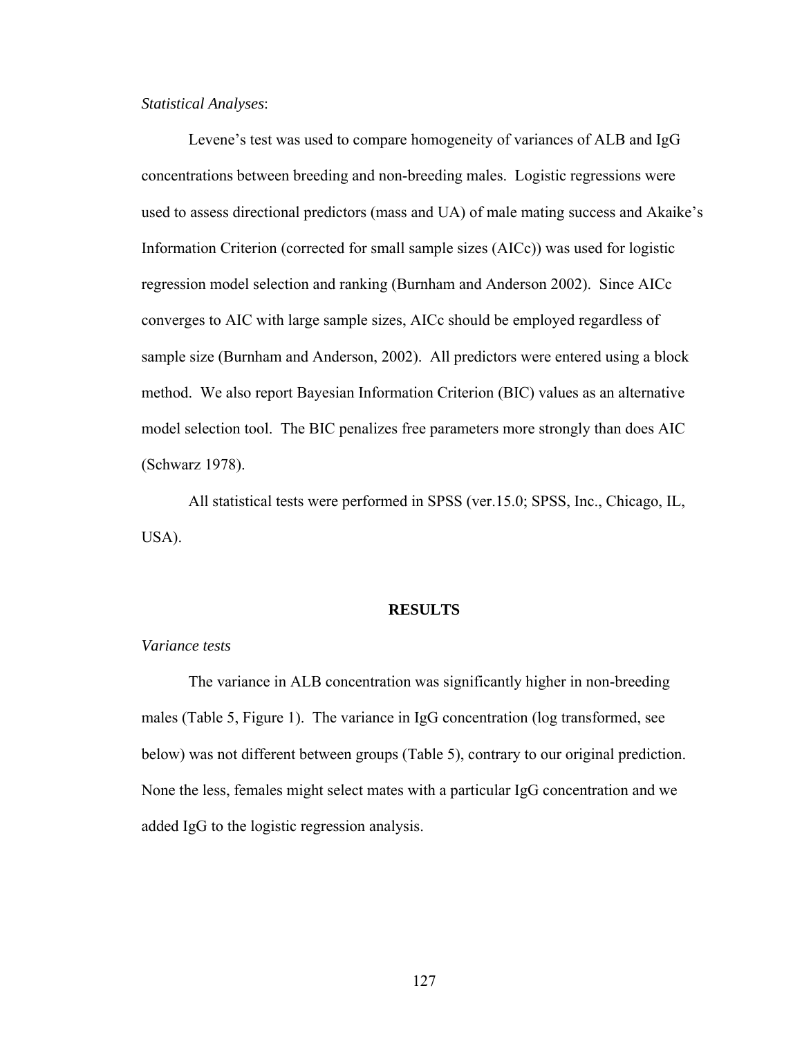*Statistical Analyses*:

Levene's test was used to compare homogeneity of variances of ALB and IgG concentrations between breeding and non-breeding males. Logistic regressions were used to assess directional predictors (mass and UA) of male mating success and Akaike's Information Criterion (corrected for small sample sizes (AICc)) was used for logistic regression model selection and ranking (Burnham and Anderson 2002). Since AICc converges to AIC with large sample sizes, AICc should be employed regardless of sample size (Burnham and Anderson, 2002). All predictors were entered using a block method. We also report Bayesian Information Criterion (BIC) values as an alternative model selection tool. The BIC penalizes free parameters more strongly than does AIC (Schwarz 1978).

All statistical tests were performed in SPSS (ver.15.0; SPSS, Inc., Chicago, IL, USA).

## RESULTS

*Variance tests*

The variance in ALB concentration was significantly higher in non-breeding males (Table 5, Figure 1). The variance in IgG concentration (log transformed, see below) was not different between groups (Table 5), contrary to our original prediction. None the less, females might select mates with a particular IgG concentration and we added IgG to the logistic regression analysis.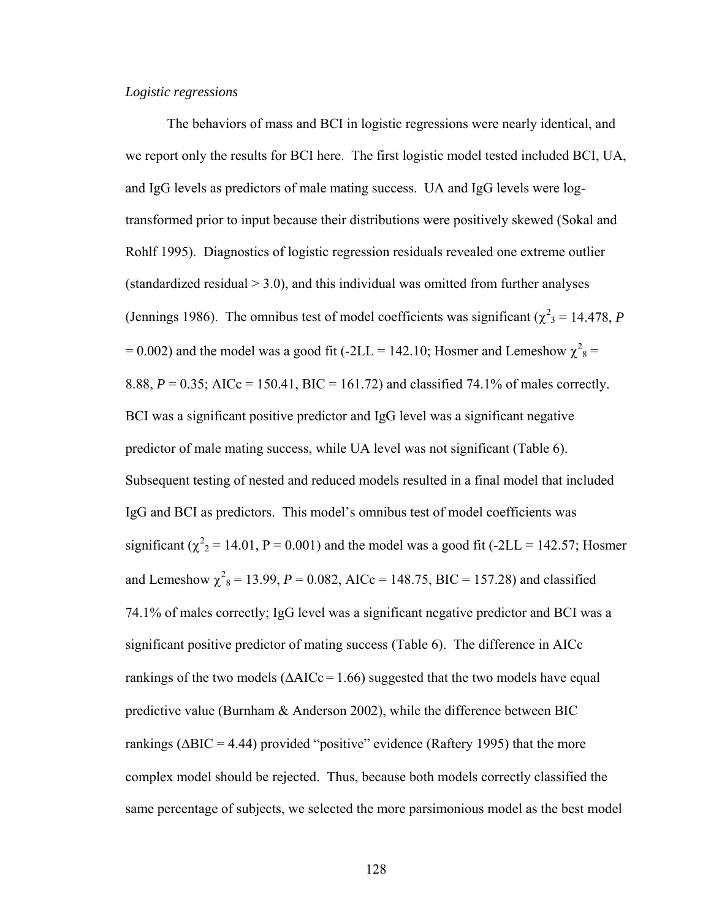*Logistic regressions*

The behaviors of mass and BCI in logistic regressions were nearly identical, and we report only the results for BCI here. The first logistic model tested included BCI, UA, and IgG levels as predictors of male mating success. UA and IgG levels were log-transformed prior to input because their distributions were positively skewed (Sokal and Rohlf 1995). Diagnostics of logistic regression residuals revealed one extreme outlier (standardized residual > 3.0), and this individual was omitted from further analyses (Jennings 1986). The omnibus test of model coefficients was significant ($\chi^2_3 = 14.478$, $P = 0.002$) and the model was a good fit (-2LL = 142.10; Hosmer and Lemeshow $\chi^2_8 = 8.88$, $P = 0.35$; AICc = 150.41, BIC = 161.72) and classified 74.1% of males correctly. BCI was a significant positive predictor and IgG level was a significant negative predictor of male mating success, while UA level was not significant (Table 6). Subsequent testing of nested and reduced models resulted in a final model that included IgG and BCI as predictors. This model's omnibus test of model coefficients was significant ($\chi^2_2 = 14.01$, P = 0.001) and the model was a good fit (-2LL = 142.57; Hosmer and Lemeshow $\chi^2_8 = 13.99$, $P = 0.082$, AICc = 148.75, BIC = 157.28) and classified 74.1% of males correctly; IgG level was a significant negative predictor and BCI was a significant positive predictor of mating success (Table 6). The difference in AICc rankings of the two models ($\Delta$AICc = 1.66) suggested that the two models have equal predictive value (Burnham & Anderson 2002), while the difference between BIC rankings ($\Delta$BIC = 4.44) provided "positive" evidence (Raftery 1995) that the more complex model should be rejected. Thus, because both models correctly classified the same percentage of subjects, we selected the more parsimonious model as the best model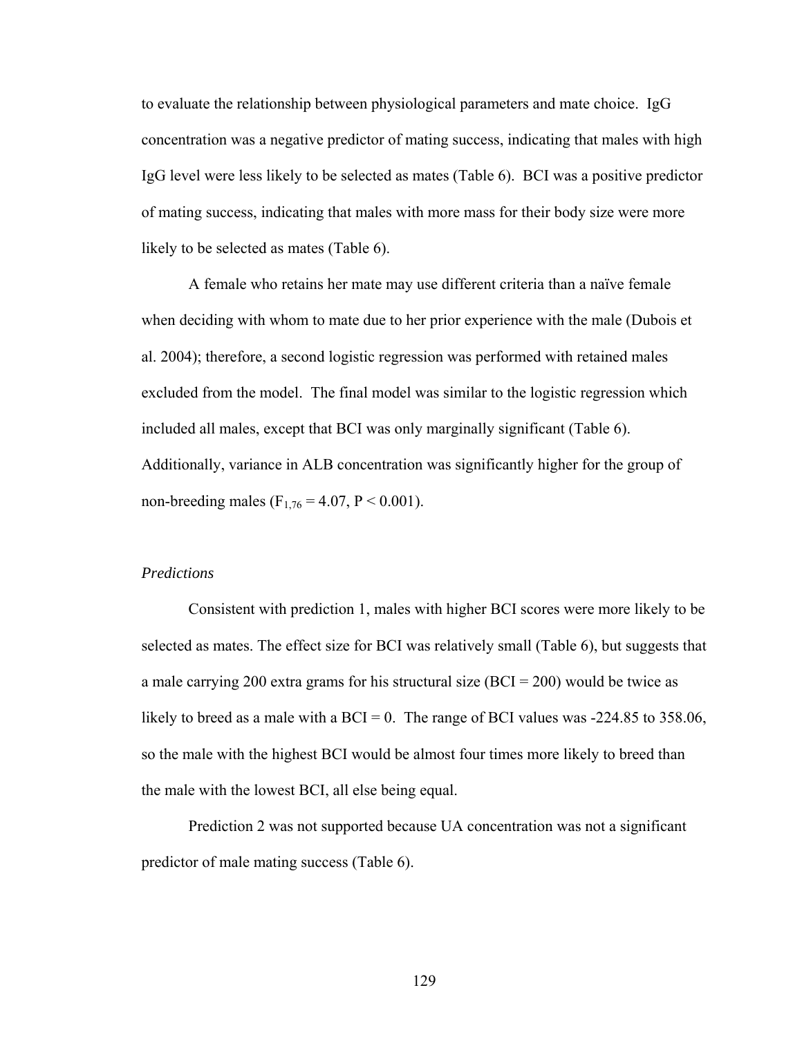to evaluate the relationship between physiological parameters and mate choice. IgG concentration was a negative predictor of mating success, indicating that males with high IgG level were less likely to be selected as mates (Table 6). BCI was a positive predictor of mating success, indicating that males with more mass for their body size were more likely to be selected as mates (Table 6).

A female who retains her mate may use different criteria than a naïve female when deciding with whom to mate due to her prior experience with the male (Dubois et al. 2004); therefore, a second logistic regression was performed with retained males excluded from the model. The final model was similar to the logistic regression which included all males, except that BCI was only marginally significant (Table 6). Additionally, variance in ALB concentration was significantly higher for the group of non-breeding males ($F_{1,76} = 4.07$, $P < 0.001$).

*Predictions*

Consistent with prediction 1, males with higher BCI scores were more likely to be selected as mates. The effect size for BCI was relatively small (Table 6), but suggests that a male carrying 200 extra grams for his structural size (BCI = 200) would be twice as likely to breed as a male with a BCI = 0. The range of BCI values was -224.85 to 358.06, so the male with the highest BCI would be almost four times more likely to breed than the male with the lowest BCI, all else being equal.

Prediction 2 was not supported because UA concentration was not a significant predictor of male mating success (Table 6).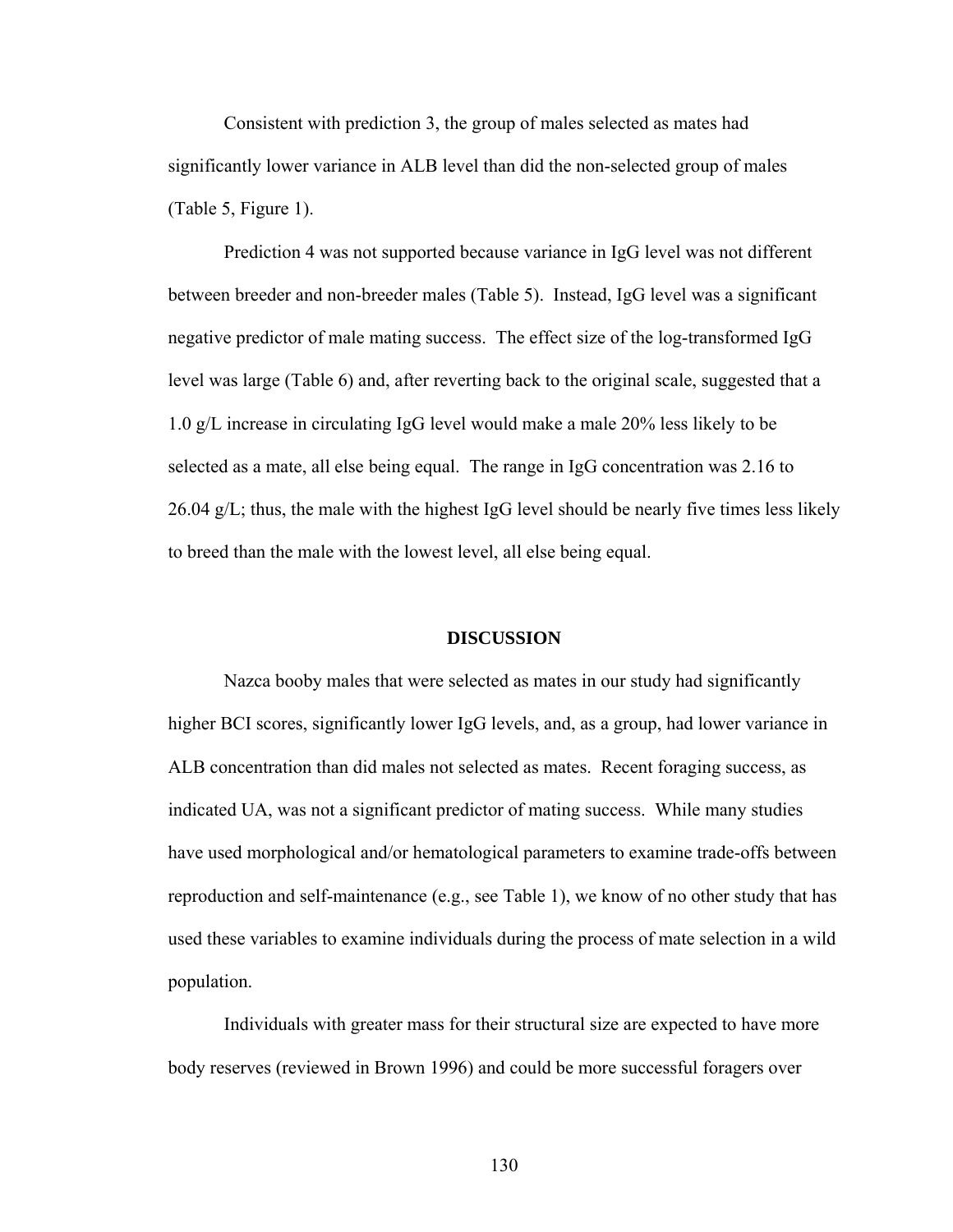Consistent with prediction 3, the group of males selected as mates had significantly lower variance in ALB level than did the non-selected group of males (Table 5, Figure 1).

Prediction 4 was not supported because variance in IgG level was not different between breeder and non-breeder males (Table 5). Instead, IgG level was a significant negative predictor of male mating success. The effect size of the log-transformed IgG level was large (Table 6) and, after reverting back to the original scale, suggested that a 1.0 g/L increase in circulating IgG level would make a male 20% less likely to be selected as a mate, all else being equal. The range in IgG concentration was 2.16 to 26.04 g/L; thus, the male with the highest IgG level should be nearly five times less likely to breed than the male with the lowest level, all else being equal.

## DISCUSSION

Nazca booby males that were selected as mates in our study had significantly higher BCI scores, significantly lower IgG levels, and, as a group, had lower variance in ALB concentration than did males not selected as mates. Recent foraging success, as indicated UA, was not a significant predictor of mating success. While many studies have used morphological and/or hematological parameters to examine trade-offs between reproduction and self-maintenance (e.g., see Table 1), we know of no other study that has used these variables to examine individuals during the process of mate selection in a wild population.

Individuals with greater mass for their structural size are expected to have more body reserves (reviewed in Brown 1996) and could be more successful foragers over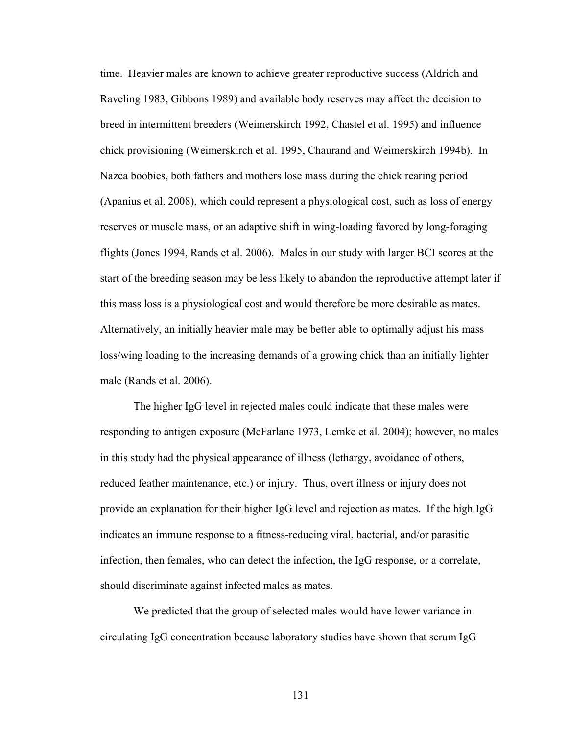time. Heavier males are known to achieve greater reproductive success (Aldrich and Raveling 1983, Gibbons 1989) and available body reserves may affect the decision to breed in intermittent breeders (Weimerskirch 1992, Chastel et al. 1995) and influence chick provisioning (Weimerskirch et al. 1995, Chaurand and Weimerskirch 1994b). In Nazca boobies, both fathers and mothers lose mass during the chick rearing period (Apanius et al. 2008), which could represent a physiological cost, such as loss of energy reserves or muscle mass, or an adaptive shift in wing-loading favored by long-foraging flights (Jones 1994, Rands et al. 2006). Males in our study with larger BCI scores at the start of the breeding season may be less likely to abandon the reproductive attempt later if this mass loss is a physiological cost and would therefore be more desirable as mates. Alternatively, an initially heavier male may be better able to optimally adjust his mass loss/wing loading to the increasing demands of a growing chick than an initially lighter male (Rands et al. 2006).

The higher IgG level in rejected males could indicate that these males were responding to antigen exposure (McFarlane 1973, Lemke et al. 2004); however, no males in this study had the physical appearance of illness (lethargy, avoidance of others, reduced feather maintenance, etc.) or injury. Thus, overt illness or injury does not provide an explanation for their higher IgG level and rejection as mates. If the high IgG indicates an immune response to a fitness-reducing viral, bacterial, and/or parasitic infection, then females, who can detect the infection, the IgG response, or a correlate, should discriminate against infected males as mates.

We predicted that the group of selected males would have lower variance in circulating IgG concentration because laboratory studies have shown that serum IgG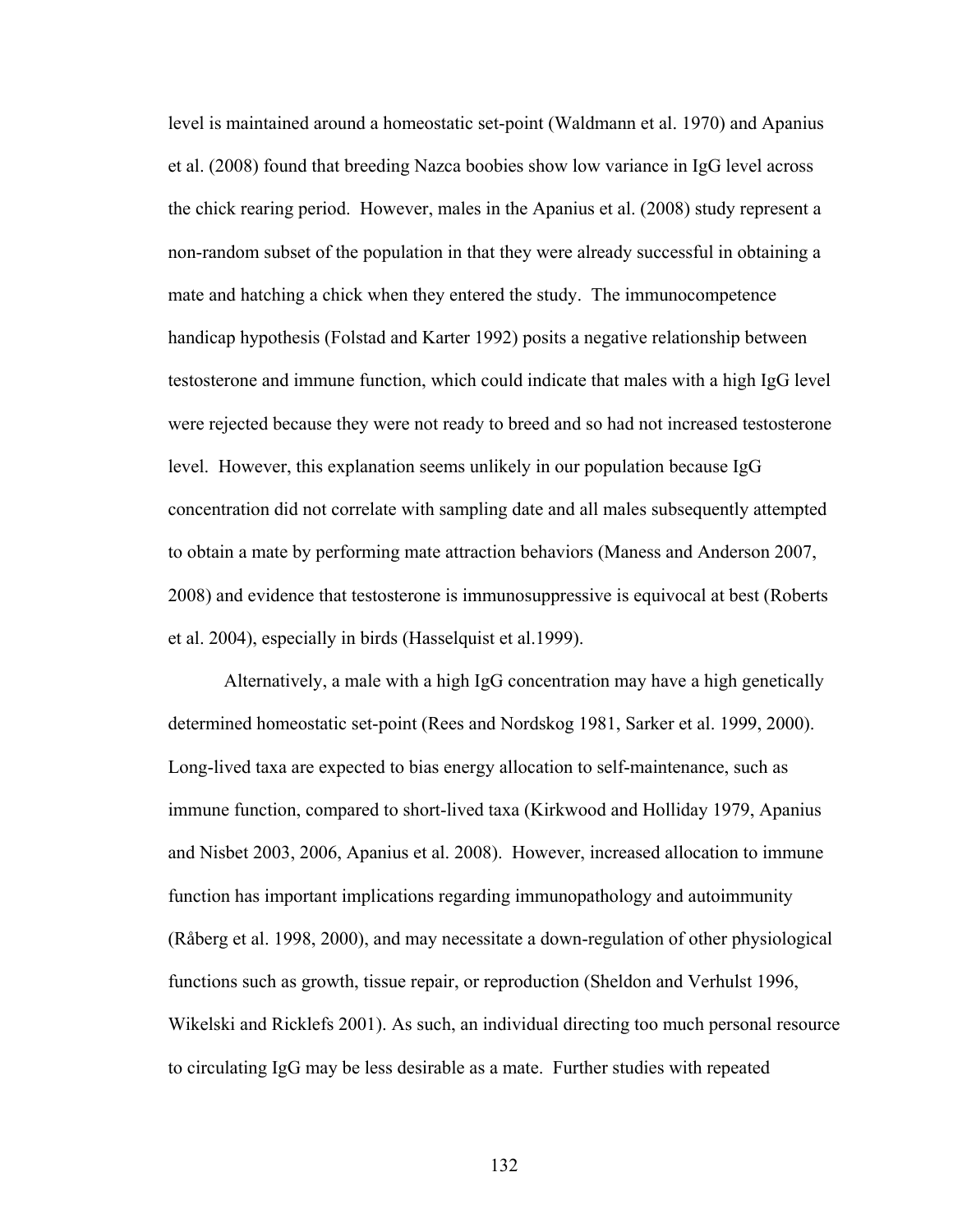level is maintained around a homeostatic set-point (Waldmann et al. 1970) and Apanius et al. (2008) found that breeding Nazca boobies show low variance in IgG level across the chick rearing period. However, males in the Apanius et al. (2008) study represent a non-random subset of the population in that they were already successful in obtaining a mate and hatching a chick when they entered the study. The immunocompetence handicap hypothesis (Folstad and Karter 1992) posits a negative relationship between testosterone and immune function, which could indicate that males with a high IgG level were rejected because they were not ready to breed and so had not increased testosterone level. However, this explanation seems unlikely in our population because IgG concentration did not correlate with sampling date and all males subsequently attempted to obtain a mate by performing mate attraction behaviors (Maness and Anderson 2007, 2008) and evidence that testosterone is immunosuppressive is equivocal at best (Roberts et al. 2004), especially in birds (Hasselquist et al.1999).

Alternatively, a male with a high IgG concentration may have a high genetically determined homeostatic set-point (Rees and Nordskog 1981, Sarker et al. 1999, 2000). Long-lived taxa are expected to bias energy allocation to self-maintenance, such as immune function, compared to short-lived taxa (Kirkwood and Holliday 1979, Apanius and Nisbet 2003, 2006, Apanius et al. 2008). However, increased allocation to immune function has important implications regarding immunopathology and autoimmunity (Råberg et al. 1998, 2000), and may necessitate a down-regulation of other physiological functions such as growth, tissue repair, or reproduction (Sheldon and Verhulst 1996, Wikelski and Ricklefs 2001). As such, an individual directing too much personal resource to circulating IgG may be less desirable as a mate. Further studies with repeated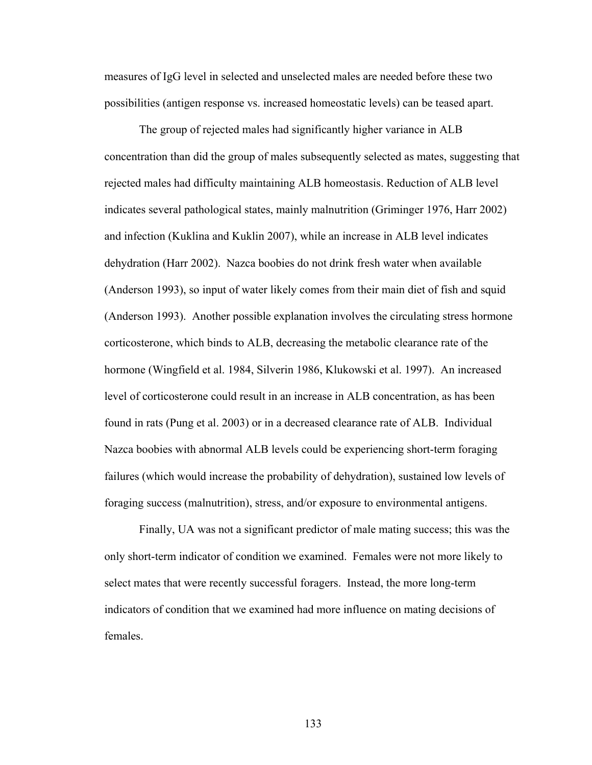measures of IgG level in selected and unselected males are needed before these two possibilities (antigen response vs. increased homeostatic levels) can be teased apart.

The group of rejected males had significantly higher variance in ALB concentration than did the group of males subsequently selected as mates, suggesting that rejected males had difficulty maintaining ALB homeostasis. Reduction of ALB level indicates several pathological states, mainly malnutrition (Griminger 1976, Harr 2002) and infection (Kuklina and Kuklin 2007), while an increase in ALB level indicates dehydration (Harr 2002). Nazca boobies do not drink fresh water when available (Anderson 1993), so input of water likely comes from their main diet of fish and squid (Anderson 1993). Another possible explanation involves the circulating stress hormone corticosterone, which binds to ALB, decreasing the metabolic clearance rate of the hormone (Wingfield et al. 1984, Silverin 1986, Klukowski et al. 1997). An increased level of corticosterone could result in an increase in ALB concentration, as has been found in rats (Pung et al. 2003) or in a decreased clearance rate of ALB. Individual Nazca boobies with abnormal ALB levels could be experiencing short-term foraging failures (which would increase the probability of dehydration), sustained low levels of foraging success (malnutrition), stress, and/or exposure to environmental antigens.

Finally, UA was not a significant predictor of male mating success; this was the only short-term indicator of condition we examined. Females were not more likely to select mates that were recently successful foragers. Instead, the more long-term indicators of condition that we examined had more influence on mating decisions of females.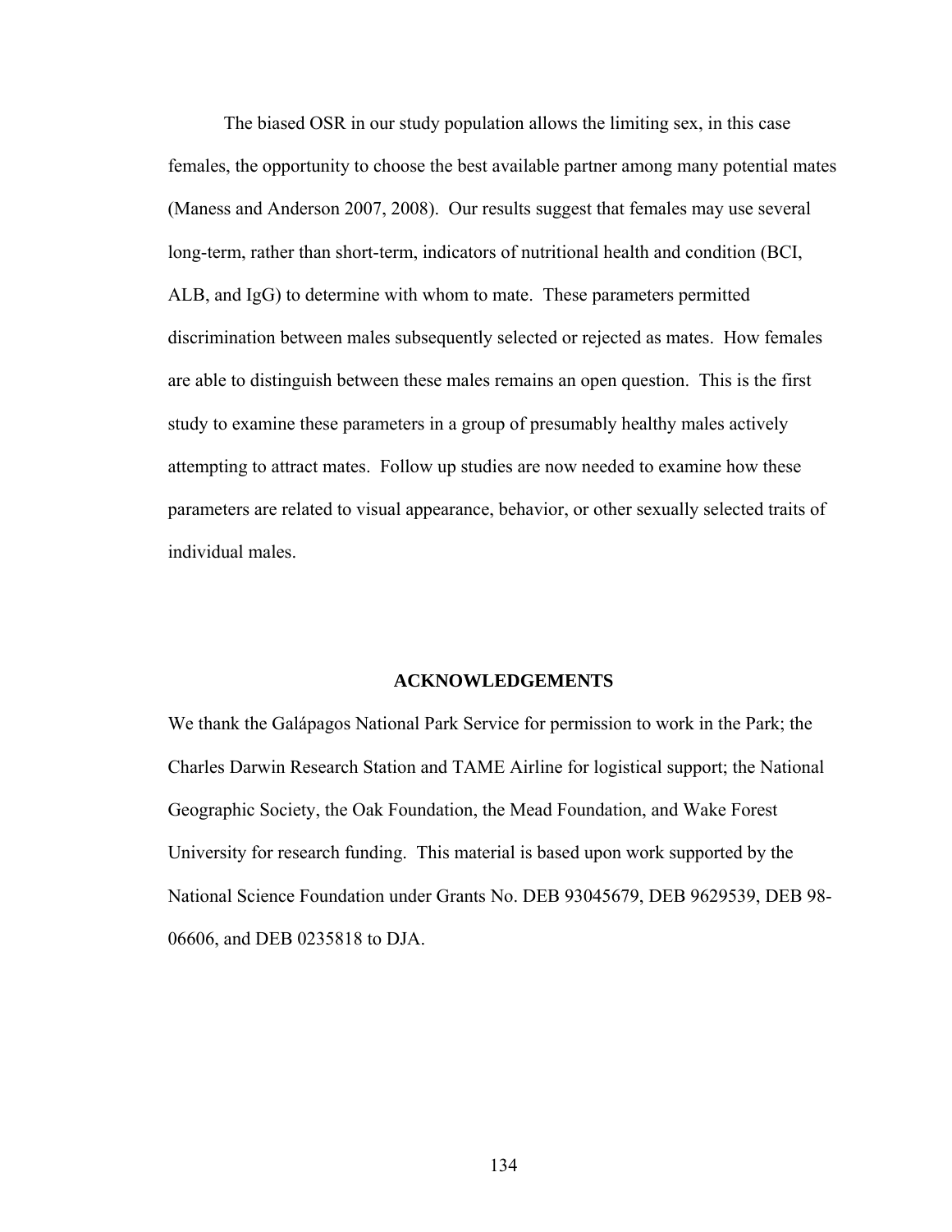The biased OSR in our study population allows the limiting sex, in this case females, the opportunity to choose the best available partner among many potential mates (Maness and Anderson 2007, 2008). Our results suggest that females may use several long-term, rather than short-term, indicators of nutritional health and condition (BCI, ALB, and IgG) to determine with whom to mate. These parameters permitted discrimination between males subsequently selected or rejected as mates. How females are able to distinguish between these males remains an open question. This is the first study to examine these parameters in a group of presumably healthy males actively attempting to attract mates. Follow up studies are now needed to examine how these parameters are related to visual appearance, behavior, or other sexually selected traits of individual males.

## ACKNOWLEDGEMENTS

We thank the Galápagos National Park Service for permission to work in the Park; the Charles Darwin Research Station and TAME Airline for logistical support; the National Geographic Society, the Oak Foundation, the Mead Foundation, and Wake Forest University for research funding. This material is based upon work supported by the National Science Foundation under Grants No. DEB 93045679, DEB 9629539, DEB 98-06606, and DEB 0235818 to DJA.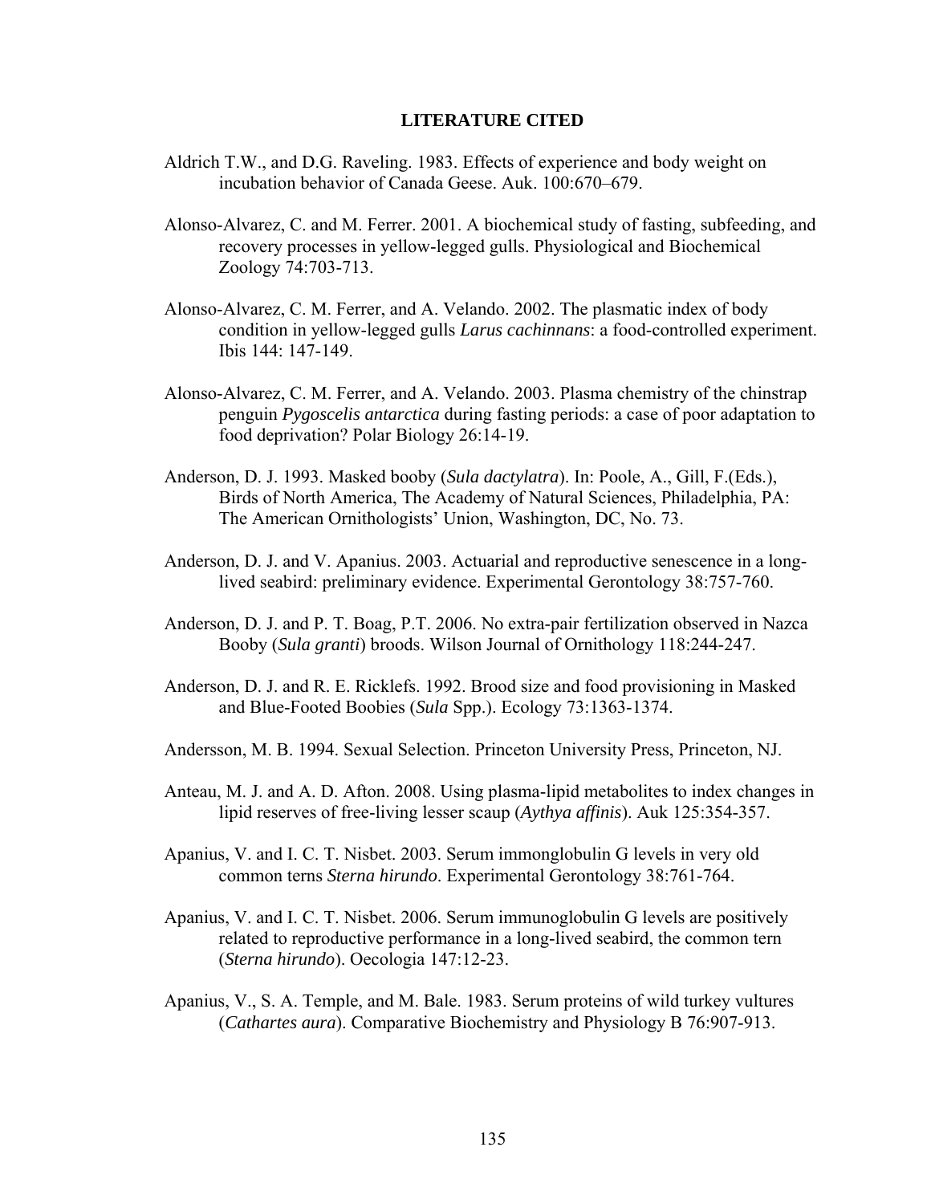# LITERATURE CITED

Aldrich T.W., and D.G. Raveling. 1983. Effects of experience and body weight on incubation behavior of Canada Geese. Auk. 100:670–679.

Alonso-Alvarez, C. and M. Ferrer. 2001. A biochemical study of fasting, subfeeding, and recovery processes in yellow-legged gulls. Physiological and Biochemical Zoology 74:703-713.

Alonso-Alvarez, C. M. Ferrer, and A. Velando. 2002. The plasmatic index of body condition in yellow-legged gulls *Larus cachinnans*: a food-controlled experiment. Ibis 144: 147-149.

Alonso-Alvarez, C. M. Ferrer, and A. Velando. 2003. Plasma chemistry of the chinstrap penguin *Pygoscelis antarctica* during fasting periods: a case of poor adaptation to food deprivation? Polar Biology 26:14-19.

Anderson, D. J. 1993. Masked booby (*Sula dactylatra*). In: Poole, A., Gill, F.(Eds.), Birds of North America, The Academy of Natural Sciences, Philadelphia, PA: The American Ornithologists' Union, Washington, DC, No. 73.

Anderson, D. J. and V. Apanius. 2003. Actuarial and reproductive senescence in a long-lived seabird: preliminary evidence. Experimental Gerontology 38:757-760.

Anderson, D. J. and P. T. Boag, P.T. 2006. No extra-pair fertilization observed in Nazca Booby (*Sula granti*) broods. Wilson Journal of Ornithology 118:244-247.

Anderson, D. J. and R. E. Ricklefs. 1992. Brood size and food provisioning in Masked and Blue-Footed Boobies (*Sula* Spp.). Ecology 73:1363-1374.

Andersson, M. B. 1994. Sexual Selection. Princeton University Press, Princeton, NJ.

Anteau, M. J. and A. D. Afton. 2008. Using plasma-lipid metabolites to index changes in lipid reserves of free-living lesser scaup (*Aythya affinis*). Auk 125:354-357.

Apanius, V. and I. C. T. Nisbet. 2003. Serum immonglobulin G levels in very old common terns *Sterna hirundo*. Experimental Gerontology 38:761-764.

Apanius, V. and I. C. T. Nisbet. 2006. Serum immunoglobulin G levels are positively related to reproductive performance in a long-lived seabird, the common tern (*Sterna hirundo*). Oecologia 147:12-23.

Apanius, V., S. A. Temple, and M. Bale. 1983. Serum proteins of wild turkey vultures (*Cathartes aura*). Comparative Biochemistry and Physiology B 76:907-913.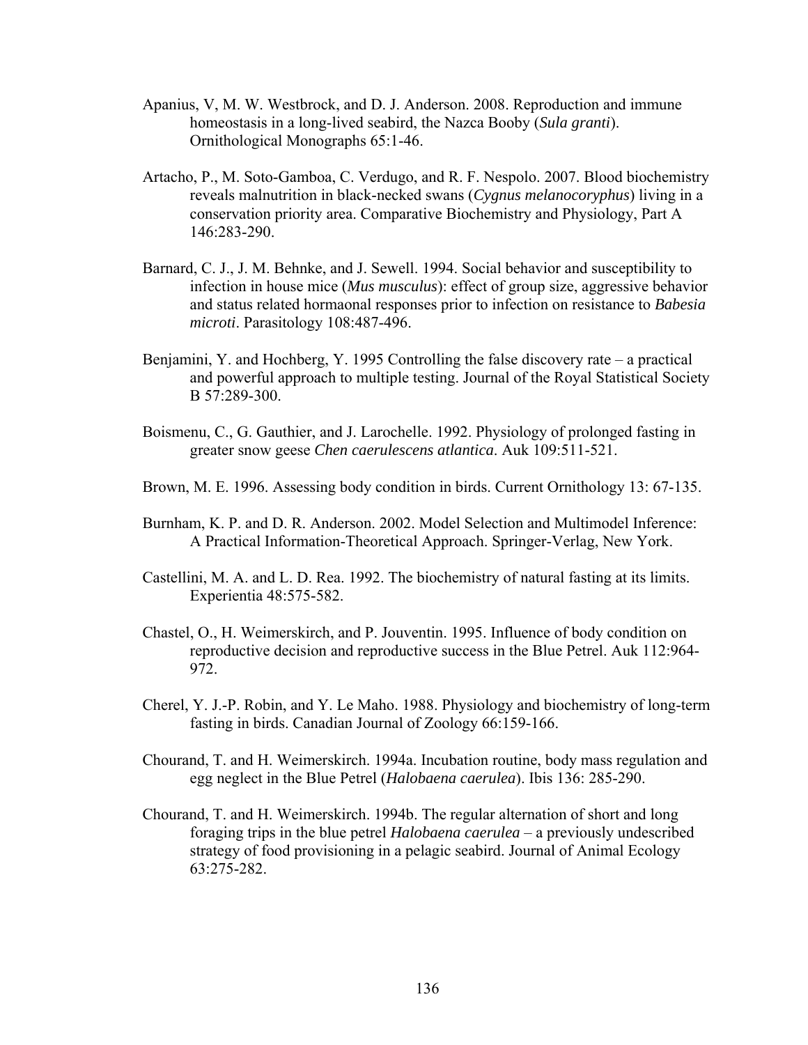Apanius, V, M. W. Westbrock, and D. J. Anderson. 2008. Reproduction and immune homeostasis in a long-lived seabird, the Nazca Booby (*Sula granti*). Ornithological Monographs 65:1-46.

Artacho, P., M. Soto-Gamboa, C. Verdugo, and R. F. Nespolo. 2007. Blood biochemistry reveals malnutrition in black-necked swans (*Cygnus melanocoryphus*) living in a conservation priority area. Comparative Biochemistry and Physiology, Part A 146:283-290.

Barnard, C. J., J. M. Behnke, and J. Sewell. 1994. Social behavior and susceptibility to infection in house mice (*Mus musculus*): effect of group size, aggressive behavior and status related hormaonal responses prior to infection on resistance to *Babesia microti*. Parasitology 108:487-496.

Benjamini, Y. and Hochberg, Y. 1995 Controlling the false discovery rate – a practical and powerful approach to multiple testing. Journal of the Royal Statistical Society B 57:289-300.

Boismenu, C., G. Gauthier, and J. Larochelle. 1992. Physiology of prolonged fasting in greater snow geese *Chen caerulescens atlantica*. Auk 109:511-521.

Brown, M. E. 1996. Assessing body condition in birds. Current Ornithology 13: 67-135.

Burnham, K. P. and D. R. Anderson. 2002. Model Selection and Multimodel Inference: A Practical Information-Theoretical Approach. Springer-Verlag, New York.

Castellini, M. A. and L. D. Rea. 1992. The biochemistry of natural fasting at its limits. Experientia 48:575-582.

Chastel, O., H. Weimerskirch, and P. Jouventin. 1995. Influence of body condition on reproductive decision and reproductive success in the Blue Petrel. Auk 112:964-972.

Cherel, Y. J.-P. Robin, and Y. Le Maho. 1988. Physiology and biochemistry of long-term fasting in birds. Canadian Journal of Zoology 66:159-166.

Chourand, T. and H. Weimerskirch. 1994a. Incubation routine, body mass regulation and egg neglect in the Blue Petrel (*Halobaena caerulea*). Ibis 136: 285-290.

Chourand, T. and H. Weimerskirch. 1994b. The regular alternation of short and long foraging trips in the blue petrel *Halobaena caerulea* – a previously undescribed strategy of food provisioning in a pelagic seabird. Journal of Animal Ecology 63:275-282.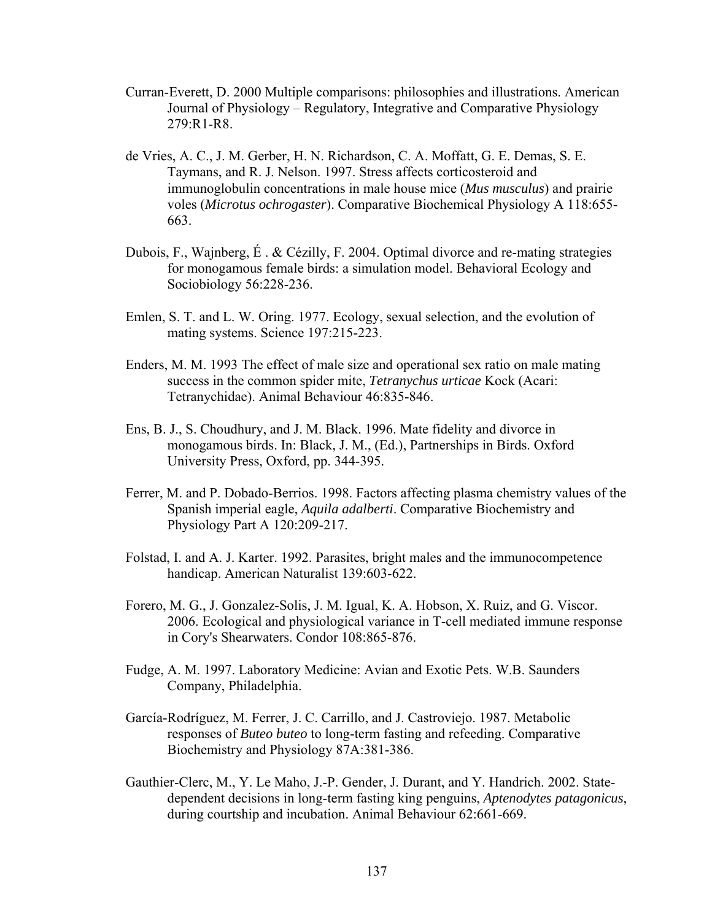Curran-Everett, D. 2000 Multiple comparisons: philosophies and illustrations. American Journal of Physiology – Regulatory, Integrative and Comparative Physiology 279:R1-R8.

de Vries, A. C., J. M. Gerber, H. N. Richardson, C. A. Moffatt, G. E. Demas, S. E. Taymans, and R. J. Nelson. 1997. Stress affects corticosteroid and immunoglobulin concentrations in male house mice (*Mus musculus*) and prairie voles (*Microtus ochrogaster*). Comparative Biochemical Physiology A 118:655-663.

Dubois, F., Wajnberg, É . & Cézilly, F. 2004. Optimal divorce and re-mating strategies for monogamous female birds: a simulation model. Behavioral Ecology and Sociobiology 56:228-236.

Emlen, S. T. and L. W. Oring. 1977. Ecology, sexual selection, and the evolution of mating systems. Science 197:215-223.

Enders, M. M. 1993 The effect of male size and operational sex ratio on male mating success in the common spider mite, *Tetranychus urticae* Kock (Acari: Tetranychidae). Animal Behaviour 46:835-846.

Ens, B. J., S. Choudhury, and J. M. Black. 1996. Mate fidelity and divorce in monogamous birds. In: Black, J. M., (Ed.), Partnerships in Birds. Oxford University Press, Oxford, pp. 344-395.

Ferrer, M. and P. Dobado-Berrios. 1998. Factors affecting plasma chemistry values of the Spanish imperial eagle, *Aquila adalberti*. Comparative Biochemistry and Physiology Part A 120:209-217.

Folstad, I. and A. J. Karter. 1992. Parasites, bright males and the immunocompetence handicap. American Naturalist 139:603-622.

Forero, M. G., J. Gonzalez-Solis, J. M. Igual, K. A. Hobson, X. Ruiz, and G. Viscor. 2006. Ecological and physiological variance in T-cell mediated immune response in Cory's Shearwaters. Condor 108:865-876.

Fudge, A. M. 1997. Laboratory Medicine: Avian and Exotic Pets. W.B. Saunders Company, Philadelphia.

García-Rodríguez, M. Ferrer, J. C. Carrillo, and J. Castroviejo. 1987. Metabolic responses of *Buteo buteo* to long-term fasting and refeeding. Comparative Biochemistry and Physiology 87A:381-386.

Gauthier-Clerc, M., Y. Le Maho, J.-P. Gender, J. Durant, and Y. Handrich. 2002. State-dependent decisions in long-term fasting king penguins, *Aptenodytes patagonicus*, during courtship and incubation. Animal Behaviour 62:661-669.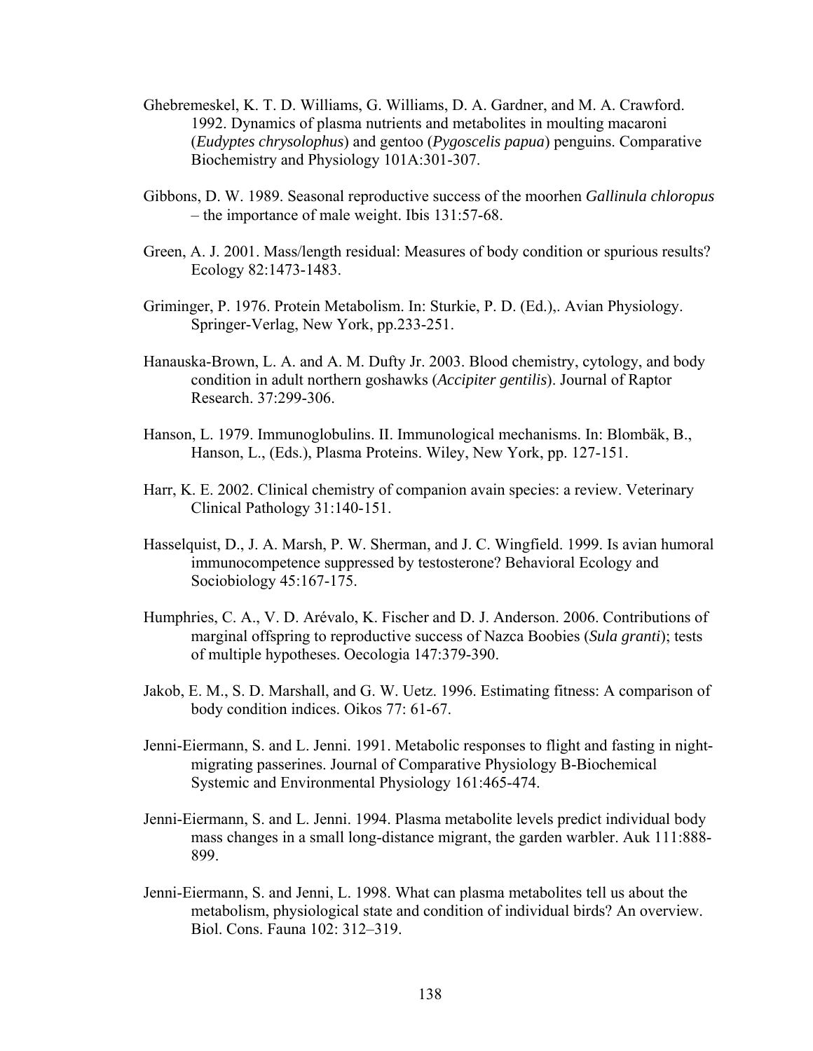Ghebremeskel, K. T. D. Williams, G. Williams, D. A. Gardner, and M. A. Crawford. 1992. Dynamics of plasma nutrients and metabolites in moulting macaroni (*Eudyptes chrysolophus*) and gentoo (*Pygoscelis papua*) penguins. Comparative Biochemistry and Physiology 101A:301-307.

Gibbons, D. W. 1989. Seasonal reproductive success of the moorhen *Gallinula chloropus* – the importance of male weight. Ibis 131:57-68.

Green, A. J. 2001. Mass/length residual: Measures of body condition or spurious results? Ecology 82:1473-1483.

Griminger, P. 1976. Protein Metabolism. In: Sturkie, P. D. (Ed.),. Avian Physiology. Springer-Verlag, New York, pp.233-251.

Hanauska-Brown, L. A. and A. M. Dufty Jr. 2003. Blood chemistry, cytology, and body condition in adult northern goshawks (*Accipiter gentilis*). Journal of Raptor Research. 37:299-306.

Hanson, L. 1979. Immunoglobulins. II. Immunological mechanisms. In: Blombäk, B., Hanson, L., (Eds.), Plasma Proteins. Wiley, New York, pp. 127-151.

Harr, K. E. 2002. Clinical chemistry of companion avain species: a review. Veterinary Clinical Pathology 31:140-151.

Hasselquist, D., J. A. Marsh, P. W. Sherman, and J. C. Wingfield. 1999. Is avian humoral immunocompetence suppressed by testosterone? Behavioral Ecology and Sociobiology 45:167-175.

Humphries, C. A., V. D. Arévalo, K. Fischer and D. J. Anderson. 2006. Contributions of marginal offspring to reproductive success of Nazca Boobies (*Sula granti*); tests of multiple hypotheses. Oecologia 147:379-390.

Jakob, E. M., S. D. Marshall, and G. W. Uetz. 1996. Estimating fitness: A comparison of body condition indices. Oikos 77: 61-67.

Jenni-Eiermann, S. and L. Jenni. 1991. Metabolic responses to flight and fasting in night-migrating passerines. Journal of Comparative Physiology B-Biochemical Systemic and Environmental Physiology 161:465-474.

Jenni-Eiermann, S. and L. Jenni. 1994. Plasma metabolite levels predict individual body mass changes in a small long-distance migrant, the garden warbler. Auk 111:888-899.

Jenni-Eiermann, S. and Jenni, L. 1998. What can plasma metabolites tell us about the metabolism, physiological state and condition of individual birds? An overview. Biol. Cons. Fauna 102: 312–319.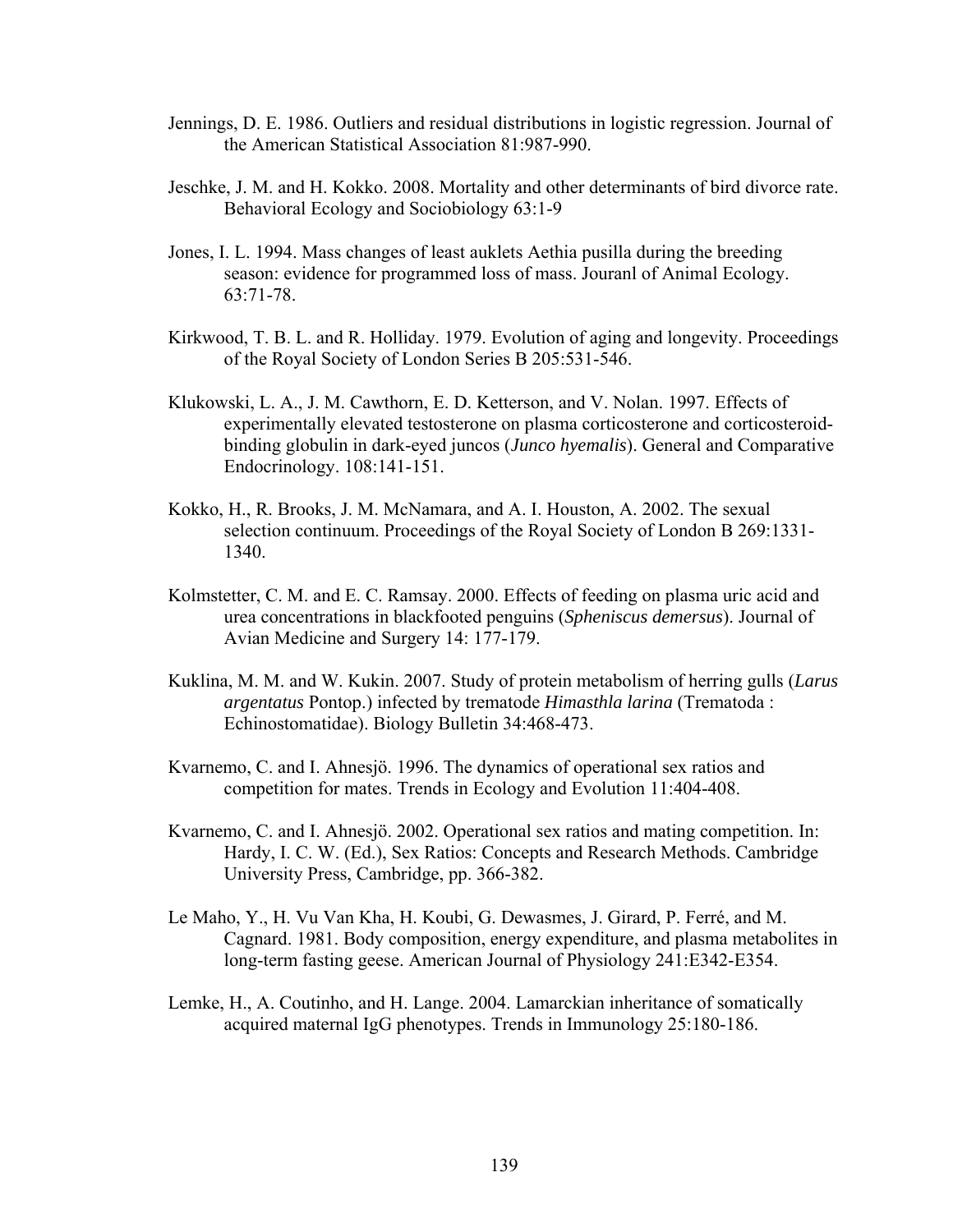Jennings, D. E. 1986. Outliers and residual distributions in logistic regression. Journal of the American Statistical Association 81:987-990.

Jeschke, J. M. and H. Kokko. 2008. Mortality and other determinants of bird divorce rate. Behavioral Ecology and Sociobiology 63:1-9

Jones, I. L. 1994. Mass changes of least auklets Aethia pusilla during the breeding season: evidence for programmed loss of mass. Jouranl of Animal Ecology. 63:71-78.

Kirkwood, T. B. L. and R. Holliday. 1979. Evolution of aging and longevity. Proceedings of the Royal Society of London Series B 205:531-546.

Klukowski, L. A., J. M. Cawthorn, E. D. Ketterson, and V. Nolan. 1997. Effects of experimentally elevated testosterone on plasma corticosterone and corticosteroid-binding globulin in dark-eyed juncos (*Junco hyemalis*). General and Comparative Endocrinology. 108:141-151.

Kokko, H., R. Brooks, J. M. McNamara, and A. I. Houston, A. 2002. The sexual selection continuum. Proceedings of the Royal Society of London B 269:1331-1340.

Kolmstetter, C. M. and E. C. Ramsay. 2000. Effects of feeding on plasma uric acid and urea concentrations in blackfooted penguins (*Spheniscus demersus*). Journal of Avian Medicine and Surgery 14: 177-179.

Kuklina, M. M. and W. Kukin. 2007. Study of protein metabolism of herring gulls (*Larus argentatus* Pontop.) infected by trematode *Himasthla larina* (Trematoda : Echinostomatidae). Biology Bulletin 34:468-473.

Kvarnemo, C. and I. Ahnesjö. 1996. The dynamics of operational sex ratios and competition for mates. Trends in Ecology and Evolution 11:404-408.

Kvarnemo, C. and I. Ahnesjö. 2002. Operational sex ratios and mating competition. In: Hardy, I. C. W. (Ed.), Sex Ratios: Concepts and Research Methods. Cambridge University Press, Cambridge, pp. 366-382.

Le Maho, Y., H. Vu Van Kha, H. Koubi, G. Dewasmes, J. Girard, P. Ferré, and M. Cagnard. 1981. Body composition, energy expenditure, and plasma metabolites in long-term fasting geese. American Journal of Physiology 241:E342-E354.

Lemke, H., A. Coutinho, and H. Lange. 2004. Lamarckian inheritance of somatically acquired maternal IgG phenotypes. Trends in Immunology 25:180-186.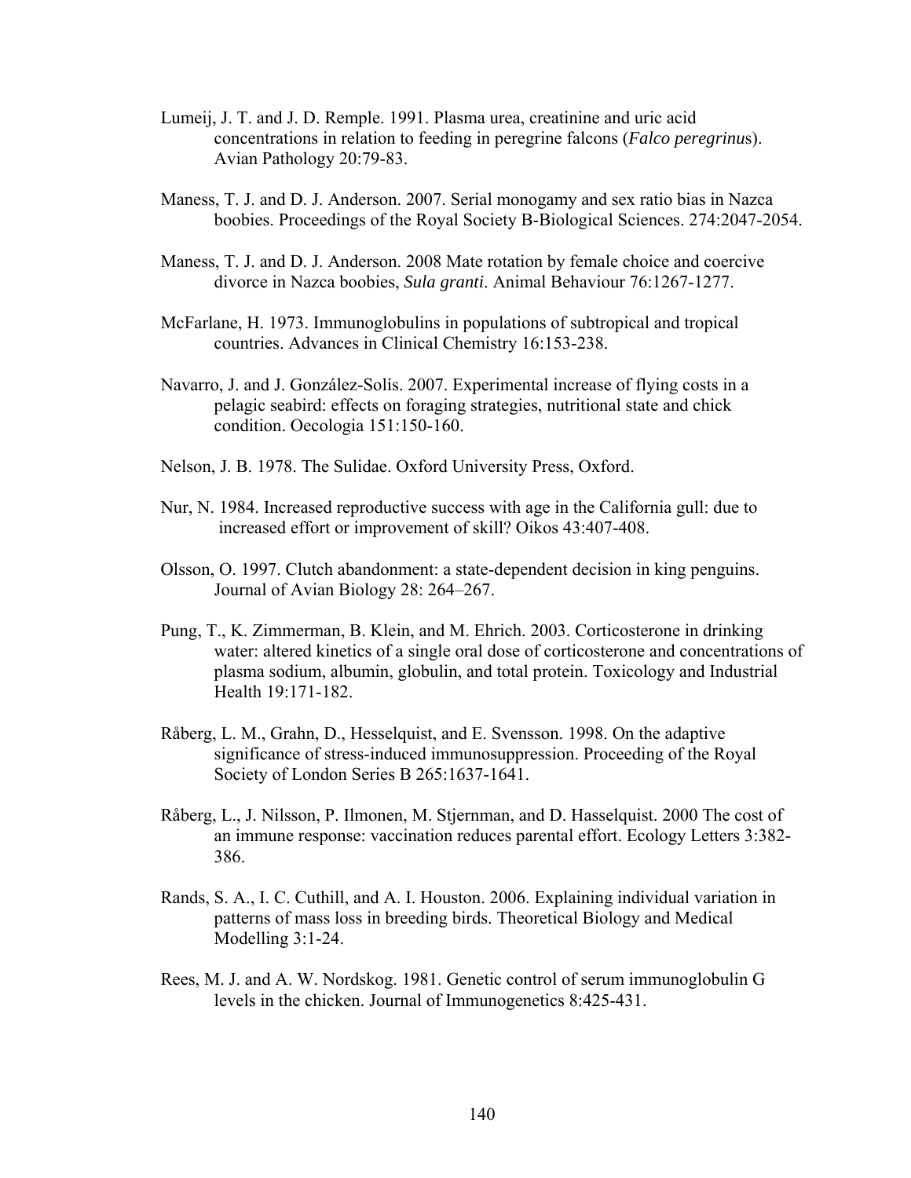Lumeij, J. T. and J. D. Remple. 1991. Plasma urea, creatinine and uric acid concentrations in relation to feeding in peregrine falcons (*Falco peregrinus*). Avian Pathology 20:79-83.

Maness, T. J. and D. J. Anderson. 2007. Serial monogamy and sex ratio bias in Nazca boobies. Proceedings of the Royal Society B-Biological Sciences. 274:2047-2054.

Maness, T. J. and D. J. Anderson. 2008 Mate rotation by female choice and coercive divorce in Nazca boobies, *Sula granti*. Animal Behaviour 76:1267-1277.

McFarlane, H. 1973. Immunoglobulins in populations of subtropical and tropical countries. Advances in Clinical Chemistry 16:153-238.

Navarro, J. and J. González-Solís. 2007. Experimental increase of flying costs in a pelagic seabird: effects on foraging strategies, nutritional state and chick condition. Oecologia 151:150-160.

Nelson, J. B. 1978. The Sulidae. Oxford University Press, Oxford.

Nur, N. 1984. Increased reproductive success with age in the California gull: due to increased effort or improvement of skill? Oikos 43:407-408.

Olsson, O. 1997. Clutch abandonment: a state-dependent decision in king penguins. Journal of Avian Biology 28: 264–267.

Pung, T., K. Zimmerman, B. Klein, and M. Ehrich. 2003. Corticosterone in drinking water: altered kinetics of a single oral dose of corticosterone and concentrations of plasma sodium, albumin, globulin, and total protein. Toxicology and Industrial Health 19:171-182.

Råberg, L. M., Grahn, D., Hesselquist, and E. Svensson. 1998. On the adaptive significance of stress-induced immunosuppression. Proceeding of the Royal Society of London Series B 265:1637-1641.

Råberg, L., J. Nilsson, P. Ilmonen, M. Stjernman, and D. Hasselquist. 2000 The cost of an immune response: vaccination reduces parental effort. Ecology Letters 3:382-386.

Rands, S. A., I. C. Cuthill, and A. I. Houston. 2006. Explaining individual variation in patterns of mass loss in breeding birds. Theoretical Biology and Medical Modelling 3:1-24.

Rees, M. J. and A. W. Nordskog. 1981. Genetic control of serum immunoglobulin G levels in the chicken. Journal of Immunogenetics 8:425-431.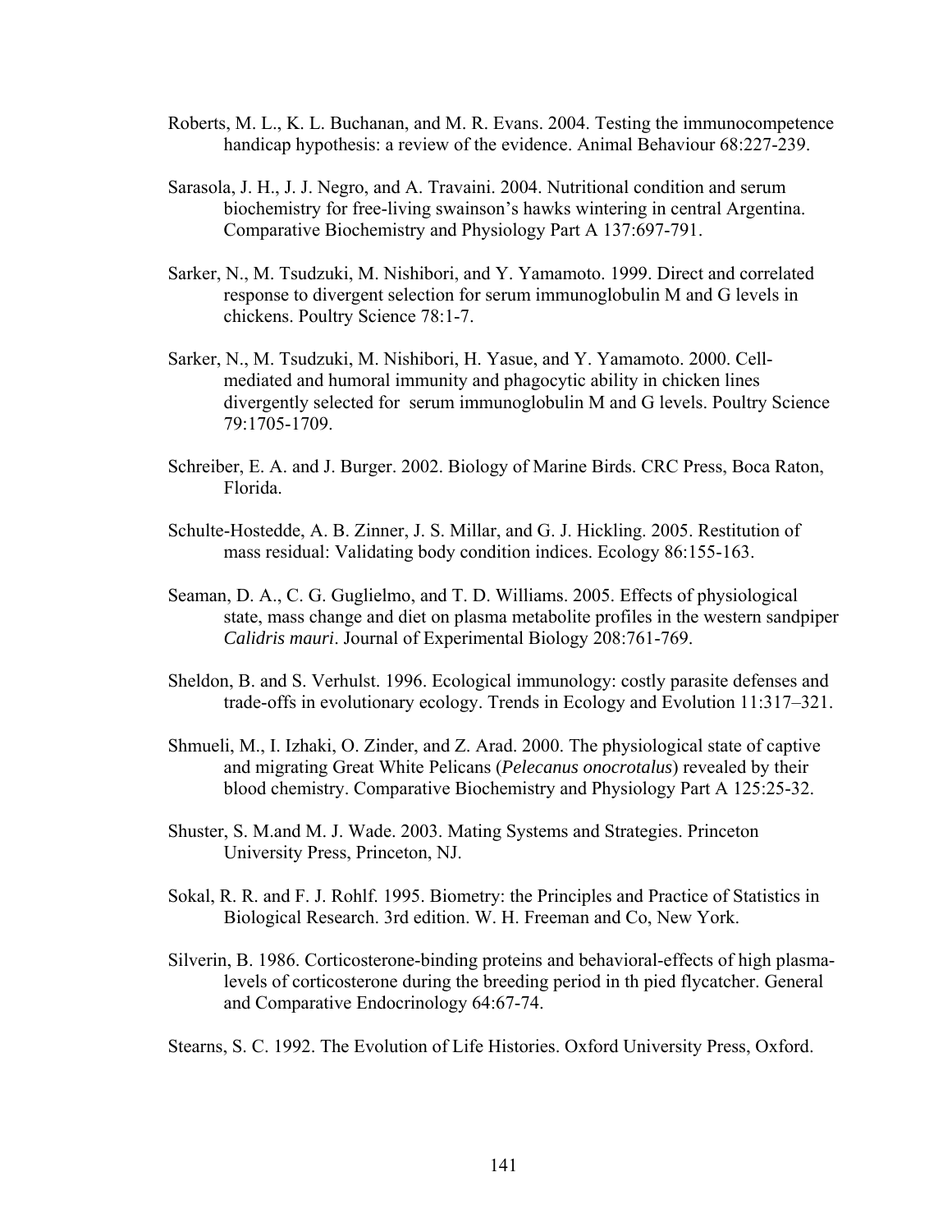Roberts, M. L., K. L. Buchanan, and M. R. Evans. 2004. Testing the immunocompetence handicap hypothesis: a review of the evidence. Animal Behaviour 68:227-239.

Sarasola, J. H., J. J. Negro, and A. Travaini. 2004. Nutritional condition and serum biochemistry for free-living swainson's hawks wintering in central Argentina. Comparative Biochemistry and Physiology Part A 137:697-791.

Sarker, N., M. Tsudzuki, M. Nishibori, and Y. Yamamoto. 1999. Direct and correlated response to divergent selection for serum immunoglobulin M and G levels in chickens. Poultry Science 78:1-7.

Sarker, N., M. Tsudzuki, M. Nishibori, H. Yasue, and Y. Yamamoto. 2000. Cell-mediated and humoral immunity and phagocytic ability in chicken lines divergently selected for serum immunoglobulin M and G levels. Poultry Science 79:1705-1709.

Schreiber, E. A. and J. Burger. 2002. Biology of Marine Birds. CRC Press, Boca Raton, Florida.

Schulte-Hostedde, A. B. Zinner, J. S. Millar, and G. J. Hickling. 2005. Restitution of mass residual: Validating body condition indices. Ecology 86:155-163.

Seaman, D. A., C. G. Guglielmo, and T. D. Williams. 2005. Effects of physiological state, mass change and diet on plasma metabolite profiles in the western sandpiper *Calidris mauri*. Journal of Experimental Biology 208:761-769.

Sheldon, B. and S. Verhulst. 1996. Ecological immunology: costly parasite defenses and trade-offs in evolutionary ecology. Trends in Ecology and Evolution 11:317–321.

Shmueli, M., I. Izhaki, O. Zinder, and Z. Arad. 2000. The physiological state of captive and migrating Great White Pelicans (*Pelecanus onocrotalus*) revealed by their blood chemistry. Comparative Biochemistry and Physiology Part A 125:25-32.

Shuster, S. M.and M. J. Wade. 2003. Mating Systems and Strategies. Princeton University Press, Princeton, NJ.

Sokal, R. R. and F. J. Rohlf. 1995. Biometry: the Principles and Practice of Statistics in Biological Research. 3rd edition. W. H. Freeman and Co, New York.

Silverin, B. 1986. Corticosterone-binding proteins and behavioral-effects of high plasma-levels of corticosterone during the breeding period in th pied flycatcher. General and Comparative Endocrinology 64:67-74.

Stearns, S. C. 1992. The Evolution of Life Histories. Oxford University Press, Oxford.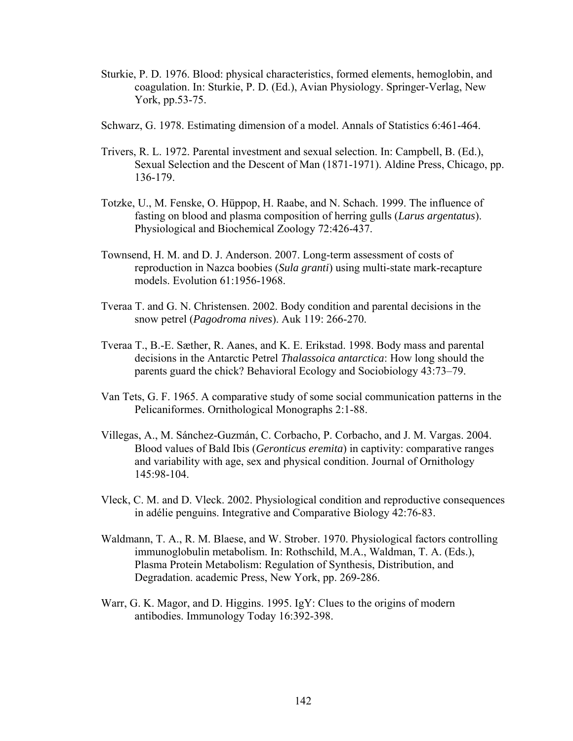Sturkie, P. D. 1976. Blood: physical characteristics, formed elements, hemoglobin, and coagulation. In: Sturkie, P. D. (Ed.), Avian Physiology. Springer-Verlag, New York, pp.53-75.

Schwarz, G. 1978. Estimating dimension of a model. Annals of Statistics 6:461-464.

Trivers, R. L. 1972. Parental investment and sexual selection. In: Campbell, B. (Ed.), Sexual Selection and the Descent of Man (1871-1971). Aldine Press, Chicago, pp. 136-179.

Totzke, U., M. Fenske, O. Hüppop, H. Raabe, and N. Schach. 1999. The influence of fasting on blood and plasma composition of herring gulls (*Larus argentatus*). Physiological and Biochemical Zoology 72:426-437.

Townsend, H. M. and D. J. Anderson. 2007. Long-term assessment of costs of reproduction in Nazca boobies (*Sula granti*) using multi-state mark-recapture models. Evolution 61:1956-1968.

Tveraa T. and G. N. Christensen. 2002. Body condition and parental decisions in the snow petrel (*Pagodroma nives*). Auk 119: 266-270.

Tveraa T., B.-E. Sæther, R. Aanes, and K. E. Erikstad. 1998. Body mass and parental decisions in the Antarctic Petrel *Thalassoica antarctica*: How long should the parents guard the chick? Behavioral Ecology and Sociobiology 43:73–79.

Van Tets, G. F. 1965. A comparative study of some social communication patterns in the Pelicaniformes. Ornithological Monographs 2:1-88.

Villegas, A., M. Sánchez-Guzmán, C. Corbacho, P. Corbacho, and J. M. Vargas. 2004. Blood values of Bald Ibis (*Geronticus eremita*) in captivity: comparative ranges and variability with age, sex and physical condition. Journal of Ornithology 145:98-104.

Vleck, C. M. and D. Vleck. 2002. Physiological condition and reproductive consequences in adélie penguins. Integrative and Comparative Biology 42:76-83.

Waldmann, T. A., R. M. Blaese, and W. Strober. 1970. Physiological factors controlling immunoglobulin metabolism. In: Rothschild, M.A., Waldman, T. A. (Eds.), Plasma Protein Metabolism: Regulation of Synthesis, Distribution, and Degradation. academic Press, New York, pp. 269-286.

Warr, G. K. Magor, and D. Higgins. 1995. IgY: Clues to the origins of modern antibodies. Immunology Today 16:392-398.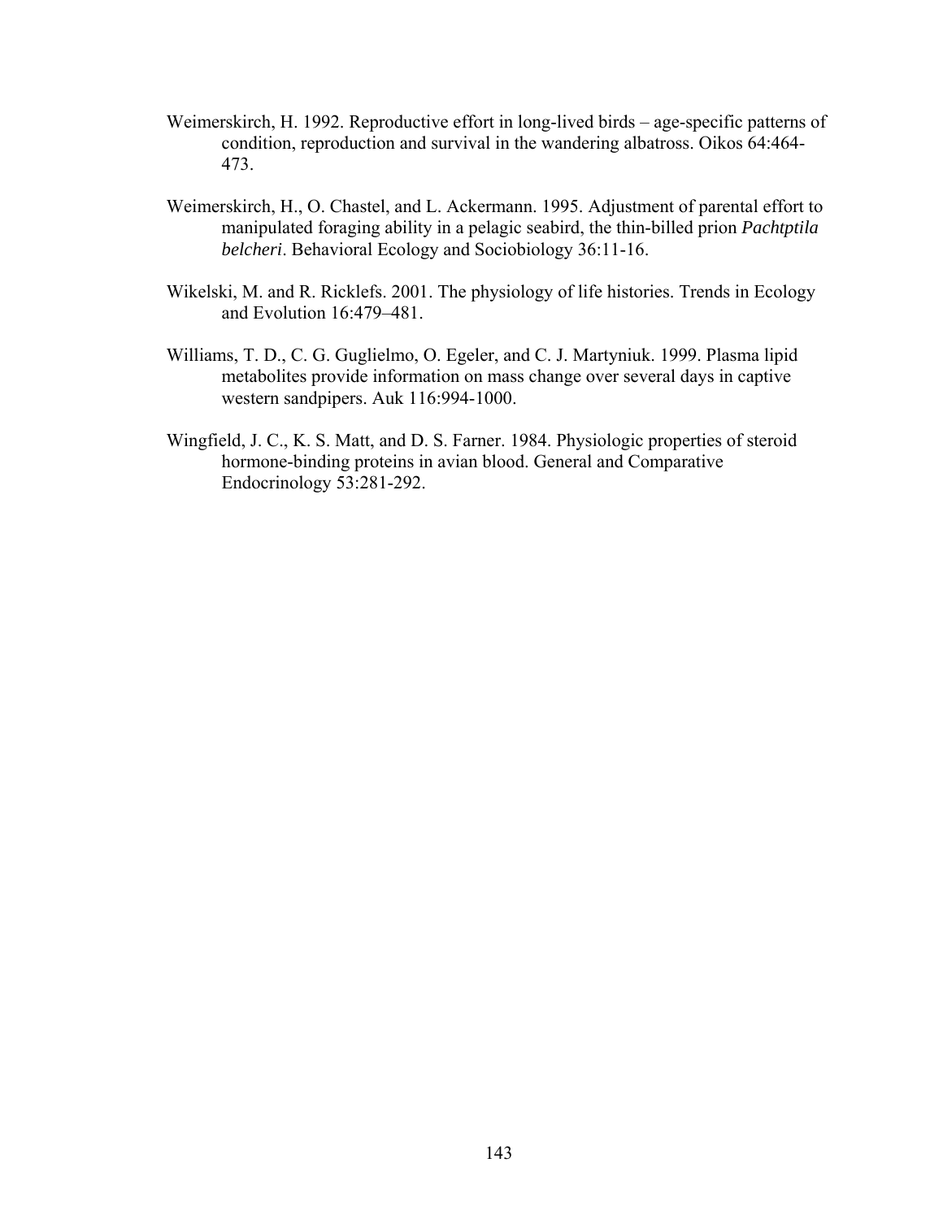Weimerskirch, H. 1992. Reproductive effort in long-lived birds – age-specific patterns of condition, reproduction and survival in the wandering albatross. Oikos 64:464-473.

Weimerskirch, H., O. Chastel, and L. Ackermann. 1995. Adjustment of parental effort to manipulated foraging ability in a pelagic seabird, the thin-billed prion *Pachtptila belcheri*. Behavioral Ecology and Sociobiology 36:11-16.

Wikelski, M. and R. Ricklefs. 2001. The physiology of life histories. Trends in Ecology and Evolution 16:479–481.

Williams, T. D., C. G. Guglielmo, O. Egeler, and C. J. Martyniuk. 1999. Plasma lipid metabolites provide information on mass change over several days in captive western sandpipers. Auk 116:994-1000.

Wingfield, J. C., K. S. Matt, and D. S. Farner. 1984. Physiologic properties of steroid hormone-binding proteins in avian blood. General and Comparative Endocrinology 53:281-292.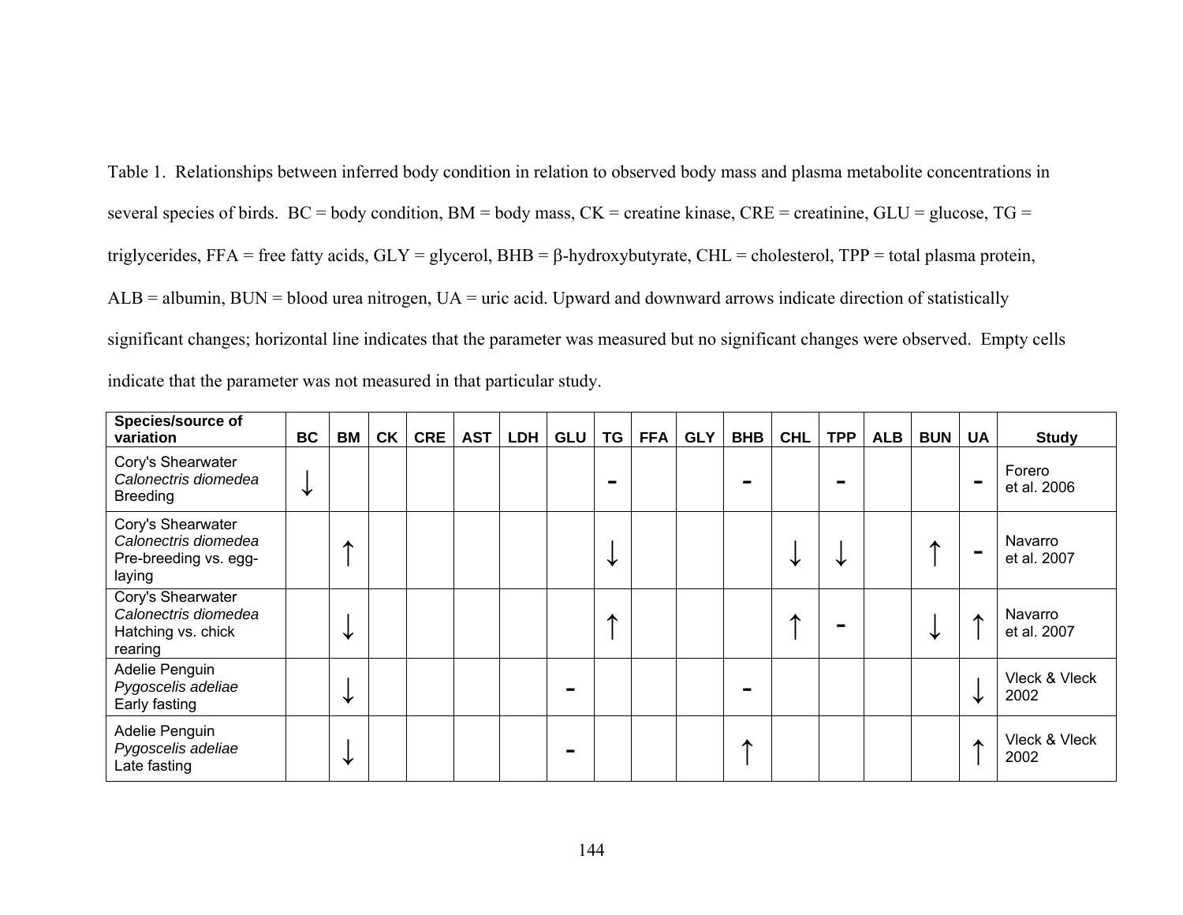Table 1. Relationships between inferred body condition in relation to observed body mass and plasma metabolite concentrations in several species of birds. BC = body condition, BM = body mass, CK = creatine kinase, CRE = creatinine, GLU = glucose, TG = triglycerides, FFA = free fatty acids, GLY = glycerol, BHB = β-hydroxybutyrate, CHL = cholesterol, TPP = total plasma protein, ALB = albumin, BUN = blood urea nitrogen, UA = uric acid. Upward and downward arrows indicate direction of statistically significant changes; horizontal line indicates that the parameter was measured but no significant changes were observed. Empty cells indicate that the parameter was not measured in that particular study.

| Species/source of variation | BC | BM | CK | CRE | AST | LDH | GLU | TG | FFA | GLY | BHB | CHL | TPP | ALB | BUN | UA | Study |
|---|---|---|---|---|---|---|---|---|---|---|---|---|---|---|---|---|---|
| Cory's Shearwater *Calonectris diomedea* Breeding | ↓ | | | | | | | - | | | - | | - | | | - | Forero et al. 2006 |
| Cory's Shearwater *Calonectris diomedea* Pre-breeding vs. egg-laying | | ↑ | | | | | | ↓ | | | | ↓ | ↓ | | ↑ | - | Navarro et al. 2007 |
| Cory's Shearwater *Calonectris diomedea* Hatching vs. chick rearing | | ↓ | | | | | | ↑ | | | | ↑ | - | | ↓ | ↑ | Navarro et al. 2007 |
| Adelie Penguin *Pygoscelis adeliae* Early fasting | | ↓ | | | | | - | | | | - | | | | | ↓ | Vleck & Vleck 2002 |
| Adelie Penguin *Pygoscelis adeliae* Late fasting | | ↓ | | | | | - | | | | ↑ | | | | | ↑ | Vleck & Vleck 2002 |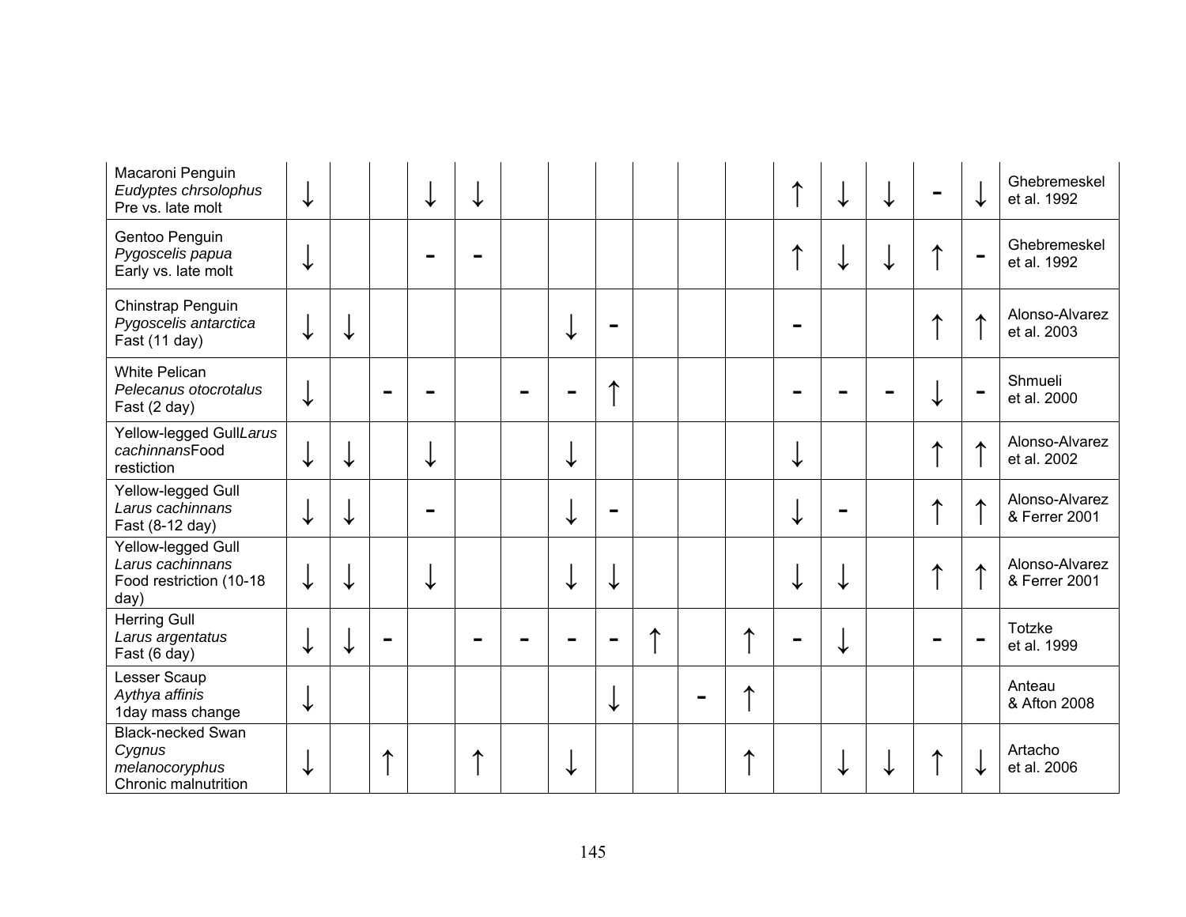| | | | | | | | | | | | | | | | | | |
|---|---|---|---|---|---|---|---|---|---|---|---|---|---|---|---|---|---|
| Macaroni Penguin *Eudyptes chrsolophus* Pre vs. late molt | ↓ | | | ↓ | ↓ | | | | | | | ↑ | ↓ | ↓ | - | ↓ | Ghebremeskel et al. 1992 |
| Gentoo Penguin *Pygoscelis papua* Early vs. late molt | ↓ | | | - | - | | | | | | | ↑ | ↓ | ↓ | ↑ | - | Ghebremeskel et al. 1992 |
| Chinstrap Penguin *Pygoscelis antarctica* Fast (11 day) | ↓ | ↓ | | | | | ↓ | - | | | | - | | | ↑ | ↑ | Alonso-Alvarez et al. 2003 |
| White Pelican *Pelecanus otocrotalus* Fast (2 day) | ↓ | | - | - | | - | - | ↑ | | | | - | - | - | ↓ | - | Shmueli et al. 2000 |
| Yellow-legged Gull*Larus cachinnans*Food resticion | ↓ | ↓ | | ↓ | | | ↓ | | | | | ↓ | | | ↑ | ↑ | Alonso-Alvarez et al. 2002 |
| Yellow-legged Gull *Larus cachinnans* Fast (8-12 day) | ↓ | ↓ | | - | | | ↓ | - | | | | ↓ | - | | ↑ | ↑ | Alonso-Alvarez & Ferrer 2001 |
| Yellow-legged Gull *Larus cachinnans* Food restriction (10-18 day) | ↓ | ↓ | | ↓ | | | ↓ | ↓ | | | | ↓ | ↓ | | ↑ | ↑ | Alonso-Alvarez & Ferrer 2001 |
| Herring Gull *Larus argentatus* Fast (6 day) | ↓ | ↓ | - | | - | - | - | - | ↑ | | ↑ | - | ↓ | | - | - | Totzke et al. 1999 |
| Lesser Scaup *Aythya affinis* 1day mass change | ↓ | | | | | | | ↓ | | - | ↑ | | | | | | Anteau & Afton 2008 |
| Black-necked Swan *Cygnus melanocoryphus* Chronic malnutrition | ↓ | | ↑ | | ↑ | | ↓ | | | | ↑ | | ↓ | ↓ | ↑ | ↓ | Artacho et al. 2006 |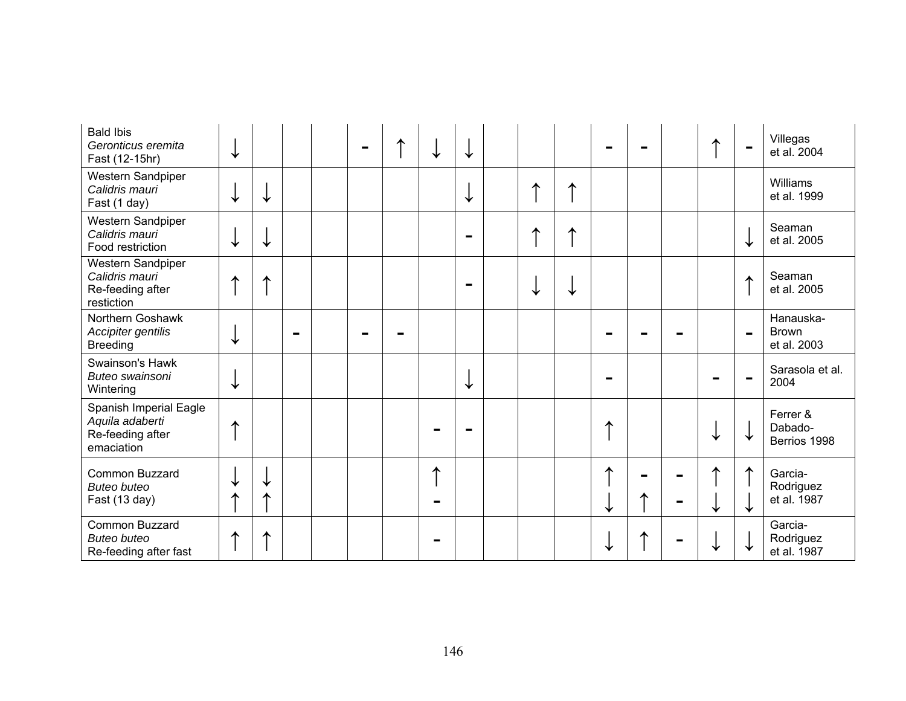| | | | | | | | | | | | | | | | | | |
|---|---|---|---|---|---|---|---|---|---|---|---|---|---|---|---|---|---|
| Bald Ibis *Geronticus eremita* Fast (12-15hr) | ↓ | | | | - | ↑ | ↓ | ↓ | | | | - | - | | ↑ | - | Villegas et al. 2004 |
| Western Sandpiper *Calidris mauri* Fast (1 day) | ↓ | ↓ | | | | | | ↓ | | ↑ | ↑ | | | | | | Williams et al. 1999 |
| Western Sandpiper *Calidris mauri* Food restriction | ↓ | ↓ | | | | | | - | | ↑ | ↑ | | | | | ↓ | Seaman et al. 2005 |
| Western Sandpiper *Calidris mauri* Re-feeding after restiction | ↑ | ↑ | | | | | | - | | ↓ | ↓ | | | | | ↑ | Seaman et al. 2005 |
| Northern Goshawk *Accipiter gentilis* Breeding | ↓ | | - | | - | - | | | | | | - | - | - | | - | Hanauska-Brown et al. 2003 |
| Swainson's Hawk *Buteo swainsoni* Wintering | ↓ | | | | | | | ↓ | | | | - | | | - | - | Sarasola et al. 2004 |
| Spanish Imperial Eagle *Aquila adaberti* Re-feeding after emaciation | ↑ | | | | | | - | - | | | | ↑ | | | ↓ | ↓ | Ferrer & Dabado-Berrios 1998 |
| Common Buzzard *Buteo buteo* Fast (13 day) | ↓ ↑ | ↓ ↑ | | | | | ↑ - | | | | | ↑ ↓ | - ↑ | - - | ↑ ↓ | ↑ ↓ | Garcia-Rodriguez et al. 1987 |
| Common Buzzard *Buteo buteo* Re-feeding after fast | ↑ | ↑ | | | | | - | | | | | ↓ | ↑ | - | ↓ | ↓ | Garcia-Rodriguez et al. 1987 |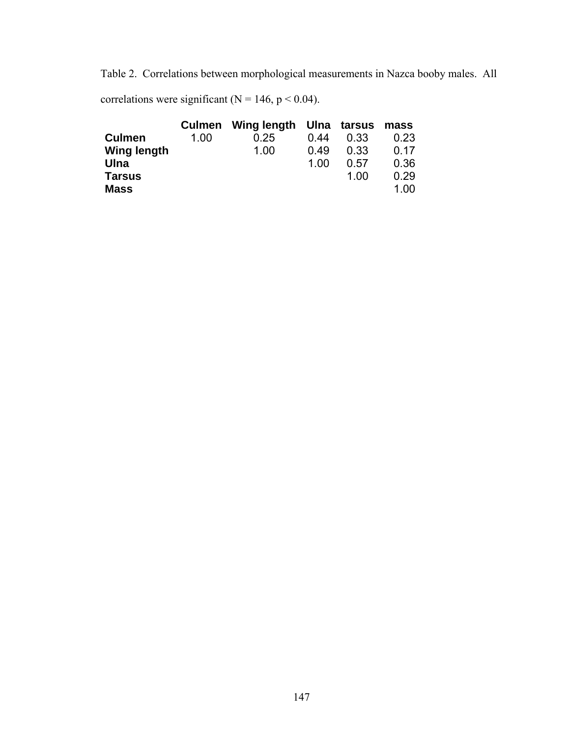Table 2. Correlations between morphological measurements in Nazca booby males. All correlations were significant ($N = 146$, $p < 0.04$).

| | Culmen | Wing length | Ulna | tarsus | mass |
|---|---|---|---|---|---|
| **Culmen** | 1.00 | 0.25 | 0.44 | 0.33 | 0.23 |
| **Wing length** | | 1.00 | 0.49 | 0.33 | 0.17 |
| **Ulna** | | | 1.00 | 0.57 | 0.36 |
| **Tarsus** | | | | 1.00 | 0.29 |
| **Mass** | | | | | 1.00 |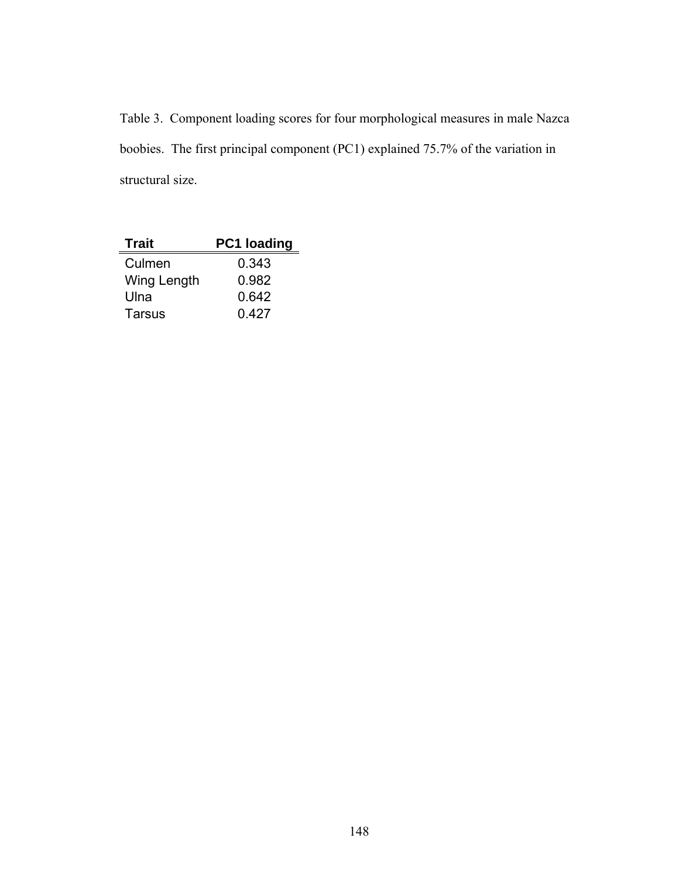Table 3. Component loading scores for four morphological measures in male Nazca boobies. The first principal component (PC1) explained 75.7% of the variation in structural size.

| Trait | PC1 loading |
|---|---|
| Culmen | 0.343 |
| Wing Length | 0.982 |
| Ulna | 0.642 |
| Tarsus | 0.427 |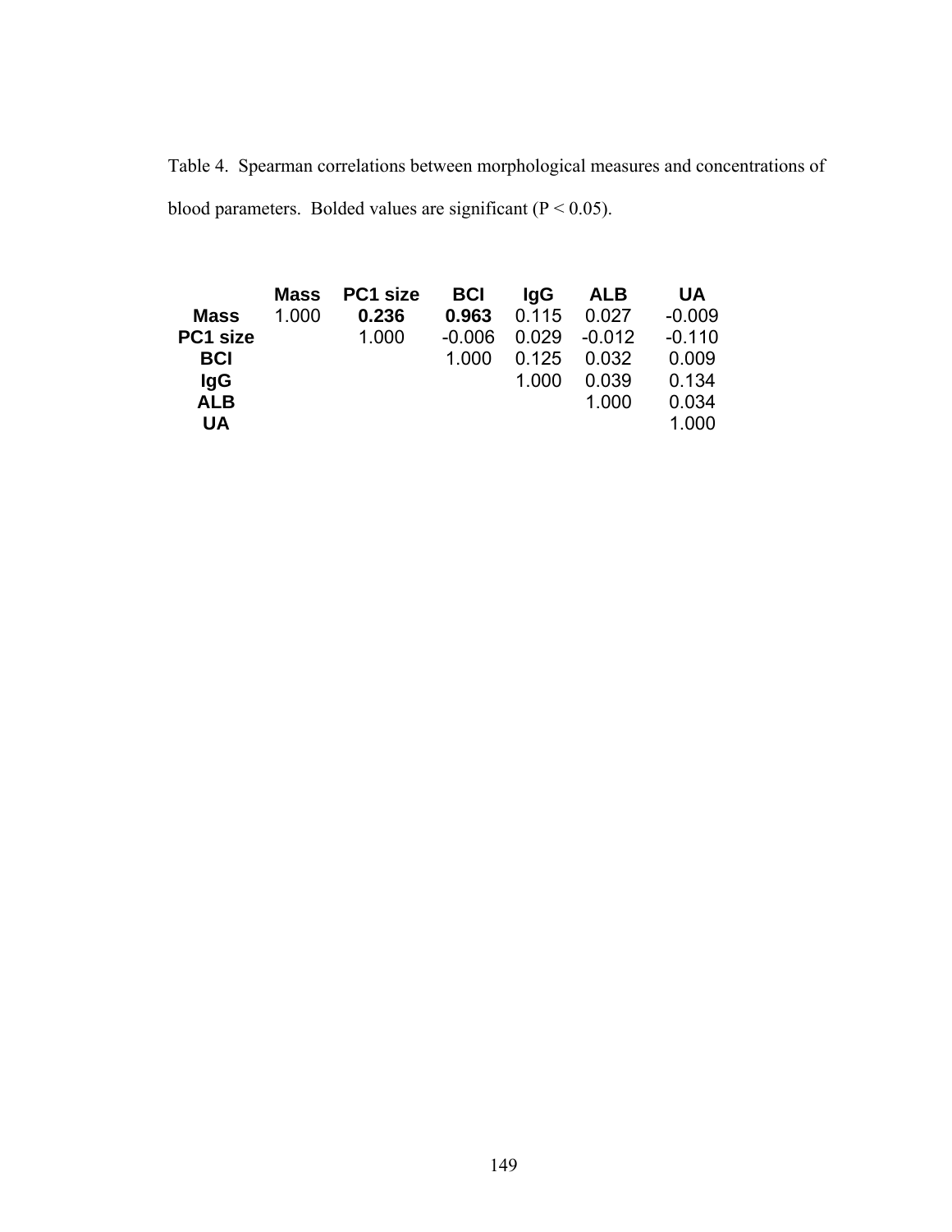Table 4. Spearman correlations between morphological measures and concentrations of blood parameters. Bolded values are significant ($P < 0.05$).

| | Mass | PC1 size | BCI | IgG | ALB | UA |
|---|---|---|---|---|---|---|
| **Mass** | 1.000 | **0.236** | **0.963** | 0.115 | 0.027 | -0.009 |
| **PC1 size** | | 1.000 | -0.006 | 0.029 | -0.012 | -0.110 |
| **BCI** | | | 1.000 | 0.125 | 0.032 | 0.009 |
| **IgG** | | | | 1.000 | 0.039 | 0.134 |
| **ALB** | | | | | 1.000 | 0.034 |
| **UA** | | | | | | 1.000 |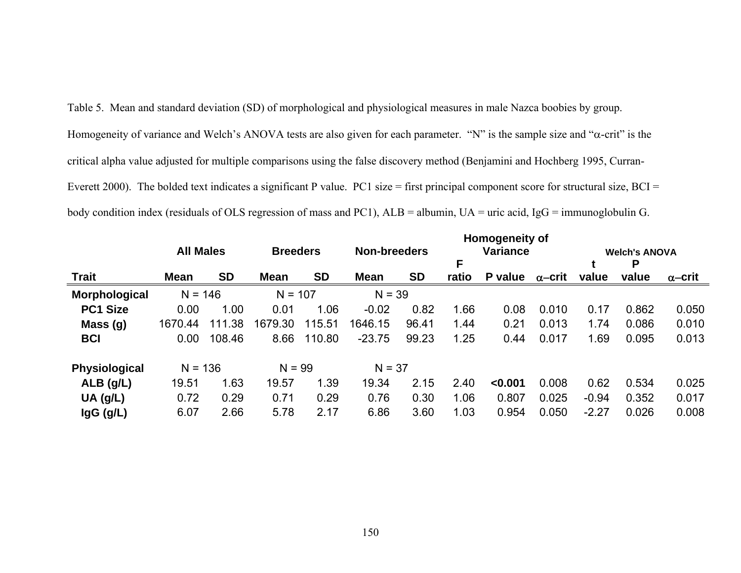Table 5. Mean and standard deviation (SD) of morphological and physiological measures in male Nazca boobies by group. Homogeneity of variance and Welch's ANOVA tests are also given for each parameter. "N" is the sample size and "α-crit" is the critical alpha value adjusted for multiple comparisons using the false discovery method (Benjamini and Hochberg 1995, Curran-Everett 2000). The bolded text indicates a significant P value. PC1 size = first principal component score for structural size, BCI = body condition index (residuals of OLS regression of mass and PC1), ALB = albumin, UA = uric acid, IgG = immunoglobulin G.

| | All Males | | Breeders | | Non-breeders | | Homogeneity of Variance | | | Welch's ANOVA | | |
|---|---|---|---|---|---|---|---|---|---|---|---|---|
| **Trait** | **Mean** | **SD** | **Mean** | **SD** | **Mean** | **SD** | **F ratio** | **P value** | **α–crit** | **t value** | **P value** | **α–crit** |
| **Morphological** | N = 146 | | N = 107 | | N = 39 | | | | | | | |
| **PC1 Size** | 0.00 | 1.00 | 0.01 | 1.06 | -0.02 | 0.82 | 1.66 | 0.08 | 0.010 | 0.17 | 0.862 | 0.050 |
| **Mass (g)** | 1670.44 | 111.38 | 1679.30 | 115.51 | 1646.15 | 96.41 | 1.44 | 0.21 | 0.013 | 1.74 | 0.086 | 0.010 |
| **BCI** | 0.00 | 108.46 | 8.66 | 110.80 | -23.75 | 99.23 | 1.25 | 0.44 | 0.017 | 1.69 | 0.095 | 0.013 |
| **Physiological** | N = 136 | | N = 99 | | N = 37 | | | | | | | |
| **ALB (g/L)** | 19.51 | 1.63 | 19.57 | 1.39 | 19.34 | 2.15 | 2.40 | **<0.001** | 0.008 | 0.62 | 0.534 | 0.025 |
| **UA (g/L)** | 0.72 | 0.29 | 0.71 | 0.29 | 0.76 | 0.30 | 1.06 | 0.807 | 0.025 | -0.94 | 0.352 | 0.017 |
| **IgG (g/L)** | 6.07 | 2.66 | 5.78 | 2.17 | 6.86 | 3.60 | 1.03 | 0.954 | 0.050 | -2.27 | 0.026 | 0.008 |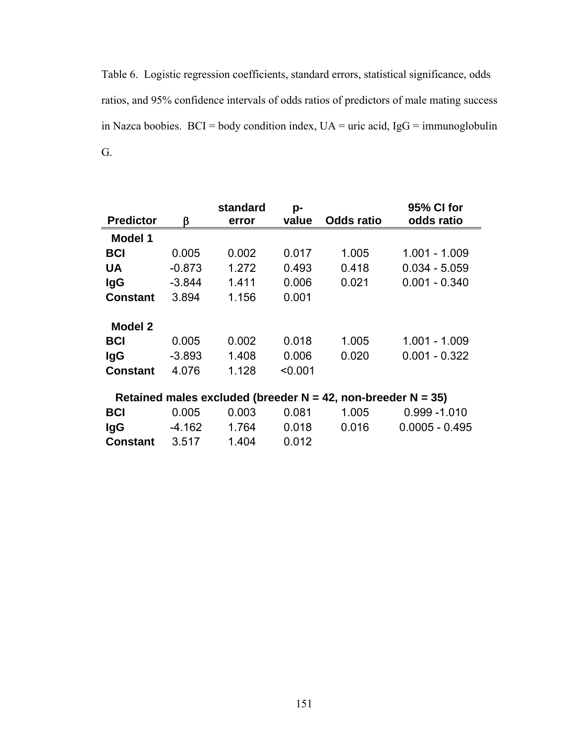Table 6. Logistic regression coefficients, standard errors, statistical significance, odds ratios, and 95% confidence intervals of odds ratios of predictors of male mating success in Nazca boobies. BCI = body condition index, UA = uric acid, IgG = immunoglobulin G.

| Predictor | β | standard error | p-value | Odds ratio | 95% CI for odds ratio |
|---|---|---|---|---|---|
| **Model 1** | | | | | |
| **BCI** | 0.005 | 0.002 | 0.017 | 1.005 | 1.001 - 1.009 |
| **UA** | -0.873 | 1.272 | 0.493 | 0.418 | 0.034 - 5.059 |
| **IgG** | -3.844 | 1.411 | 0.006 | 0.021 | 0.001 - 0.340 |
| **Constant** | 3.894 | 1.156 | 0.001 | | |
| **Model 2** | | | | | |
| **BCI** | 0.005 | 0.002 | 0.018 | 1.005 | 1.001 - 1.009 |
| **IgG** | -3.893 | 1.408 | 0.006 | 0.020 | 0.001 - 0.322 |
| **Constant** | 4.076 | 1.128 | <0.001 | | |
| **Retained males excluded (breeder N = 42, non-breeder N = 35)** | | | | | |
| **BCI** | 0.005 | 0.003 | 0.081 | 1.005 | 0.999 -1.010 |
| **IgG** | -4.162 | 1.764 | 0.018 | 0.016 | 0.0005 - 0.495 |
| **Constant** | 3.517 | 1.404 | 0.012 | | |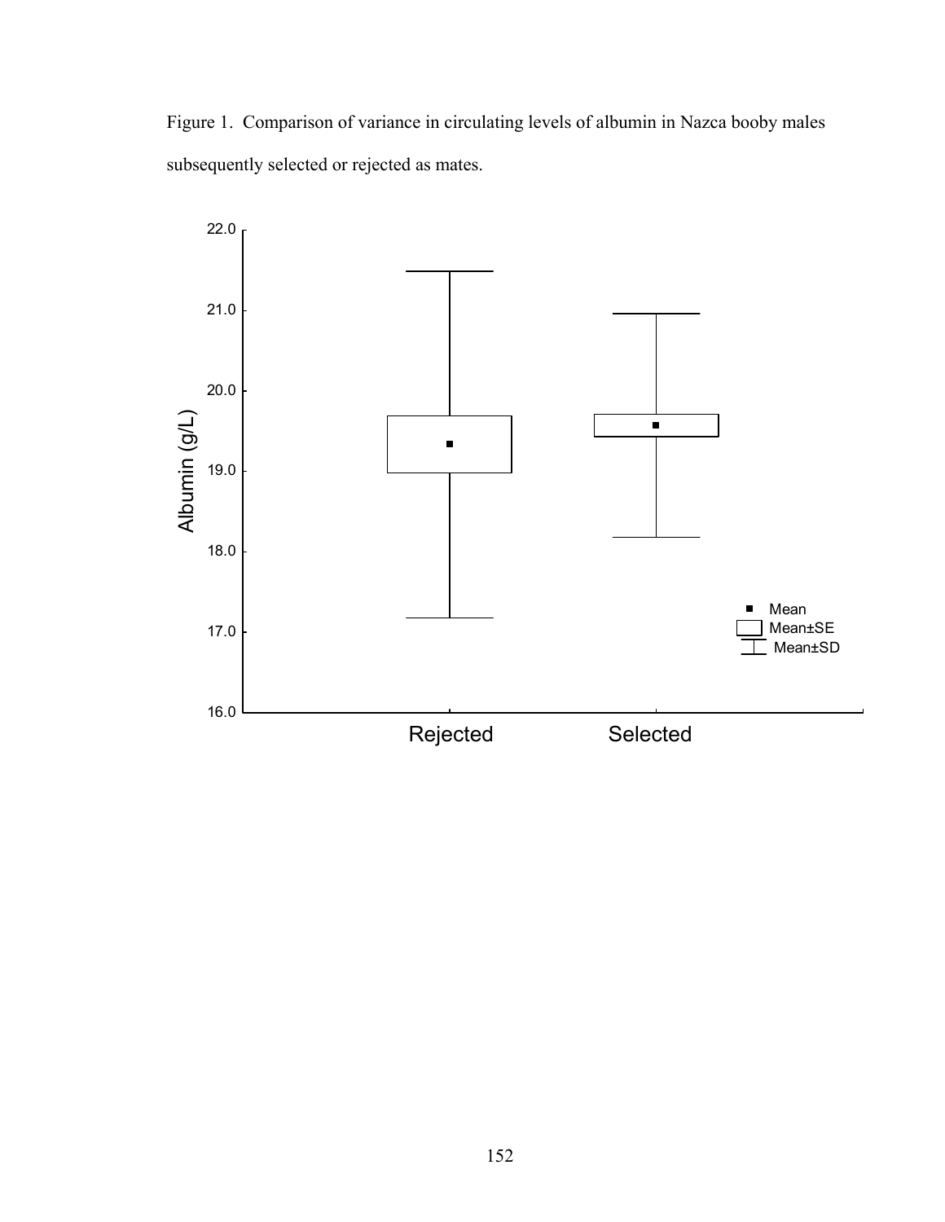Figure 1. Comparison of variance in circulating levels of albumin in Nazca booby males subsequently selected or rejected as mates.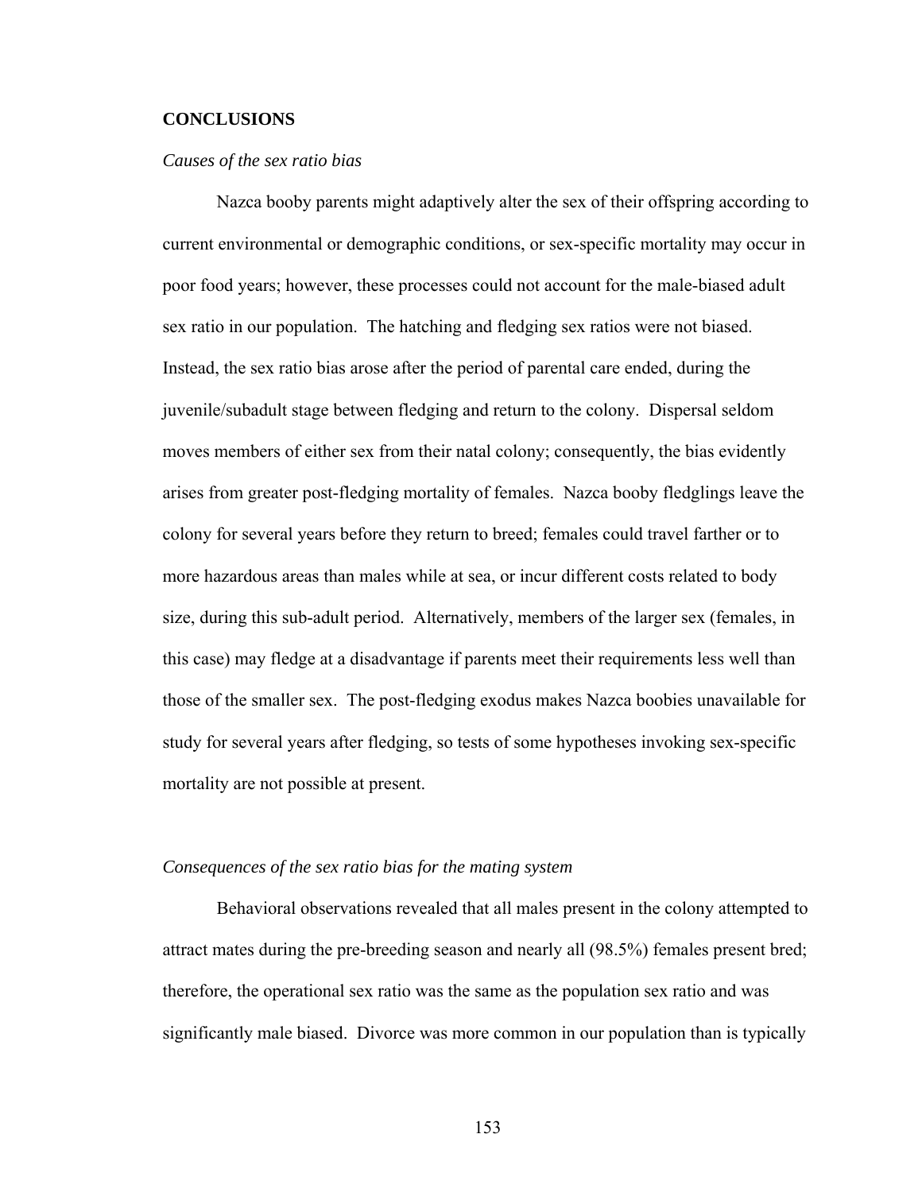## CONCLUSIONS

### *Causes of the sex ratio bias*

Nazca booby parents might adaptively alter the sex of their offspring according to current environmental or demographic conditions, or sex-specific mortality may occur in poor food years; however, these processes could not account for the male-biased adult sex ratio in our population. The hatching and fledging sex ratios were not biased. Instead, the sex ratio bias arose after the period of parental care ended, during the juvenile/subadult stage between fledging and return to the colony. Dispersal seldom moves members of either sex from their natal colony; consequently, the bias evidently arises from greater post-fledging mortality of females. Nazca booby fledglings leave the colony for several years before they return to breed; females could travel farther or to more hazardous areas than males while at sea, or incur different costs related to body size, during this sub-adult period. Alternatively, members of the larger sex (females, in this case) may fledge at a disadvantage if parents meet their requirements less well than those of the smaller sex. The post-fledging exodus makes Nazca boobies unavailable for study for several years after fledging, so tests of some hypotheses invoking sex-specific mortality are not possible at present.

### *Consequences of the sex ratio bias for the mating system*

Behavioral observations revealed that all males present in the colony attempted to attract mates during the pre-breeding season and nearly all (98.5%) females present bred; therefore, the operational sex ratio was the same as the population sex ratio and was significantly male biased. Divorce was more common in our population than is typically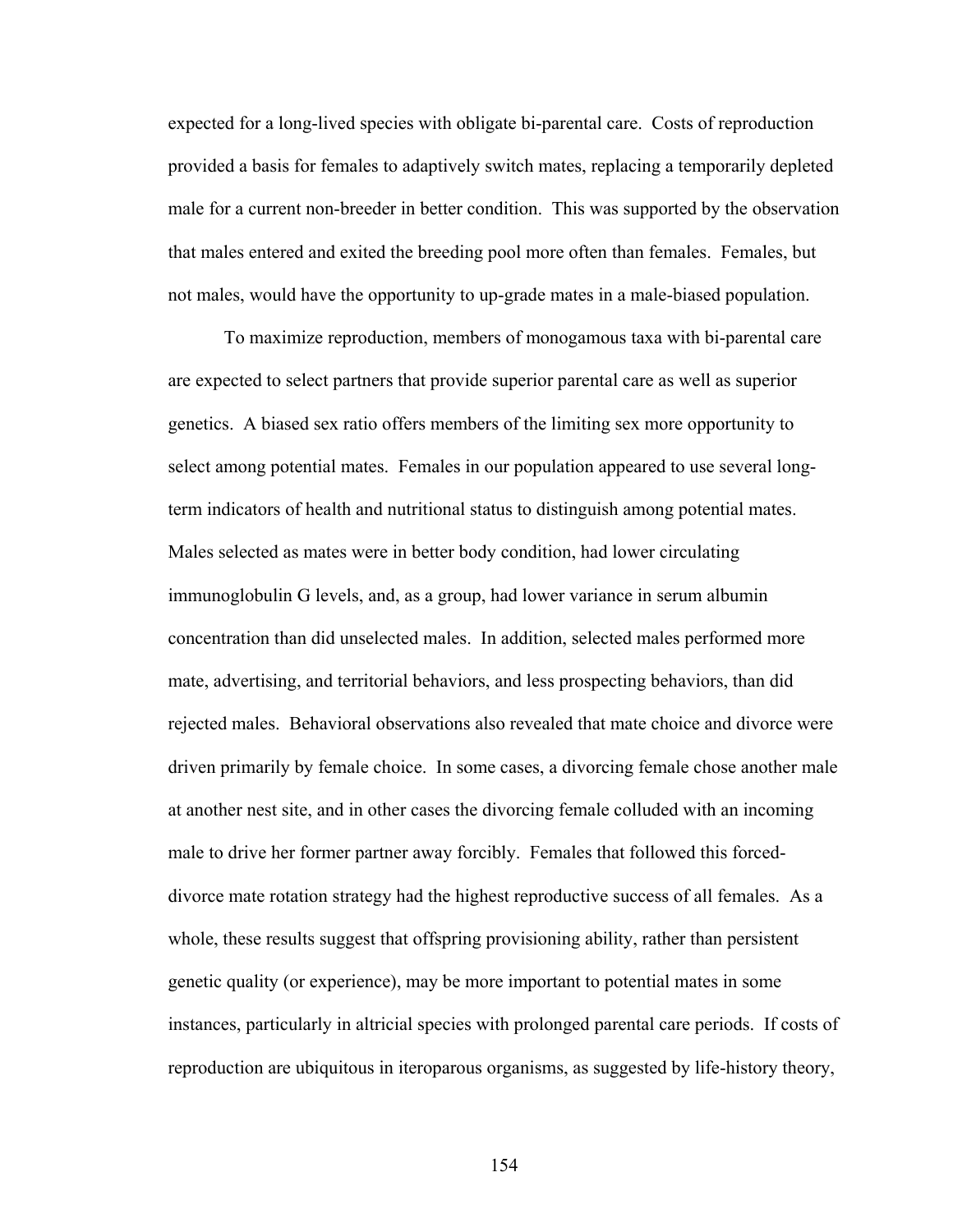expected for a long-lived species with obligate bi-parental care. Costs of reproduction provided a basis for females to adaptively switch mates, replacing a temporarily depleted male for a current non-breeder in better condition. This was supported by the observation that males entered and exited the breeding pool more often than females. Females, but not males, would have the opportunity to up-grade mates in a male-biased population.

To maximize reproduction, members of monogamous taxa with bi-parental care are expected to select partners that provide superior parental care as well as superior genetics. A biased sex ratio offers members of the limiting sex more opportunity to select among potential mates. Females in our population appeared to use several long-term indicators of health and nutritional status to distinguish among potential mates. Males selected as mates were in better body condition, had lower circulating immunoglobulin G levels, and, as a group, had lower variance in serum albumin concentration than did unselected males. In addition, selected males performed more mate, advertising, and territorial behaviors, and less prospecting behaviors, than did rejected males. Behavioral observations also revealed that mate choice and divorce were driven primarily by female choice. In some cases, a divorcing female chose another male at another nest site, and in other cases the divorcing female colluded with an incoming male to drive her former partner away forcibly. Females that followed this forced-divorce mate rotation strategy had the highest reproductive success of all females. As a whole, these results suggest that offspring provisioning ability, rather than persistent genetic quality (or experience), may be more important to potential mates in some instances, particularly in altricial species with prolonged parental care periods. If costs of reproduction are ubiquitous in iteroparous organisms, as suggested by life-history theory,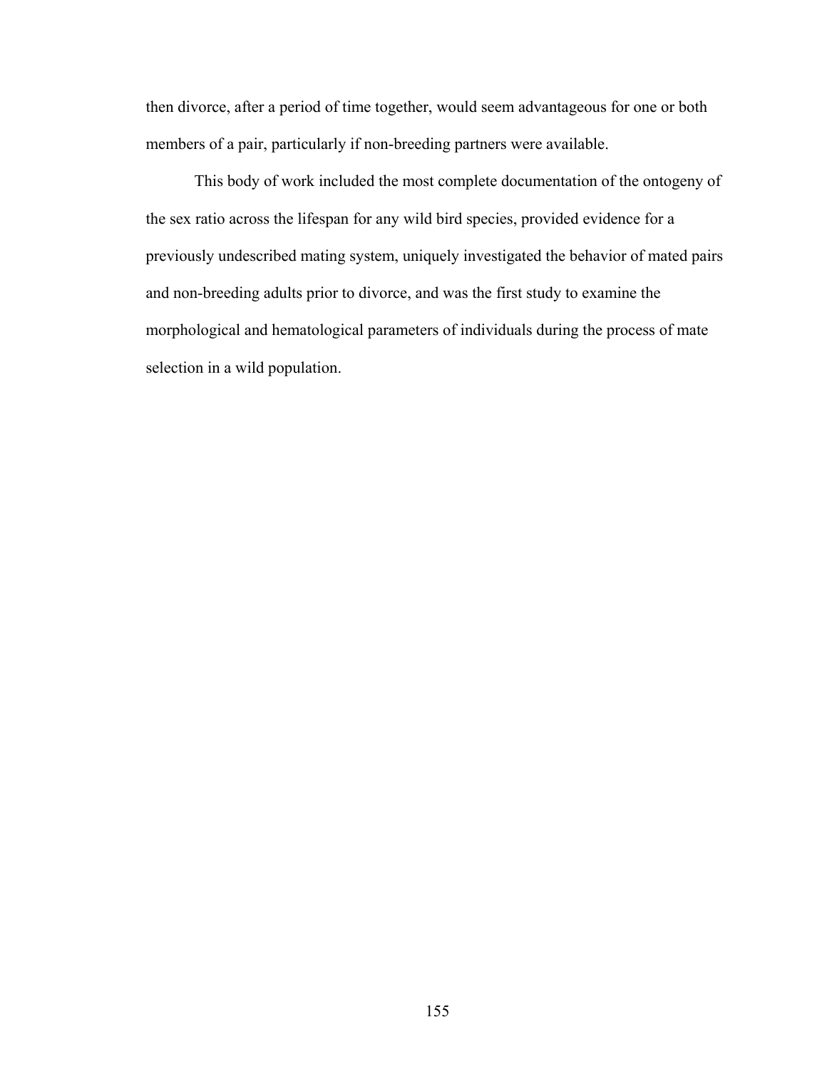then divorce, after a period of time together, would seem advantageous for one or both members of a pair, particularly if non-breeding partners were available.

This body of work included the most complete documentation of the ontogeny of the sex ratio across the lifespan for any wild bird species, provided evidence for a previously undescribed mating system, uniquely investigated the behavior of mated pairs and non-breeding adults prior to divorce, and was the first study to examine the morphological and hematological parameters of individuals during the process of mate selection in a wild population.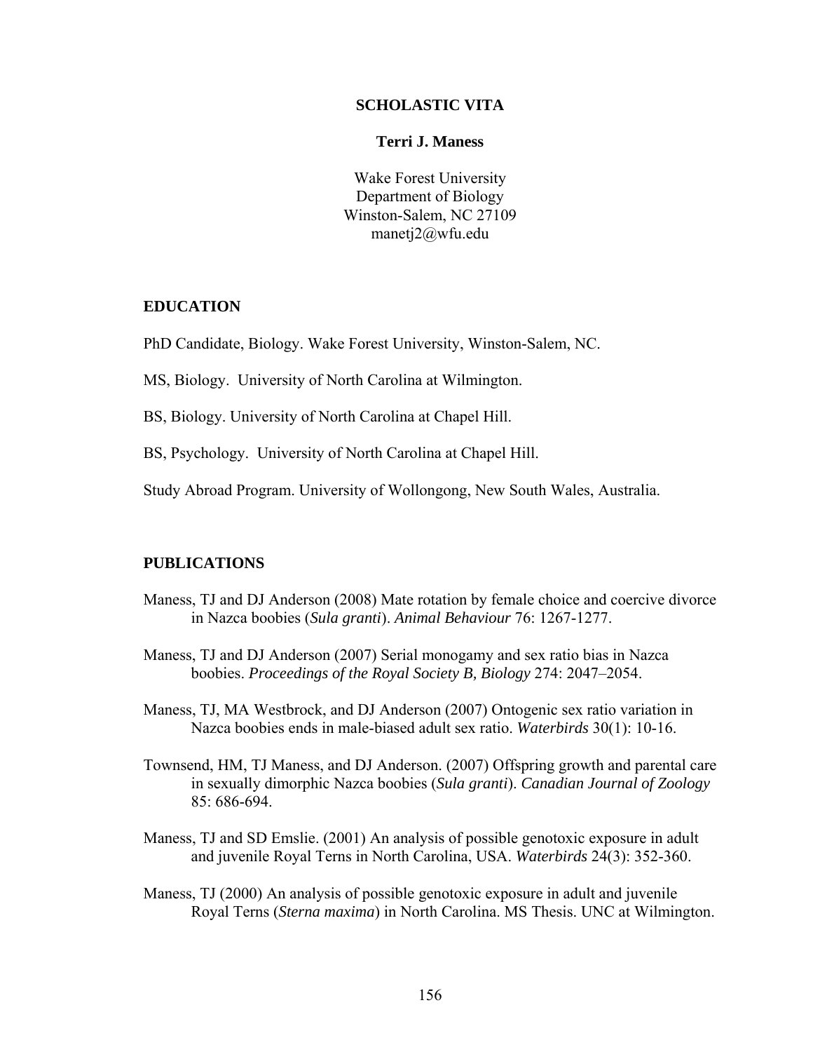# SCHOLASTIC VITA

## Terri J. Maness

Wake Forest University
Department of Biology
Winston-Salem, NC 27109
manetj2@wfu.edu

## EDUCATION

PhD Candidate, Biology. Wake Forest University, Winston-Salem, NC.

MS, Biology. University of North Carolina at Wilmington.

BS, Biology. University of North Carolina at Chapel Hill.

BS, Psychology. University of North Carolina at Chapel Hill.

Study Abroad Program. University of Wollongong, New South Wales, Australia.

## PUBLICATIONS

Maness, TJ and DJ Anderson (2008) Mate rotation by female choice and coercive divorce in Nazca boobies (*Sula granti*). *Animal Behaviour* 76: 1267-1277.

Maness, TJ and DJ Anderson (2007) Serial monogamy and sex ratio bias in Nazca boobies. *Proceedings of the Royal Society B, Biology* 274: 2047–2054.

Maness, TJ, MA Westbrock, and DJ Anderson (2007) Ontogenic sex ratio variation in Nazca boobies ends in male-biased adult sex ratio. *Waterbirds* 30(1): 10-16.

Townsend, HM, TJ Maness, and DJ Anderson. (2007) Offspring growth and parental care in sexually dimorphic Nazca boobies (*Sula granti*). *Canadian Journal of Zoology* 85: 686-694.

Maness, TJ and SD Emslie. (2001) An analysis of possible genotoxic exposure in adult and juvenile Royal Terns in North Carolina, USA. *Waterbirds* 24(3): 352-360.

Maness, TJ (2000) An analysis of possible genotoxic exposure in adult and juvenile Royal Terns (*Sterna maxima*) in North Carolina. MS Thesis. UNC at Wilmington.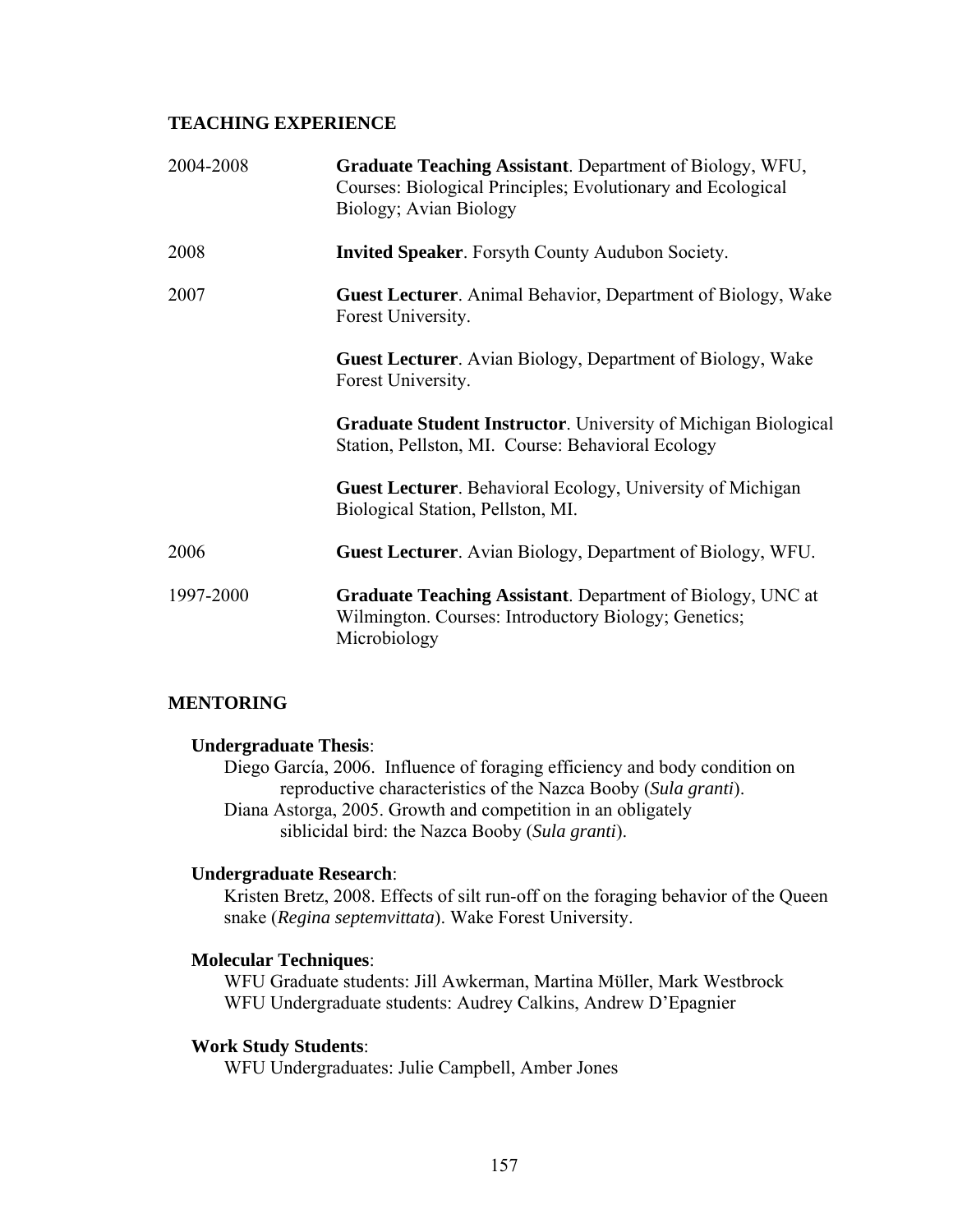## TEACHING EXPERIENCE

| | |
|---|---|
| 2004-2008 | **Graduate Teaching Assistant**. Department of Biology, WFU, Courses: Biological Principles; Evolutionary and Ecological Biology; Avian Biology |
| 2008 | **Invited Speaker**. Forsyth County Audubon Society. |
| 2007 | **Guest Lecturer**. Animal Behavior, Department of Biology, Wake Forest University. |
| | **Guest Lecturer**. Avian Biology, Department of Biology, Wake Forest University. |
| | **Graduate Student Instructor**. University of Michigan Biological Station, Pellston, MI. Course: Behavioral Ecology |
| | **Guest Lecturer**. Behavioral Ecology, University of Michigan Biological Station, Pellston, MI. |
| 2006 | **Guest Lecturer**. Avian Biology, Department of Biology, WFU. |
| 1997-2000 | **Graduate Teaching Assistant**. Department of Biology, UNC at Wilmington. Courses: Introductory Biology; Genetics; Microbiology |

## MENTORING

**Undergraduate Thesis**:

Diego García, 2006. Influence of foraging efficiency and body condition on reproductive characteristics of the Nazca Booby (*Sula granti*).

Diana Astorga, 2005. Growth and competition in an obligately siblicidal bird: the Nazca Booby (*Sula granti*).

**Undergraduate Research**:

Kristen Bretz, 2008. Effects of silt run-off on the foraging behavior of the Queen snake (*Regina septemvittata*). Wake Forest University.

**Molecular Techniques**:

WFU Graduate students: Jill Awkerman, Martina Möller, Mark Westbrock

WFU Undergraduate students: Audrey Calkins, Andrew D'Epagnier

**Work Study Students**:

WFU Undergraduates: Julie Campbell, Amber Jones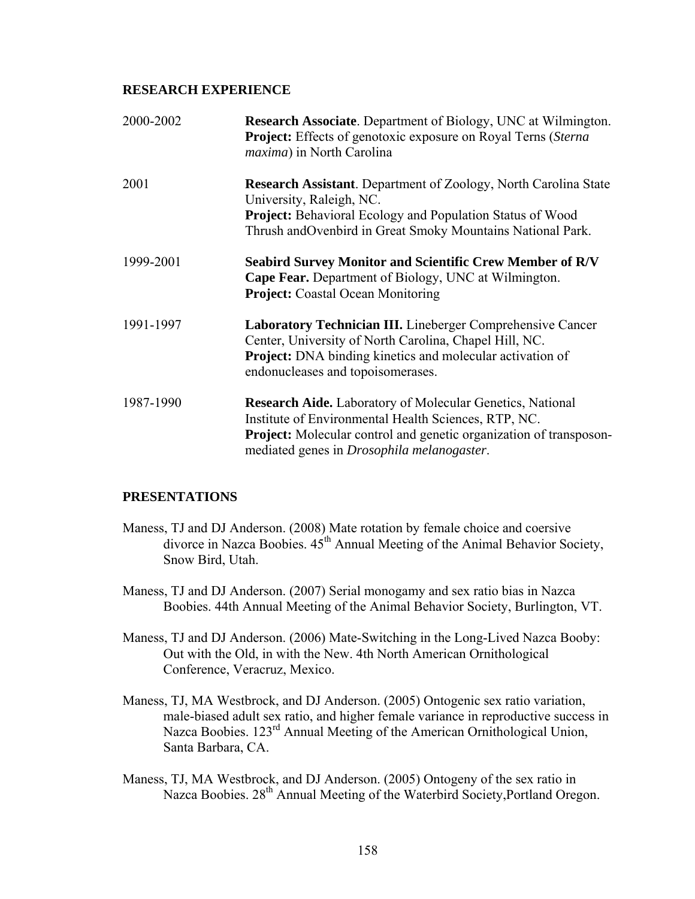## RESEARCH EXPERIENCE

| | |
|---|---|
| 2000-2002 | **Research Associate**. Department of Biology, UNC at Wilmington. **Project:** Effects of genotoxic exposure on Royal Terns (*Sterna maxima*) in North Carolina |
| 2001 | **Research Assistant**. Department of Zoology, North Carolina State University, Raleigh, NC. **Project:** Behavioral Ecology and Population Status of Wood Thrush andOvenbird in Great Smoky Mountains National Park. |
| 1999-2001 | **Seabird Survey Monitor and Scientific Crew Member of R/V Cape Fear.** Department of Biology, UNC at Wilmington. **Project:** Coastal Ocean Monitoring |
| 1991-1997 | **Laboratory Technician III.** Lineberger Comprehensive Cancer Center, University of North Carolina, Chapel Hill, NC. **Project:** DNA binding kinetics and molecular activation of endonucleases and topoisomerases. |
| 1987-1990 | **Research Aide.** Laboratory of Molecular Genetics, National Institute of Environmental Health Sciences, RTP, NC. **Project:** Molecular control and genetic organization of transposon-mediated genes in *Drosophila melanogaster*. |

## PRESENTATIONS

Maness, TJ and DJ Anderson. (2008) Mate rotation by female choice and coersive divorce in Nazca Boobies. 45th Annual Meeting of the Animal Behavior Society, Snow Bird, Utah.

Maness, TJ and DJ Anderson. (2007) Serial monogamy and sex ratio bias in Nazca Boobies. 44th Annual Meeting of the Animal Behavior Society, Burlington, VT.

Maness, TJ and DJ Anderson. (2006) Mate-Switching in the Long-Lived Nazca Booby: Out with the Old, in with the New. 4th North American Ornithological Conference, Veracruz, Mexico.

Maness, TJ, MA Westbrock, and DJ Anderson. (2005) Ontogenic sex ratio variation, male-biased adult sex ratio, and higher female variance in reproductive success in Nazca Boobies. 123rd Annual Meeting of the American Ornithological Union, Santa Barbara, CA.

Maness, TJ, MA Westbrock, and DJ Anderson. (2005) Ontogeny of the sex ratio in Nazca Boobies. 28th Annual Meeting of the Waterbird Society,Portland Oregon.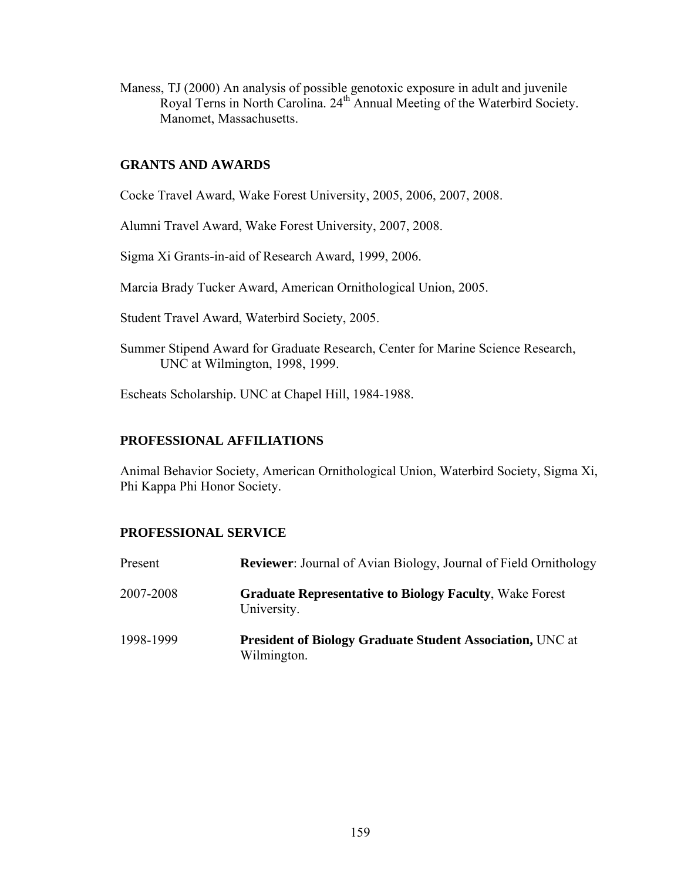Maness, TJ (2000) An analysis of possible genotoxic exposure in adult and juvenile Royal Terns in North Carolina. 24th Annual Meeting of the Waterbird Society. Manomet, Massachusetts.

## GRANTS AND AWARDS

Cocke Travel Award, Wake Forest University, 2005, 2006, 2007, 2008.

Alumni Travel Award, Wake Forest University, 2007, 2008.

Sigma Xi Grants-in-aid of Research Award, 1999, 2006.

Marcia Brady Tucker Award, American Ornithological Union, 2005.

Student Travel Award, Waterbird Society, 2005.

Summer Stipend Award for Graduate Research, Center for Marine Science Research, UNC at Wilmington, 1998, 1999.

Escheats Scholarship. UNC at Chapel Hill, 1984-1988.

## PROFESSIONAL AFFILIATIONS

Animal Behavior Society, American Ornithological Union, Waterbird Society, Sigma Xi, Phi Kappa Phi Honor Society.

## PROFESSIONAL SERVICE

| | |
|---|---|
| Present | **Reviewer**: Journal of Avian Biology, Journal of Field Ornithology |
| 2007-2008 | **Graduate Representative to Biology Faculty**, Wake Forest University. |
| 1998-1999 | **President of Biology Graduate Student Association,** UNC at Wilmington. |